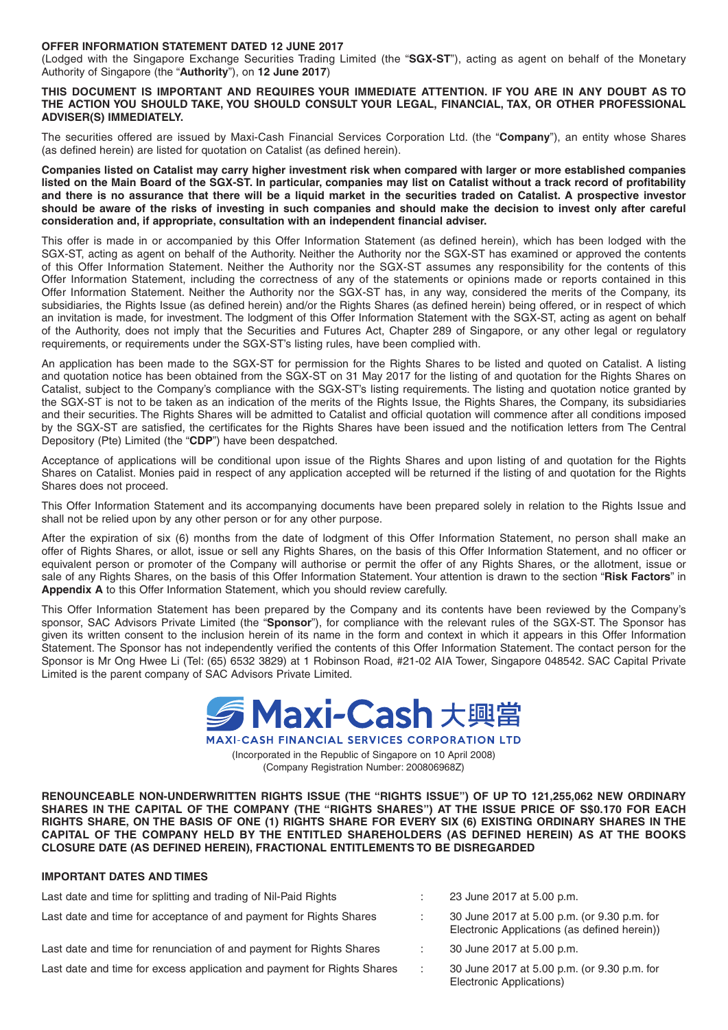**OFFER INFORMATION STATEMENT DATED 12 JUNE 2017**

(Lodged with the Singapore Exchange Securities Trading Limited (the "**SGX-ST**"), acting as agent on behalf of the Monetary Authority of Singapore (the "**Authority**"), on **12 June 2017**)

**THIS DOCUMENT IS IMPORTANT AND REQUIRES YOUR IMMEDIATE ATTENTION. IF YOU ARE IN ANY DOUBT AS TO THE ACTION YOU SHOULD TAKE, YOU SHOULD CONSULT YOUR LEGAL, FINANCIAL, TAX, OR OTHER PROFESSIONAL ADVISER(S) IMMEDIATELY.**

The securities offered are issued by Maxi-Cash Financial Services Corporation Ltd. (the "**Company**"), an entity whose Shares (as defined herein) are listed for quotation on Catalist (as defined herein).

**Companies listed on Catalist may carry higher investment risk when compared with larger or more established companies listed on the Main Board of the SGX-ST. In particular, companies may list on Catalist without a track record of profitability and there is no assurance that there will be a liquid market in the securities traded on Catalist. A prospective investor should be aware of the risks of investing in such companies and should make the decision to invest only after careful consideration and, if appropriate, consultation with an independent financial adviser.**

This offer is made in or accompanied by this Offer Information Statement (as defined herein), which has been lodged with the SGX-ST, acting as agent on behalf of the Authority. Neither the Authority nor the SGX-ST has examined or approved the contents of this Offer Information Statement. Neither the Authority nor the SGX-ST assumes any responsibility for the contents of this Offer Information Statement, including the correctness of any of the statements or opinions made or reports contained in this Offer Information Statement. Neither the Authority nor the SGX-ST has, in any way, considered the merits of the Company, its subsidiaries, the Rights Issue (as defined herein) and/or the Rights Shares (as defined herein) being offered, or in respect of which an invitation is made, for investment. The lodgment of this Offer Information Statement with the SGX-ST, acting as agent on behalf of the Authority, does not imply that the Securities and Futures Act, Chapter 289 of Singapore, or any other legal or regulatory requirements, or requirements under the SGX-ST's listing rules, have been complied with.

An application has been made to the SGX-ST for permission for the Rights Shares to be listed and quoted on Catalist. A listing and quotation notice has been obtained from the SGX-ST on 31 May 2017 for the listing of and quotation for the Rights Shares on Catalist, subject to the Company's compliance with the SGX-ST's listing requirements. The listing and quotation notice granted by the SGX-ST is not to be taken as an indication of the merits of the Rights Issue, the Rights Shares, the Company, its subsidiaries and their securities. The Rights Shares will be admitted to Catalist and official quotation will commence after all conditions imposed by the SGX-ST are satisfied, the certificates for the Rights Shares have been issued and the notification letters from The Central Depository (Pte) Limited (the "**CDP**") have been despatched.

Acceptance of applications will be conditional upon issue of the Rights Shares and upon listing of and quotation for the Rights Shares on Catalist. Monies paid in respect of any application accepted will be returned if the listing of and quotation for the Rights Shares does not proceed.

This Offer Information Statement and its accompanying documents have been prepared solely in relation to the Rights Issue and shall not be relied upon by any other person or for any other purpose.

After the expiration of six (6) months from the date of lodgment of this Offer Information Statement, no person shall make an offer of Rights Shares, or allot, issue or sell any Rights Shares, on the basis of this Offer Information Statement, and no officer or equivalent person or promoter of the Company will authorise or permit the offer of any Rights Shares, or the allotment, issue or sale of any Rights Shares, on the basis of this Offer Information Statement. Your attention is drawn to the section "**Risk Factors**" in **Appendix A** to this Offer Information Statement, which you should review carefully.

This Offer Information Statement has been prepared by the Company and its contents have been reviewed by the Company's sponsor, SAC Advisors Private Limited (the "**Sponsor**"), for compliance with the relevant rules of the SGX-ST. The Sponsor has given its written consent to the inclusion herein of its name in the form and context in which it appears in this Offer Information Statement. The Sponsor has not independently verified the contents of this Offer Information Statement. The contact person for the Sponsor is Mr Ong Hwee Li (Tel: (65) 6532 3829) at 1 Robinson Road, #21-02 AIA Tower, Singapore 048542. SAC Capital Private Limited is the parent company of SAC Advisors Private Limited.

**Maxi-Cash 大興當**

**MAXI-CASH FINANCIAL SERVICES CORPORATION LTD**

(Incorporated in the Republic of Singapore on 10 April 2008)
(Company Registration Number: 200806968Z)

**RENOUNCEABLE NON-UNDERWRITTEN RIGHTS ISSUE (THE "RIGHTS ISSUE") OF UP TO 121,255,062 NEW ORDINARY SHARES IN THE CAPITAL OF THE COMPANY (THE "RIGHTS SHARES") AT THE ISSUE PRICE OF S$0.170 FOR EACH RIGHTS SHARE, ON THE BASIS OF ONE (1) RIGHTS SHARE FOR EVERY SIX (6) EXISTING ORDINARY SHARES IN THE CAPITAL OF THE COMPANY HELD BY THE ENTITLED SHAREHOLDERS (AS DEFINED HEREIN) AS AT THE BOOKS CLOSURE DATE (AS DEFINED HEREIN), FRACTIONAL ENTITLEMENTS TO BE DISREGARDED**

**IMPORTANT DATES AND TIMES**

| | | |
|---|---|---|
| Last date and time for splitting and trading of Nil-Paid Rights | : | 23 June 2017 at 5.00 p.m. |
| Last date and time for acceptance of and payment for Rights Shares | : | 30 June 2017 at 5.00 p.m. (or 9.30 p.m. for Electronic Applications (as defined herein)) |
| Last date and time for renunciation of and payment for Rights Shares | : | 30 June 2017 at 5.00 p.m. |
| Last date and time for excess application and payment for Rights Shares | : | 30 June 2017 at 5.00 p.m. (or 9.30 p.m. for Electronic Applications) |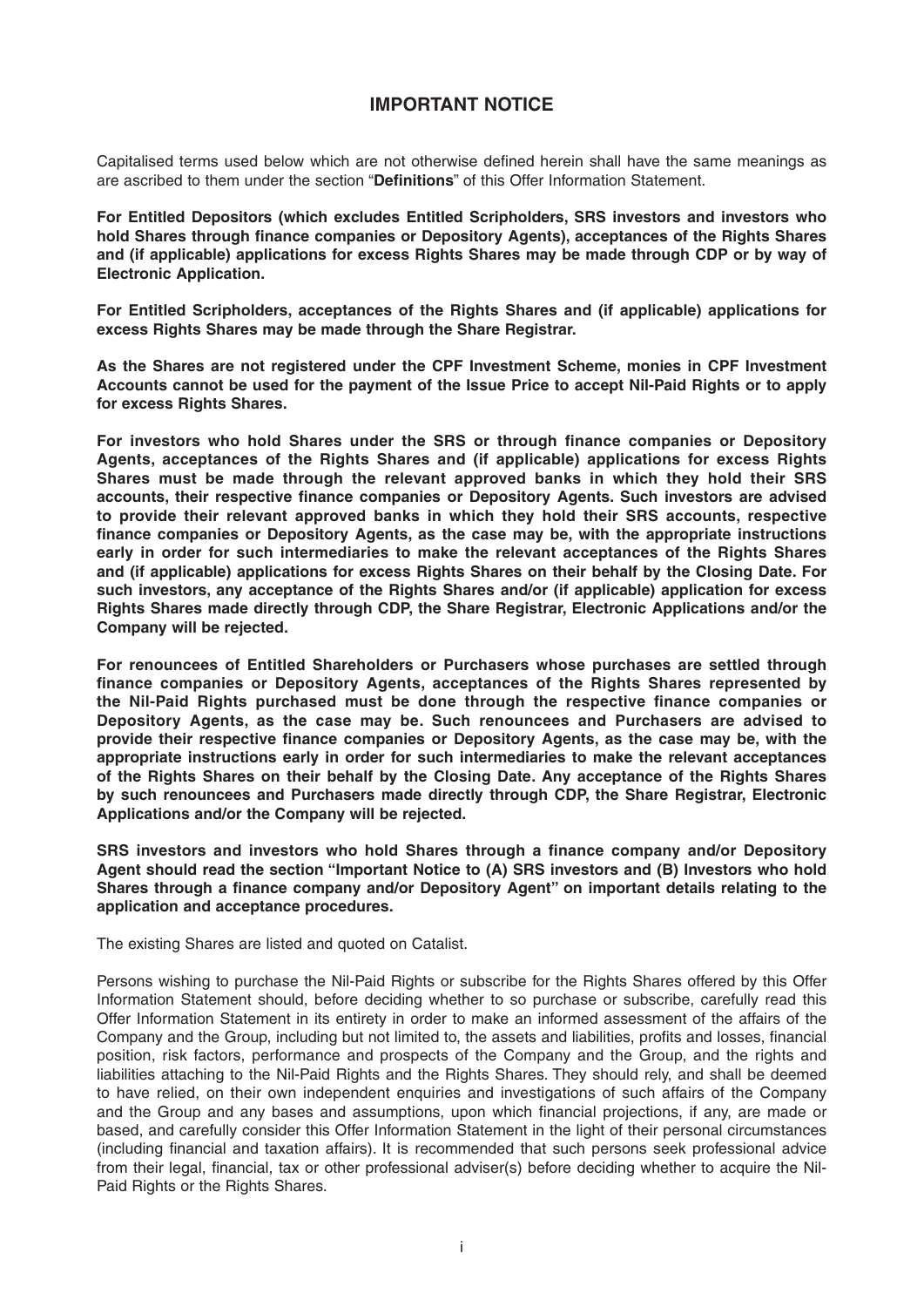# IMPORTANT NOTICE

Capitalised terms used below which are not otherwise defined herein shall have the same meanings as are ascribed to them under the section "**Definitions**" of this Offer Information Statement.

**For Entitled Depositors (which excludes Entitled Scripholders, SRS investors and investors who hold Shares through finance companies or Depository Agents), acceptances of the Rights Shares and (if applicable) applications for excess Rights Shares may be made through CDP or by way of Electronic Application.**

**For Entitled Scripholders, acceptances of the Rights Shares and (if applicable) applications for excess Rights Shares may be made through the Share Registrar.**

**As the Shares are not registered under the CPF Investment Scheme, monies in CPF Investment Accounts cannot be used for the payment of the Issue Price to accept Nil-Paid Rights or to apply for excess Rights Shares.**

**For investors who hold Shares under the SRS or through finance companies or Depository Agents, acceptances of the Rights Shares and (if applicable) applications for excess Rights Shares must be made through the relevant approved banks in which they hold their SRS accounts, their respective finance companies or Depository Agents. Such investors are advised to provide their relevant approved banks in which they hold their SRS accounts, respective finance companies or Depository Agents, as the case may be, with the appropriate instructions early in order for such intermediaries to make the relevant acceptances of the Rights Shares and (if applicable) applications for excess Rights Shares on their behalf by the Closing Date. For such investors, any acceptance of the Rights Shares and/or (if applicable) application for excess Rights Shares made directly through CDP, the Share Registrar, Electronic Applications and/or the Company will be rejected.**

**For renouncees of Entitled Shareholders or Purchasers whose purchases are settled through finance companies or Depository Agents, acceptances of the Rights Shares represented by the Nil-Paid Rights purchased must be done through the respective finance companies or Depository Agents, as the case may be. Such renouncees and Purchasers are advised to provide their respective finance companies or Depository Agents, as the case may be, with the appropriate instructions early in order for such intermediaries to make the relevant acceptances of the Rights Shares on their behalf by the Closing Date. Any acceptance of the Rights Shares by such renouncees and Purchasers made directly through CDP, the Share Registrar, Electronic Applications and/or the Company will be rejected.**

**SRS investors and investors who hold Shares through a finance company and/or Depository Agent should read the section "Important Notice to (A) SRS investors and (B) Investors who hold Shares through a finance company and/or Depository Agent" on important details relating to the application and acceptance procedures.**

The existing Shares are listed and quoted on Catalist.

Persons wishing to purchase the Nil-Paid Rights or subscribe for the Rights Shares offered by this Offer Information Statement should, before deciding whether to so purchase or subscribe, carefully read this Offer Information Statement in its entirety in order to make an informed assessment of the affairs of the Company and the Group, including but not limited to, the assets and liabilities, profits and losses, financial position, risk factors, performance and prospects of the Company and the Group, and the rights and liabilities attaching to the Nil-Paid Rights and the Rights Shares. They should rely, and shall be deemed to have relied, on their own independent enquiries and investigations of such affairs of the Company and the Group and any bases and assumptions, upon which financial projections, if any, are made or based, and carefully consider this Offer Information Statement in the light of their personal circumstances (including financial and taxation affairs). It is recommended that such persons seek professional advice from their legal, financial, tax or other professional adviser(s) before deciding whether to acquire the Nil-Paid Rights or the Rights Shares.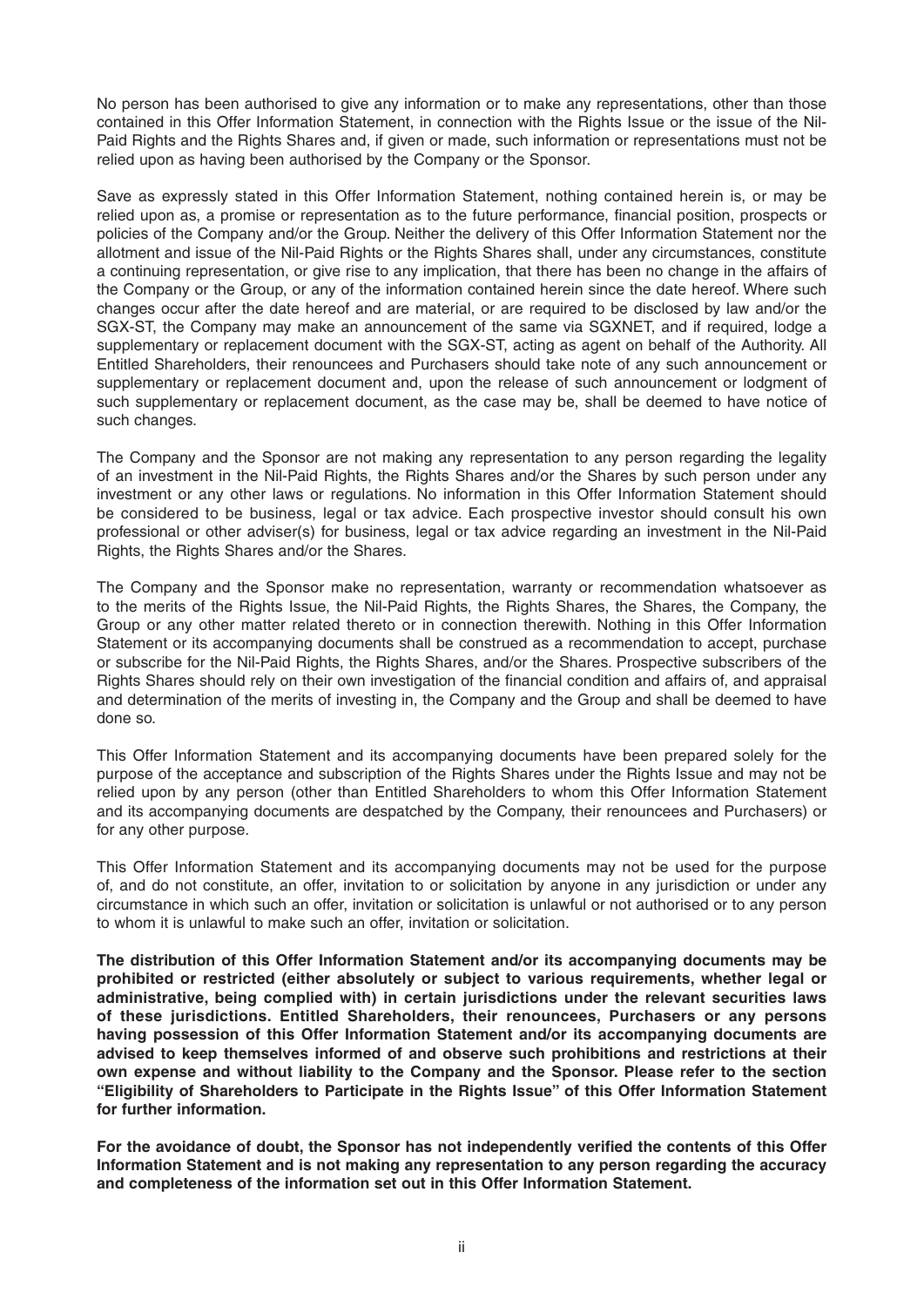No person has been authorised to give any information or to make any representations, other than those contained in this Offer Information Statement, in connection with the Rights Issue or the issue of the Nil-Paid Rights and the Rights Shares and, if given or made, such information or representations must not be relied upon as having been authorised by the Company or the Sponsor.

Save as expressly stated in this Offer Information Statement, nothing contained herein is, or may be relied upon as, a promise or representation as to the future performance, financial position, prospects or policies of the Company and/or the Group. Neither the delivery of this Offer Information Statement nor the allotment and issue of the Nil-Paid Rights or the Rights Shares shall, under any circumstances, constitute a continuing representation, or give rise to any implication, that there has been no change in the affairs of the Company or the Group, or any of the information contained herein since the date hereof. Where such changes occur after the date hereof and are material, or are required to be disclosed by law and/or the SGX-ST, the Company may make an announcement of the same via SGXNET, and if required, lodge a supplementary or replacement document with the SGX-ST, acting as agent on behalf of the Authority. All Entitled Shareholders, their renouncees and Purchasers should take note of any such announcement or supplementary or replacement document and, upon the release of such announcement or lodgment of such supplementary or replacement document, as the case may be, shall be deemed to have notice of such changes.

The Company and the Sponsor are not making any representation to any person regarding the legality of an investment in the Nil-Paid Rights, the Rights Shares and/or the Shares by such person under any investment or any other laws or regulations. No information in this Offer Information Statement should be considered to be business, legal or tax advice. Each prospective investor should consult his own professional or other adviser(s) for business, legal or tax advice regarding an investment in the Nil-Paid Rights, the Rights Shares and/or the Shares.

The Company and the Sponsor make no representation, warranty or recommendation whatsoever as to the merits of the Rights Issue, the Nil-Paid Rights, the Rights Shares, the Shares, the Company, the Group or any other matter related thereto or in connection therewith. Nothing in this Offer Information Statement or its accompanying documents shall be construed as a recommendation to accept, purchase or subscribe for the Nil-Paid Rights, the Rights Shares, and/or the Shares. Prospective subscribers of the Rights Shares should rely on their own investigation of the financial condition and affairs of, and appraisal and determination of the merits of investing in, the Company and the Group and shall be deemed to have done so.

This Offer Information Statement and its accompanying documents have been prepared solely for the purpose of the acceptance and subscription of the Rights Shares under the Rights Issue and may not be relied upon by any person (other than Entitled Shareholders to whom this Offer Information Statement and its accompanying documents are despatched by the Company, their renouncees and Purchasers) or for any other purpose.

This Offer Information Statement and its accompanying documents may not be used for the purpose of, and do not constitute, an offer, invitation to or solicitation by anyone in any jurisdiction or under any circumstance in which such an offer, invitation or solicitation is unlawful or not authorised or to any person to whom it is unlawful to make such an offer, invitation or solicitation.

**The distribution of this Offer Information Statement and/or its accompanying documents may be prohibited or restricted (either absolutely or subject to various requirements, whether legal or administrative, being complied with) in certain jurisdictions under the relevant securities laws of these jurisdictions. Entitled Shareholders, their renouncees, Purchasers or any persons having possession of this Offer Information Statement and/or its accompanying documents are advised to keep themselves informed of and observe such prohibitions and restrictions at their own expense and without liability to the Company and the Sponsor. Please refer to the section "Eligibility of Shareholders to Participate in the Rights Issue" of this Offer Information Statement for further information.**

**For the avoidance of doubt, the Sponsor has not independently verified the contents of this Offer Information Statement and is not making any representation to any person regarding the accuracy and completeness of the information set out in this Offer Information Statement.**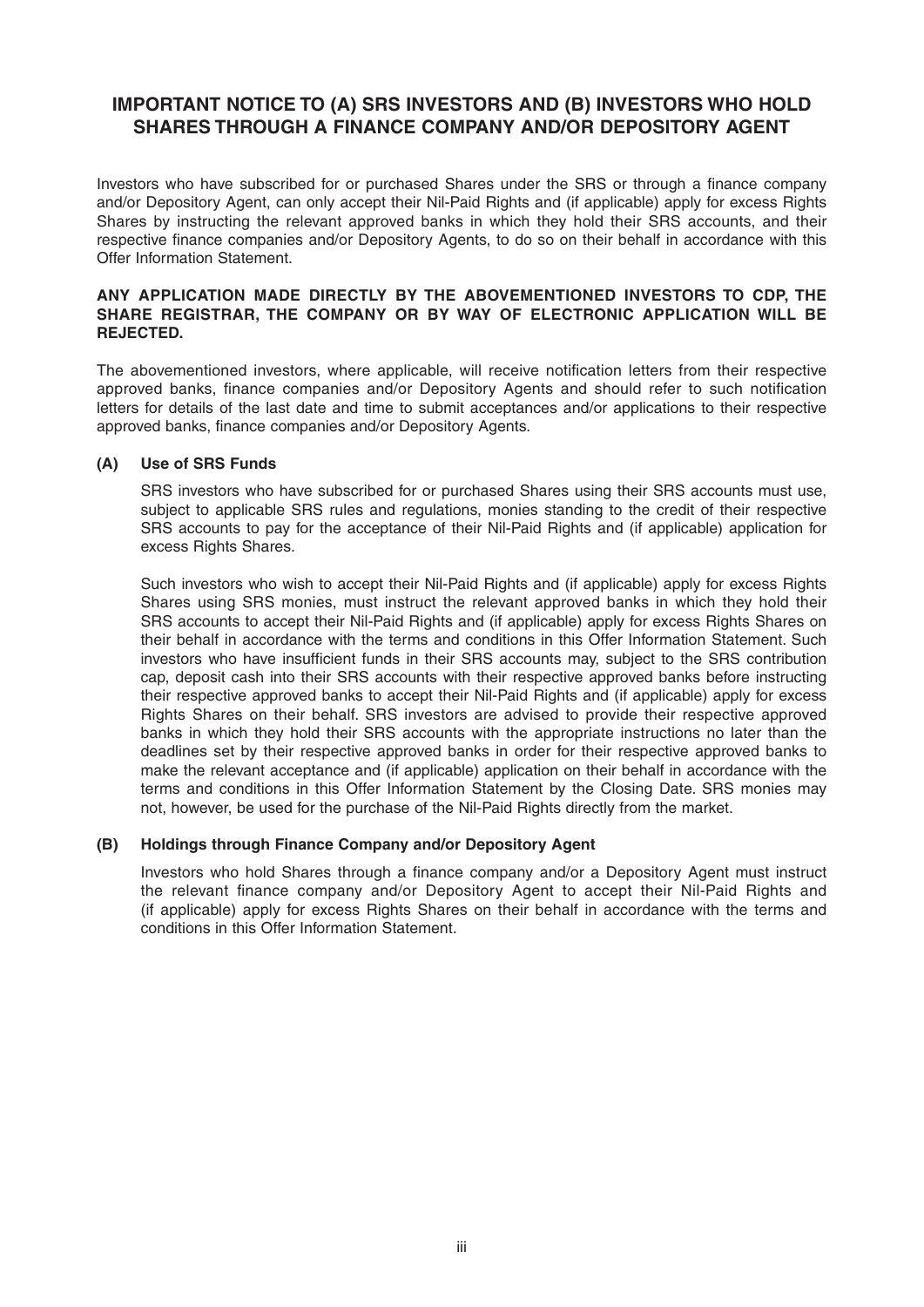## IMPORTANT NOTICE TO (A) SRS INVESTORS AND (B) INVESTORS WHO HOLD SHARES THROUGH A FINANCE COMPANY AND/OR DEPOSITORY AGENT

Investors who have subscribed for or purchased Shares under the SRS or through a finance company and/or Depository Agent, can only accept their Nil-Paid Rights and (if applicable) apply for excess Rights Shares by instructing the relevant approved banks in which they hold their SRS accounts, and their respective finance companies and/or Depository Agents, to do so on their behalf in accordance with this Offer Information Statement.

**ANY APPLICATION MADE DIRECTLY BY THE ABOVEMENTIONED INVESTORS TO CDP, THE SHARE REGISTRAR, THE COMPANY OR BY WAY OF ELECTRONIC APPLICATION WILL BE REJECTED.**

The abovementioned investors, where applicable, will receive notification letters from their respective approved banks, finance companies and/or Depository Agents and should refer to such notification letters for details of the last date and time to submit acceptances and/or applications to their respective approved banks, finance companies and/or Depository Agents.

### (A) Use of SRS Funds

SRS investors who have subscribed for or purchased Shares using their SRS accounts must use, subject to applicable SRS rules and regulations, monies standing to the credit of their respective SRS accounts to pay for the acceptance of their Nil-Paid Rights and (if applicable) application for excess Rights Shares.

Such investors who wish to accept their Nil-Paid Rights and (if applicable) apply for excess Rights Shares using SRS monies, must instruct the relevant approved banks in which they hold their SRS accounts to accept their Nil-Paid Rights and (if applicable) apply for excess Rights Shares on their behalf in accordance with the terms and conditions in this Offer Information Statement. Such investors who have insufficient funds in their SRS accounts may, subject to the SRS contribution cap, deposit cash into their SRS accounts with their respective approved banks before instructing their respective approved banks to accept their Nil-Paid Rights and (if applicable) apply for excess Rights Shares on their behalf. SRS investors are advised to provide their respective approved banks in which they hold their SRS accounts with the appropriate instructions no later than the deadlines set by their respective approved banks in order for their respective approved banks to make the relevant acceptance and (if applicable) application on their behalf in accordance with the terms and conditions in this Offer Information Statement by the Closing Date. SRS monies may not, however, be used for the purchase of the Nil-Paid Rights directly from the market.

### (B) Holdings through Finance Company and/or Depository Agent

Investors who hold Shares through a finance company and/or a Depository Agent must instruct the relevant finance company and/or Depository Agent to accept their Nil-Paid Rights and (if applicable) apply for excess Rights Shares on their behalf in accordance with the terms and conditions in this Offer Information Statement.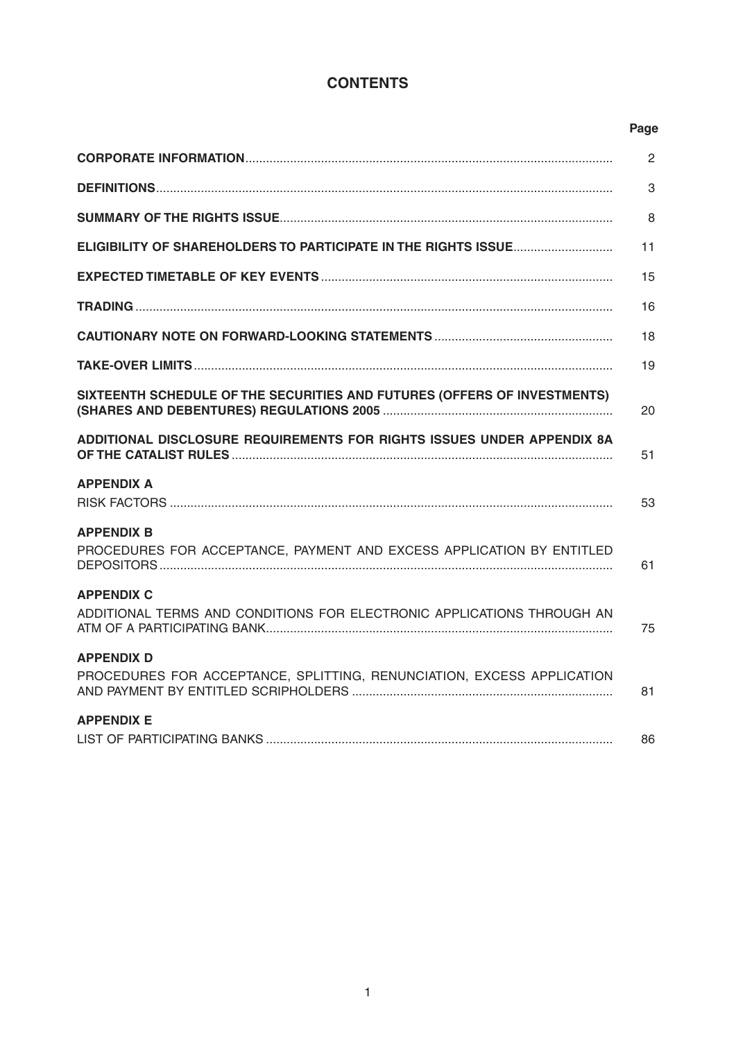# CONTENTS

| | Page |
|---|---|
| **CORPORATE INFORMATION** | 2 |
| **DEFINITIONS** | 3 |
| **SUMMARY OF THE RIGHTS ISSUE** | 8 |
| **ELIGIBILITY OF SHAREHOLDERS TO PARTICIPATE IN THE RIGHTS ISSUE** | 11 |
| **EXPECTED TIMETABLE OF KEY EVENTS** | 15 |
| **TRADING** | 16 |
| **CAUTIONARY NOTE ON FORWARD-LOOKING STATEMENTS** | 18 |
| **TAKE-OVER LIMITS** | 19 |
| **SIXTEENTH SCHEDULE OF THE SECURITIES AND FUTURES (OFFERS OF INVESTMENTS) (SHARES AND DEBENTURES) REGULATIONS 2005** | 20 |
| **ADDITIONAL DISCLOSURE REQUIREMENTS FOR RIGHTS ISSUES UNDER APPENDIX 8A OF THE CATALIST RULES** | 51 |
| **APPENDIX A** RISK FACTORS | 53 |
| **APPENDIX B** PROCEDURES FOR ACCEPTANCE, PAYMENT AND EXCESS APPLICATION BY ENTITLED DEPOSITORS | 61 |
| **APPENDIX C** ADDITIONAL TERMS AND CONDITIONS FOR ELECTRONIC APPLICATIONS THROUGH AN ATM OF A PARTICIPATING BANK | 75 |
| **APPENDIX D** PROCEDURES FOR ACCEPTANCE, SPLITTING, RENUNCIATION, EXCESS APPLICATION AND PAYMENT BY ENTITLED SCRIPHOLDERS | 81 |
| **APPENDIX E** LIST OF PARTICIPATING BANKS | 86 |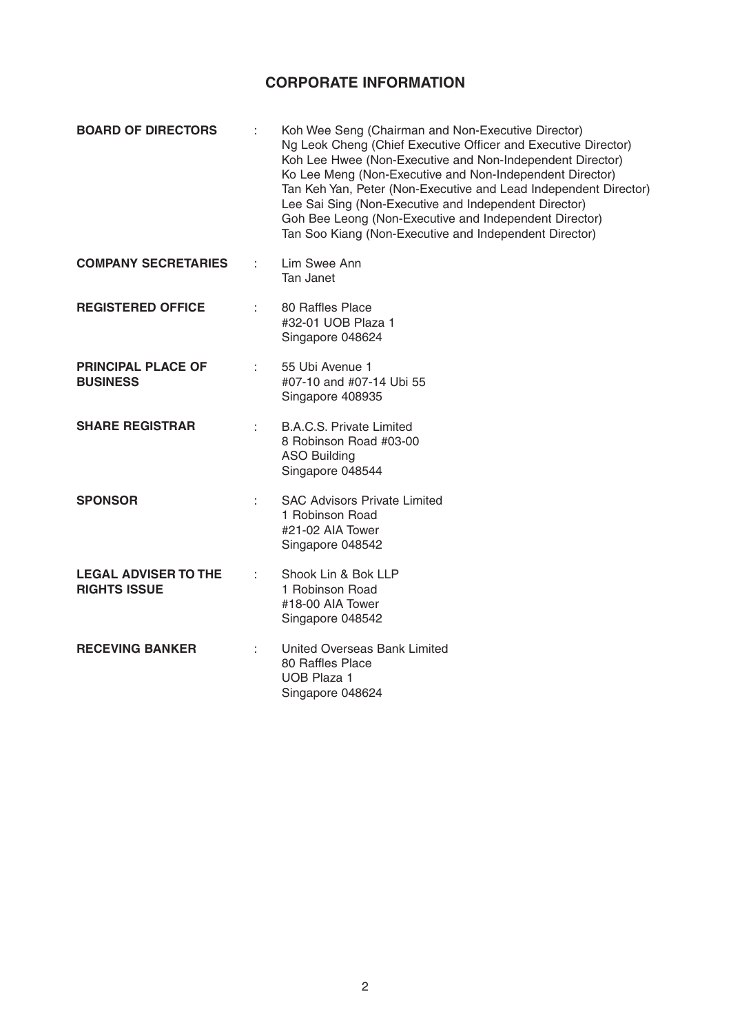# CORPORATE INFORMATION

**BOARD OF DIRECTORS** : Koh Wee Seng (Chairman and Non-Executive Director)
Ng Leok Cheng (Chief Executive Officer and Executive Director)
Koh Lee Hwee (Non-Executive and Non-Independent Director)
Ko Lee Meng (Non-Executive and Non-Independent Director)
Tan Keh Yan, Peter (Non-Executive and Lead Independent Director)
Lee Sai Sing (Non-Executive and Independent Director)
Goh Bee Leong (Non-Executive and Independent Director)
Tan Soo Kiang (Non-Executive and Independent Director)

**COMPANY SECRETARIES** : Lim Swee Ann
Tan Janet

**REGISTERED OFFICE** : 80 Raffles Place
#32-01 UOB Plaza 1
Singapore 048624

**PRINCIPAL PLACE OF BUSINESS** : 55 Ubi Avenue 1
#07-10 and #07-14 Ubi 55
Singapore 408935

**SHARE REGISTRAR** : B.A.C.S. Private Limited
8 Robinson Road #03-00
ASO Building
Singapore 048544

**SPONSOR** : SAC Advisors Private Limited
1 Robinson Road
#21-02 AIA Tower
Singapore 048542

**LEGAL ADVISER TO THE RIGHTS ISSUE** : Shook Lin & Bok LLP
1 Robinson Road
#18-00 AIA Tower
Singapore 048542

**RECEVING BANKER** : United Overseas Bank Limited
80 Raffles Place
UOB Plaza 1
Singapore 048624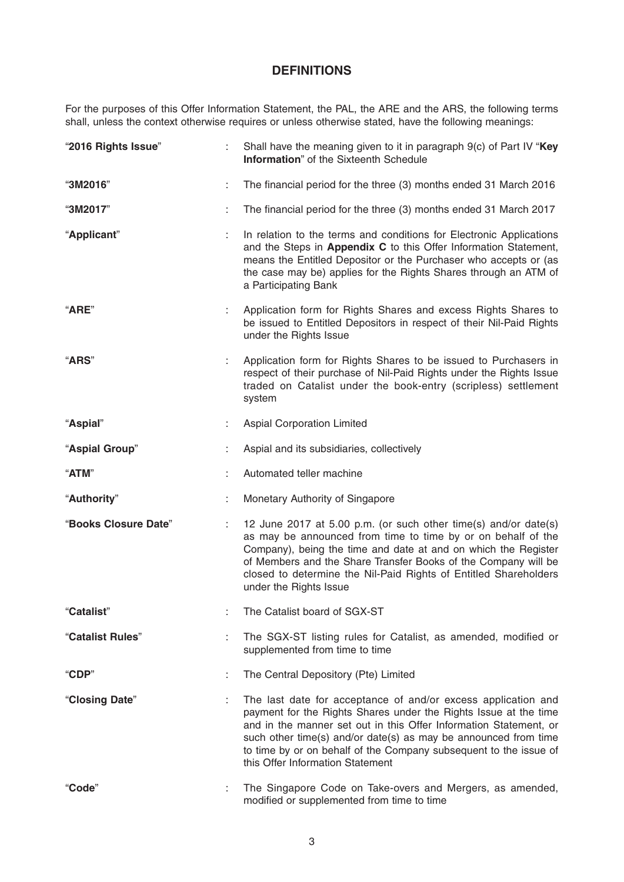## DEFINITIONS

For the purposes of this Offer Information Statement, the PAL, the ARE and the ARS, the following terms shall, unless the context otherwise requires or unless otherwise stated, have the following meanings:

| | | |
|---|---|---|
| "**2016 Rights Issue**" | : | Shall have the meaning given to it in paragraph 9(c) of Part IV "**Key Information**" of the Sixteenth Schedule |
| "**3M2016**" | : | The financial period for the three (3) months ended 31 March 2016 |
| "**3M2017**" | : | The financial period for the three (3) months ended 31 March 2017 |
| "**Applicant**" | : | In relation to the terms and conditions for Electronic Applications and the Steps in **Appendix C** to this Offer Information Statement, means the Entitled Depositor or the Purchaser who accepts or (as the case may be) applies for the Rights Shares through an ATM of a Participating Bank |
| "**ARE**" | : | Application form for Rights Shares and excess Rights Shares to be issued to Entitled Depositors in respect of their Nil-Paid Rights under the Rights Issue |
| "**ARS**" | : | Application form for Rights Shares to be issued to Purchasers in respect of their purchase of Nil-Paid Rights under the Rights Issue traded on Catalist under the book-entry (scripless) settlement system |
| "**Aspial**" | : | Aspial Corporation Limited |
| "**Aspial Group**" | : | Aspial and its subsidiaries, collectively |
| "**ATM**" | : | Automated teller machine |
| "**Authority**" | : | Monetary Authority of Singapore |
| "**Books Closure Date**" | : | 12 June 2017 at 5.00 p.m. (or such other time(s) and/or date(s) as may be announced from time to time by or on behalf of the Company), being the time and date at and on which the Register of Members and the Share Transfer Books of the Company will be closed to determine the Nil-Paid Rights of Entitled Shareholders under the Rights Issue |
| "**Catalist**" | : | The Catalist board of SGX-ST |
| "**Catalist Rules**" | : | The SGX-ST listing rules for Catalist, as amended, modified or supplemented from time to time |
| "**CDP**" | : | The Central Depository (Pte) Limited |
| "**Closing Date**" | : | The last date for acceptance of and/or excess application and payment for the Rights Shares under the Rights Issue at the time and in the manner set out in this Offer Information Statement, or such other time(s) and/or date(s) as may be announced from time to time by or on behalf of the Company subsequent to the issue of this Offer Information Statement |
| "**Code**" | : | The Singapore Code on Take-overs and Mergers, as amended, modified or supplemented from time to time |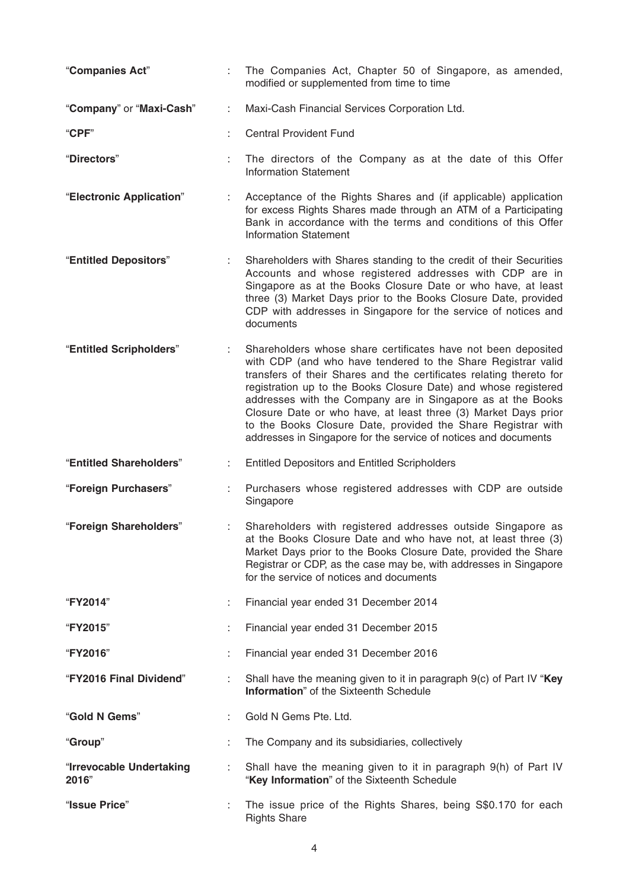| | | |
|---|---|---|
| "**Companies Act**" | : | The Companies Act, Chapter 50 of Singapore, as amended, modified or supplemented from time to time |
| "**Company**" or "**Maxi-Cash**" | : | Maxi-Cash Financial Services Corporation Ltd. |
| "**CPF**" | : | Central Provident Fund |
| "**Directors**" | : | The directors of the Company as at the date of this Offer Information Statement |
| "**Electronic Application**" | : | Acceptance of the Rights Shares and (if applicable) application for excess Rights Shares made through an ATM of a Participating Bank in accordance with the terms and conditions of this Offer Information Statement |
| "**Entitled Depositors**" | : | Shareholders with Shares standing to the credit of their Securities Accounts and whose registered addresses with CDP are in Singapore as at the Books Closure Date or who have, at least three (3) Market Days prior to the Books Closure Date, provided CDP with addresses in Singapore for the service of notices and documents |
| "**Entitled Scripholders**" | : | Shareholders whose share certificates have not been deposited with CDP (and who have tendered to the Share Registrar valid transfers of their Shares and the certificates relating thereto for registration up to the Books Closure Date) and whose registered addresses with the Company are in Singapore as at the Books Closure Date or who have, at least three (3) Market Days prior to the Books Closure Date, provided the Share Registrar with addresses in Singapore for the service of notices and documents |
| "**Entitled Shareholders**" | : | Entitled Depositors and Entitled Scripholders |
| "**Foreign Purchasers**" | : | Purchasers whose registered addresses with CDP are outside Singapore |
| "**Foreign Shareholders**" | : | Shareholders with registered addresses outside Singapore as at the Books Closure Date and who have not, at least three (3) Market Days prior to the Books Closure Date, provided the Share Registrar or CDP, as the case may be, with addresses in Singapore for the service of notices and documents |
| "**FY2014**" | : | Financial year ended 31 December 2014 |
| "**FY2015**" | : | Financial year ended 31 December 2015 |
| "**FY2016**" | : | Financial year ended 31 December 2016 |
| "**FY2016 Final Dividend**" | : | Shall have the meaning given to it in paragraph 9(c) of Part IV "**Key Information**" of the Sixteenth Schedule |
| "**Gold N Gems**" | : | Gold N Gems Pte. Ltd. |
| "**Group**" | : | The Company and its subsidiaries, collectively |
| "**Irrevocable Undertaking 2016**" | : | Shall have the meaning given to it in paragraph 9(h) of Part IV "**Key Information**" of the Sixteenth Schedule |
| "**Issue Price**" | : | The issue price of the Rights Shares, being S$0.170 for each Rights Share |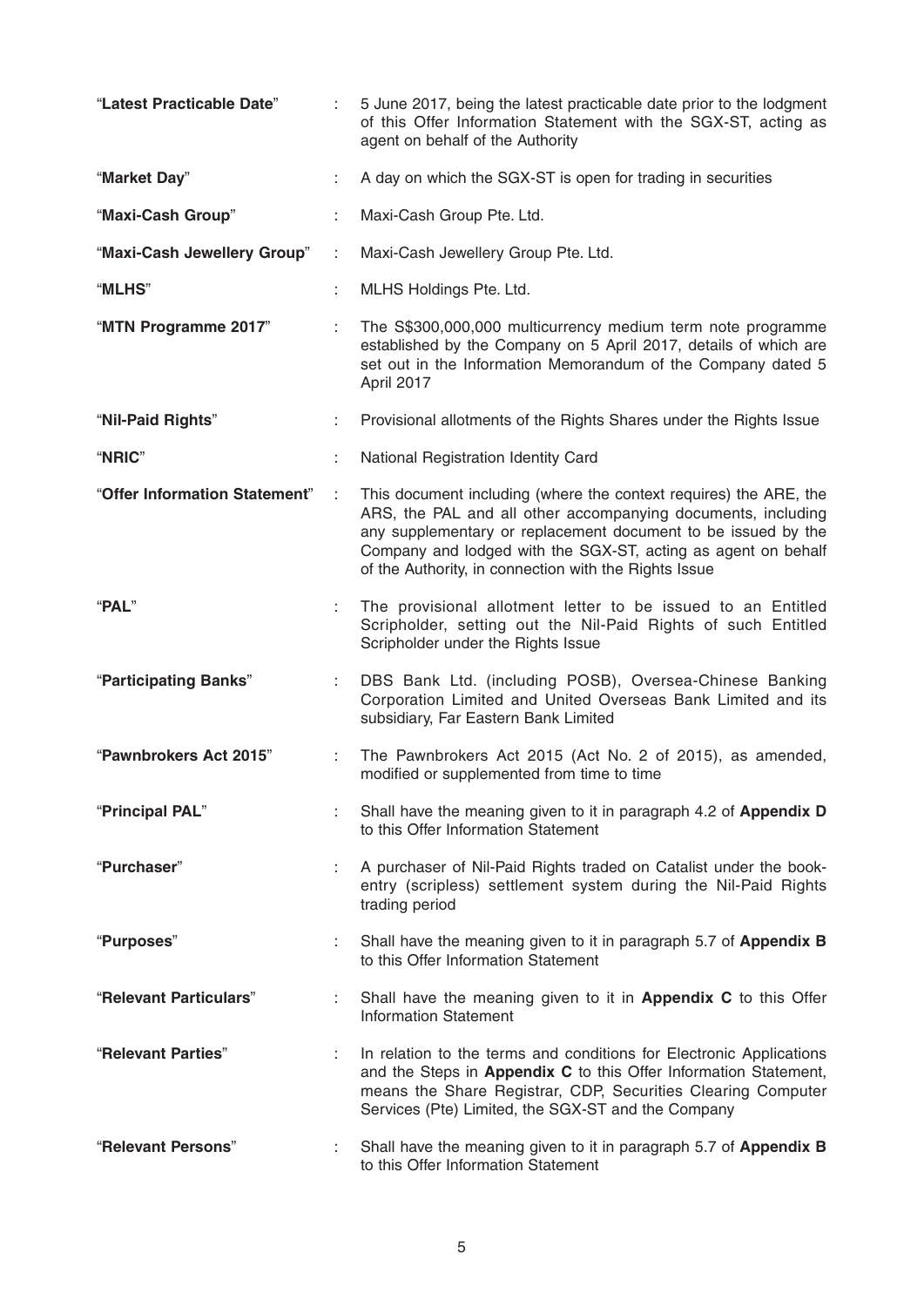| | | |
|---|---|---|
| "**Latest Practicable Date**" | : | 5 June 2017, being the latest practicable date prior to the lodgment of this Offer Information Statement with the SGX-ST, acting as agent on behalf of the Authority |
| "**Market Day**" | : | A day on which the SGX-ST is open for trading in securities |
| "**Maxi-Cash Group**" | : | Maxi-Cash Group Pte. Ltd. |
| "**Maxi-Cash Jewellery Group**" | : | Maxi-Cash Jewellery Group Pte. Ltd. |
| "**MLHS**" | : | MLHS Holdings Pte. Ltd. |
| "**MTN Programme 2017**" | : | The S$300,000,000 multicurrency medium term note programme established by the Company on 5 April 2017, details of which are set out in the Information Memorandum of the Company dated 5 April 2017 |
| "**Nil-Paid Rights**" | : | Provisional allotments of the Rights Shares under the Rights Issue |
| "**NRIC**" | : | National Registration Identity Card |
| "**Offer Information Statement**" | : | This document including (where the context requires) the ARE, the ARS, the PAL and all other accompanying documents, including any supplementary or replacement document to be issued by the Company and lodged with the SGX-ST, acting as agent on behalf of the Authority, in connection with the Rights Issue |
| "**PAL**" | : | The provisional allotment letter to be issued to an Entitled Scripholder, setting out the Nil-Paid Rights of such Entitled Scripholder under the Rights Issue |
| "**Participating Banks**" | : | DBS Bank Ltd. (including POSB), Oversea-Chinese Banking Corporation Limited and United Overseas Bank Limited and its subsidiary, Far Eastern Bank Limited |
| "**Pawnbrokers Act 2015**" | : | The Pawnbrokers Act 2015 (Act No. 2 of 2015), as amended, modified or supplemented from time to time |
| "**Principal PAL**" | : | Shall have the meaning given to it in paragraph 4.2 of **Appendix D** to this Offer Information Statement |
| "**Purchaser**" | : | A purchaser of Nil-Paid Rights traded on Catalist under the book-entry (scripless) settlement system during the Nil-Paid Rights trading period |
| "**Purposes**" | : | Shall have the meaning given to it in paragraph 5.7 of **Appendix B** to this Offer Information Statement |
| "**Relevant Particulars**" | : | Shall have the meaning given to it in **Appendix C** to this Offer Information Statement |
| "**Relevant Parties**" | : | In relation to the terms and conditions for Electronic Applications and the Steps in **Appendix C** to this Offer Information Statement, means the Share Registrar, CDP, Securities Clearing Computer Services (Pte) Limited, the SGX-ST and the Company |
| "**Relevant Persons**" | : | Shall have the meaning given to it in paragraph 5.7 of **Appendix B** to this Offer Information Statement |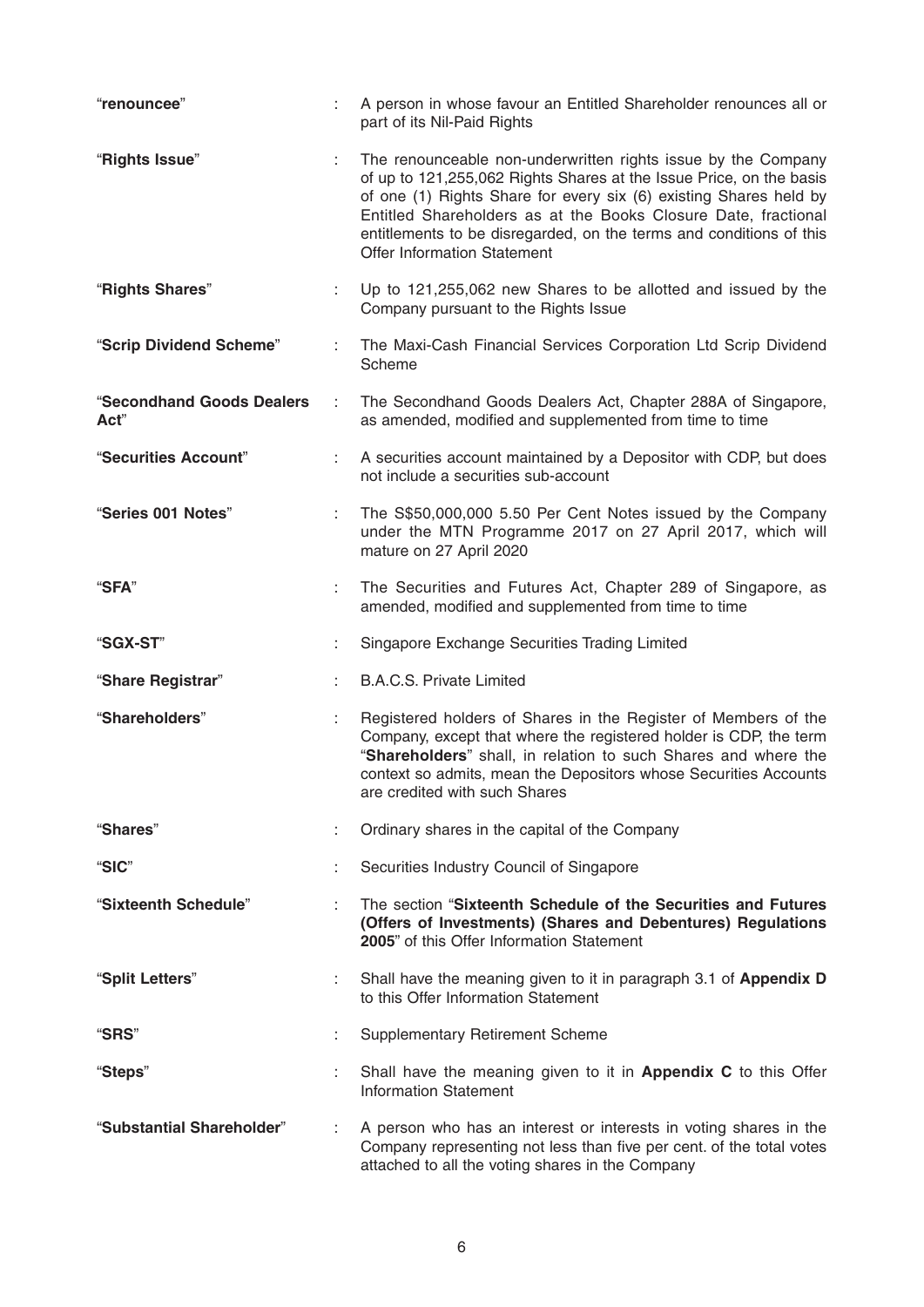| | | |
|---|---|---|
| "**renouncee**" | : | A person in whose favour an Entitled Shareholder renounces all or part of its Nil-Paid Rights |
| "**Rights Issue**" | : | The renounceable non-underwritten rights issue by the Company of up to 121,255,062 Rights Shares at the Issue Price, on the basis of one (1) Rights Share for every six (6) existing Shares held by Entitled Shareholders as at the Books Closure Date, fractional entitlements to be disregarded, on the terms and conditions of this Offer Information Statement |
| "**Rights Shares**" | : | Up to 121,255,062 new Shares to be allotted and issued by the Company pursuant to the Rights Issue |
| "**Scrip Dividend Scheme**" | : | The Maxi-Cash Financial Services Corporation Ltd Scrip Dividend Scheme |
| "**Secondhand Goods Dealers Act**" | : | The Secondhand Goods Dealers Act, Chapter 288A of Singapore, as amended, modified and supplemented from time to time |
| "**Securities Account**" | : | A securities account maintained by a Depositor with CDP, but does not include a securities sub-account |
| "**Series 001 Notes**" | : | The S$50,000,000 5.50 Per Cent Notes issued by the Company under the MTN Programme 2017 on 27 April 2017, which will mature on 27 April 2020 |
| "**SFA**" | : | The Securities and Futures Act, Chapter 289 of Singapore, as amended, modified and supplemented from time to time |
| "**SGX-ST**" | : | Singapore Exchange Securities Trading Limited |
| "**Share Registrar**" | : | B.A.C.S. Private Limited |
| "**Shareholders**" | : | Registered holders of Shares in the Register of Members of the Company, except that where the registered holder is CDP, the term "**Shareholders**" shall, in relation to such Shares and where the context so admits, mean the Depositors whose Securities Accounts are credited with such Shares |
| "**Shares**" | : | Ordinary shares in the capital of the Company |
| "**SIC**" | : | Securities Industry Council of Singapore |
| "**Sixteenth Schedule**" | : | The section "**Sixteenth Schedule of the Securities and Futures (Offers of Investments) (Shares and Debentures) Regulations 2005**" of this Offer Information Statement |
| "**Split Letters**" | : | Shall have the meaning given to it in paragraph 3.1 of **Appendix D** to this Offer Information Statement |
| "**SRS**" | : | Supplementary Retirement Scheme |
| "**Steps**" | : | Shall have the meaning given to it in **Appendix C** to this Offer Information Statement |
| "**Substantial Shareholder**" | : | A person who has an interest or interests in voting shares in the Company representing not less than five per cent. of the total votes attached to all the voting shares in the Company |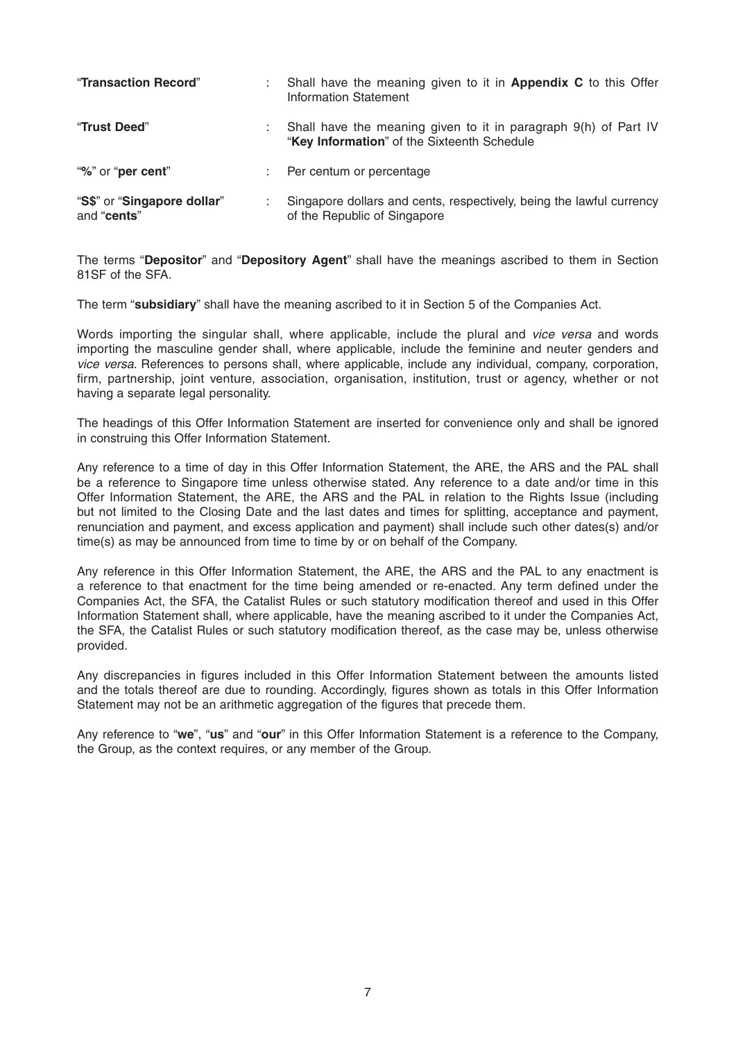| | | |
|---|---|---|
| "**Transaction Record**" | : | Shall have the meaning given to it in **Appendix C** to this Offer Information Statement |
| "**Trust Deed**" | : | Shall have the meaning given to it in paragraph 9(h) of Part IV "**Key Information**" of the Sixteenth Schedule |
| "**%**" or "**per cent**" | : | Per centum or percentage |
| "**S$**" or "**Singapore dollar**" and "**cents**" | : | Singapore dollars and cents, respectively, being the lawful currency of the Republic of Singapore |

The terms "**Depositor**" and "**Depository Agent**" shall have the meanings ascribed to them in Section 81SF of the SFA.

The term "**subsidiary**" shall have the meaning ascribed to it in Section 5 of the Companies Act.

Words importing the singular shall, where applicable, include the plural and *vice versa* and words importing the masculine gender shall, where applicable, include the feminine and neuter genders and *vice versa*. References to persons shall, where applicable, include any individual, company, corporation, firm, partnership, joint venture, association, organisation, institution, trust or agency, whether or not having a separate legal personality.

The headings of this Offer Information Statement are inserted for convenience only and shall be ignored in construing this Offer Information Statement.

Any reference to a time of day in this Offer Information Statement, the ARE, the ARS and the PAL shall be a reference to Singapore time unless otherwise stated. Any reference to a date and/or time in this Offer Information Statement, the ARE, the ARS and the PAL in relation to the Rights Issue (including but not limited to the Closing Date and the last dates and times for splitting, acceptance and payment, renunciation and payment, and excess application and payment) shall include such other dates(s) and/or time(s) as may be announced from time to time by or on behalf of the Company.

Any reference in this Offer Information Statement, the ARE, the ARS and the PAL to any enactment is a reference to that enactment for the time being amended or re-enacted. Any term defined under the Companies Act, the SFA, the Catalist Rules or such statutory modification thereof and used in this Offer Information Statement shall, where applicable, have the meaning ascribed to it under the Companies Act, the SFA, the Catalist Rules or such statutory modification thereof, as the case may be, unless otherwise provided.

Any discrepancies in figures included in this Offer Information Statement between the amounts listed and the totals thereof are due to rounding. Accordingly, figures shown as totals in this Offer Information Statement may not be an arithmetic aggregation of the figures that precede them.

Any reference to "**we**", "**us**" and "**our**" in this Offer Information Statement is a reference to the Company, the Group, as the context requires, or any member of the Group.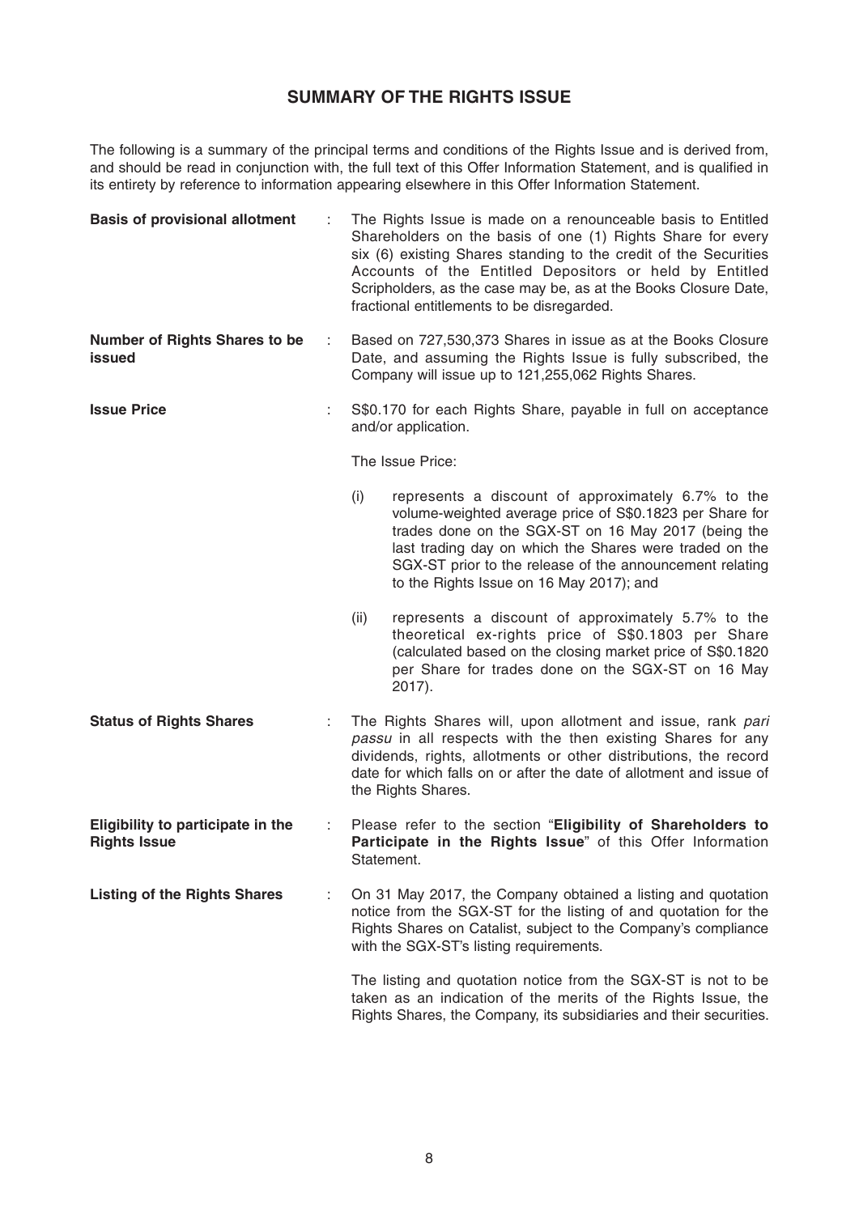## SUMMARY OF THE RIGHTS ISSUE

The following is a summary of the principal terms and conditions of the Rights Issue and is derived from, and should be read in conjunction with, the full text of this Offer Information Statement, and is qualified in its entirety by reference to information appearing elsewhere in this Offer Information Statement.

**Basis of provisional allotment** : The Rights Issue is made on a renounceable basis to Entitled Shareholders on the basis of one (1) Rights Share for every six (6) existing Shares standing to the credit of the Securities Accounts of the Entitled Depositors or held by Entitled Scripholders, as the case may be, as at the Books Closure Date, fractional entitlements to be disregarded.

**Number of Rights Shares to be issued** : Based on 727,530,373 Shares in issue as at the Books Closure Date, and assuming the Rights Issue is fully subscribed, the Company will issue up to 121,255,062 Rights Shares.

**Issue Price** : S$0.170 for each Rights Share, payable in full on acceptance and/or application.

The Issue Price:

(i) represents a discount of approximately 6.7% to the volume-weighted average price of S$0.1823 per Share for trades done on the SGX-ST on 16 May 2017 (being the last trading day on which the Shares were traded on the SGX-ST prior to the release of the announcement relating to the Rights Issue on 16 May 2017); and

(ii) represents a discount of approximately 5.7% to the theoretical ex-rights price of S$0.1803 per Share (calculated based on the closing market price of S$0.1820 per Share for trades done on the SGX-ST on 16 May 2017).

**Status of Rights Shares** : The Rights Shares will, upon allotment and issue, rank *pari passu* in all respects with the then existing Shares for any dividends, rights, allotments or other distributions, the record date for which falls on or after the date of allotment and issue of the Rights Shares.

**Eligibility to participate in the Rights Issue** : Please refer to the section "**Eligibility of Shareholders to Participate in the Rights Issue**" of this Offer Information Statement.

**Listing of the Rights Shares** : On 31 May 2017, the Company obtained a listing and quotation notice from the SGX-ST for the listing of and quotation for the Rights Shares on Catalist, subject to the Company's compliance with the SGX-ST's listing requirements.

The listing and quotation notice from the SGX-ST is not to be taken as an indication of the merits of the Rights Issue, the Rights Shares, the Company, its subsidiaries and their securities.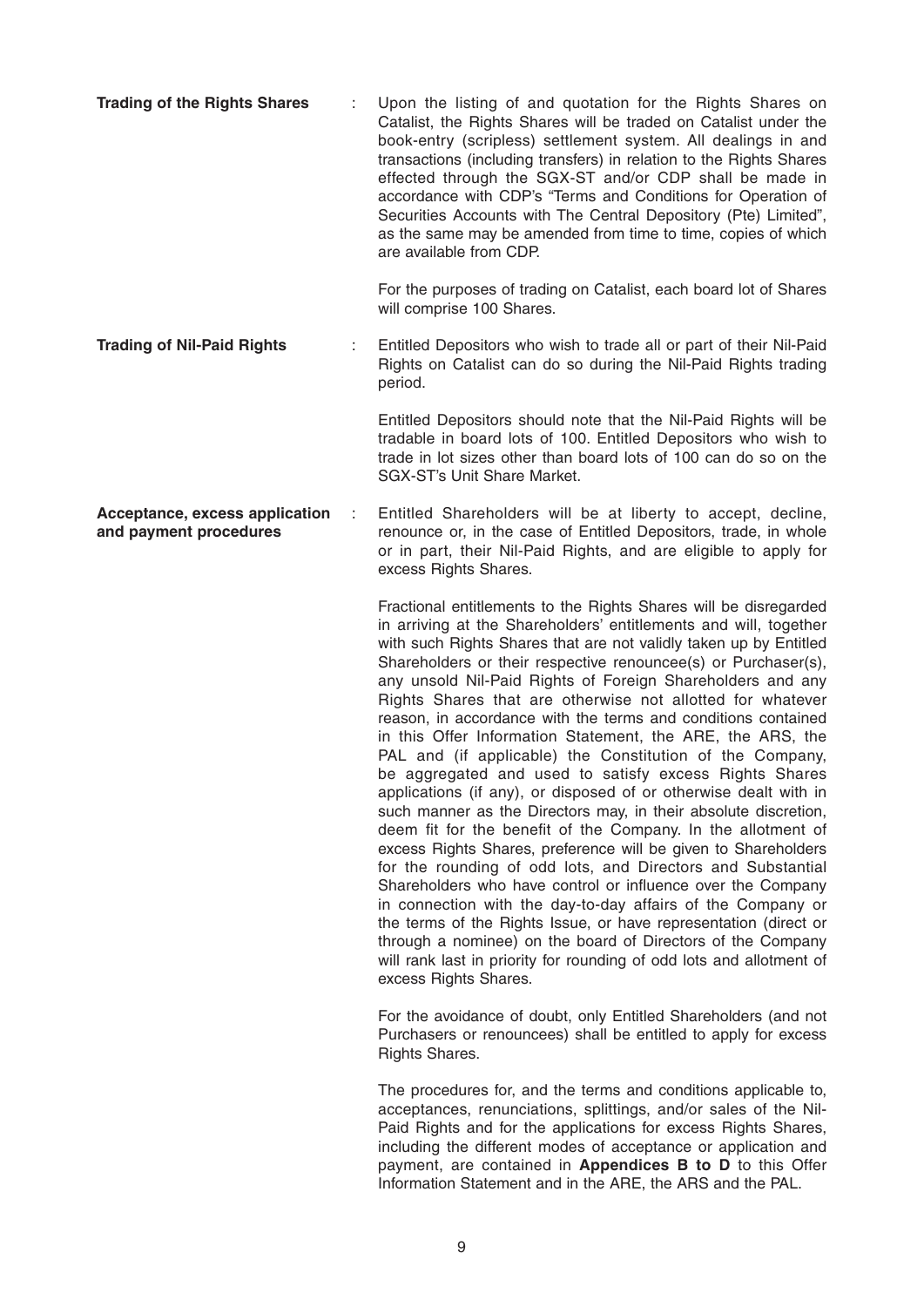| | | |
|---|---|---|
| **Trading of the Rights Shares** | : | Upon the listing of and quotation for the Rights Shares on Catalist, the Rights Shares will be traded on Catalist under the book-entry (scripless) settlement system. All dealings in and transactions (including transfers) in relation to the Rights Shares effected through the SGX-ST and/or CDP shall be made in accordance with CDP's "Terms and Conditions for Operation of Securities Accounts with The Central Depository (Pte) Limited", as the same may be amended from time to time, copies of which are available from CDP.<br><br>For the purposes of trading on Catalist, each board lot of Shares will comprise 100 Shares. |
| **Trading of Nil-Paid Rights** | : | Entitled Depositors who wish to trade all or part of their Nil-Paid Rights on Catalist can do so during the Nil-Paid Rights trading period.<br><br>Entitled Depositors should note that the Nil-Paid Rights will be tradable in board lots of 100. Entitled Depositors who wish to trade in lot sizes other than board lots of 100 can do so on the SGX-ST's Unit Share Market. |
| **Acceptance, excess application and payment procedures** | : | Entitled Shareholders will be at liberty to accept, decline, renounce or, in the case of Entitled Depositors, trade, in whole or in part, their Nil-Paid Rights, and are eligible to apply for excess Rights Shares.<br><br>Fractional entitlements to the Rights Shares will be disregarded in arriving at the Shareholders' entitlements and will, together with such Rights Shares that are not validly taken up by Entitled Shareholders or their respective renouncee(s) or Purchaser(s), any unsold Nil-Paid Rights of Foreign Shareholders and any Rights Shares that are otherwise not allotted for whatever reason, in accordance with the terms and conditions contained in this Offer Information Statement, the ARE, the ARS, the PAL and (if applicable) the Constitution of the Company, be aggregated and used to satisfy excess Rights Shares applications (if any), or disposed of or otherwise dealt with in such manner as the Directors may, in their absolute discretion, deem fit for the benefit of the Company. In the allotment of excess Rights Shares, preference will be given to Shareholders for the rounding of odd lots, and Directors and Substantial Shareholders who have control or influence over the Company in connection with the day-to-day affairs of the Company or the terms of the Rights Issue, or have representation (direct or through a nominee) on the board of Directors of the Company will rank last in priority for rounding of odd lots and allotment of excess Rights Shares.<br><br>For the avoidance of doubt, only Entitled Shareholders (and not Purchasers or renouncees) shall be entitled to apply for excess Rights Shares.<br><br>The procedures for, and the terms and conditions applicable to, acceptances, renunciations, splittings, and/or sales of the Nil-Paid Rights and for the applications for excess Rights Shares, including the different modes of acceptance or application and payment, are contained in **Appendices B to D** to this Offer Information Statement and in the ARE, the ARS and the PAL. |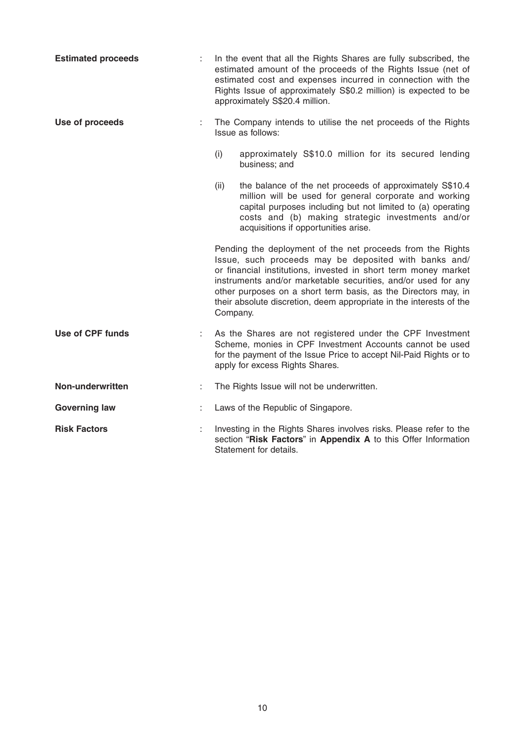**Estimated proceeds** : In the event that all the Rights Shares are fully subscribed, the estimated amount of the proceeds of the Rights Issue (net of estimated cost and expenses incurred in connection with the Rights Issue of approximately S$0.2 million) is expected to be approximately S$20.4 million.

**Use of proceeds** : The Company intends to utilise the net proceeds of the Rights Issue as follows:

(i) approximately S$10.0 million for its secured lending business; and

(ii) the balance of the net proceeds of approximately S$10.4 million will be used for general corporate and working capital purposes including but not limited to (a) operating costs and (b) making strategic investments and/or acquisitions if opportunities arise.

Pending the deployment of the net proceeds from the Rights Issue, such proceeds may be deposited with banks and/or financial institutions, invested in short term money market instruments and/or marketable securities, and/or used for any other purposes on a short term basis, as the Directors may, in their absolute discretion, deem appropriate in the interests of the Company.

**Use of CPF funds** : As the Shares are not registered under the CPF Investment Scheme, monies in CPF Investment Accounts cannot be used for the payment of the Issue Price to accept Nil-Paid Rights or to apply for excess Rights Shares.

**Non-underwritten** : The Rights Issue will not be underwritten.

**Governing law** : Laws of the Republic of Singapore.

**Risk Factors** : Investing in the Rights Shares involves risks. Please refer to the section "**Risk Factors**" in **Appendix A** to this Offer Information Statement for details.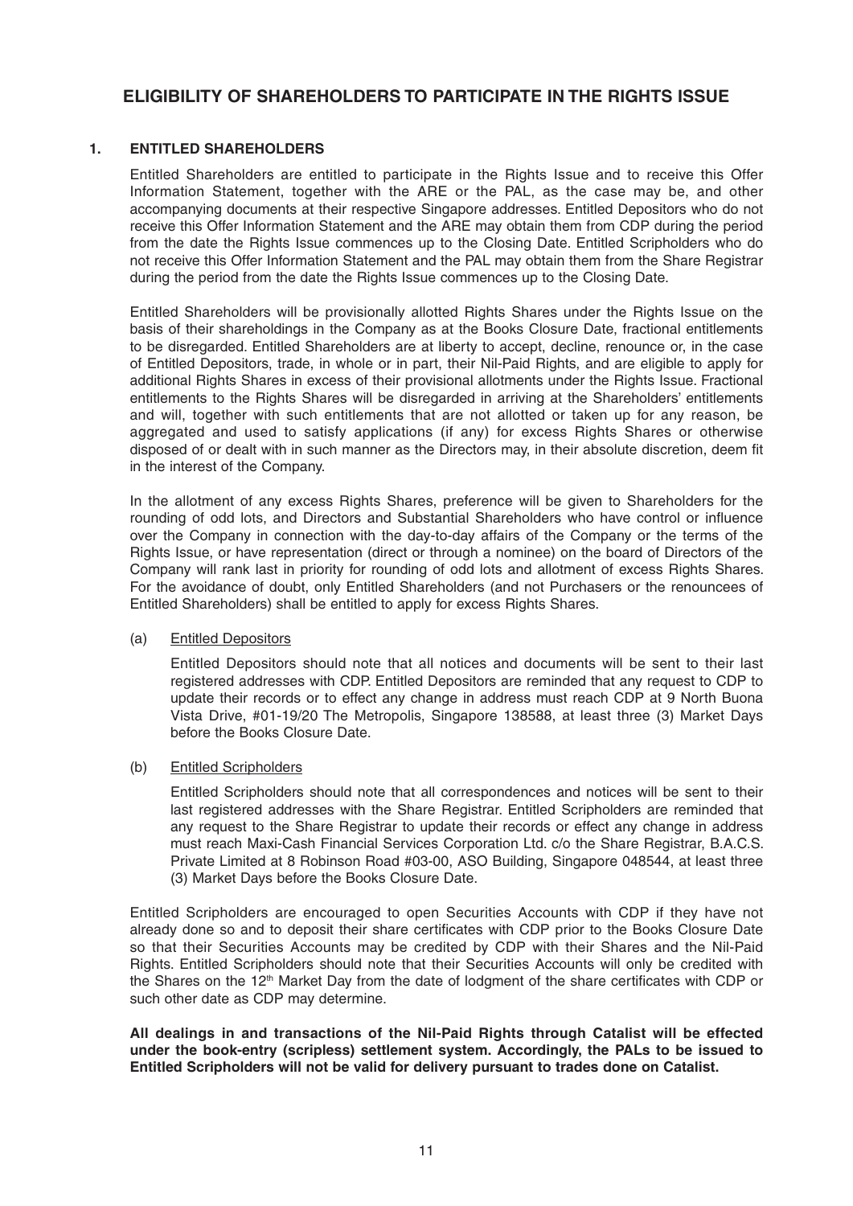## ELIGIBILITY OF SHAREHOLDERS TO PARTICIPATE IN THE RIGHTS ISSUE

### 1. ENTITLED SHAREHOLDERS

Entitled Shareholders are entitled to participate in the Rights Issue and to receive this Offer Information Statement, together with the ARE or the PAL, as the case may be, and other accompanying documents at their respective Singapore addresses. Entitled Depositors who do not receive this Offer Information Statement and the ARE may obtain them from CDP during the period from the date the Rights Issue commences up to the Closing Date. Entitled Scripholders who do not receive this Offer Information Statement and the PAL may obtain them from the Share Registrar during the period from the date the Rights Issue commences up to the Closing Date.

Entitled Shareholders will be provisionally allotted Rights Shares under the Rights Issue on the basis of their shareholdings in the Company as at the Books Closure Date, fractional entitlements to be disregarded. Entitled Shareholders are at liberty to accept, decline, renounce or, in the case of Entitled Depositors, trade, in whole or in part, their Nil-Paid Rights, and are eligible to apply for additional Rights Shares in excess of their provisional allotments under the Rights Issue. Fractional entitlements to the Rights Shares will be disregarded in arriving at the Shareholders' entitlements and will, together with such entitlements that are not allotted or taken up for any reason, be aggregated and used to satisfy applications (if any) for excess Rights Shares or otherwise disposed of or dealt with in such manner as the Directors may, in their absolute discretion, deem fit in the interest of the Company.

In the allotment of any excess Rights Shares, preference will be given to Shareholders for the rounding of odd lots, and Directors and Substantial Shareholders who have control or influence over the Company in connection with the day-to-day affairs of the Company or the terms of the Rights Issue, or have representation (direct or through a nominee) on the board of Directors of the Company will rank last in priority for rounding of odd lots and allotment of excess Rights Shares. For the avoidance of doubt, only Entitled Shareholders (and not Purchasers or the renouncees of Entitled Shareholders) shall be entitled to apply for excess Rights Shares.

(a) Entitled Depositors

Entitled Depositors should note that all notices and documents will be sent to their last registered addresses with CDP. Entitled Depositors are reminded that any request to CDP to update their records or to effect any change in address must reach CDP at 9 North Buona Vista Drive, #01-19/20 The Metropolis, Singapore 138588, at least three (3) Market Days before the Books Closure Date.

(b) Entitled Scripholders

Entitled Scripholders should note that all correspondences and notices will be sent to their last registered addresses with the Share Registrar. Entitled Scripholders are reminded that any request to the Share Registrar to update their records or effect any change in address must reach Maxi-Cash Financial Services Corporation Ltd. c/o the Share Registrar, B.A.C.S. Private Limited at 8 Robinson Road #03-00, ASO Building, Singapore 048544, at least three (3) Market Days before the Books Closure Date.

Entitled Scripholders are encouraged to open Securities Accounts with CDP if they have not already done so and to deposit their share certificates with CDP prior to the Books Closure Date so that their Securities Accounts may be credited by CDP with their Shares and the Nil-Paid Rights. Entitled Scripholders should note that their Securities Accounts will only be credited with the Shares on the 12th Market Day from the date of lodgment of the share certificates with CDP or such other date as CDP may determine.

**All dealings in and transactions of the Nil-Paid Rights through Catalist will be effected under the book-entry (scripless) settlement system. Accordingly, the PALs to be issued to Entitled Scripholders will not be valid for delivery pursuant to trades done on Catalist.**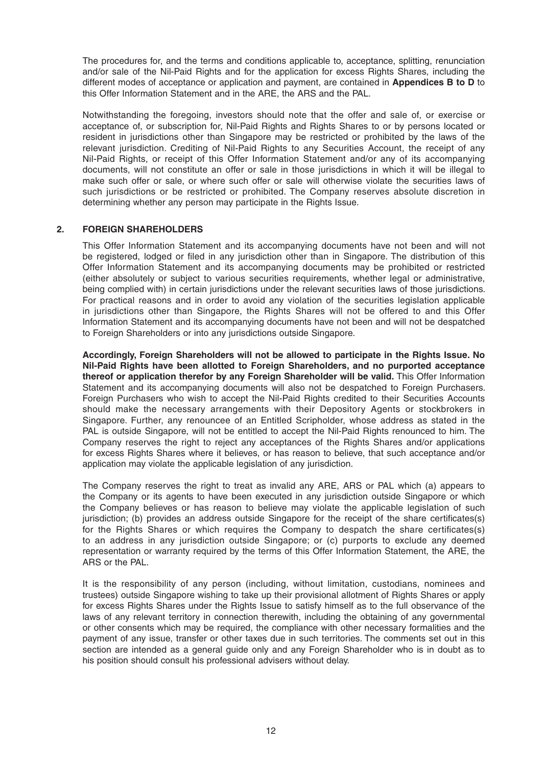The procedures for, and the terms and conditions applicable to, acceptance, splitting, renunciation and/or sale of the Nil-Paid Rights and for the application for excess Rights Shares, including the different modes of acceptance or application and payment, are contained in **Appendices B to D** to this Offer Information Statement and in the ARE, the ARS and the PAL.

Notwithstanding the foregoing, investors should note that the offer and sale of, or exercise or acceptance of, or subscription for, Nil-Paid Rights and Rights Shares to or by persons located or resident in jurisdictions other than Singapore may be restricted or prohibited by the laws of the relevant jurisdiction. Crediting of Nil-Paid Rights to any Securities Account, the receipt of any Nil-Paid Rights, or receipt of this Offer Information Statement and/or any of its accompanying documents, will not constitute an offer or sale in those jurisdictions in which it will be illegal to make such offer or sale, or where such offer or sale will otherwise violate the securities laws of such jurisdictions or be restricted or prohibited. The Company reserves absolute discretion in determining whether any person may participate in the Rights Issue.

## 2. FOREIGN SHAREHOLDERS

This Offer Information Statement and its accompanying documents have not been and will not be registered, lodged or filed in any jurisdiction other than in Singapore. The distribution of this Offer Information Statement and its accompanying documents may be prohibited or restricted (either absolutely or subject to various securities requirements, whether legal or administrative, being complied with) in certain jurisdictions under the relevant securities laws of those jurisdictions. For practical reasons and in order to avoid any violation of the securities legislation applicable in jurisdictions other than Singapore, the Rights Shares will not be offered to and this Offer Information Statement and its accompanying documents have not been and will not be despatched to Foreign Shareholders or into any jurisdictions outside Singapore.

**Accordingly, Foreign Shareholders will not be allowed to participate in the Rights Issue. No Nil-Paid Rights have been allotted to Foreign Shareholders, and no purported acceptance thereof or application therefor by any Foreign Shareholder will be valid.** This Offer Information Statement and its accompanying documents will also not be despatched to Foreign Purchasers. Foreign Purchasers who wish to accept the Nil-Paid Rights credited to their Securities Accounts should make the necessary arrangements with their Depository Agents or stockbrokers in Singapore. Further, any renouncee of an Entitled Scripholder, whose address as stated in the PAL is outside Singapore, will not be entitled to accept the Nil-Paid Rights renounced to him. The Company reserves the right to reject any acceptances of the Rights Shares and/or applications for excess Rights Shares where it believes, or has reason to believe, that such acceptance and/or application may violate the applicable legislation of any jurisdiction.

The Company reserves the right to treat as invalid any ARE, ARS or PAL which (a) appears to the Company or its agents to have been executed in any jurisdiction outside Singapore or which the Company believes or has reason to believe may violate the applicable legislation of such jurisdiction; (b) provides an address outside Singapore for the receipt of the share certificates(s) for the Rights Shares or which requires the Company to despatch the share certificates(s) to an address in any jurisdiction outside Singapore; or (c) purports to exclude any deemed representation or warranty required by the terms of this Offer Information Statement, the ARE, the ARS or the PAL.

It is the responsibility of any person (including, without limitation, custodians, nominees and trustees) outside Singapore wishing to take up their provisional allotment of Rights Shares or apply for excess Rights Shares under the Rights Issue to satisfy himself as to the full observance of the laws of any relevant territory in connection therewith, including the obtaining of any governmental or other consents which may be required, the compliance with other necessary formalities and the payment of any issue, transfer or other taxes due in such territories. The comments set out in this section are intended as a general guide only and any Foreign Shareholder who is in doubt as to his position should consult his professional advisers without delay.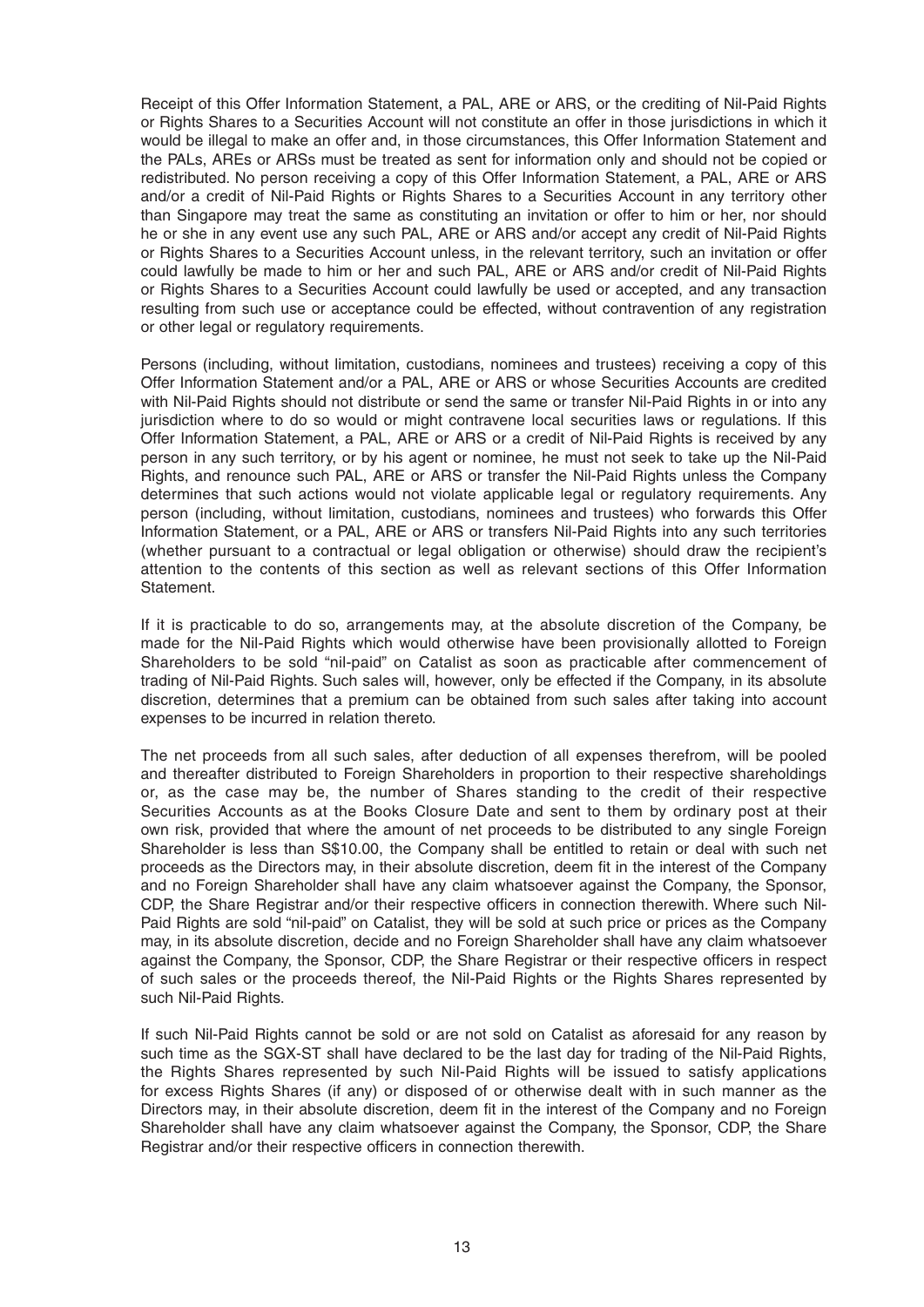Receipt of this Offer Information Statement, a PAL, ARE or ARS, or the crediting of Nil-Paid Rights or Rights Shares to a Securities Account will not constitute an offer in those jurisdictions in which it would be illegal to make an offer and, in those circumstances, this Offer Information Statement and the PALs, AREs or ARSs must be treated as sent for information only and should not be copied or redistributed. No person receiving a copy of this Offer Information Statement, a PAL, ARE or ARS and/or a credit of Nil-Paid Rights or Rights Shares to a Securities Account in any territory other than Singapore may treat the same as constituting an invitation or offer to him or her, nor should he or she in any event use any such PAL, ARE or ARS and/or accept any credit of Nil-Paid Rights or Rights Shares to a Securities Account unless, in the relevant territory, such an invitation or offer could lawfully be made to him or her and such PAL, ARE or ARS and/or credit of Nil-Paid Rights or Rights Shares to a Securities Account could lawfully be used or accepted, and any transaction resulting from such use or acceptance could be effected, without contravention of any registration or other legal or regulatory requirements.

Persons (including, without limitation, custodians, nominees and trustees) receiving a copy of this Offer Information Statement and/or a PAL, ARE or ARS or whose Securities Accounts are credited with Nil-Paid Rights should not distribute or send the same or transfer Nil-Paid Rights in or into any jurisdiction where to do so would or might contravene local securities laws or regulations. If this Offer Information Statement, a PAL, ARE or ARS or a credit of Nil-Paid Rights is received by any person in any such territory, or by his agent or nominee, he must not seek to take up the Nil-Paid Rights, and renounce such PAL, ARE or ARS or transfer the Nil-Paid Rights unless the Company determines that such actions would not violate applicable legal or regulatory requirements. Any person (including, without limitation, custodians, nominees and trustees) who forwards this Offer Information Statement, or a PAL, ARE or ARS or transfers Nil-Paid Rights into any such territories (whether pursuant to a contractual or legal obligation or otherwise) should draw the recipient's attention to the contents of this section as well as relevant sections of this Offer Information Statement.

If it is practicable to do so, arrangements may, at the absolute discretion of the Company, be made for the Nil-Paid Rights which would otherwise have been provisionally allotted to Foreign Shareholders to be sold "nil-paid" on Catalist as soon as practicable after commencement of trading of Nil-Paid Rights. Such sales will, however, only be effected if the Company, in its absolute discretion, determines that a premium can be obtained from such sales after taking into account expenses to be incurred in relation thereto.

The net proceeds from all such sales, after deduction of all expenses therefrom, will be pooled and thereafter distributed to Foreign Shareholders in proportion to their respective shareholdings or, as the case may be, the number of Shares standing to the credit of their respective Securities Accounts as at the Books Closure Date and sent to them by ordinary post at their own risk, provided that where the amount of net proceeds to be distributed to any single Foreign Shareholder is less than S$10.00, the Company shall be entitled to retain or deal with such net proceeds as the Directors may, in their absolute discretion, deem fit in the interest of the Company and no Foreign Shareholder shall have any claim whatsoever against the Company, the Sponsor, CDP, the Share Registrar and/or their respective officers in connection therewith. Where such Nil-Paid Rights are sold "nil-paid" on Catalist, they will be sold at such price or prices as the Company may, in its absolute discretion, decide and no Foreign Shareholder shall have any claim whatsoever against the Company, the Sponsor, CDP, the Share Registrar or their respective officers in respect of such sales or the proceeds thereof, the Nil-Paid Rights or the Rights Shares represented by such Nil-Paid Rights.

If such Nil-Paid Rights cannot be sold or are not sold on Catalist as aforesaid for any reason by such time as the SGX-ST shall have declared to be the last day for trading of the Nil-Paid Rights, the Rights Shares represented by such Nil-Paid Rights will be issued to satisfy applications for excess Rights Shares (if any) or disposed of or otherwise dealt with in such manner as the Directors may, in their absolute discretion, deem fit in the interest of the Company and no Foreign Shareholder shall have any claim whatsoever against the Company, the Sponsor, CDP, the Share Registrar and/or their respective officers in connection therewith.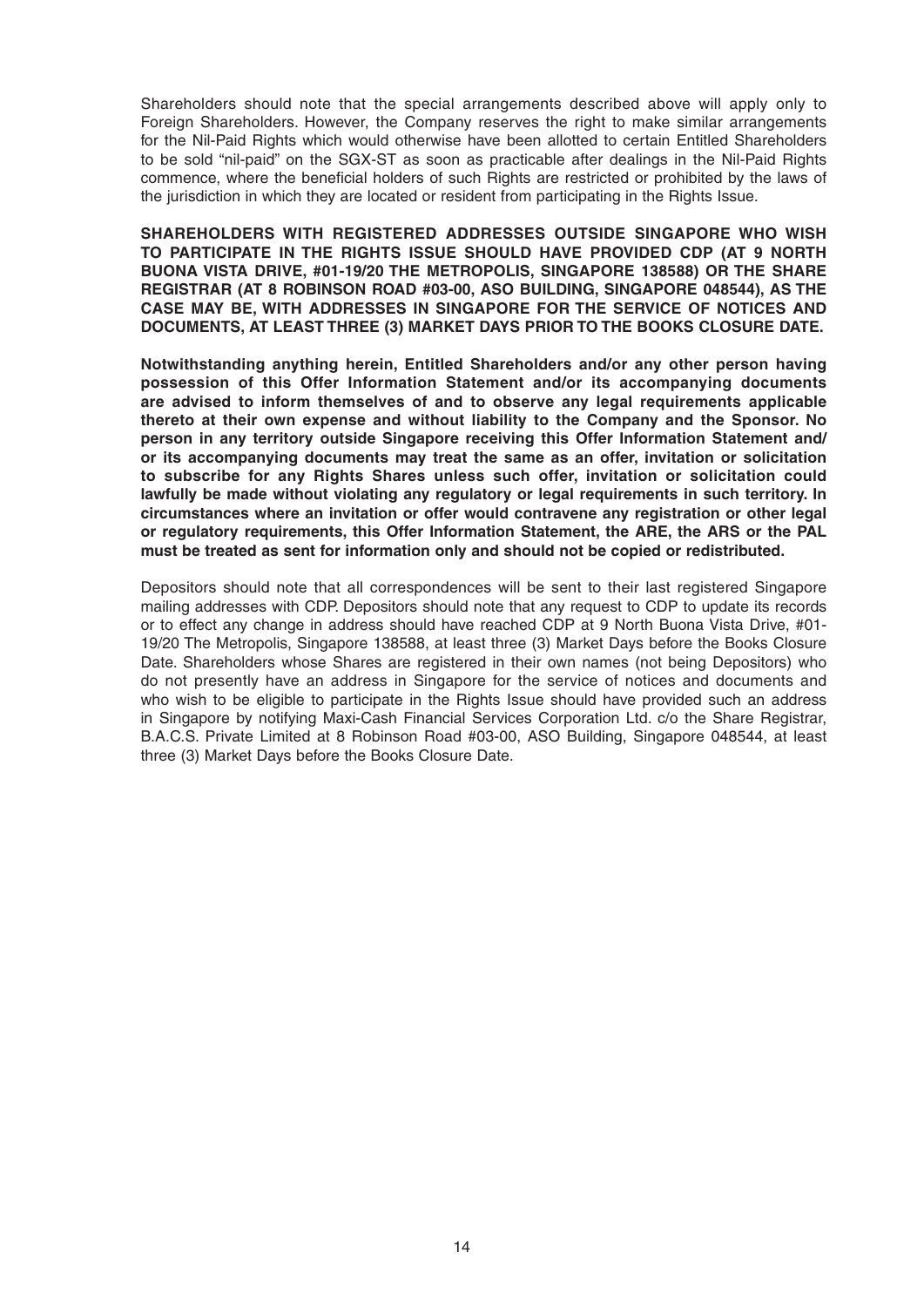Shareholders should note that the special arrangements described above will apply only to Foreign Shareholders. However, the Company reserves the right to make similar arrangements for the Nil-Paid Rights which would otherwise have been allotted to certain Entitled Shareholders to be sold "nil-paid" on the SGX-ST as soon as practicable after dealings in the Nil-Paid Rights commence, where the beneficial holders of such Rights are restricted or prohibited by the laws of the jurisdiction in which they are located or resident from participating in the Rights Issue.

**SHAREHOLDERS WITH REGISTERED ADDRESSES OUTSIDE SINGAPORE WHO WISH TO PARTICIPATE IN THE RIGHTS ISSUE SHOULD HAVE PROVIDED CDP (AT 9 NORTH BUONA VISTA DRIVE, #01-19/20 THE METROPOLIS, SINGAPORE 138588) OR THE SHARE REGISTRAR (AT 8 ROBINSON ROAD #03-00, ASO BUILDING, SINGAPORE 048544), AS THE CASE MAY BE, WITH ADDRESSES IN SINGAPORE FOR THE SERVICE OF NOTICES AND DOCUMENTS, AT LEAST THREE (3) MARKET DAYS PRIOR TO THE BOOKS CLOSURE DATE.**

**Notwithstanding anything herein, Entitled Shareholders and/or any other person having possession of this Offer Information Statement and/or its accompanying documents are advised to inform themselves of and to observe any legal requirements applicable thereto at their own expense and without liability to the Company and the Sponsor. No person in any territory outside Singapore receiving this Offer Information Statement and/or its accompanying documents may treat the same as an offer, invitation or solicitation to subscribe for any Rights Shares unless such offer, invitation or solicitation could lawfully be made without violating any regulatory or legal requirements in such territory. In circumstances where an invitation or offer would contravene any registration or other legal or regulatory requirements, this Offer Information Statement, the ARE, the ARS or the PAL must be treated as sent for information only and should not be copied or redistributed.**

Depositors should note that all correspondences will be sent to their last registered Singapore mailing addresses with CDP. Depositors should note that any request to CDP to update its records or to effect any change in address should have reached CDP at 9 North Buona Vista Drive, #01-19/20 The Metropolis, Singapore 138588, at least three (3) Market Days before the Books Closure Date. Shareholders whose Shares are registered in their own names (not being Depositors) who do not presently have an address in Singapore for the service of notices and documents and who wish to be eligible to participate in the Rights Issue should have provided such an address in Singapore by notifying Maxi-Cash Financial Services Corporation Ltd. c/o the Share Registrar, B.A.C.S. Private Limited at 8 Robinson Road #03-00, ASO Building, Singapore 048544, at least three (3) Market Days before the Books Closure Date.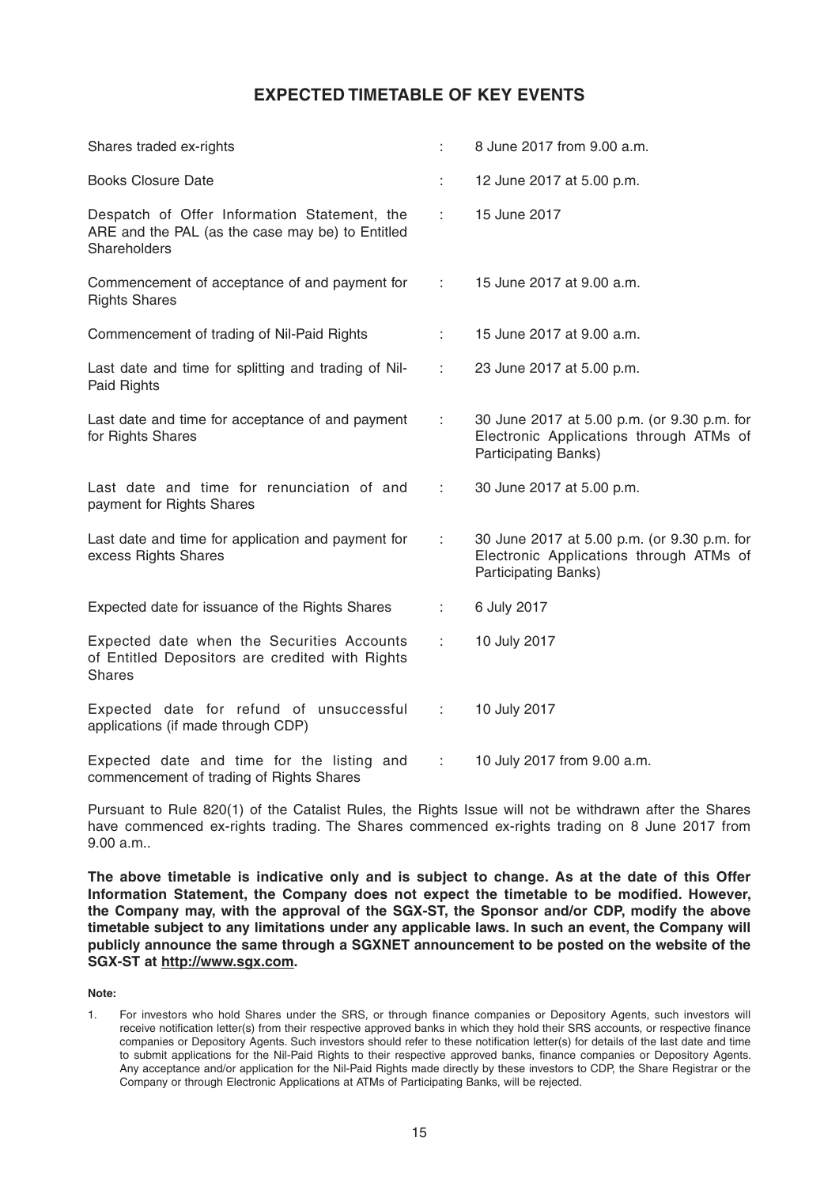# EXPECTED TIMETABLE OF KEY EVENTS

| | | |
|---|---|---|
| Shares traded ex-rights | : | 8 June 2017 from 9.00 a.m. |
| Books Closure Date | : | 12 June 2017 at 5.00 p.m. |
| Despatch of Offer Information Statement, the ARE and the PAL (as the case may be) to Entitled Shareholders | : | 15 June 2017 |
| Commencement of acceptance of and payment for Rights Shares | : | 15 June 2017 at 9.00 a.m. |
| Commencement of trading of Nil-Paid Rights | : | 15 June 2017 at 9.00 a.m. |
| Last date and time for splitting and trading of Nil-Paid Rights | : | 23 June 2017 at 5.00 p.m. |
| Last date and time for acceptance of and payment for Rights Shares | : | 30 June 2017 at 5.00 p.m. (or 9.30 p.m. for Electronic Applications through ATMs of Participating Banks) |
| Last date and time for renunciation of and payment for Rights Shares | : | 30 June 2017 at 5.00 p.m. |
| Last date and time for application and payment for excess Rights Shares | : | 30 June 2017 at 5.00 p.m. (or 9.30 p.m. for Electronic Applications through ATMs of Participating Banks) |
| Expected date for issuance of the Rights Shares | : | 6 July 2017 |
| Expected date when the Securities Accounts of Entitled Depositors are credited with Rights Shares | : | 10 July 2017 |
| Expected date for refund of unsuccessful applications (if made through CDP) | : | 10 July 2017 |
| Expected date and time for the listing and commencement of trading of Rights Shares | : | 10 July 2017 from 9.00 a.m. |

Pursuant to Rule 820(1) of the Catalist Rules, the Rights Issue will not be withdrawn after the Shares have commenced ex-rights trading. The Shares commenced ex-rights trading on 8 June 2017 from 9.00 a.m..

**The above timetable is indicative only and is subject to change. As at the date of this Offer Information Statement, the Company does not expect the timetable to be modified. However, the Company may, with the approval of the SGX-ST, the Sponsor and/or CDP, modify the above timetable subject to any limitations under any applicable laws. In such an event, the Company will publicly announce the same through a SGXNET announcement to be posted on the website of the SGX-ST at http://www.sgx.com.**

**Note:**

1. For investors who hold Shares under the SRS, or through finance companies or Depository Agents, such investors will receive notification letter(s) from their respective approved banks in which they hold their SRS accounts, or respective finance companies or Depository Agents. Such investors should refer to these notification letter(s) for details of the last date and time to submit applications for the Nil-Paid Rights to their respective approved banks, finance companies or Depository Agents. Any acceptance and/or application for the Nil-Paid Rights made directly by these investors to CDP, the Share Registrar or the Company or through Electronic Applications at ATMs of Participating Banks, will be rejected.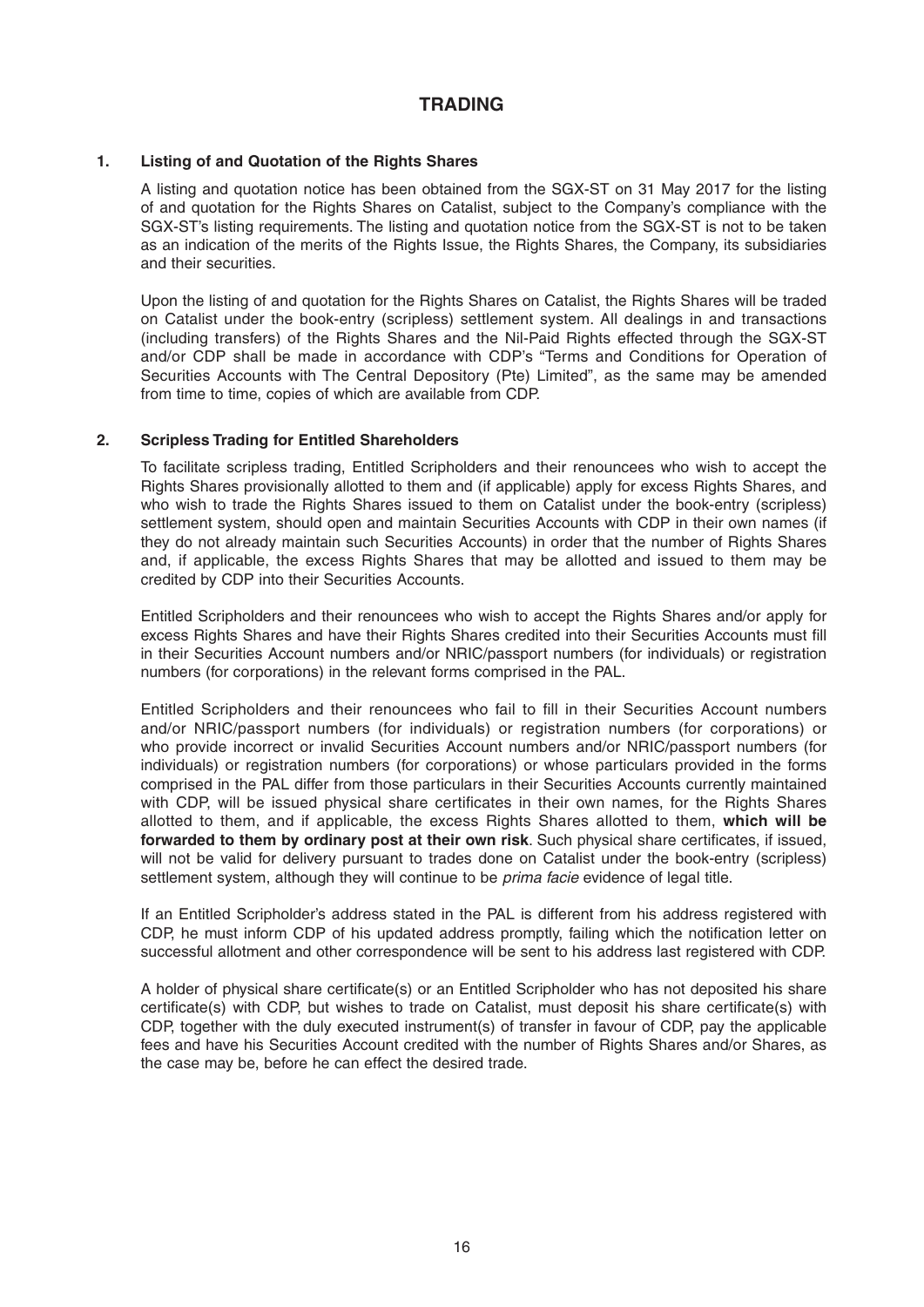# TRADING

## 1. Listing of and Quotation of the Rights Shares

A listing and quotation notice has been obtained from the SGX-ST on 31 May 2017 for the listing of and quotation for the Rights Shares on Catalist, subject to the Company's compliance with the SGX-ST's listing requirements. The listing and quotation notice from the SGX-ST is not to be taken as an indication of the merits of the Rights Issue, the Rights Shares, the Company, its subsidiaries and their securities.

Upon the listing of and quotation for the Rights Shares on Catalist, the Rights Shares will be traded on Catalist under the book-entry (scripless) settlement system. All dealings in and transactions (including transfers) of the Rights Shares and the Nil-Paid Rights effected through the SGX-ST and/or CDP shall be made in accordance with CDP's "Terms and Conditions for Operation of Securities Accounts with The Central Depository (Pte) Limited", as the same may be amended from time to time, copies of which are available from CDP.

## 2. Scripless Trading for Entitled Shareholders

To facilitate scripless trading, Entitled Scripholders and their renouncees who wish to accept the Rights Shares provisionally allotted to them and (if applicable) apply for excess Rights Shares, and who wish to trade the Rights Shares issued to them on Catalist under the book-entry (scripless) settlement system, should open and maintain Securities Accounts with CDP in their own names (if they do not already maintain such Securities Accounts) in order that the number of Rights Shares and, if applicable, the excess Rights Shares that may be allotted and issued to them may be credited by CDP into their Securities Accounts.

Entitled Scripholders and their renouncees who wish to accept the Rights Shares and/or apply for excess Rights Shares and have their Rights Shares credited into their Securities Accounts must fill in their Securities Account numbers and/or NRIC/passport numbers (for individuals) or registration numbers (for corporations) in the relevant forms comprised in the PAL.

Entitled Scripholders and their renouncees who fail to fill in their Securities Account numbers and/or NRIC/passport numbers (for individuals) or registration numbers (for corporations) or who provide incorrect or invalid Securities Account numbers and/or NRIC/passport numbers (for individuals) or registration numbers (for corporations) or whose particulars provided in the forms comprised in the PAL differ from those particulars in their Securities Accounts currently maintained with CDP, will be issued physical share certificates in their own names, for the Rights Shares allotted to them, and if applicable, the excess Rights Shares allotted to them, **which will be forwarded to them by ordinary post at their own risk**. Such physical share certificates, if issued, will not be valid for delivery pursuant to trades done on Catalist under the book-entry (scripless) settlement system, although they will continue to be *prima facie* evidence of legal title.

If an Entitled Scripholder's address stated in the PAL is different from his address registered with CDP, he must inform CDP of his updated address promptly, failing which the notification letter on successful allotment and other correspondence will be sent to his address last registered with CDP.

A holder of physical share certificate(s) or an Entitled Scripholder who has not deposited his share certificate(s) with CDP, but wishes to trade on Catalist, must deposit his share certificate(s) with CDP, together with the duly executed instrument(s) of transfer in favour of CDP, pay the applicable fees and have his Securities Account credited with the number of Rights Shares and/or Shares, as the case may be, before he can effect the desired trade.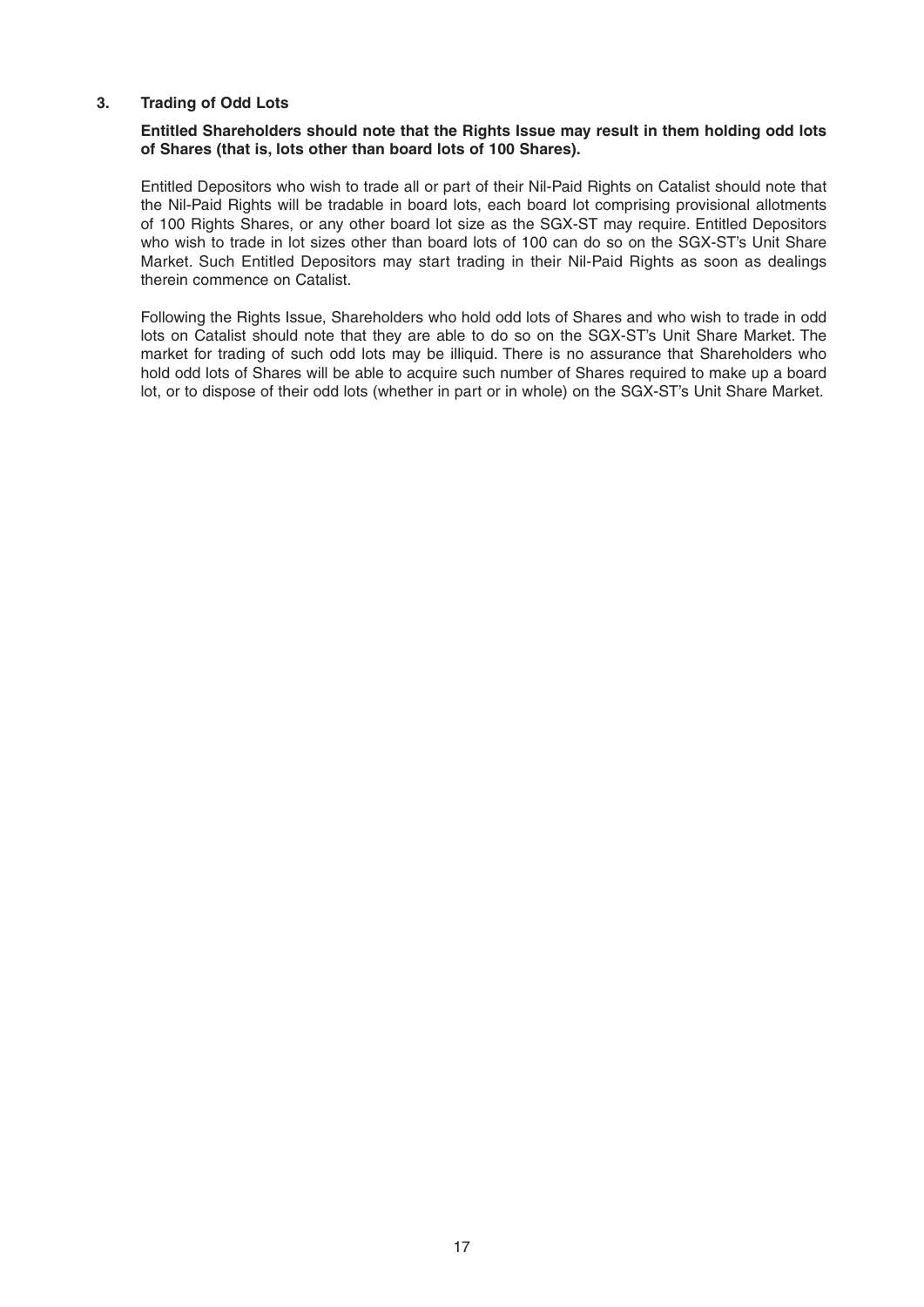## 3. Trading of Odd Lots

**Entitled Shareholders should note that the Rights Issue may result in them holding odd lots of Shares (that is, lots other than board lots of 100 Shares).**

Entitled Depositors who wish to trade all or part of their Nil-Paid Rights on Catalist should note that the Nil-Paid Rights will be tradable in board lots, each board lot comprising provisional allotments of 100 Rights Shares, or any other board lot size as the SGX-ST may require. Entitled Depositors who wish to trade in lot sizes other than board lots of 100 can do so on the SGX-ST's Unit Share Market. Such Entitled Depositors may start trading in their Nil-Paid Rights as soon as dealings therein commence on Catalist.

Following the Rights Issue, Shareholders who hold odd lots of Shares and who wish to trade in odd lots on Catalist should note that they are able to do so on the SGX-ST's Unit Share Market. The market for trading of such odd lots may be illiquid. There is no assurance that Shareholders who hold odd lots of Shares will be able to acquire such number of Shares required to make up a board lot, or to dispose of their odd lots (whether in part or in whole) on the SGX-ST's Unit Share Market.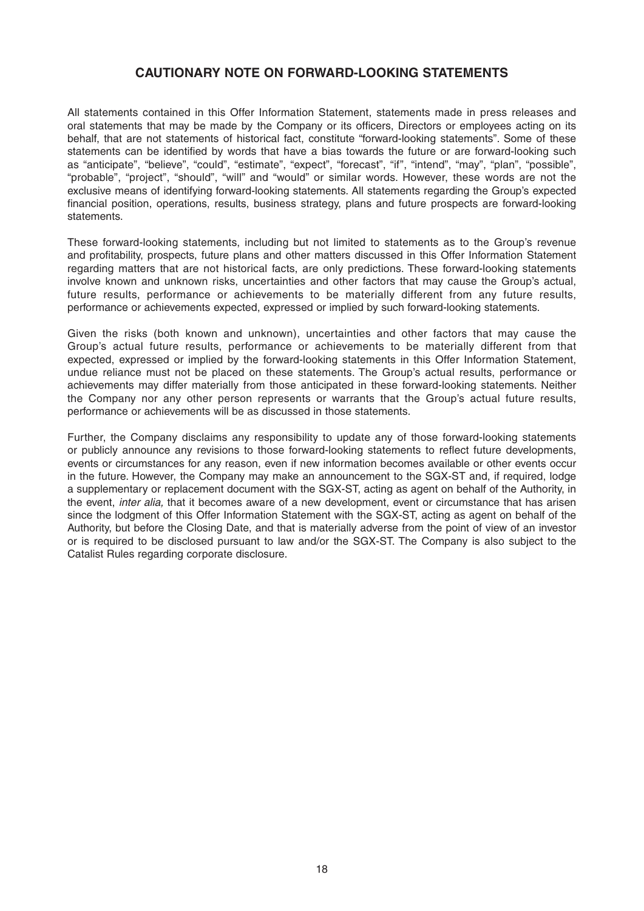## CAUTIONARY NOTE ON FORWARD-LOOKING STATEMENTS

All statements contained in this Offer Information Statement, statements made in press releases and oral statements that may be made by the Company or its officers, Directors or employees acting on its behalf, that are not statements of historical fact, constitute "forward-looking statements". Some of these statements can be identified by words that have a bias towards the future or are forward-looking such as "anticipate", "believe", "could", "estimate", "expect", "forecast", "if", "intend", "may", "plan", "possible", "probable", "project", "should", "will" and "would" or similar words. However, these words are not the exclusive means of identifying forward-looking statements. All statements regarding the Group's expected financial position, operations, results, business strategy, plans and future prospects are forward-looking statements.

These forward-looking statements, including but not limited to statements as to the Group's revenue and profitability, prospects, future plans and other matters discussed in this Offer Information Statement regarding matters that are not historical facts, are only predictions. These forward-looking statements involve known and unknown risks, uncertainties and other factors that may cause the Group's actual, future results, performance or achievements to be materially different from any future results, performance or achievements expected, expressed or implied by such forward-looking statements.

Given the risks (both known and unknown), uncertainties and other factors that may cause the Group's actual future results, performance or achievements to be materially different from that expected, expressed or implied by the forward-looking statements in this Offer Information Statement, undue reliance must not be placed on these statements. The Group's actual results, performance or achievements may differ materially from those anticipated in these forward-looking statements. Neither the Company nor any other person represents or warrants that the Group's actual future results, performance or achievements will be as discussed in those statements.

Further, the Company disclaims any responsibility to update any of those forward-looking statements or publicly announce any revisions to those forward-looking statements to reflect future developments, events or circumstances for any reason, even if new information becomes available or other events occur in the future. However, the Company may make an announcement to the SGX-ST and, if required, lodge a supplementary or replacement document with the SGX-ST, acting as agent on behalf of the Authority, in the event, *inter alia,* that it becomes aware of a new development, event or circumstance that has arisen since the lodgment of this Offer Information Statement with the SGX-ST, acting as agent on behalf of the Authority, but before the Closing Date, and that is materially adverse from the point of view of an investor or is required to be disclosed pursuant to law and/or the SGX-ST. The Company is also subject to the Catalist Rules regarding corporate disclosure.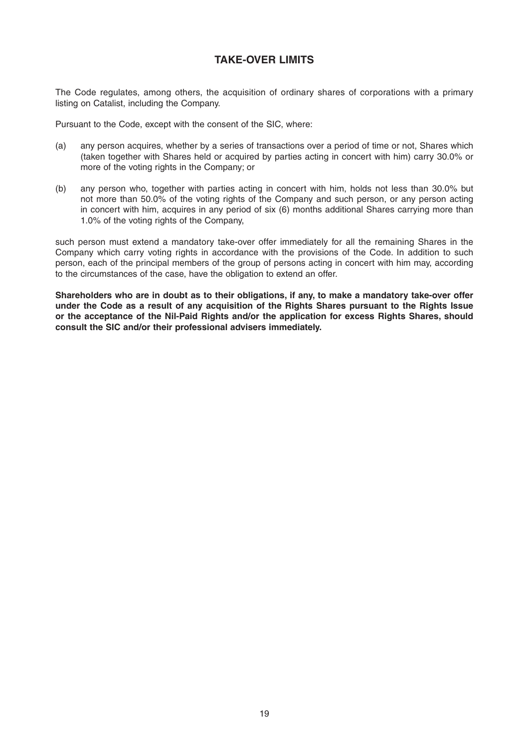## TAKE-OVER LIMITS

The Code regulates, among others, the acquisition of ordinary shares of corporations with a primary listing on Catalist, including the Company.

Pursuant to the Code, except with the consent of the SIC, where:

(a) any person acquires, whether by a series of transactions over a period of time or not, Shares which (taken together with Shares held or acquired by parties acting in concert with him) carry 30.0% or more of the voting rights in the Company; or

(b) any person who, together with parties acting in concert with him, holds not less than 30.0% but not more than 50.0% of the voting rights of the Company and such person, or any person acting in concert with him, acquires in any period of six (6) months additional Shares carrying more than 1.0% of the voting rights of the Company,

such person must extend a mandatory take-over offer immediately for all the remaining Shares in the Company which carry voting rights in accordance with the provisions of the Code. In addition to such person, each of the principal members of the group of persons acting in concert with him may, according to the circumstances of the case, have the obligation to extend an offer.

**Shareholders who are in doubt as to their obligations, if any, to make a mandatory take-over offer under the Code as a result of any acquisition of the Rights Shares pursuant to the Rights Issue or the acceptance of the Nil-Paid Rights and/or the application for excess Rights Shares, should consult the SIC and/or their professional advisers immediately.**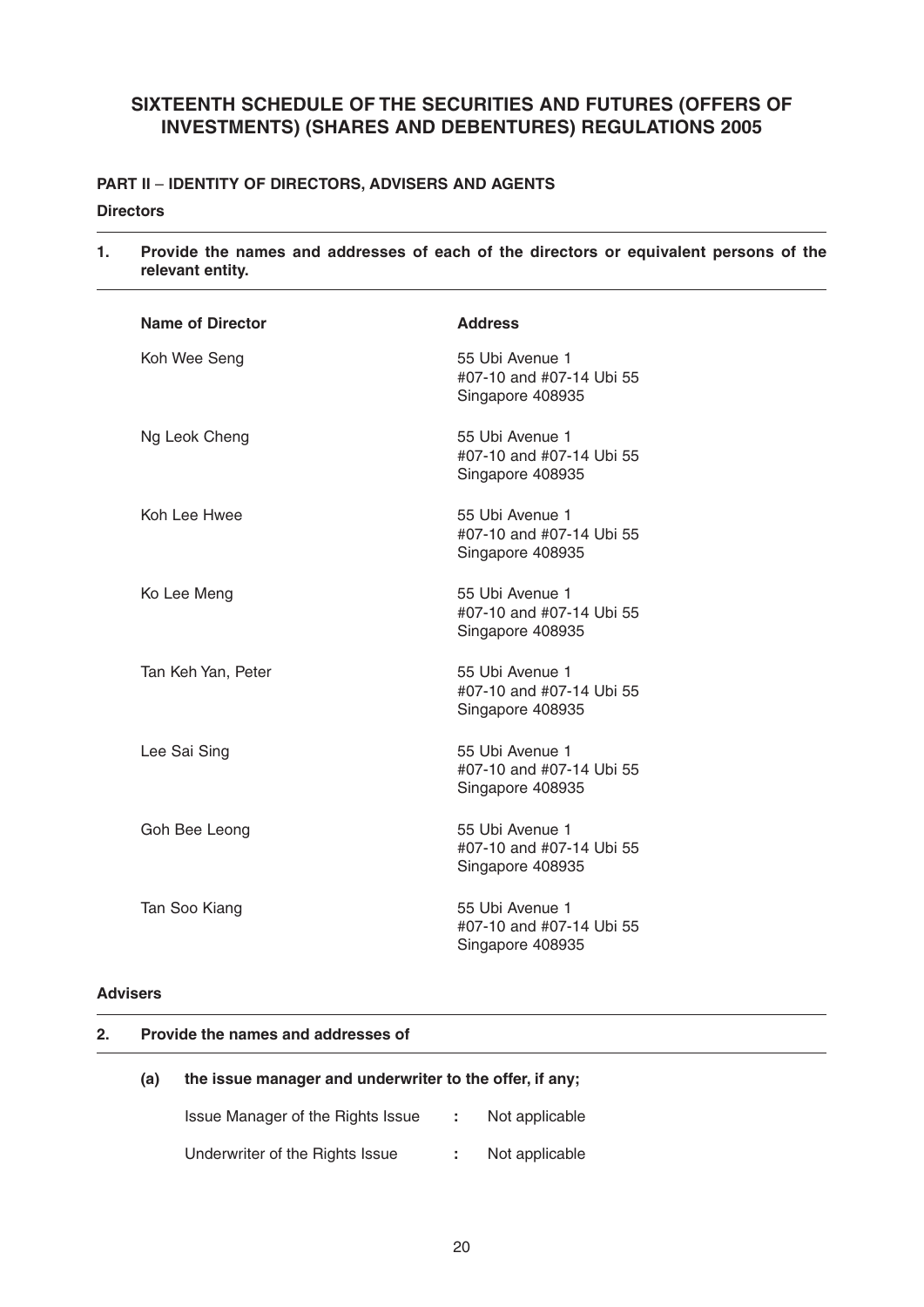# SIXTEENTH SCHEDULE OF THE SECURITIES AND FUTURES (OFFERS OF INVESTMENTS) (SHARES AND DEBENTURES) REGULATIONS 2005

**PART II – IDENTITY OF DIRECTORS, ADVISERS AND AGENTS**

**Directors**

**1. Provide the names and addresses of each of the directors or equivalent persons of the relevant entity.**

| Name of Director | Address |
|---|---|
| Koh Wee Seng | 55 Ubi Avenue 1<br>#07-10 and #07-14 Ubi 55<br>Singapore 408935 |
| Ng Leok Cheng | 55 Ubi Avenue 1<br>#07-10 and #07-14 Ubi 55<br>Singapore 408935 |
| Koh Lee Hwee | 55 Ubi Avenue 1<br>#07-10 and #07-14 Ubi 55<br>Singapore 408935 |
| Ko Lee Meng | 55 Ubi Avenue 1<br>#07-10 and #07-14 Ubi 55<br>Singapore 408935 |
| Tan Keh Yan, Peter | 55 Ubi Avenue 1<br>#07-10 and #07-14 Ubi 55<br>Singapore 408935 |
| Lee Sai Sing | 55 Ubi Avenue 1<br>#07-10 and #07-14 Ubi 55<br>Singapore 408935 |
| Goh Bee Leong | 55 Ubi Avenue 1<br>#07-10 and #07-14 Ubi 55<br>Singapore 408935 |
| Tan Soo Kiang | 55 Ubi Avenue 1<br>#07-10 and #07-14 Ubi 55<br>Singapore 408935 |

**Advisers**

**2. Provide the names and addresses of**

**(a) the issue manager and underwriter to the offer, if any;**

Issue Manager of the Rights Issue : Not applicable

Underwriter of the Rights Issue : Not applicable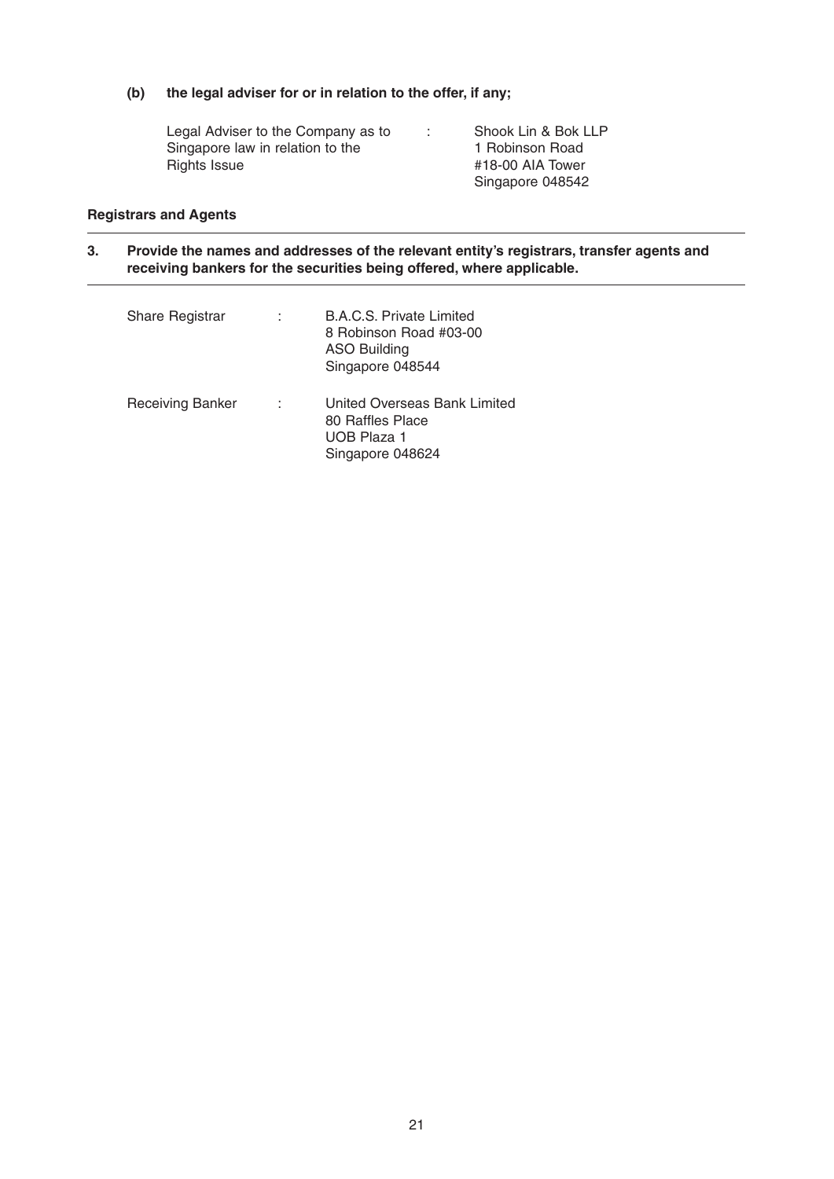**(b) the legal adviser for or in relation to the offer, if any;**

| | | |
|---|---|---|
| Legal Adviser to the Company as to Singapore law in relation to the Rights Issue | : | Shook Lin & Bok LLP<br>1 Robinson Road<br>#18-00 AIA Tower<br>Singapore 048542 |

**Registrars and Agents**

**3. Provide the names and addresses of the relevant entity's registrars, transfer agents and receiving bankers for the securities being offered, where applicable.**

| | | |
|---|---|---|
| Share Registrar | : | B.A.C.S. Private Limited<br>8 Robinson Road #03-00<br>ASO Building<br>Singapore 048544 |
| Receiving Banker | : | United Overseas Bank Limited<br>80 Raffles Place<br>UOB Plaza 1<br>Singapore 048624 |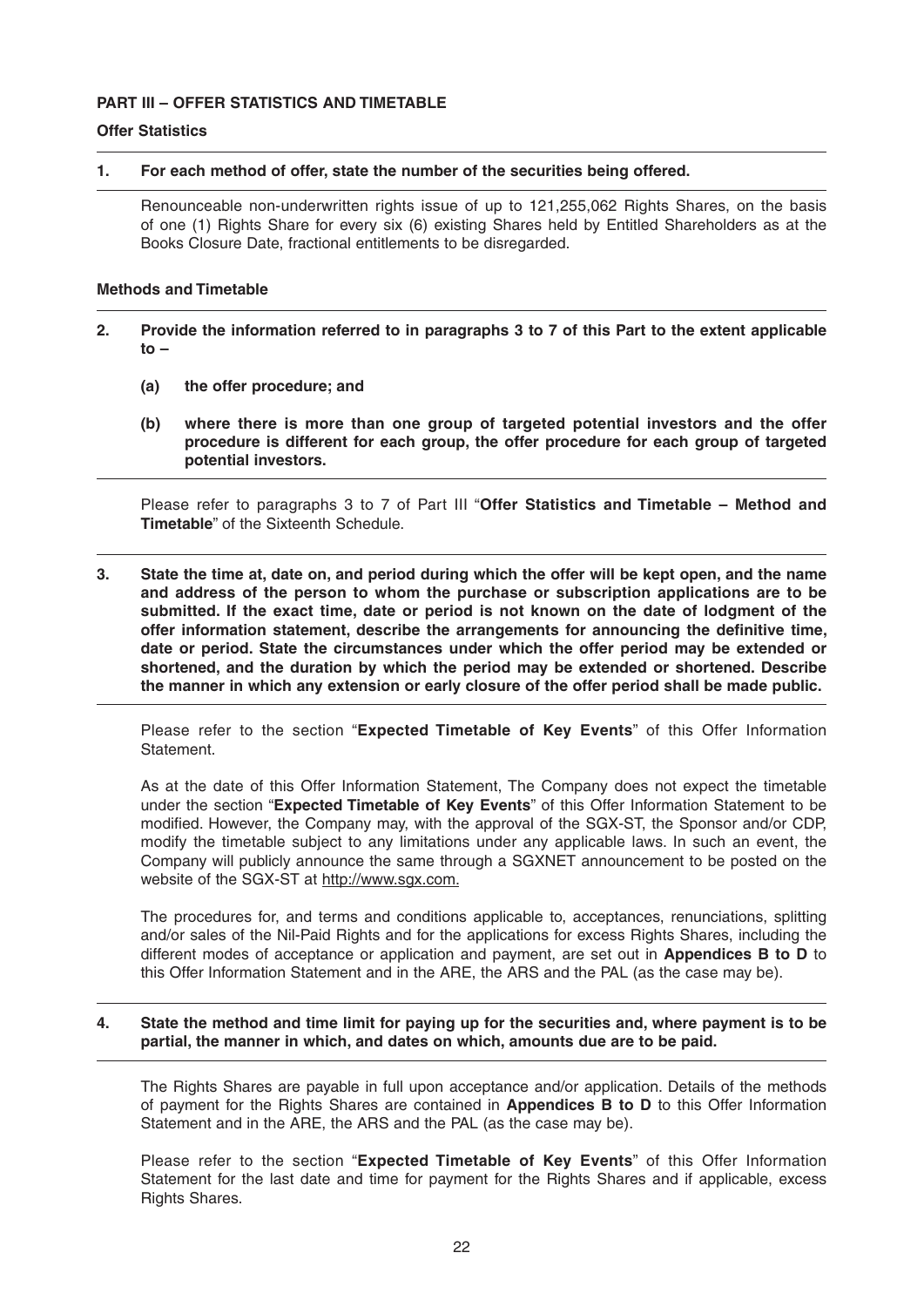**PART III – OFFER STATISTICS AND TIMETABLE**

**Offer Statistics**

**1. For each method of offer, state the number of the securities being offered.**

Renounceable non-underwritten rights issue of up to 121,255,062 Rights Shares, on the basis of one (1) Rights Share for every six (6) existing Shares held by Entitled Shareholders as at the Books Closure Date, fractional entitlements to be disregarded.

**Methods and Timetable**

**2. Provide the information referred to in paragraphs 3 to 7 of this Part to the extent applicable to –**

**(a) the offer procedure; and**

**(b) where there is more than one group of targeted potential investors and the offer procedure is different for each group, the offer procedure for each group of targeted potential investors.**

Please refer to paragraphs 3 to 7 of Part III "**Offer Statistics and Timetable – Method and Timetable**" of the Sixteenth Schedule.

**3. State the time at, date on, and period during which the offer will be kept open, and the name and address of the person to whom the purchase or subscription applications are to be submitted. If the exact time, date or period is not known on the date of lodgment of the offer information statement, describe the arrangements for announcing the definitive time, date or period. State the circumstances under which the offer period may be extended or shortened, and the duration by which the period may be extended or shortened. Describe the manner in which any extension or early closure of the offer period shall be made public.**

Please refer to the section "**Expected Timetable of Key Events**" of this Offer Information Statement.

As at the date of this Offer Information Statement, The Company does not expect the timetable under the section "**Expected Timetable of Key Events**" of this Offer Information Statement to be modified. However, the Company may, with the approval of the SGX-ST, the Sponsor and/or CDP, modify the timetable subject to any limitations under any applicable laws. In such an event, the Company will publicly announce the same through a SGXNET announcement to be posted on the website of the SGX-ST at http://www.sgx.com.

The procedures for, and terms and conditions applicable to, acceptances, renunciations, splitting and/or sales of the Nil-Paid Rights and for the applications for excess Rights Shares, including the different modes of acceptance or application and payment, are set out in **Appendices B to D** to this Offer Information Statement and in the ARE, the ARS and the PAL (as the case may be).

**4. State the method and time limit for paying up for the securities and, where payment is to be partial, the manner in which, and dates on which, amounts due are to be paid.**

The Rights Shares are payable in full upon acceptance and/or application. Details of the methods of payment for the Rights Shares are contained in **Appendices B to D** to this Offer Information Statement and in the ARE, the ARS and the PAL (as the case may be).

Please refer to the section "**Expected Timetable of Key Events**" of this Offer Information Statement for the last date and time for payment for the Rights Shares and if applicable, excess Rights Shares.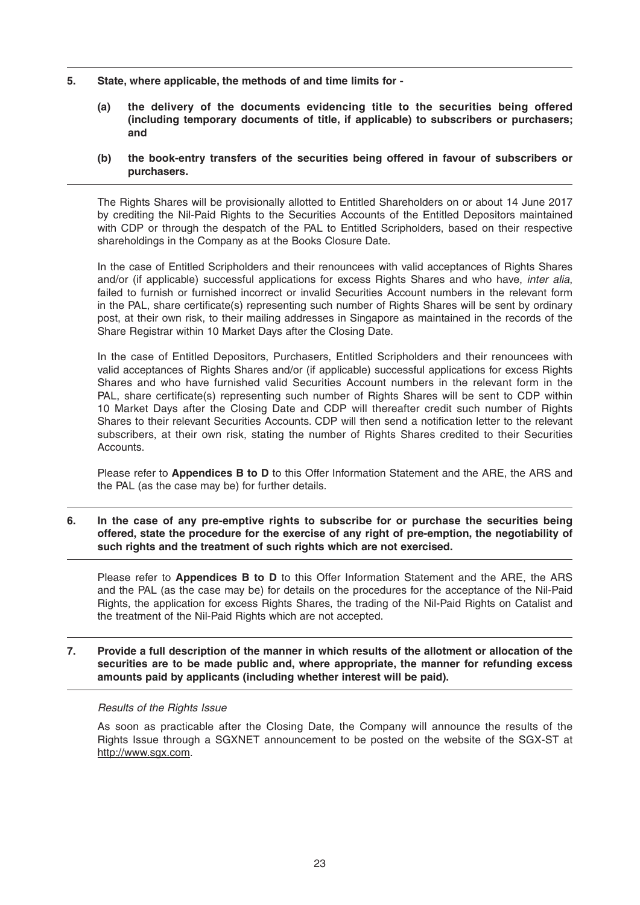**5. State, where applicable, the methods of and time limits for -**

**(a) the delivery of the documents evidencing title to the securities being offered (including temporary documents of title, if applicable) to subscribers or purchasers; and**

**(b) the book-entry transfers of the securities being offered in favour of subscribers or purchasers.**

The Rights Shares will be provisionally allotted to Entitled Shareholders on or about 14 June 2017 by crediting the Nil-Paid Rights to the Securities Accounts of the Entitled Depositors maintained with CDP or through the despatch of the PAL to Entitled Scripholders, based on their respective shareholdings in the Company as at the Books Closure Date.

In the case of Entitled Scripholders and their renouncees with valid acceptances of Rights Shares and/or (if applicable) successful applications for excess Rights Shares and who have, *inter alia*, failed to furnish or furnished incorrect or invalid Securities Account numbers in the relevant form in the PAL, share certificate(s) representing such number of Rights Shares will be sent by ordinary post, at their own risk, to their mailing addresses in Singapore as maintained in the records of the Share Registrar within 10 Market Days after the Closing Date.

In the case of Entitled Depositors, Purchasers, Entitled Scripholders and their renouncees with valid acceptances of Rights Shares and/or (if applicable) successful applications for excess Rights Shares and who have furnished valid Securities Account numbers in the relevant form in the PAL, share certificate(s) representing such number of Rights Shares will be sent to CDP within 10 Market Days after the Closing Date and CDP will thereafter credit such number of Rights Shares to their relevant Securities Accounts. CDP will then send a notification letter to the relevant subscribers, at their own risk, stating the number of Rights Shares credited to their Securities Accounts.

Please refer to **Appendices B to D** to this Offer Information Statement and the ARE, the ARS and the PAL (as the case may be) for further details.

**6. In the case of any pre-emptive rights to subscribe for or purchase the securities being offered, state the procedure for the exercise of any right of pre-emption, the negotiability of such rights and the treatment of such rights which are not exercised.**

Please refer to **Appendices B to D** to this Offer Information Statement and the ARE, the ARS and the PAL (as the case may be) for details on the procedures for the acceptance of the Nil-Paid Rights, the application for excess Rights Shares, the trading of the Nil-Paid Rights on Catalist and the treatment of the Nil-Paid Rights which are not accepted.

**7. Provide a full description of the manner in which results of the allotment or allocation of the securities are to be made public and, where appropriate, the manner for refunding excess amounts paid by applicants (including whether interest will be paid).**

*Results of the Rights Issue*

As soon as practicable after the Closing Date, the Company will announce the results of the Rights Issue through a SGXNET announcement to be posted on the website of the SGX-ST at http://www.sgx.com.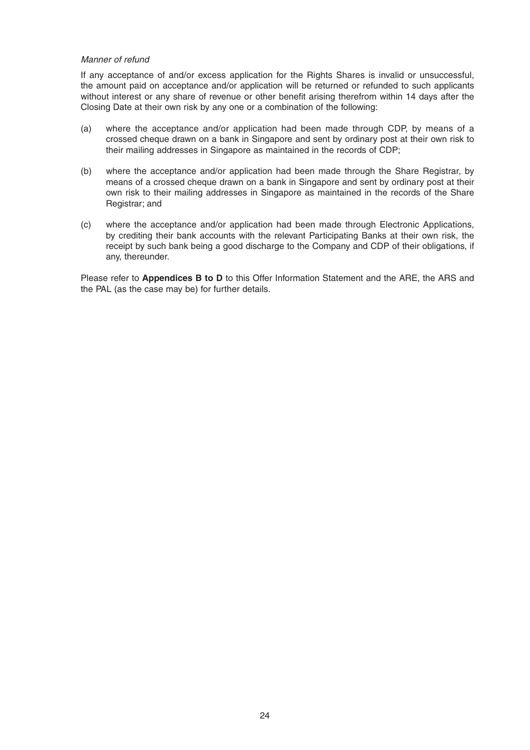*Manner of refund*

If any acceptance of and/or excess application for the Rights Shares is invalid or unsuccessful, the amount paid on acceptance and/or application will be returned or refunded to such applicants without interest or any share of revenue or other benefit arising therefrom within 14 days after the Closing Date at their own risk by any one or a combination of the following:

(a) where the acceptance and/or application had been made through CDP, by means of a crossed cheque drawn on a bank in Singapore and sent by ordinary post at their own risk to their mailing addresses in Singapore as maintained in the records of CDP;

(b) where the acceptance and/or application had been made through the Share Registrar, by means of a crossed cheque drawn on a bank in Singapore and sent by ordinary post at their own risk to their mailing addresses in Singapore as maintained in the records of the Share Registrar; and

(c) where the acceptance and/or application had been made through Electronic Applications, by crediting their bank accounts with the relevant Participating Banks at their own risk, the receipt by such bank being a good discharge to the Company and CDP of their obligations, if any, thereunder.

Please refer to **Appendices B to D** to this Offer Information Statement and the ARE, the ARS and the PAL (as the case may be) for further details.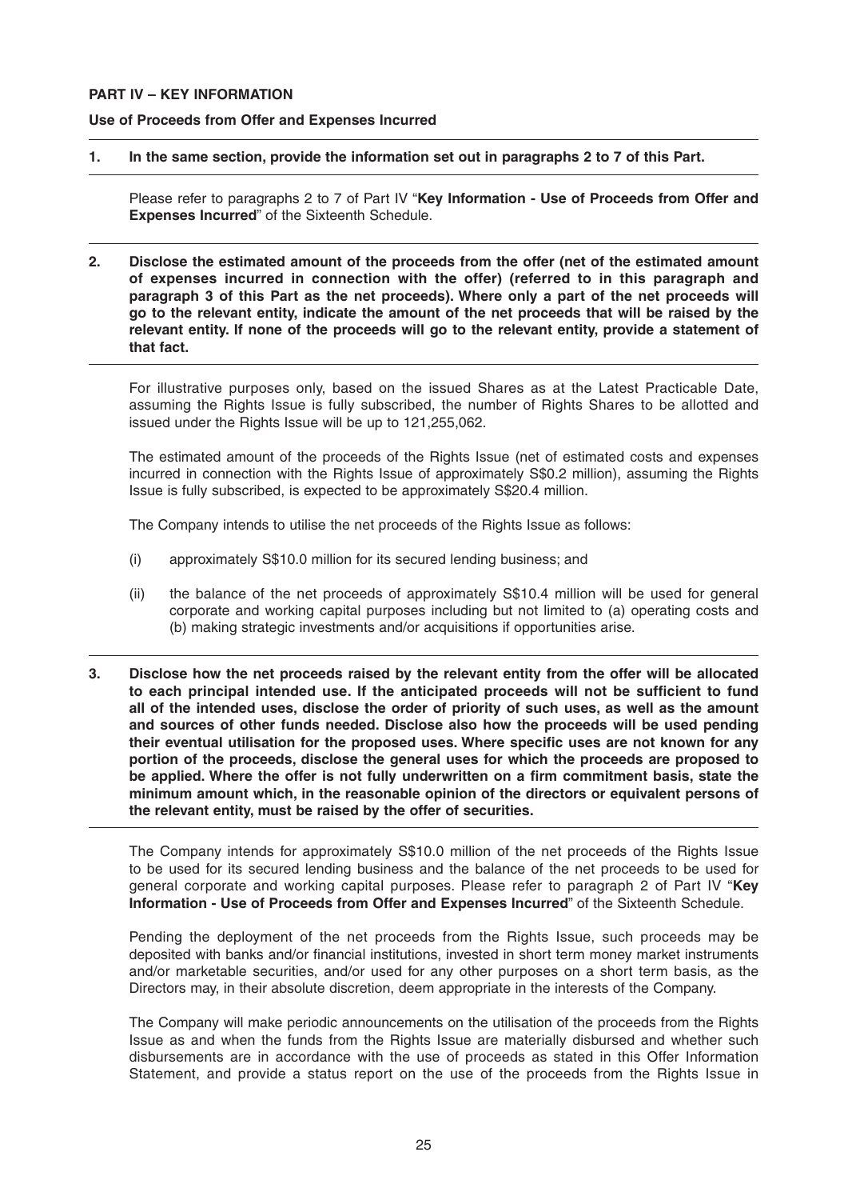**PART IV – KEY INFORMATION**

**Use of Proceeds from Offer and Expenses Incurred**

**1. In the same section, provide the information set out in paragraphs 2 to 7 of this Part.**

Please refer to paragraphs 2 to 7 of Part IV "**Key Information - Use of Proceeds from Offer and Expenses Incurred**" of the Sixteenth Schedule.

**2. Disclose the estimated amount of the proceeds from the offer (net of the estimated amount of expenses incurred in connection with the offer) (referred to in this paragraph and paragraph 3 of this Part as the net proceeds). Where only a part of the net proceeds will go to the relevant entity, indicate the amount of the net proceeds that will be raised by the relevant entity. If none of the proceeds will go to the relevant entity, provide a statement of that fact.**

For illustrative purposes only, based on the issued Shares as at the Latest Practicable Date, assuming the Rights Issue is fully subscribed, the number of Rights Shares to be allotted and issued under the Rights Issue will be up to 121,255,062.

The estimated amount of the proceeds of the Rights Issue (net of estimated costs and expenses incurred in connection with the Rights Issue of approximately S$0.2 million), assuming the Rights Issue is fully subscribed, is expected to be approximately S$20.4 million.

The Company intends to utilise the net proceeds of the Rights Issue as follows:

(i) approximately S$10.0 million for its secured lending business; and

(ii) the balance of the net proceeds of approximately S$10.4 million will be used for general corporate and working capital purposes including but not limited to (a) operating costs and (b) making strategic investments and/or acquisitions if opportunities arise.

**3. Disclose how the net proceeds raised by the relevant entity from the offer will be allocated to each principal intended use. If the anticipated proceeds will not be sufficient to fund all of the intended uses, disclose the order of priority of such uses, as well as the amount and sources of other funds needed. Disclose also how the proceeds will be used pending their eventual utilisation for the proposed uses. Where specific uses are not known for any portion of the proceeds, disclose the general uses for which the proceeds are proposed to be applied. Where the offer is not fully underwritten on a firm commitment basis, state the minimum amount which, in the reasonable opinion of the directors or equivalent persons of the relevant entity, must be raised by the offer of securities.**

The Company intends for approximately S$10.0 million of the net proceeds of the Rights Issue to be used for its secured lending business and the balance of the net proceeds to be used for general corporate and working capital purposes. Please refer to paragraph 2 of Part IV "**Key Information - Use of Proceeds from Offer and Expenses Incurred**" of the Sixteenth Schedule.

Pending the deployment of the net proceeds from the Rights Issue, such proceeds may be deposited with banks and/or financial institutions, invested in short term money market instruments and/or marketable securities, and/or used for any other purposes on a short term basis, as the Directors may, in their absolute discretion, deem appropriate in the interests of the Company.

The Company will make periodic announcements on the utilisation of the proceeds from the Rights Issue as and when the funds from the Rights Issue are materially disbursed and whether such disbursements are in accordance with the use of proceeds as stated in this Offer Information Statement, and provide a status report on the use of the proceeds from the Rights Issue in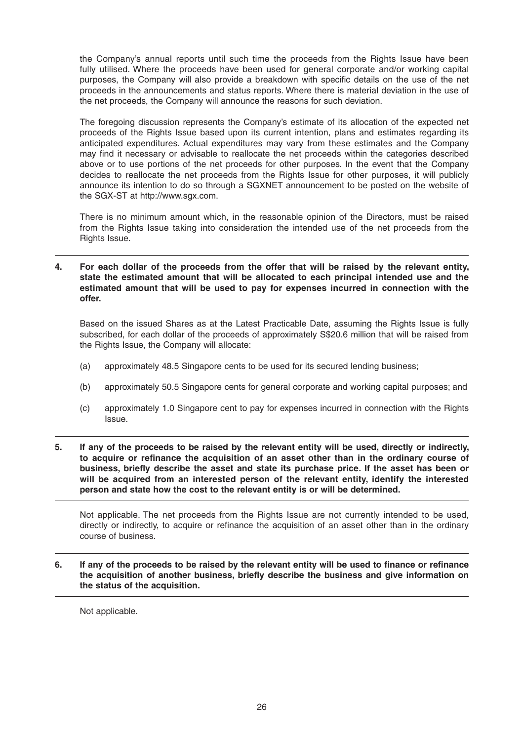the Company's annual reports until such time the proceeds from the Rights Issue have been fully utilised. Where the proceeds have been used for general corporate and/or working capital purposes, the Company will also provide a breakdown with specific details on the use of the net proceeds in the announcements and status reports. Where there is material deviation in the use of the net proceeds, the Company will announce the reasons for such deviation.

The foregoing discussion represents the Company's estimate of its allocation of the expected net proceeds of the Rights Issue based upon its current intention, plans and estimates regarding its anticipated expenditures. Actual expenditures may vary from these estimates and the Company may find it necessary or advisable to reallocate the net proceeds within the categories described above or to use portions of the net proceeds for other purposes. In the event that the Company decides to reallocate the net proceeds from the Rights Issue for other purposes, it will publicly announce its intention to do so through a SGXNET announcement to be posted on the website of the SGX-ST at http://www.sgx.com.

There is no minimum amount which, in the reasonable opinion of the Directors, must be raised from the Rights Issue taking into consideration the intended use of the net proceeds from the Rights Issue.

**4. For each dollar of the proceeds from the offer that will be raised by the relevant entity, state the estimated amount that will be allocated to each principal intended use and the estimated amount that will be used to pay for expenses incurred in connection with the offer.**

Based on the issued Shares as at the Latest Practicable Date, assuming the Rights Issue is fully subscribed, for each dollar of the proceeds of approximately S$20.6 million that will be raised from the Rights Issue, the Company will allocate:

(a) approximately 48.5 Singapore cents to be used for its secured lending business;

(b) approximately 50.5 Singapore cents for general corporate and working capital purposes; and

(c) approximately 1.0 Singapore cent to pay for expenses incurred in connection with the Rights Issue.

**5. If any of the proceeds to be raised by the relevant entity will be used, directly or indirectly, to acquire or refinance the acquisition of an asset other than in the ordinary course of business, briefly describe the asset and state its purchase price. If the asset has been or will be acquired from an interested person of the relevant entity, identify the interested person and state how the cost to the relevant entity is or will be determined.**

Not applicable. The net proceeds from the Rights Issue are not currently intended to be used, directly or indirectly, to acquire or refinance the acquisition of an asset other than in the ordinary course of business.

**6. If any of the proceeds to be raised by the relevant entity will be used to finance or refinance the acquisition of another business, briefly describe the business and give information on the status of the acquisition.**

Not applicable.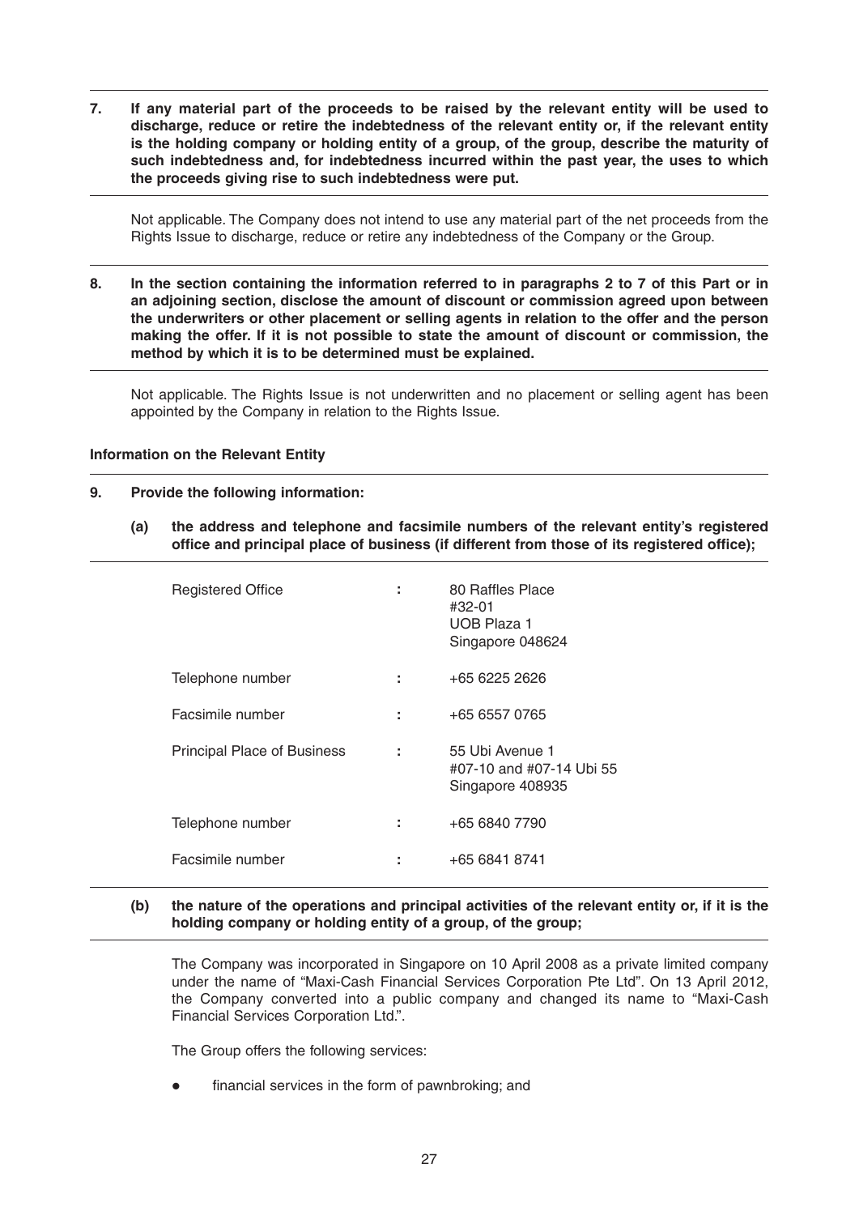**7. If any material part of the proceeds to be raised by the relevant entity will be used to discharge, reduce or retire the indebtedness of the relevant entity or, if the relevant entity is the holding company or holding entity of a group, of the group, describe the maturity of such indebtedness and, for indebtedness incurred within the past year, the uses to which the proceeds giving rise to such indebtedness were put.**

Not applicable. The Company does not intend to use any material part of the net proceeds from the Rights Issue to discharge, reduce or retire any indebtedness of the Company or the Group.

**8. In the section containing the information referred to in paragraphs 2 to 7 of this Part or in an adjoining section, disclose the amount of discount or commission agreed upon between the underwriters or other placement or selling agents in relation to the offer and the person making the offer. If it is not possible to state the amount of discount or commission, the method by which it is to be determined must be explained.**

Not applicable. The Rights Issue is not underwritten and no placement or selling agent has been appointed by the Company in relation to the Rights Issue.

**Information on the Relevant Entity**

**9. Provide the following information:**

**(a) the address and telephone and facsimile numbers of the relevant entity's registered office and principal place of business (if different from those of its registered office);**

| | | |
|---|---|---|
| Registered Office | : | 80 Raffles Place<br>#32-01<br>UOB Plaza 1<br>Singapore 048624 |
| Telephone number | : | +65 6225 2626 |
| Facsimile number | : | +65 6557 0765 |
| Principal Place of Business | : | 55 Ubi Avenue 1<br>#07-10 and #07-14 Ubi 55<br>Singapore 408935 |
| Telephone number | : | +65 6840 7790 |
| Facsimile number | : | +65 6841 8741 |

**(b) the nature of the operations and principal activities of the relevant entity or, if it is the holding company or holding entity of a group, of the group;**

The Company was incorporated in Singapore on 10 April 2008 as a private limited company under the name of "Maxi-Cash Financial Services Corporation Pte Ltd". On 13 April 2012, the Company converted into a public company and changed its name to "Maxi-Cash Financial Services Corporation Ltd.".

The Group offers the following services:

- financial services in the form of pawnbroking; and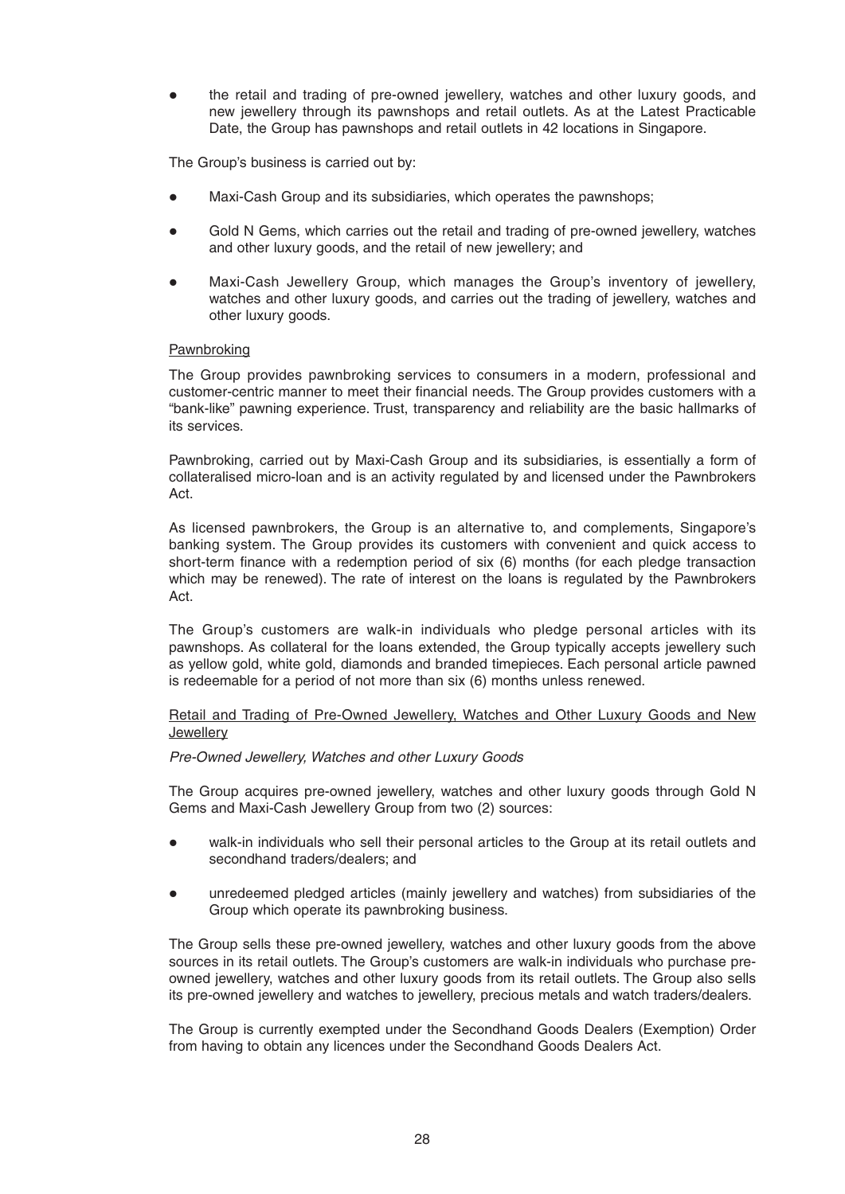- the retail and trading of pre-owned jewellery, watches and other luxury goods, and new jewellery through its pawnshops and retail outlets. As at the Latest Practicable Date, the Group has pawnshops and retail outlets in 42 locations in Singapore.

The Group's business is carried out by:

- Maxi-Cash Group and its subsidiaries, which operates the pawnshops;
- Gold N Gems, which carries out the retail and trading of pre-owned jewellery, watches and other luxury goods, and the retail of new jewellery; and
- Maxi-Cash Jewellery Group, which manages the Group's inventory of jewellery, watches and other luxury goods, and carries out the trading of jewellery, watches and other luxury goods.

Pawnbroking

The Group provides pawnbroking services to consumers in a modern, professional and customer-centric manner to meet their financial needs. The Group provides customers with a "bank-like" pawning experience. Trust, transparency and reliability are the basic hallmarks of its services.

Pawnbroking, carried out by Maxi-Cash Group and its subsidiaries, is essentially a form of collateralised micro-loan and is an activity regulated by and licensed under the Pawnbrokers Act.

As licensed pawnbrokers, the Group is an alternative to, and complements, Singapore's banking system. The Group provides its customers with convenient and quick access to short-term finance with a redemption period of six (6) months (for each pledge transaction which may be renewed). The rate of interest on the loans is regulated by the Pawnbrokers Act.

The Group's customers are walk-in individuals who pledge personal articles with its pawnshops. As collateral for the loans extended, the Group typically accepts jewellery such as yellow gold, white gold, diamonds and branded timepieces. Each personal article pawned is redeemable for a period of not more than six (6) months unless renewed.

Retail and Trading of Pre-Owned Jewellery, Watches and Other Luxury Goods and New Jewellery

*Pre-Owned Jewellery, Watches and other Luxury Goods*

The Group acquires pre-owned jewellery, watches and other luxury goods through Gold N Gems and Maxi-Cash Jewellery Group from two (2) sources:

- walk-in individuals who sell their personal articles to the Group at its retail outlets and secondhand traders/dealers; and
- unredeemed pledged articles (mainly jewellery and watches) from subsidiaries of the Group which operate its pawnbroking business.

The Group sells these pre-owned jewellery, watches and other luxury goods from the above sources in its retail outlets. The Group's customers are walk-in individuals who purchase pre-owned jewellery, watches and other luxury goods from its retail outlets. The Group also sells its pre-owned jewellery and watches to jewellery, precious metals and watch traders/dealers.

The Group is currently exempted under the Secondhand Goods Dealers (Exemption) Order from having to obtain any licences under the Secondhand Goods Dealers Act.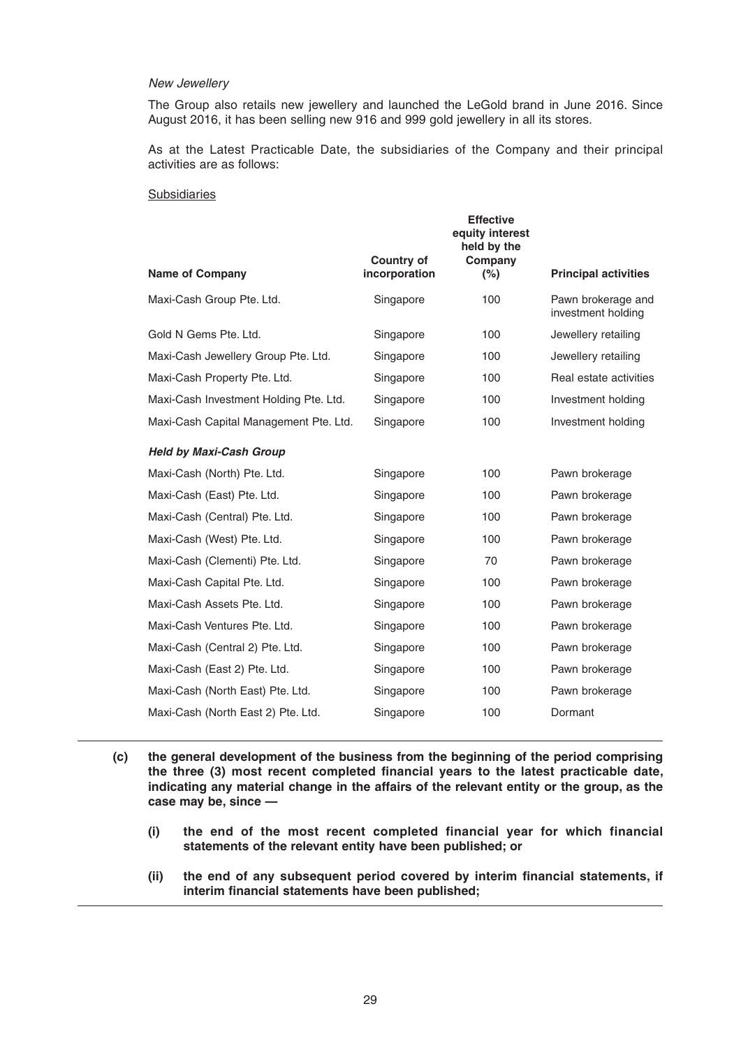*New Jewellery*

The Group also retails new jewellery and launched the LeGold brand in June 2016. Since August 2016, it has been selling new 916 and 999 gold jewellery in all its stores.

As at the Latest Practicable Date, the subsidiaries of the Company and their principal activities are as follows:

Subsidiaries

| Name of Company | Country of incorporation | Effective equity interest held by the Company (%) | Principal activities |
|---|---|---|---|
| Maxi-Cash Group Pte. Ltd. | Singapore | 100 | Pawn brokerage and investment holding |
| Gold N Gems Pte. Ltd. | Singapore | 100 | Jewellery retailing |
| Maxi-Cash Jewellery Group Pte. Ltd. | Singapore | 100 | Jewellery retailing |
| Maxi-Cash Property Pte. Ltd. | Singapore | 100 | Real estate activities |
| Maxi-Cash Investment Holding Pte. Ltd. | Singapore | 100 | Investment holding |
| Maxi-Cash Capital Management Pte. Ltd. | Singapore | 100 | Investment holding |
| ***Held by Maxi-Cash Group*** | | | |
| Maxi-Cash (North) Pte. Ltd. | Singapore | 100 | Pawn brokerage |
| Maxi-Cash (East) Pte. Ltd. | Singapore | 100 | Pawn brokerage |
| Maxi-Cash (Central) Pte. Ltd. | Singapore | 100 | Pawn brokerage |
| Maxi-Cash (West) Pte. Ltd. | Singapore | 100 | Pawn brokerage |
| Maxi-Cash (Clementi) Pte. Ltd. | Singapore | 70 | Pawn brokerage |
| Maxi-Cash Capital Pte. Ltd. | Singapore | 100 | Pawn brokerage |
| Maxi-Cash Assets Pte. Ltd. | Singapore | 100 | Pawn brokerage |
| Maxi-Cash Ventures Pte. Ltd. | Singapore | 100 | Pawn brokerage |
| Maxi-Cash (Central 2) Pte. Ltd. | Singapore | 100 | Pawn brokerage |
| Maxi-Cash (East 2) Pte. Ltd. | Singapore | 100 | Pawn brokerage |
| Maxi-Cash (North East) Pte. Ltd. | Singapore | 100 | Pawn brokerage |
| Maxi-Cash (North East 2) Pte. Ltd. | Singapore | 100 | Dormant |

**(c) the general development of the business from the beginning of the period comprising the three (3) most recent completed financial years to the latest practicable date, indicating any material change in the affairs of the relevant entity or the group, as the case may be, since —**

**(i) the end of the most recent completed financial year for which financial statements of the relevant entity have been published; or**

**(ii) the end of any subsequent period covered by interim financial statements, if interim financial statements have been published;**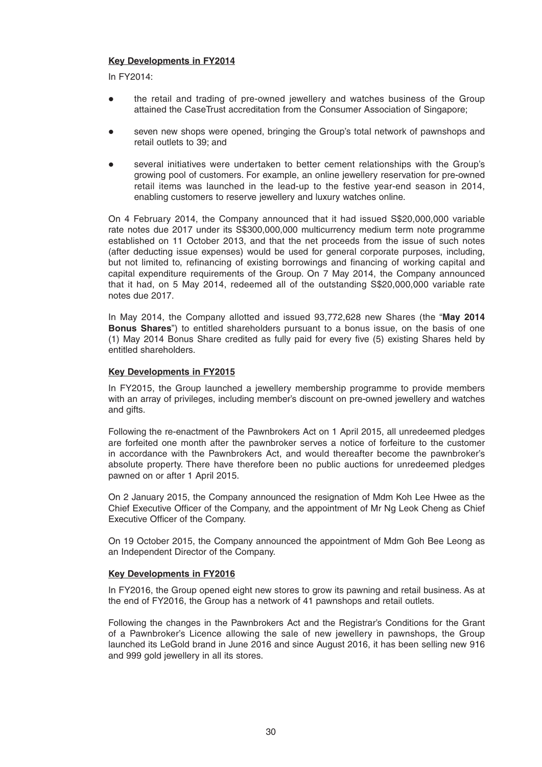**Key Developments in FY2014**

In FY2014:

- the retail and trading of pre-owned jewellery and watches business of the Group attained the CaseTrust accreditation from the Consumer Association of Singapore;
- seven new shops were opened, bringing the Group's total network of pawnshops and retail outlets to 39; and
- several initiatives were undertaken to better cement relationships with the Group's growing pool of customers. For example, an online jewellery reservation for pre-owned retail items was launched in the lead-up to the festive year-end season in 2014, enabling customers to reserve jewellery and luxury watches online.

On 4 February 2014, the Company announced that it had issued S$20,000,000 variable rate notes due 2017 under its S$300,000,000 multicurrency medium term note programme established on 11 October 2013, and that the net proceeds from the issue of such notes (after deducting issue expenses) would be used for general corporate purposes, including, but not limited to, refinancing of existing borrowings and financing of working capital and capital expenditure requirements of the Group. On 7 May 2014, the Company announced that it had, on 5 May 2014, redeemed all of the outstanding S$20,000,000 variable rate notes due 2017.

In May 2014, the Company allotted and issued 93,772,628 new Shares (the "**May 2014 Bonus Shares**") to entitled shareholders pursuant to a bonus issue, on the basis of one (1) May 2014 Bonus Share credited as fully paid for every five (5) existing Shares held by entitled shareholders.

**Key Developments in FY2015**

In FY2015, the Group launched a jewellery membership programme to provide members with an array of privileges, including member's discount on pre-owned jewellery and watches and gifts.

Following the re-enactment of the Pawnbrokers Act on 1 April 2015, all unredeemed pledges are forfeited one month after the pawnbroker serves a notice of forfeiture to the customer in accordance with the Pawnbrokers Act, and would thereafter become the pawnbroker's absolute property. There have therefore been no public auctions for unredeemed pledges pawned on or after 1 April 2015.

On 2 January 2015, the Company announced the resignation of Mdm Koh Lee Hwee as the Chief Executive Officer of the Company, and the appointment of Mr Ng Leok Cheng as Chief Executive Officer of the Company.

On 19 October 2015, the Company announced the appointment of Mdm Goh Bee Leong as an Independent Director of the Company.

**Key Developments in FY2016**

In FY2016, the Group opened eight new stores to grow its pawning and retail business. As at the end of FY2016, the Group has a network of 41 pawnshops and retail outlets.

Following the changes in the Pawnbrokers Act and the Registrar's Conditions for the Grant of a Pawnbroker's Licence allowing the sale of new jewellery in pawnshops, the Group launched its LeGold brand in June 2016 and since August 2016, it has been selling new 916 and 999 gold jewellery in all its stores.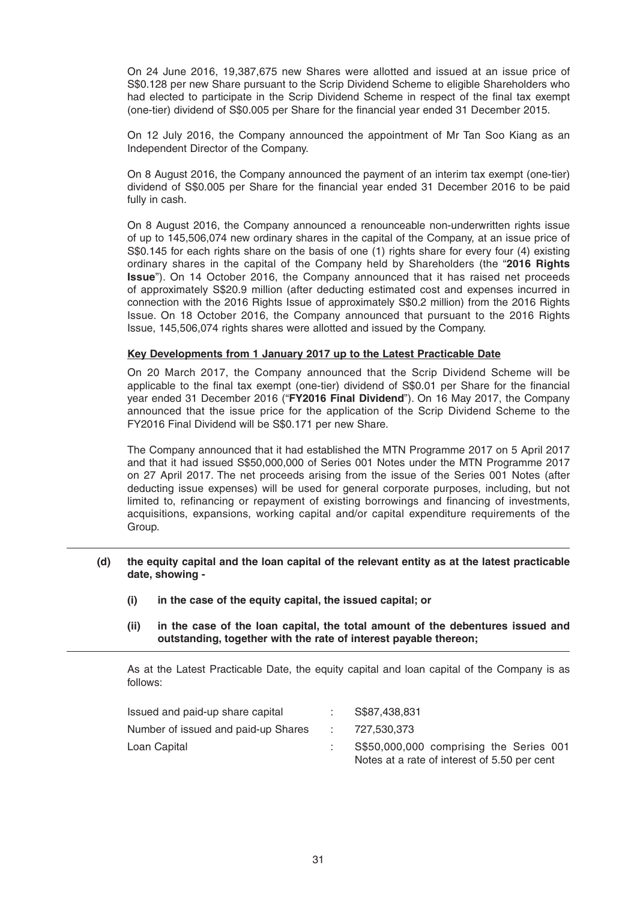On 24 June 2016, 19,387,675 new Shares were allotted and issued at an issue price of S$0.128 per new Share pursuant to the Scrip Dividend Scheme to eligible Shareholders who had elected to participate in the Scrip Dividend Scheme in respect of the final tax exempt (one-tier) dividend of S$0.005 per Share for the financial year ended 31 December 2015.

On 12 July 2016, the Company announced the appointment of Mr Tan Soo Kiang as an Independent Director of the Company.

On 8 August 2016, the Company announced the payment of an interim tax exempt (one-tier) dividend of S$0.005 per Share for the financial year ended 31 December 2016 to be paid fully in cash.

On 8 August 2016, the Company announced a renounceable non-underwritten rights issue of up to 145,506,074 new ordinary shares in the capital of the Company, at an issue price of S$0.145 for each rights share on the basis of one (1) rights share for every four (4) existing ordinary shares in the capital of the Company held by Shareholders (the "**2016 Rights Issue**"). On 14 October 2016, the Company announced that it has raised net proceeds of approximately S$20.9 million (after deducting estimated cost and expenses incurred in connection with the 2016 Rights Issue of approximately S$0.2 million) from the 2016 Rights Issue. On 18 October 2016, the Company announced that pursuant to the 2016 Rights Issue, 145,506,074 rights shares were allotted and issued by the Company.

**Key Developments from 1 January 2017 up to the Latest Practicable Date**

On 20 March 2017, the Company announced that the Scrip Dividend Scheme will be applicable to the final tax exempt (one-tier) dividend of S$0.01 per Share for the financial year ended 31 December 2016 ("**FY2016 Final Dividend**"). On 16 May 2017, the Company announced that the issue price for the application of the Scrip Dividend Scheme to the FY2016 Final Dividend will be S$0.171 per new Share.

The Company announced that it had established the MTN Programme 2017 on 5 April 2017 and that it had issued S$50,000,000 of Series 001 Notes under the MTN Programme 2017 on 27 April 2017. The net proceeds arising from the issue of the Series 001 Notes (after deducting issue expenses) will be used for general corporate purposes, including, but not limited to, refinancing or repayment of existing borrowings and financing of investments, acquisitions, expansions, working capital and/or capital expenditure requirements of the Group.

**(d) the equity capital and the loan capital of the relevant entity as at the latest practicable date, showing -**

**(i) in the case of the equity capital, the issued capital; or**

**(ii) in the case of the loan capital, the total amount of the debentures issued and outstanding, together with the rate of interest payable thereon;**

As at the Latest Practicable Date, the equity capital and loan capital of the Company is as follows:

| | | |
|---|---|---|
| Issued and paid-up share capital | : | S$87,438,831 |
| Number of issued and paid-up Shares | : | 727,530,373 |
| Loan Capital | : | S$50,000,000 comprising the Series 001 Notes at a rate of interest of 5.50 per cent |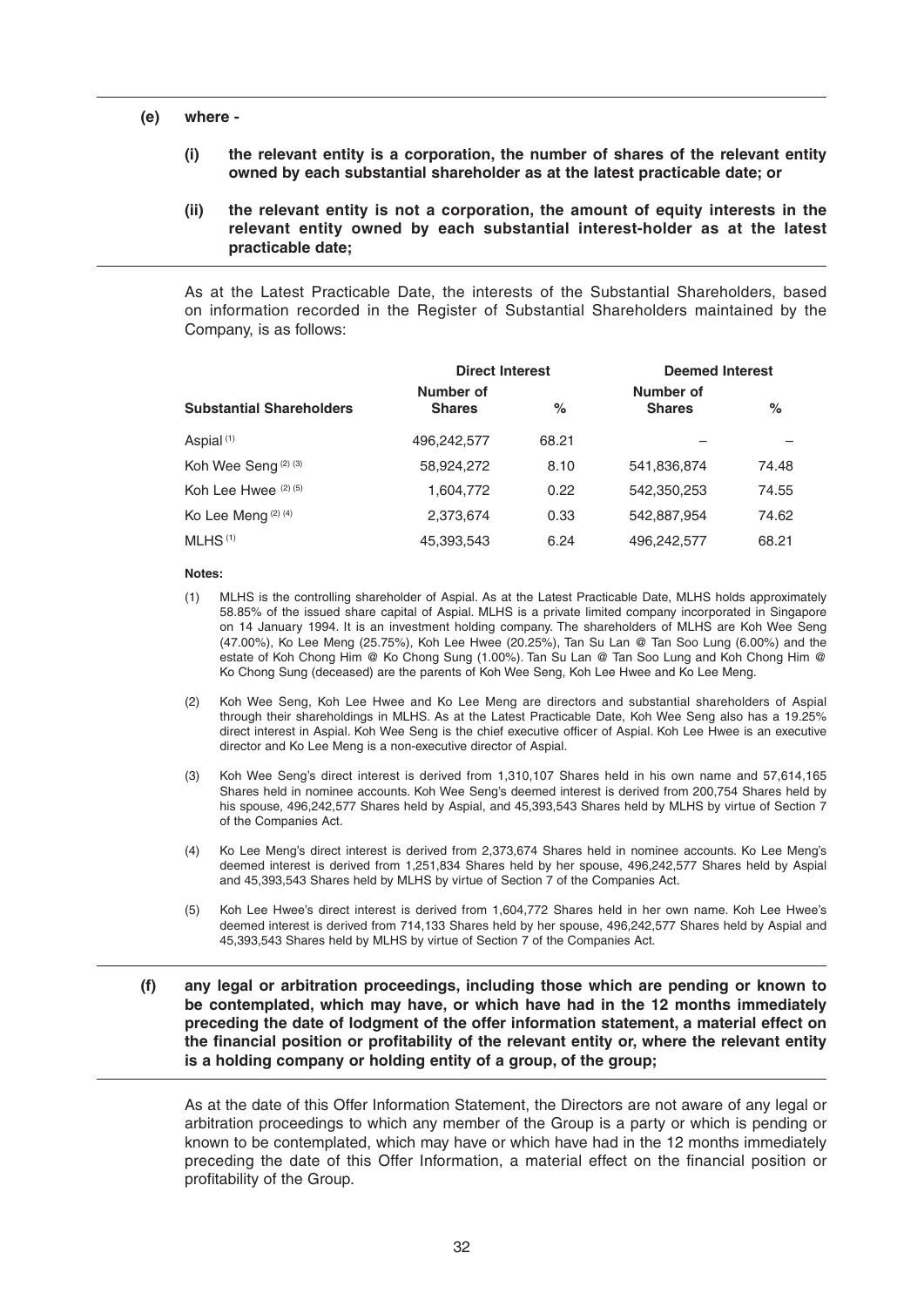**(e) where -**

**(i) the relevant entity is a corporation, the number of shares of the relevant entity owned by each substantial shareholder as at the latest practicable date; or**

**(ii) the relevant entity is not a corporation, the amount of equity interests in the relevant entity owned by each substantial interest-holder as at the latest practicable date;**

As at the Latest Practicable Date, the interests of the Substantial Shareholders, based on information recorded in the Register of Substantial Shareholders maintained by the Company, is as follows:

| | Direct Interest | | Deemed Interest | |
|---|---|---|---|---|
| **Substantial Shareholders** | **Number of Shares** | **%** | **Number of Shares** | **%** |
| Aspial [(1)] | 496,242,577 | 68.21 | – | – |
| Koh Wee Seng [(2) (3)] | 58,924,272 | 8.10 | 541,836,874 | 74.48 |
| Koh Lee Hwee [(2) (5)] | 1,604,772 | 0.22 | 542,350,253 | 74.55 |
| Ko Lee Meng [(2) (4)] | 2,373,674 | 0.33 | 542,887,954 | 74.62 |
| MLHS [(1)] | 45,393,543 | 6.24 | 496,242,577 | 68.21 |

**Notes:**

(1) MLHS is the controlling shareholder of Aspial. As at the Latest Practicable Date, MLHS holds approximately 58.85% of the issued share capital of Aspial. MLHS is a private limited company incorporated in Singapore on 14 January 1994. It is an investment holding company. The shareholders of MLHS are Koh Wee Seng (47.00%), Ko Lee Meng (25.75%), Koh Lee Hwee (20.25%), Tan Su Lan @ Tan Soo Lung (6.00%) and the estate of Koh Chong Him @ Ko Chong Sung (1.00%). Tan Su Lan @ Tan Soo Lung and Koh Chong Him @ Ko Chong Sung (deceased) are the parents of Koh Wee Seng, Koh Lee Hwee and Ko Lee Meng.

(2) Koh Wee Seng, Koh Lee Hwee and Ko Lee Meng are directors and substantial shareholders of Aspial through their shareholdings in MLHS. As at the Latest Practicable Date, Koh Wee Seng also has a 19.25% direct interest in Aspial. Koh Wee Seng is the chief executive officer of Aspial. Koh Lee Hwee is an executive director and Ko Lee Meng is a non-executive director of Aspial.

(3) Koh Wee Seng's direct interest is derived from 1,310,107 Shares held in his own name and 57,614,165 Shares held in nominee accounts. Koh Wee Seng's deemed interest is derived from 200,754 Shares held by his spouse, 496,242,577 Shares held by Aspial, and 45,393,543 Shares held by MLHS by virtue of Section 7 of the Companies Act.

(4) Ko Lee Meng's direct interest is derived from 2,373,674 Shares held in nominee accounts. Ko Lee Meng's deemed interest is derived from 1,251,834 Shares held by her spouse, 496,242,577 Shares held by Aspial and 45,393,543 Shares held by MLHS by virtue of Section 7 of the Companies Act.

(5) Koh Lee Hwee's direct interest is derived from 1,604,772 Shares held in her own name. Koh Lee Hwee's deemed interest is derived from 714,133 Shares held by her spouse, 496,242,577 Shares held by Aspial and 45,393,543 Shares held by MLHS by virtue of Section 7 of the Companies Act.

**(f) any legal or arbitration proceedings, including those which are pending or known to be contemplated, which may have, or which have had in the 12 months immediately preceding the date of lodgment of the offer information statement, a material effect on the financial position or profitability of the relevant entity or, where the relevant entity is a holding company or holding entity of a group, of the group;**

As at the date of this Offer Information Statement, the Directors are not aware of any legal or arbitration proceedings to which any member of the Group is a party or which is pending or known to be contemplated, which may have or which have had in the 12 months immediately preceding the date of this Offer Information, a material effect on the financial position or profitability of the Group.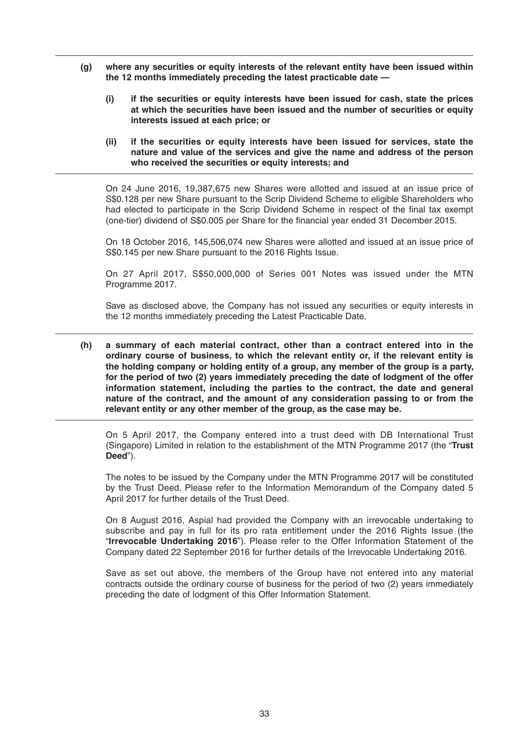**(g) where any securities or equity interests of the relevant entity have been issued within the 12 months immediately preceding the latest practicable date —**

**(i) if the securities or equity interests have been issued for cash, state the prices at which the securities have been issued and the number of securities or equity interests issued at each price; or**

**(ii) if the securities or equity interests have been issued for services, state the nature and value of the services and give the name and address of the person who received the securities or equity interests; and**

On 24 June 2016, 19,387,675 new Shares were allotted and issued at an issue price of S$0.128 per new Share pursuant to the Scrip Dividend Scheme to eligible Shareholders who had elected to participate in the Scrip Dividend Scheme in respect of the final tax exempt (one-tier) dividend of S$0.005 per Share for the financial year ended 31 December 2015.

On 18 October 2016, 145,506,074 new Shares were allotted and issued at an issue price of S$0.145 per new Share pursuant to the 2016 Rights Issue.

On 27 April 2017, S$50,000,000 of Series 001 Notes was issued under the MTN Programme 2017.

Save as disclosed above, the Company has not issued any securities or equity interests in the 12 months immediately preceding the Latest Practicable Date.

**(h) a summary of each material contract, other than a contract entered into in the ordinary course of business, to which the relevant entity or, if the relevant entity is the holding company or holding entity of a group, any member of the group is a party, for the period of two (2) years immediately preceding the date of lodgment of the offer information statement, including the parties to the contract, the date and general nature of the contract, and the amount of any consideration passing to or from the relevant entity or any other member of the group, as the case may be.**

On 5 April 2017, the Company entered into a trust deed with DB International Trust (Singapore) Limited in relation to the establishment of the MTN Programme 2017 (the "**Trust Deed**").

The notes to be issued by the Company under the MTN Programme 2017 will be constituted by the Trust Deed. Please refer to the Information Memorandum of the Company dated 5 April 2017 for further details of the Trust Deed.

On 8 August 2016, Aspial had provided the Company with an irrevocable undertaking to subscribe and pay in full for its pro rata entitlement under the 2016 Rights Issue (the "**Irrevocable Undertaking 2016**"). Please refer to the Offer Information Statement of the Company dated 22 September 2016 for further details of the Irrevocable Undertaking 2016.

Save as set out above, the members of the Group have not entered into any material contracts outside the ordinary course of business for the period of two (2) years immediately preceding the date of lodgment of this Offer Information Statement.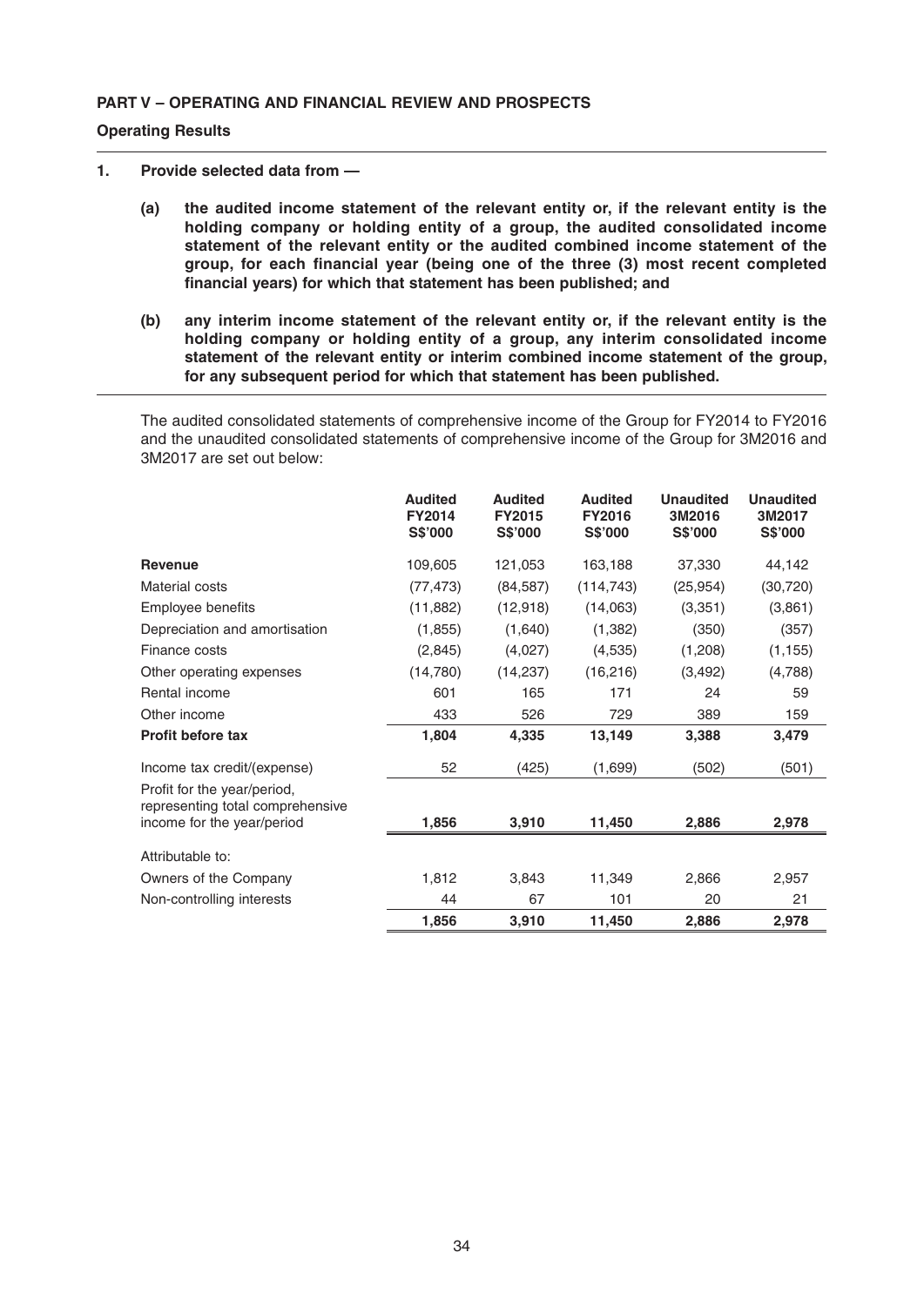**PART V – OPERATING AND FINANCIAL REVIEW AND PROSPECTS**

**Operating Results**

**1. Provide selected data from —**

**(a) the audited income statement of the relevant entity or, if the relevant entity is the holding company or holding entity of a group, the audited consolidated income statement of the relevant entity or the audited combined income statement of the group, for each financial year (being one of the three (3) most recent completed financial years) for which that statement has been published; and**

**(b) any interim income statement of the relevant entity or, if the relevant entity is the holding company or holding entity of a group, any interim consolidated income statement of the relevant entity or interim combined income statement of the group, for any subsequent period for which that statement has been published.**

The audited consolidated statements of comprehensive income of the Group for FY2014 to FY2016 and the unaudited consolidated statements of comprehensive income of the Group for 3M2016 and 3M2017 are set out below:

| | Audited FY2014 S$'000 | Audited FY2015 S$'000 | Audited FY2016 S$'000 | Unaudited 3M2016 S$'000 | Unaudited 3M2017 S$'000 |
|---|---|---|---|---|---|
| **Revenue** | 109,605 | 121,053 | 163,188 | 37,330 | 44,142 |
| Material costs | (77,473) | (84,587) | (114,743) | (25,954) | (30,720) |
| Employee benefits | (11,882) | (12,918) | (14,063) | (3,351) | (3,861) |
| Depreciation and amortisation | (1,855) | (1,640) | (1,382) | (350) | (357) |
| Finance costs | (2,845) | (4,027) | (4,535) | (1,208) | (1,155) |
| Other operating expenses | (14,780) | (14,237) | (16,216) | (3,492) | (4,788) |
| Rental income | 601 | 165 | 171 | 24 | 59 |
| Other income | 433 | 526 | 729 | 389 | 159 |
| **Profit before tax** | **1,804** | **4,335** | **13,149** | **3,388** | **3,479** |
| Income tax credit/(expense) | 52 | (425) | (1,699) | (502) | (501) |
| Profit for the year/period, representing total comprehensive income for the year/period | **1,856** | **3,910** | **11,450** | **2,886** | **2,978** |
| Attributable to: | | | | | |
| Owners of the Company | 1,812 | 3,843 | 11,349 | 2,866 | 2,957 |
| Non-controlling interests | 44 | 67 | 101 | 20 | 21 |
| | **1,856** | **3,910** | **11,450** | **2,886** | **2,978** |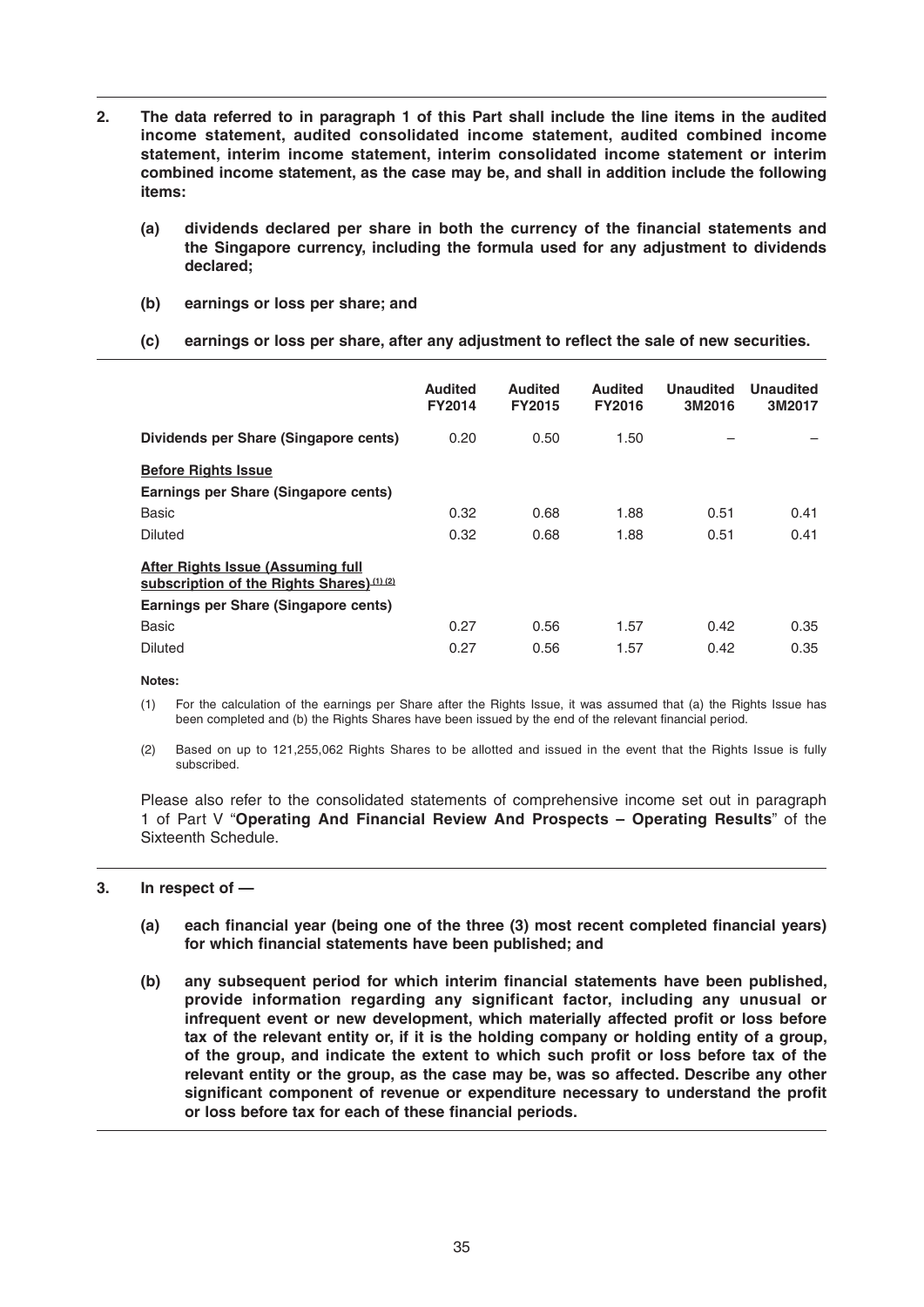**2. The data referred to in paragraph 1 of this Part shall include the line items in the audited income statement, audited consolidated income statement, audited combined income statement, interim income statement, interim consolidated income statement or interim combined income statement, as the case may be, and shall in addition include the following items:**

**(a) dividends declared per share in both the currency of the financial statements and the Singapore currency, including the formula used for any adjustment to dividends declared;**

**(b) earnings or loss per share; and**

**(c) earnings or loss per share, after any adjustment to reflect the sale of new securities.**

| | Audited FY2014 | Audited FY2015 | Audited FY2016 | Unaudited 3M2016 | Unaudited 3M2017 |
|---|---|---|---|---|---|
| **Dividends per Share (Singapore cents)** | 0.20 | 0.50 | 1.50 | – | – |
| **Before Rights Issue** | | | | | |
| **Earnings per Share (Singapore cents)** | | | | | |
| Basic | 0.32 | 0.68 | 1.88 | 0.51 | 0.41 |
| Diluted | 0.32 | 0.68 | 1.88 | 0.51 | 0.41 |
| **After Rights Issue (Assuming full subscription of the Rights Shares)**[(1)(2)] | | | | | |
| **Earnings per Share (Singapore cents)** | | | | | |
| Basic | 0.27 | 0.56 | 1.57 | 0.42 | 0.35 |
| Diluted | 0.27 | 0.56 | 1.57 | 0.42 | 0.35 |

**Notes:**

(1) For the calculation of the earnings per Share after the Rights Issue, it was assumed that (a) the Rights Issue has been completed and (b) the Rights Shares have been issued by the end of the relevant financial period.

(2) Based on up to 121,255,062 Rights Shares to be allotted and issued in the event that the Rights Issue is fully subscribed.

Please also refer to the consolidated statements of comprehensive income set out in paragraph 1 of Part V "**Operating And Financial Review And Prospects – Operating Results**" of the Sixteenth Schedule.

**3. In respect of —**

**(a) each financial year (being one of the three (3) most recent completed financial years) for which financial statements have been published; and**

**(b) any subsequent period for which interim financial statements have been published, provide information regarding any significant factor, including any unusual or infrequent event or new development, which materially affected profit or loss before tax of the relevant entity or, if it is the holding company or holding entity of a group, of the group, and indicate the extent to which such profit or loss before tax of the relevant entity or the group, as the case may be, was so affected. Describe any other significant component of revenue or expenditure necessary to understand the profit or loss before tax for each of these financial periods.**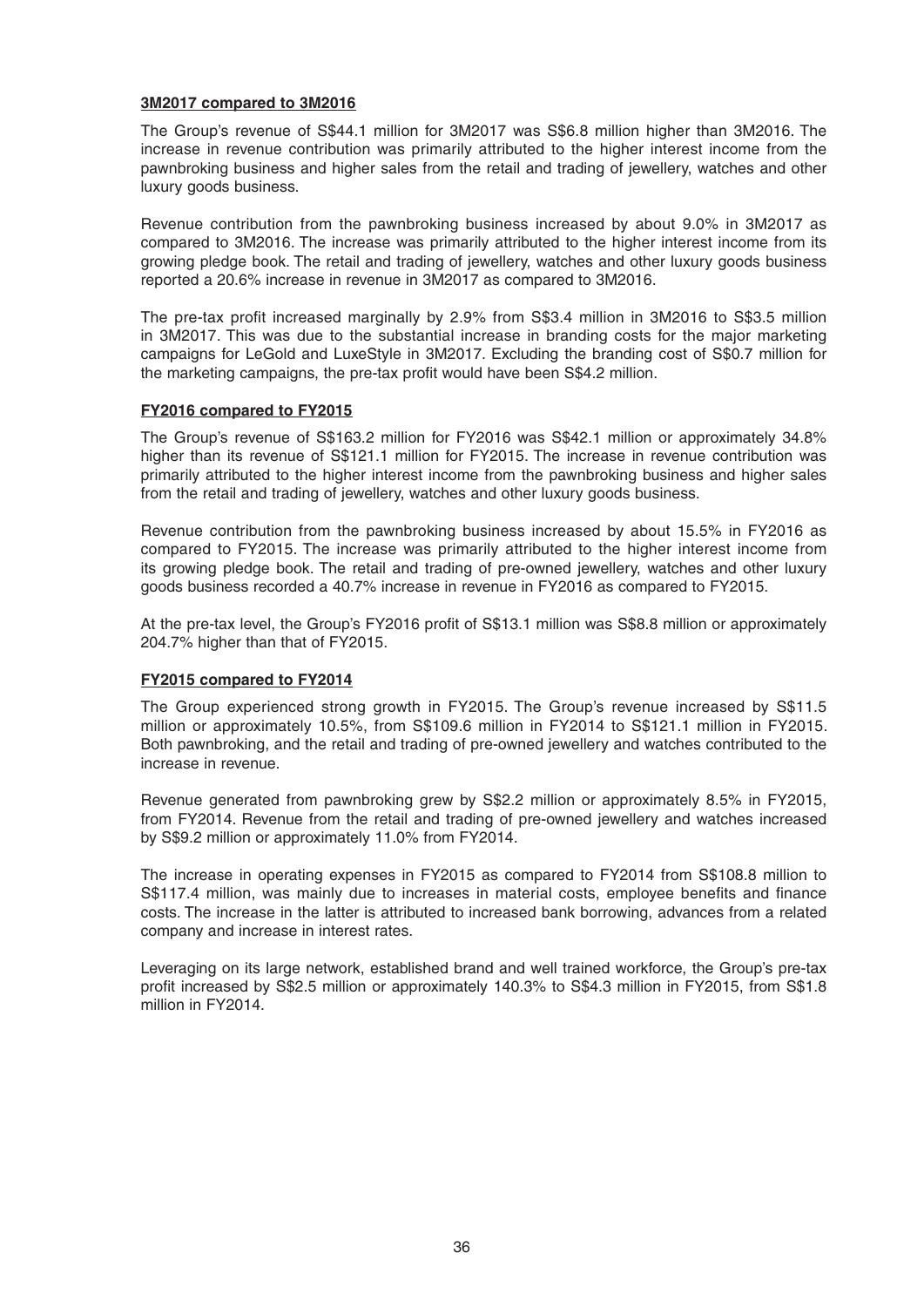**3M2017 compared to 3M2016**

The Group's revenue of S$44.1 million for 3M2017 was S$6.8 million higher than 3M2016. The increase in revenue contribution was primarily attributed to the higher interest income from the pawnbroking business and higher sales from the retail and trading of jewellery, watches and other luxury goods business.

Revenue contribution from the pawnbroking business increased by about 9.0% in 3M2017 as compared to 3M2016. The increase was primarily attributed to the higher interest income from its growing pledge book. The retail and trading of jewellery, watches and other luxury goods business reported a 20.6% increase in revenue in 3M2017 as compared to 3M2016.

The pre-tax profit increased marginally by 2.9% from S$3.4 million in 3M2016 to S$3.5 million in 3M2017. This was due to the substantial increase in branding costs for the major marketing campaigns for LeGold and LuxeStyle in 3M2017. Excluding the branding cost of S$0.7 million for the marketing campaigns, the pre-tax profit would have been S$4.2 million.

**FY2016 compared to FY2015**

The Group's revenue of S$163.2 million for FY2016 was S$42.1 million or approximately 34.8% higher than its revenue of S$121.1 million for FY2015. The increase in revenue contribution was primarily attributed to the higher interest income from the pawnbroking business and higher sales from the retail and trading of jewellery, watches and other luxury goods business.

Revenue contribution from the pawnbroking business increased by about 15.5% in FY2016 as compared to FY2015. The increase was primarily attributed to the higher interest income from its growing pledge book. The retail and trading of pre-owned jewellery, watches and other luxury goods business recorded a 40.7% increase in revenue in FY2016 as compared to FY2015.

At the pre-tax level, the Group's FY2016 profit of S$13.1 million was S$8.8 million or approximately 204.7% higher than that of FY2015.

**FY2015 compared to FY2014**

The Group experienced strong growth in FY2015. The Group's revenue increased by S$11.5 million or approximately 10.5%, from S$109.6 million in FY2014 to S$121.1 million in FY2015. Both pawnbroking, and the retail and trading of pre-owned jewellery and watches contributed to the increase in revenue.

Revenue generated from pawnbroking grew by S$2.2 million or approximately 8.5% in FY2015, from FY2014. Revenue from the retail and trading of pre-owned jewellery and watches increased by S$9.2 million or approximately 11.0% from FY2014.

The increase in operating expenses in FY2015 as compared to FY2014 from S$108.8 million to S$117.4 million, was mainly due to increases in material costs, employee benefits and finance costs. The increase in the latter is attributed to increased bank borrowing, advances from a related company and increase in interest rates.

Leveraging on its large network, established brand and well trained workforce, the Group's pre-tax profit increased by S$2.5 million or approximately 140.3% to S$4.3 million in FY2015, from S$1.8 million in FY2014.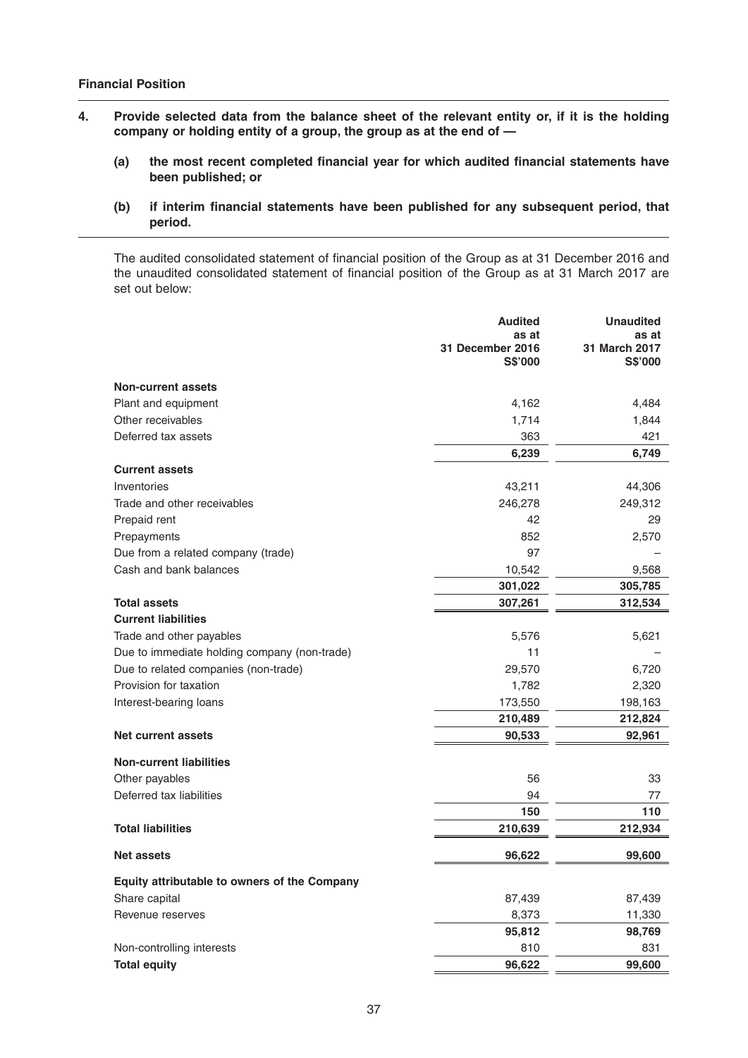**Financial Position**

**4. Provide selected data from the balance sheet of the relevant entity or, if it is the holding company or holding entity of a group, the group as at the end of —**

**(a) the most recent completed financial year for which audited financial statements have been published; or**

**(b) if interim financial statements have been published for any subsequent period, that period.**

The audited consolidated statement of financial position of the Group as at 31 December 2016 and the unaudited consolidated statement of financial position of the Group as at 31 March 2017 are set out below:

| | Audited as at 31 December 2016 S$'000 | Unaudited as at 31 March 2017 S$'000 |
|---|---|---|
| **Non-current assets** | | |
| Plant and equipment | 4,162 | 4,484 |
| Other receivables | 1,714 | 1,844 |
| Deferred tax assets | 363 | 421 |
| | **6,239** | **6,749** |
| **Current assets** | | |
| Inventories | 43,211 | 44,306 |
| Trade and other receivables | 246,278 | 249,312 |
| Prepaid rent | 42 | 29 |
| Prepayments | 852 | 2,570 |
| Due from a related company (trade) | 97 | – |
| Cash and bank balances | 10,542 | 9,568 |
| | **301,022** | **305,785** |
| **Total assets** | **307,261** | **312,534** |
| **Current liabilities** | | |
| Trade and other payables | 5,576 | 5,621 |
| Due to immediate holding company (non-trade) | 11 | – |
| Due to related companies (non-trade) | 29,570 | 6,720 |
| Provision for taxation | 1,782 | 2,320 |
| Interest-bearing loans | 173,550 | 198,163 |
| | **210,489** | **212,824** |
| **Net current assets** | **90,533** | **92,961** |
| **Non-current liabilities** | | |
| Other payables | 56 | 33 |
| Deferred tax liabilities | 94 | 77 |
| | **150** | **110** |
| **Total liabilities** | **210,639** | **212,934** |
| **Net assets** | **96,622** | **99,600** |
| **Equity attributable to owners of the Company** | | |
| Share capital | 87,439 | 87,439 |
| Revenue reserves | 8,373 | 11,330 |
| | **95,812** | **98,769** |
| Non-controlling interests | 810 | 831 |
| **Total equity** | **96,622** | **99,600** |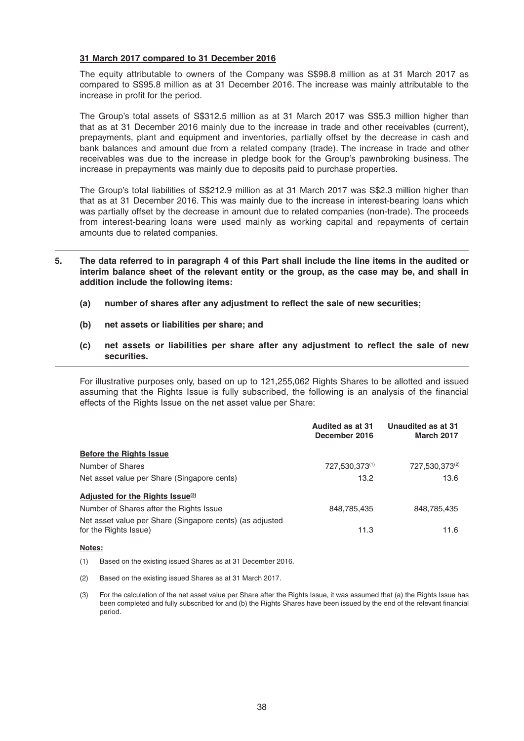**31 March 2017 compared to 31 December 2016**

The equity attributable to owners of the Company was S$98.8 million as at 31 March 2017 as compared to S$95.8 million as at 31 December 2016. The increase was mainly attributable to the increase in profit for the period.

The Group's total assets of S$312.5 million as at 31 March 2017 was S$5.3 million higher than that as at 31 December 2016 mainly due to the increase in trade and other receivables (current), prepayments, plant and equipment and inventories, partially offset by the decrease in cash and bank balances and amount due from a related company (trade). The increase in trade and other receivables was due to the increase in pledge book for the Group's pawnbroking business. The increase in prepayments was mainly due to deposits paid to purchase properties.

The Group's total liabilities of S$212.9 million as at 31 March 2017 was S$2.3 million higher than that as at 31 December 2016. This was mainly due to the increase in interest-bearing loans which was partially offset by the decrease in amount due to related companies (non-trade). The proceeds from interest-bearing loans were used mainly as working capital and repayments of certain amounts due to related companies.

**5. The data referred to in paragraph 4 of this Part shall include the line items in the audited or interim balance sheet of the relevant entity or the group, as the case may be, and shall in addition include the following items:**

**(a) number of shares after any adjustment to reflect the sale of new securities;**

**(b) net assets or liabilities per share; and**

**(c) net assets or liabilities per share after any adjustment to reflect the sale of new securities.**

For illustrative purposes only, based on up to 121,255,062 Rights Shares to be allotted and issued assuming that the Rights Issue is fully subscribed, the following is an analysis of the financial effects of the Rights Issue on the net asset value per Share:

| | Audited as at 31 December 2016 | Unaudited as at 31 March 2017 |
|---|---|---|
| **Before the Rights Issue** | | |
| Number of Shares | 727,530,373[1] | 727,530,373[2] |
| Net asset value per Share (Singapore cents) | 13.2 | 13.6 |
| **Adjusted for the Rights Issue[3]** | | |
| Number of Shares after the Rights Issue | 848,785,435 | 848,785,435 |
| Net asset value per Share (Singapore cents) (as adjusted for the Rights Issue) | 11.3 | 11.6 |

**Notes:**

(1) Based on the existing issued Shares as at 31 December 2016.

(2) Based on the existing issued Shares as at 31 March 2017.

(3) For the calculation of the net asset value per Share after the Rights Issue, it was assumed that (a) the Rights Issue has been completed and fully subscribed for and (b) the Rights Shares have been issued by the end of the relevant financial period.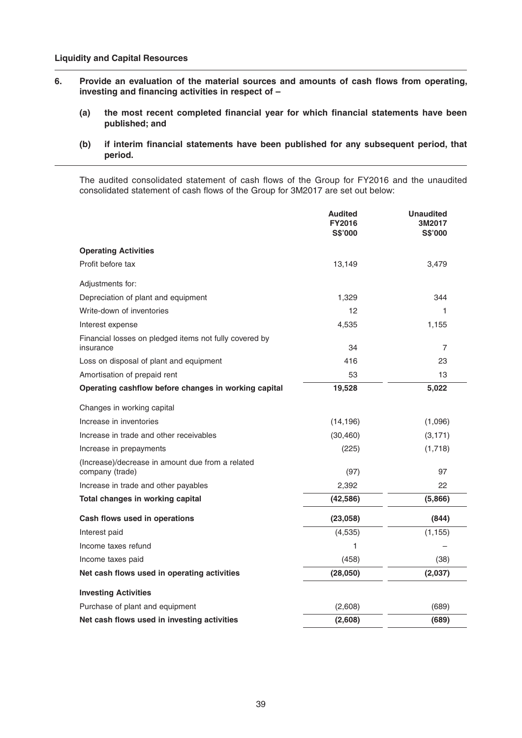**Liquidity and Capital Resources**

**6. Provide an evaluation of the material sources and amounts of cash flows from operating, investing and financing activities in respect of –**

**(a) the most recent completed financial year for which financial statements have been published; and**

**(b) if interim financial statements have been published for any subsequent period, that period.**

The audited consolidated statement of cash flows of the Group for FY2016 and the unaudited consolidated statement of cash flows of the Group for 3M2017 are set out below:

| | **Audited FY2016 S$'000** | **Unaudited 3M2017 S$'000** |
|---|---|---|
| **Operating Activities** | | |
| Profit before tax | 13,149 | 3,479 |
| Adjustments for: | | |
| Depreciation of plant and equipment | 1,329 | 344 |
| Write-down of inventories | 12 | 1 |
| Interest expense | 4,535 | 1,155 |
| Financial losses on pledged items not fully covered by insurance | 34 | 7 |
| Loss on disposal of plant and equipment | 416 | 23 |
| Amortisation of prepaid rent | 53 | 13 |
| **Operating cashflow before changes in working capital** | **19,528** | **5,022** |
| Changes in working capital | | |
| Increase in inventories | (14,196) | (1,096) |
| Increase in trade and other receivables | (30,460) | (3,171) |
| Increase in prepayments | (225) | (1,718) |
| (Increase)/decrease in amount due from a related company (trade) | (97) | 97 |
| Increase in trade and other payables | 2,392 | 22 |
| **Total changes in working capital** | **(42,586)** | **(5,866)** |
| **Cash flows used in operations** | **(23,058)** | **(844)** |
| Interest paid | (4,535) | (1,155) |
| Income taxes refund | 1 | – |
| Income taxes paid | (458) | (38) |
| **Net cash flows used in operating activities** | **(28,050)** | **(2,037)** |
| **Investing Activities** | | |
| Purchase of plant and equipment | (2,608) | (689) |
| **Net cash flows used in investing activities** | **(2,608)** | **(689)** |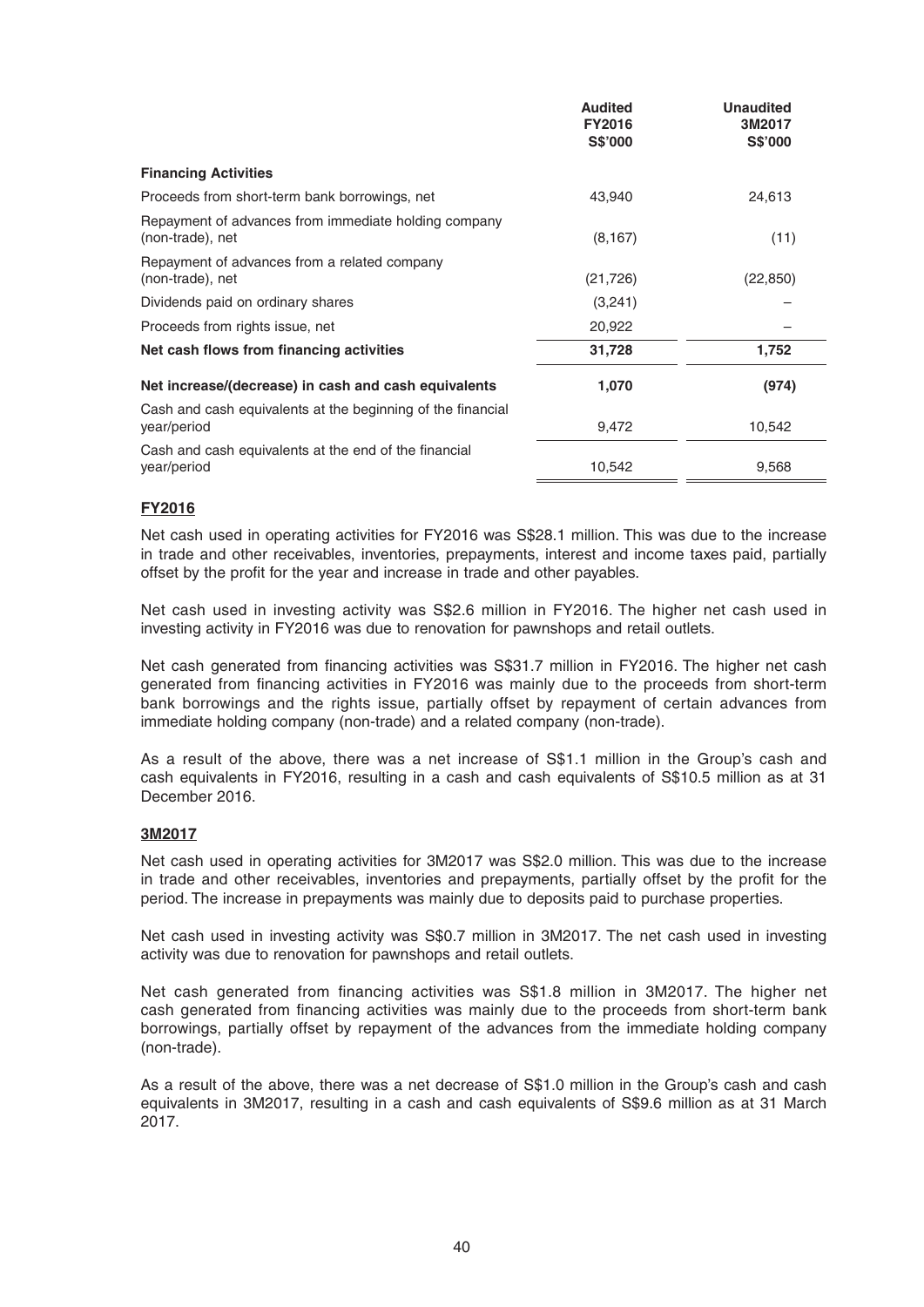| | Audited FY2016 S$'000 | Unaudited 3M2017 S$'000 |
|---|---|---|
| **Financing Activities** | | |
| Proceeds from short-term bank borrowings, net | 43,940 | 24,613 |
| Repayment of advances from immediate holding company (non-trade), net | (8,167) | (11) |
| Repayment of advances from a related company (non-trade), net | (21,726) | (22,850) |
| Dividends paid on ordinary shares | (3,241) | – |
| Proceeds from rights issue, net | 20,922 | – |
| **Net cash flows from financing activities** | **31,728** | **1,752** |
| **Net increase/(decrease) in cash and cash equivalents** | **1,070** | **(974)** |
| Cash and cash equivalents at the beginning of the financial year/period | 9,472 | 10,542 |
| Cash and cash equivalents at the end of the financial year/period | 10,542 | 9,568 |

**FY2016**

Net cash used in operating activities for FY2016 was S$28.1 million. This was due to the increase in trade and other receivables, inventories, prepayments, interest and income taxes paid, partially offset by the profit for the year and increase in trade and other payables.

Net cash used in investing activity was S$2.6 million in FY2016. The higher net cash used in investing activity in FY2016 was due to renovation for pawnshops and retail outlets.

Net cash generated from financing activities was S$31.7 million in FY2016. The higher net cash generated from financing activities in FY2016 was mainly due to the proceeds from short-term bank borrowings and the rights issue, partially offset by repayment of certain advances from immediate holding company (non-trade) and a related company (non-trade).

As a result of the above, there was a net increase of S$1.1 million in the Group's cash and cash equivalents in FY2016, resulting in a cash and cash equivalents of S$10.5 million as at 31 December 2016.

**3M2017**

Net cash used in operating activities for 3M2017 was S$2.0 million. This was due to the increase in trade and other receivables, inventories and prepayments, partially offset by the profit for the period. The increase in prepayments was mainly due to deposits paid to purchase properties.

Net cash used in investing activity was S$0.7 million in 3M2017. The net cash used in investing activity was due to renovation for pawnshops and retail outlets.

Net cash generated from financing activities was S$1.8 million in 3M2017. The higher net cash generated from financing activities was mainly due to the proceeds from short-term bank borrowings, partially offset by repayment of the advances from the immediate holding company (non-trade).

As a result of the above, there was a net decrease of S$1.0 million in the Group's cash and cash equivalents in 3M2017, resulting in a cash and cash equivalents of S$9.6 million as at 31 March 2017.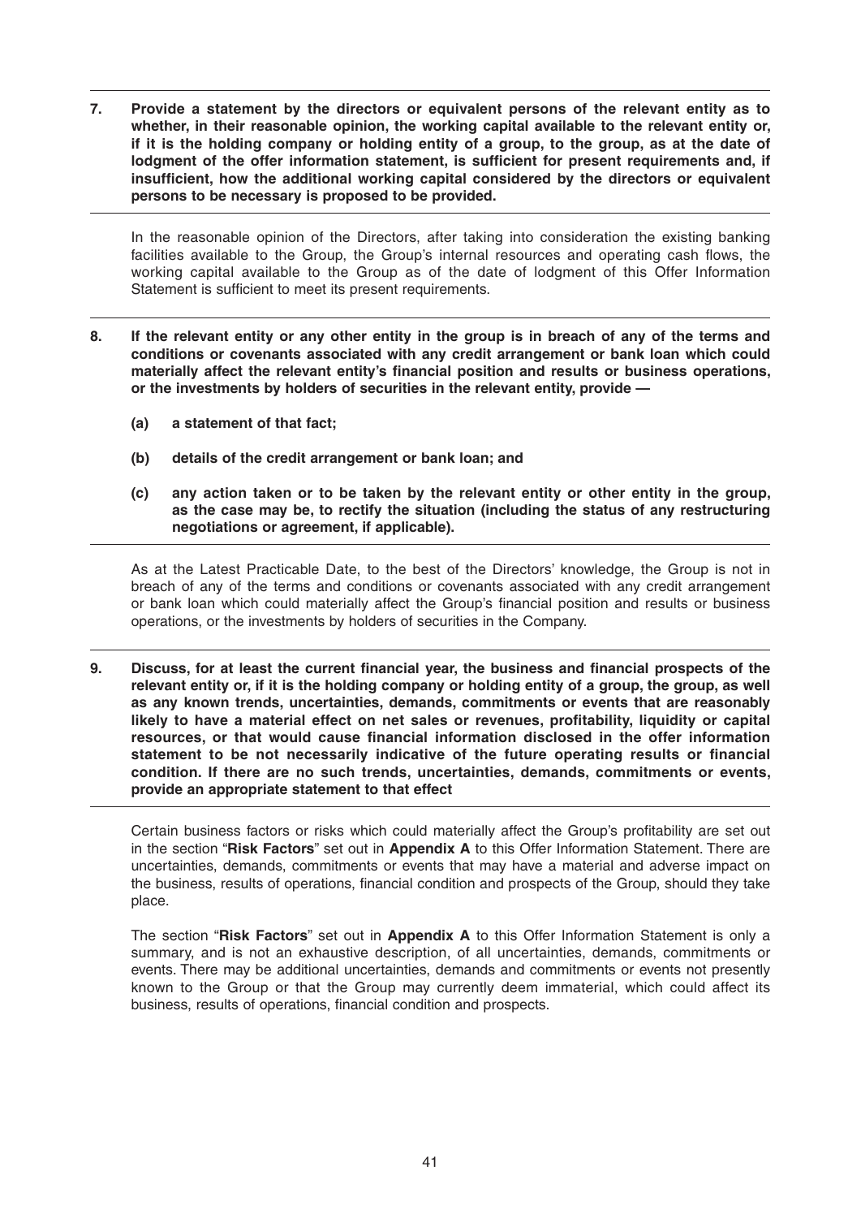**7. Provide a statement by the directors or equivalent persons of the relevant entity as to whether, in their reasonable opinion, the working capital available to the relevant entity or, if it is the holding company or holding entity of a group, to the group, as at the date of lodgment of the offer information statement, is sufficient for present requirements and, if insufficient, how the additional working capital considered by the directors or equivalent persons to be necessary is proposed to be provided.**

In the reasonable opinion of the Directors, after taking into consideration the existing banking facilities available to the Group, the Group's internal resources and operating cash flows, the working capital available to the Group as of the date of lodgment of this Offer Information Statement is sufficient to meet its present requirements.

**8. If the relevant entity or any other entity in the group is in breach of any of the terms and conditions or covenants associated with any credit arrangement or bank loan which could materially affect the relevant entity's financial position and results or business operations, or the investments by holders of securities in the relevant entity, provide —**

**(a) a statement of that fact;**

**(b) details of the credit arrangement or bank loan; and**

**(c) any action taken or to be taken by the relevant entity or other entity in the group, as the case may be, to rectify the situation (including the status of any restructuring negotiations or agreement, if applicable).**

As at the Latest Practicable Date, to the best of the Directors' knowledge, the Group is not in breach of any of the terms and conditions or covenants associated with any credit arrangement or bank loan which could materially affect the Group's financial position and results or business operations, or the investments by holders of securities in the Company.

**9. Discuss, for at least the current financial year, the business and financial prospects of the relevant entity or, if it is the holding company or holding entity of a group, the group, as well as any known trends, uncertainties, demands, commitments or events that are reasonably likely to have a material effect on net sales or revenues, profitability, liquidity or capital resources, or that would cause financial information disclosed in the offer information statement to be not necessarily indicative of the future operating results or financial condition. If there are no such trends, uncertainties, demands, commitments or events, provide an appropriate statement to that effect**

Certain business factors or risks which could materially affect the Group's profitability are set out in the section "**Risk Factors**" set out in **Appendix A** to this Offer Information Statement. There are uncertainties, demands, commitments or events that may have a material and adverse impact on the business, results of operations, financial condition and prospects of the Group, should they take place.

The section "**Risk Factors**" set out in **Appendix A** to this Offer Information Statement is only a summary, and is not an exhaustive description, of all uncertainties, demands, commitments or events. There may be additional uncertainties, demands and commitments or events not presently known to the Group or that the Group may currently deem immaterial, which could affect its business, results of operations, financial condition and prospects.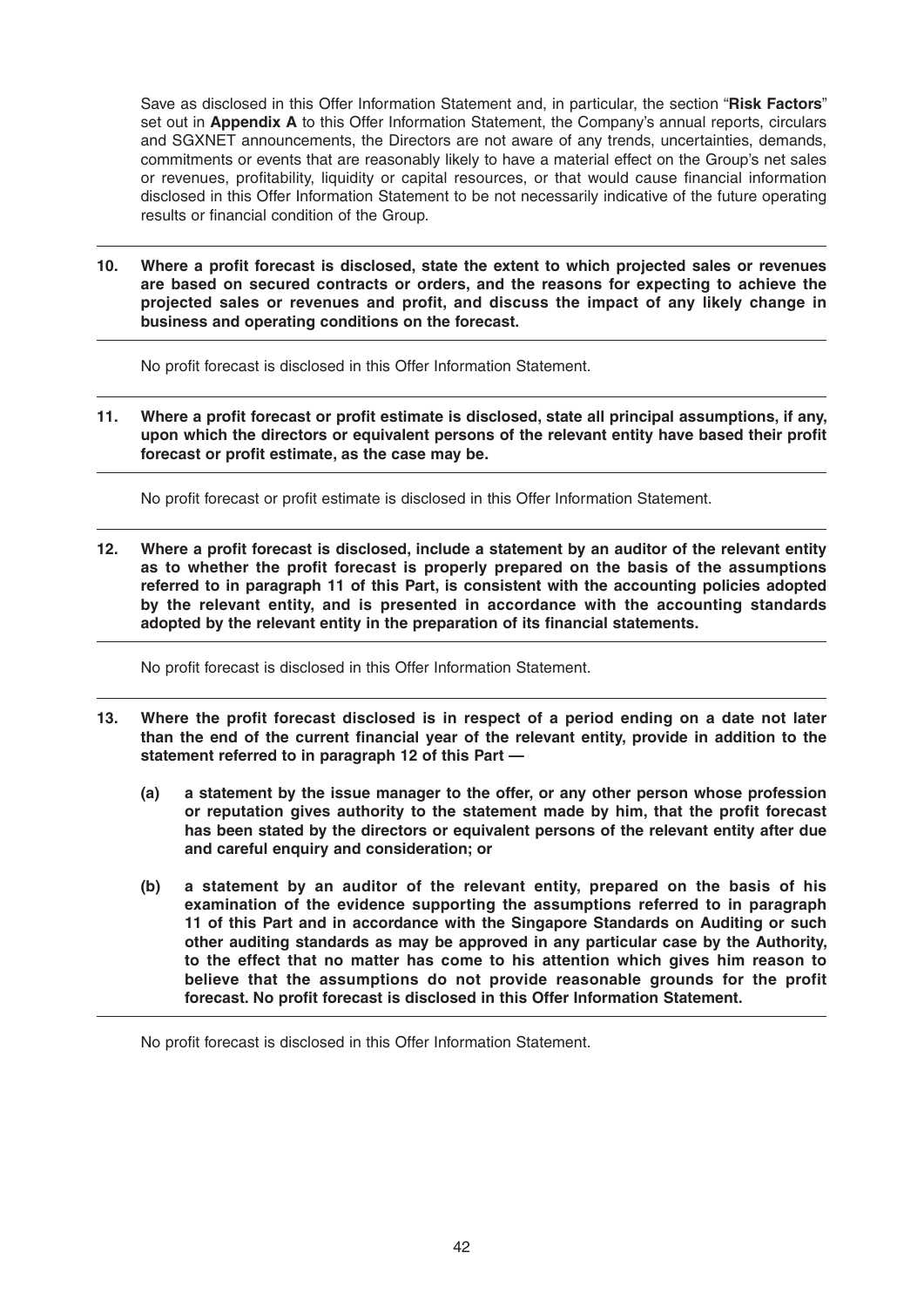Save as disclosed in this Offer Information Statement and, in particular, the section "**Risk Factors**" set out in **Appendix A** to this Offer Information Statement, the Company's annual reports, circulars and SGXNET announcements, the Directors are not aware of any trends, uncertainties, demands, commitments or events that are reasonably likely to have a material effect on the Group's net sales or revenues, profitability, liquidity or capital resources, or that would cause financial information disclosed in this Offer Information Statement to be not necessarily indicative of the future operating results or financial condition of the Group.

**10. Where a profit forecast is disclosed, state the extent to which projected sales or revenues are based on secured contracts or orders, and the reasons for expecting to achieve the projected sales or revenues and profit, and discuss the impact of any likely change in business and operating conditions on the forecast.**

No profit forecast is disclosed in this Offer Information Statement.

**11. Where a profit forecast or profit estimate is disclosed, state all principal assumptions, if any, upon which the directors or equivalent persons of the relevant entity have based their profit forecast or profit estimate, as the case may be.**

No profit forecast or profit estimate is disclosed in this Offer Information Statement.

**12. Where a profit forecast is disclosed, include a statement by an auditor of the relevant entity as to whether the profit forecast is properly prepared on the basis of the assumptions referred to in paragraph 11 of this Part, is consistent with the accounting policies adopted by the relevant entity, and is presented in accordance with the accounting standards adopted by the relevant entity in the preparation of its financial statements.**

No profit forecast is disclosed in this Offer Information Statement.

**13. Where the profit forecast disclosed is in respect of a period ending on a date not later than the end of the current financial year of the relevant entity, provide in addition to the statement referred to in paragraph 12 of this Part —**

**(a) a statement by the issue manager to the offer, or any other person whose profession or reputation gives authority to the statement made by him, that the profit forecast has been stated by the directors or equivalent persons of the relevant entity after due and careful enquiry and consideration; or**

**(b) a statement by an auditor of the relevant entity, prepared on the basis of his examination of the evidence supporting the assumptions referred to in paragraph 11 of this Part and in accordance with the Singapore Standards on Auditing or such other auditing standards as may be approved in any particular case by the Authority, to the effect that no matter has come to his attention which gives him reason to believe that the assumptions do not provide reasonable grounds for the profit forecast. No profit forecast is disclosed in this Offer Information Statement.**

No profit forecast is disclosed in this Offer Information Statement.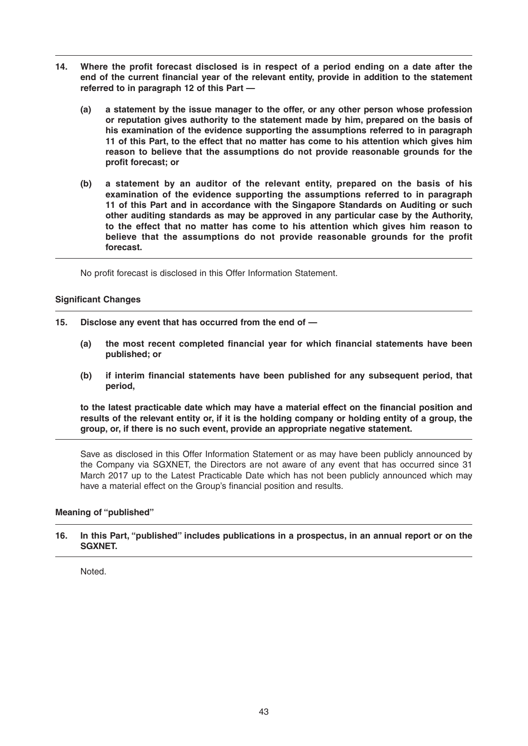**14. Where the profit forecast disclosed is in respect of a period ending on a date after the end of the current financial year of the relevant entity, provide in addition to the statement referred to in paragraph 12 of this Part —**

**(a) a statement by the issue manager to the offer, or any other person whose profession or reputation gives authority to the statement made by him, prepared on the basis of his examination of the evidence supporting the assumptions referred to in paragraph 11 of this Part, to the effect that no matter has come to his attention which gives him reason to believe that the assumptions do not provide reasonable grounds for the profit forecast; or**

**(b) a statement by an auditor of the relevant entity, prepared on the basis of his examination of the evidence supporting the assumptions referred to in paragraph 11 of this Part and in accordance with the Singapore Standards on Auditing or such other auditing standards as may be approved in any particular case by the Authority, to the effect that no matter has come to his attention which gives him reason to believe that the assumptions do not provide reasonable grounds for the profit forecast.**

No profit forecast is disclosed in this Offer Information Statement.

**Significant Changes**

**15. Disclose any event that has occurred from the end of —**

**(a) the most recent completed financial year for which financial statements have been published; or**

**(b) if interim financial statements have been published for any subsequent period, that period,**

**to the latest practicable date which may have a material effect on the financial position and results of the relevant entity or, if it is the holding company or holding entity of a group, the group, or, if there is no such event, provide an appropriate negative statement.**

Save as disclosed in this Offer Information Statement or as may have been publicly announced by the Company via SGXNET, the Directors are not aware of any event that has occurred since 31 March 2017 up to the Latest Practicable Date which has not been publicly announced which may have a material effect on the Group's financial position and results.

**Meaning of "published"**

**16. In this Part, "published" includes publications in a prospectus, in an annual report or on the SGXNET.**

Noted.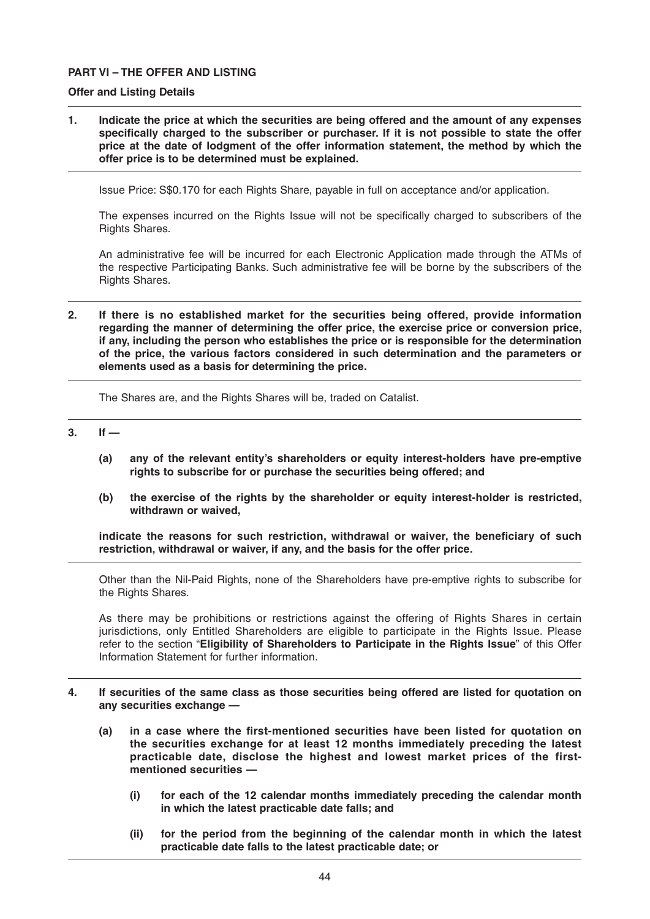**PART VI – THE OFFER AND LISTING**

**Offer and Listing Details**

**1. Indicate the price at which the securities are being offered and the amount of any expenses specifically charged to the subscriber or purchaser. If it is not possible to state the offer price at the date of lodgment of the offer information statement, the method by which the offer price is to be determined must be explained.**

Issue Price: S$0.170 for each Rights Share, payable in full on acceptance and/or application.

The expenses incurred on the Rights Issue will not be specifically charged to subscribers of the Rights Shares.

An administrative fee will be incurred for each Electronic Application made through the ATMs of the respective Participating Banks. Such administrative fee will be borne by the subscribers of the Rights Shares.

**2. If there is no established market for the securities being offered, provide information regarding the manner of determining the offer price, the exercise price or conversion price, if any, including the person who establishes the price or is responsible for the determination of the price, the various factors considered in such determination and the parameters or elements used as a basis for determining the price.**

The Shares are, and the Rights Shares will be, traded on Catalist.

**3. If —**

**(a) any of the relevant entity's shareholders or equity interest-holders have pre-emptive rights to subscribe for or purchase the securities being offered; and**

**(b) the exercise of the rights by the shareholder or equity interest-holder is restricted, withdrawn or waived,**

**indicate the reasons for such restriction, withdrawal or waiver, the beneficiary of such restriction, withdrawal or waiver, if any, and the basis for the offer price.**

Other than the Nil-Paid Rights, none of the Shareholders have pre-emptive rights to subscribe for the Rights Shares.

As there may be prohibitions or restrictions against the offering of Rights Shares in certain jurisdictions, only Entitled Shareholders are eligible to participate in the Rights Issue. Please refer to the section "**Eligibility of Shareholders to Participate in the Rights Issue**" of this Offer Information Statement for further information.

**4. If securities of the same class as those securities being offered are listed for quotation on any securities exchange —**

**(a) in a case where the first-mentioned securities have been listed for quotation on the securities exchange for at least 12 months immediately preceding the latest practicable date, disclose the highest and lowest market prices of the first-mentioned securities —**

**(i) for each of the 12 calendar months immediately preceding the calendar month in which the latest practicable date falls; and**

**(ii) for the period from the beginning of the calendar month in which the latest practicable date falls to the latest practicable date; or**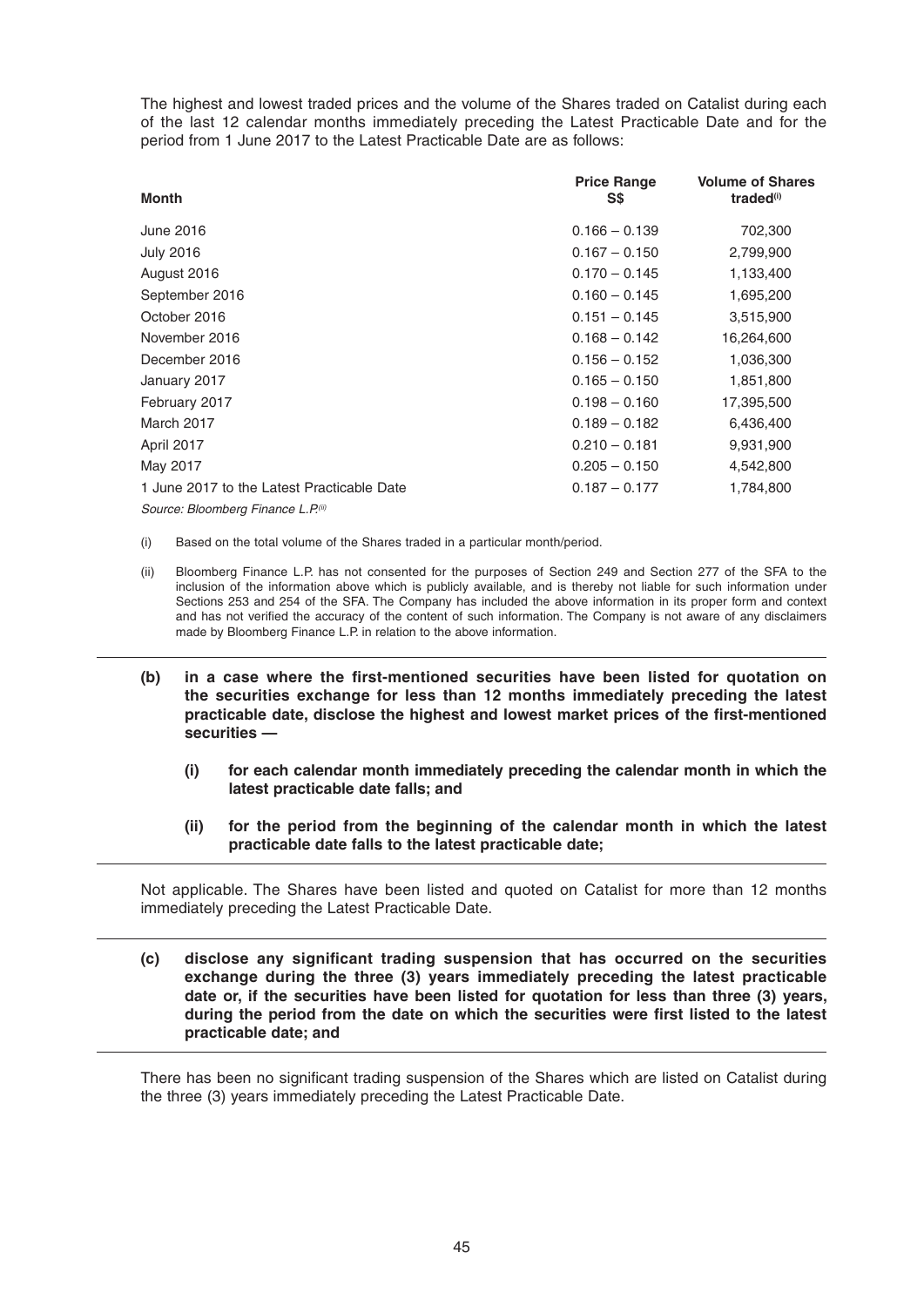The highest and lowest traded prices and the volume of the Shares traded on Catalist during each of the last 12 calendar months immediately preceding the Latest Practicable Date and for the period from 1 June 2017 to the Latest Practicable Date are as follows:

| Month | Price Range S$ | Volume of Shares traded[(i)] |
|---|---|---|
| June 2016 | 0.166 – 0.139 | 702,300 |
| July 2016 | 0.167 – 0.150 | 2,799,900 |
| August 2016 | 0.170 – 0.145 | 1,133,400 |
| September 2016 | 0.160 – 0.145 | 1,695,200 |
| October 2016 | 0.151 – 0.145 | 3,515,900 |
| November 2016 | 0.168 – 0.142 | 16,264,600 |
| December 2016 | 0.156 – 0.152 | 1,036,300 |
| January 2017 | 0.165 – 0.150 | 1,851,800 |
| February 2017 | 0.198 – 0.160 | 17,395,500 |
| March 2017 | 0.189 – 0.182 | 6,436,400 |
| April 2017 | 0.210 – 0.181 | 9,931,900 |
| May 2017 | 0.205 – 0.150 | 4,542,800 |
| 1 June 2017 to the Latest Practicable Date | 0.187 – 0.177 | 1,784,800 |

*Source: Bloomberg Finance L.P.[(ii)]*

(i) Based on the total volume of the Shares traded in a particular month/period.

(ii) Bloomberg Finance L.P. has not consented for the purposes of Section 249 and Section 277 of the SFA to the inclusion of the information above which is publicly available, and is thereby not liable for such information under Sections 253 and 254 of the SFA. The Company has included the above information in its proper form and context and has not verified the accuracy of the content of such information. The Company is not aware of any disclaimers made by Bloomberg Finance L.P. in relation to the above information.

---

**(b) in a case where the first-mentioned securities have been listed for quotation on the securities exchange for less than 12 months immediately preceding the latest practicable date, disclose the highest and lowest market prices of the first-mentioned securities —**

**(i) for each calendar month immediately preceding the calendar month in which the latest practicable date falls; and**

**(ii) for the period from the beginning of the calendar month in which the latest practicable date falls to the latest practicable date;**

---

Not applicable. The Shares have been listed and quoted on Catalist for more than 12 months immediately preceding the Latest Practicable Date.

---

**(c) disclose any significant trading suspension that has occurred on the securities exchange during the three (3) years immediately preceding the latest practicable date or, if the securities have been listed for quotation for less than three (3) years, during the period from the date on which the securities were first listed to the latest practicable date; and**

---

There has been no significant trading suspension of the Shares which are listed on Catalist during the three (3) years immediately preceding the Latest Practicable Date.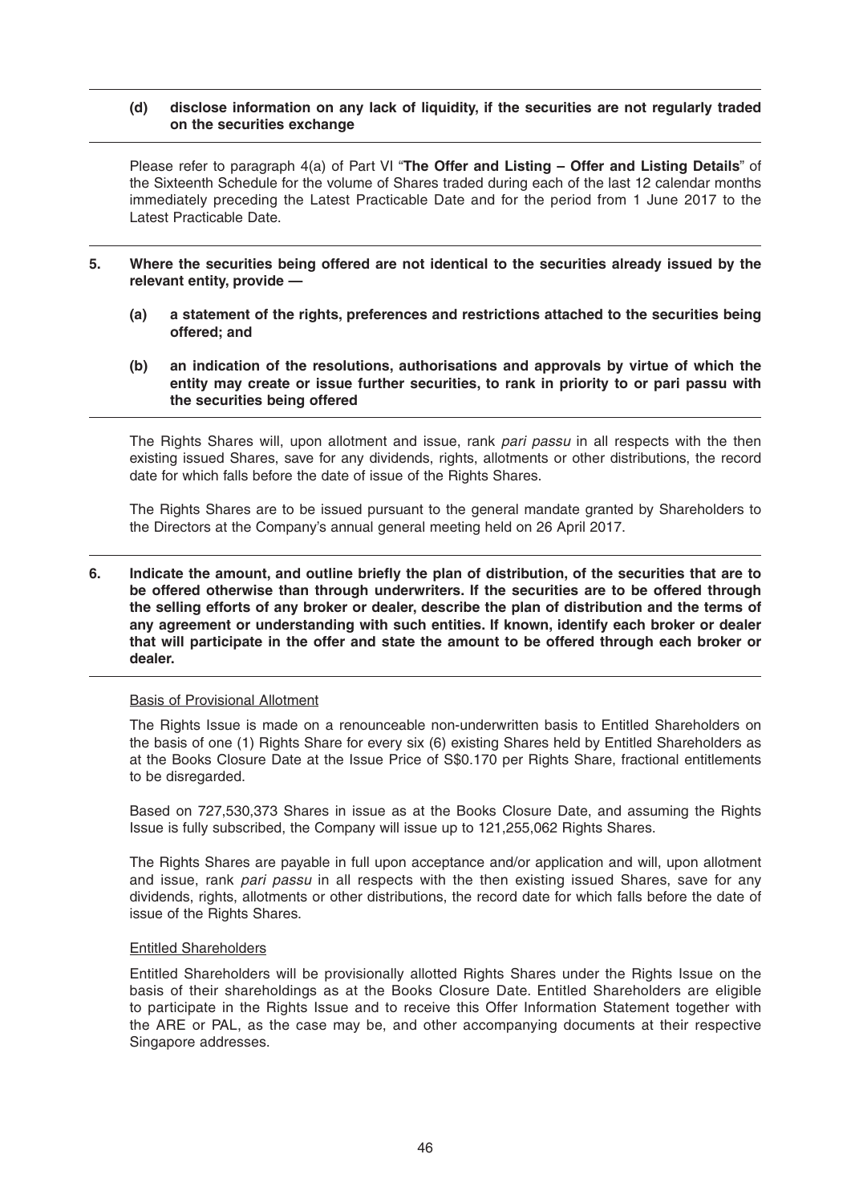**(d) disclose information on any lack of liquidity, if the securities are not regularly traded on the securities exchange**

Please refer to paragraph 4(a) of Part VI "**The Offer and Listing – Offer and Listing Details**" of the Sixteenth Schedule for the volume of Shares traded during each of the last 12 calendar months immediately preceding the Latest Practicable Date and for the period from 1 June 2017 to the Latest Practicable Date.

**5. Where the securities being offered are not identical to the securities already issued by the relevant entity, provide —**

**(a) a statement of the rights, preferences and restrictions attached to the securities being offered; and**

**(b) an indication of the resolutions, authorisations and approvals by virtue of which the entity may create or issue further securities, to rank in priority to or pari passu with the securities being offered**

The Rights Shares will, upon allotment and issue, rank *pari passu* in all respects with the then existing issued Shares, save for any dividends, rights, allotments or other distributions, the record date for which falls before the date of issue of the Rights Shares.

The Rights Shares are to be issued pursuant to the general mandate granted by Shareholders to the Directors at the Company's annual general meeting held on 26 April 2017.

**6. Indicate the amount, and outline briefly the plan of distribution, of the securities that are to be offered otherwise than through underwriters. If the securities are to be offered through the selling efforts of any broker or dealer, describe the plan of distribution and the terms of any agreement or understanding with such entities. If known, identify each broker or dealer that will participate in the offer and state the amount to be offered through each broker or dealer.**

Basis of Provisional Allotment

The Rights Issue is made on a renounceable non-underwritten basis to Entitled Shareholders on the basis of one (1) Rights Share for every six (6) existing Shares held by Entitled Shareholders as at the Books Closure Date at the Issue Price of S$0.170 per Rights Share, fractional entitlements to be disregarded.

Based on 727,530,373 Shares in issue as at the Books Closure Date, and assuming the Rights Issue is fully subscribed, the Company will issue up to 121,255,062 Rights Shares.

The Rights Shares are payable in full upon acceptance and/or application and will, upon allotment and issue, rank *pari passu* in all respects with the then existing issued Shares, save for any dividends, rights, allotments or other distributions, the record date for which falls before the date of issue of the Rights Shares.

Entitled Shareholders

Entitled Shareholders will be provisionally allotted Rights Shares under the Rights Issue on the basis of their shareholdings as at the Books Closure Date. Entitled Shareholders are eligible to participate in the Rights Issue and to receive this Offer Information Statement together with the ARE or PAL, as the case may be, and other accompanying documents at their respective Singapore addresses.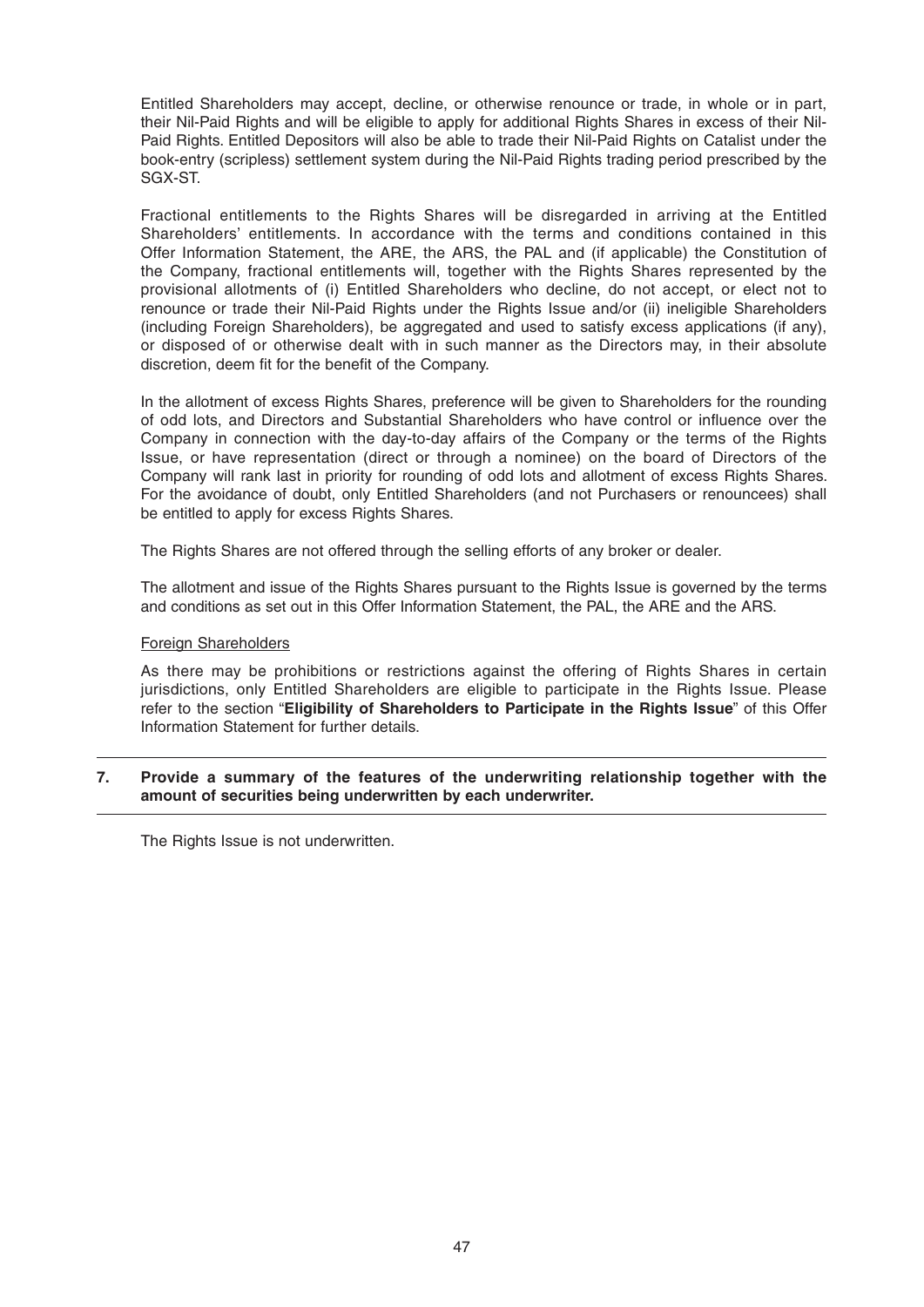Entitled Shareholders may accept, decline, or otherwise renounce or trade, in whole or in part, their Nil-Paid Rights and will be eligible to apply for additional Rights Shares in excess of their Nil-Paid Rights. Entitled Depositors will also be able to trade their Nil-Paid Rights on Catalist under the book-entry (scripless) settlement system during the Nil-Paid Rights trading period prescribed by the SGX-ST.

Fractional entitlements to the Rights Shares will be disregarded in arriving at the Entitled Shareholders' entitlements. In accordance with the terms and conditions contained in this Offer Information Statement, the ARE, the ARS, the PAL and (if applicable) the Constitution of the Company, fractional entitlements will, together with the Rights Shares represented by the provisional allotments of (i) Entitled Shareholders who decline, do not accept, or elect not to renounce or trade their Nil-Paid Rights under the Rights Issue and/or (ii) ineligible Shareholders (including Foreign Shareholders), be aggregated and used to satisfy excess applications (if any), or disposed of or otherwise dealt with in such manner as the Directors may, in their absolute discretion, deem fit for the benefit of the Company.

In the allotment of excess Rights Shares, preference will be given to Shareholders for the rounding of odd lots, and Directors and Substantial Shareholders who have control or influence over the Company in connection with the day-to-day affairs of the Company or the terms of the Rights Issue, or have representation (direct or through a nominee) on the board of Directors of the Company will rank last in priority for rounding of odd lots and allotment of excess Rights Shares. For the avoidance of doubt, only Entitled Shareholders (and not Purchasers or renouncees) shall be entitled to apply for excess Rights Shares.

The Rights Shares are not offered through the selling efforts of any broker or dealer.

The allotment and issue of the Rights Shares pursuant to the Rights Issue is governed by the terms and conditions as set out in this Offer Information Statement, the PAL, the ARE and the ARS.

Foreign Shareholders

As there may be prohibitions or restrictions against the offering of Rights Shares in certain jurisdictions, only Entitled Shareholders are eligible to participate in the Rights Issue. Please refer to the section "**Eligibility of Shareholders to Participate in the Rights Issue**" of this Offer Information Statement for further details.

**7. Provide a summary of the features of the underwriting relationship together with the amount of securities being underwritten by each underwriter.**

The Rights Issue is not underwritten.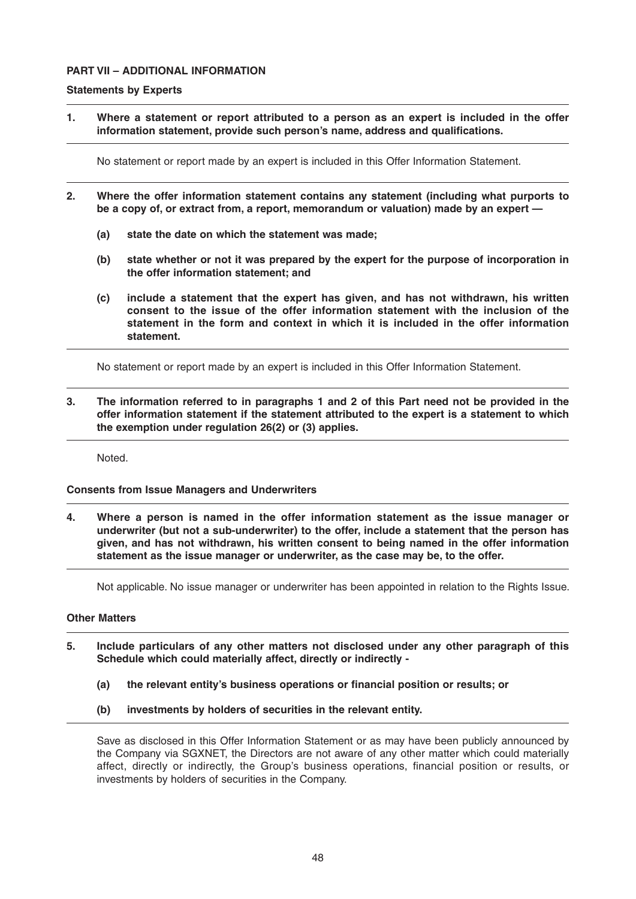## PART VII – ADDITIONAL INFORMATION

### Statements by Experts

**1. Where a statement or report attributed to a person as an expert is included in the offer information statement, provide such person's name, address and qualifications.**

No statement or report made by an expert is included in this Offer Information Statement.

**2. Where the offer information statement contains any statement (including what purports to be a copy of, or extract from, a report, memorandum or valuation) made by an expert —**

**(a) state the date on which the statement was made;**

**(b) state whether or not it was prepared by the expert for the purpose of incorporation in the offer information statement; and**

**(c) include a statement that the expert has given, and has not withdrawn, his written consent to the issue of the offer information statement with the inclusion of the statement in the form and context in which it is included in the offer information statement.**

No statement or report made by an expert is included in this Offer Information Statement.

**3. The information referred to in paragraphs 1 and 2 of this Part need not be provided in the offer information statement if the statement attributed to the expert is a statement to which the exemption under regulation 26(2) or (3) applies.**

Noted.

### Consents from Issue Managers and Underwriters

**4. Where a person is named in the offer information statement as the issue manager or underwriter (but not a sub-underwriter) to the offer, include a statement that the person has given, and has not withdrawn, his written consent to being named in the offer information statement as the issue manager or underwriter, as the case may be, to the offer.**

Not applicable. No issue manager or underwriter has been appointed in relation to the Rights Issue.

### Other Matters

**5. Include particulars of any other matters not disclosed under any other paragraph of this Schedule which could materially affect, directly or indirectly -**

**(a) the relevant entity's business operations or financial position or results; or**

**(b) investments by holders of securities in the relevant entity.**

Save as disclosed in this Offer Information Statement or as may have been publicly announced by the Company via SGXNET, the Directors are not aware of any other matter which could materially affect, directly or indirectly, the Group's business operations, financial position or results, or investments by holders of securities in the Company.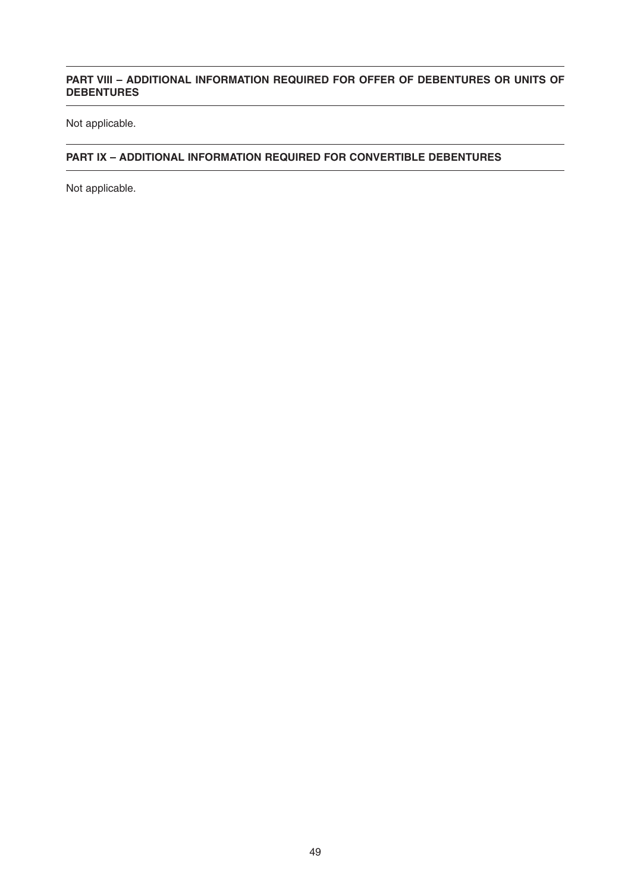## PART VIII – ADDITIONAL INFORMATION REQUIRED FOR OFFER OF DEBENTURES OR UNITS OF DEBENTURES

Not applicable.

## PART IX – ADDITIONAL INFORMATION REQUIRED FOR CONVERTIBLE DEBENTURES

Not applicable.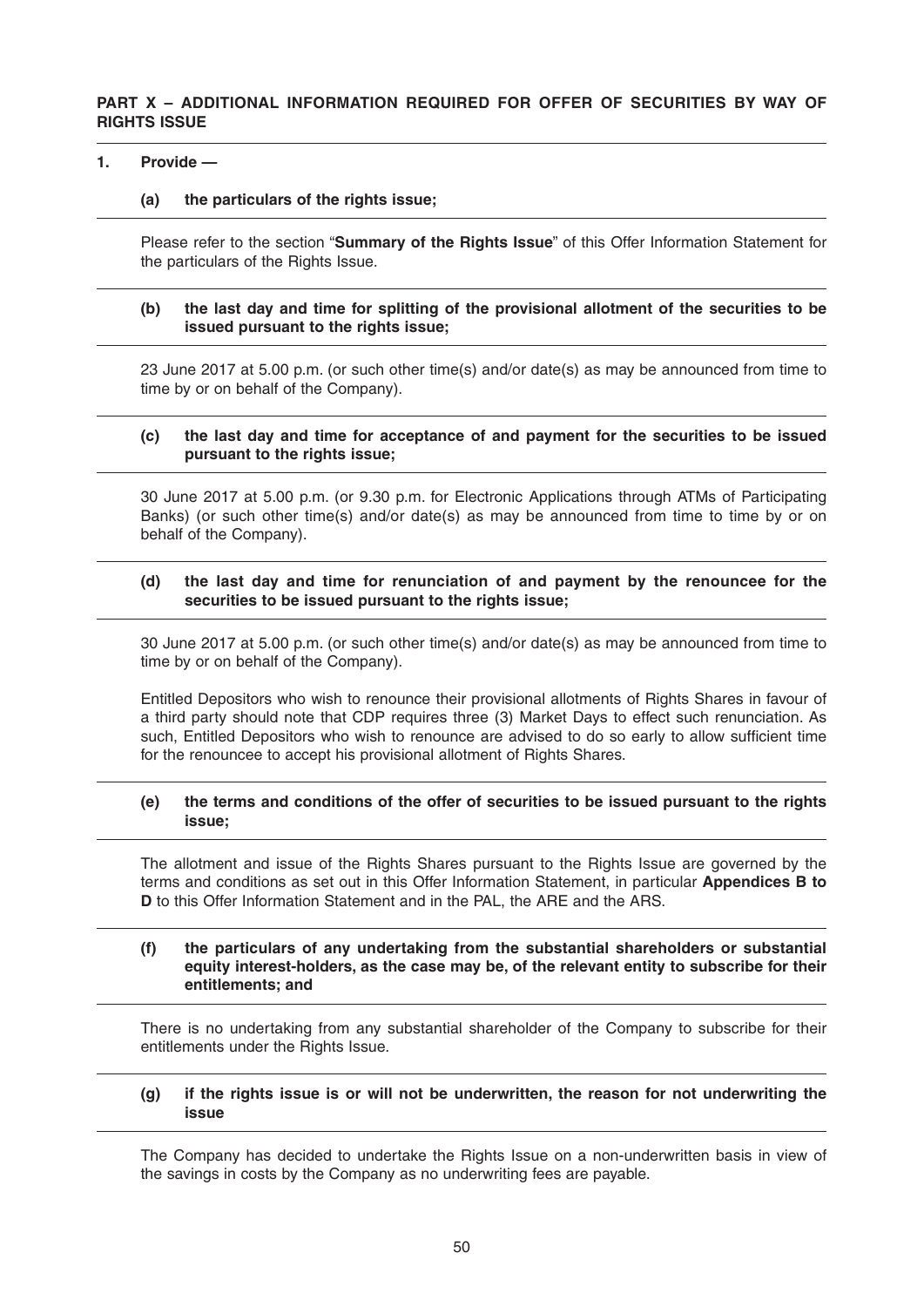## PART X – ADDITIONAL INFORMATION REQUIRED FOR OFFER OF SECURITIES BY WAY OF RIGHTS ISSUE

**1. Provide —**

**(a) the particulars of the rights issue;**

Please refer to the section "**Summary of the Rights Issue**" of this Offer Information Statement for the particulars of the Rights Issue.

**(b) the last day and time for splitting of the provisional allotment of the securities to be issued pursuant to the rights issue;**

23 June 2017 at 5.00 p.m. (or such other time(s) and/or date(s) as may be announced from time to time by or on behalf of the Company).

**(c) the last day and time for acceptance of and payment for the securities to be issued pursuant to the rights issue;**

30 June 2017 at 5.00 p.m. (or 9.30 p.m. for Electronic Applications through ATMs of Participating Banks) (or such other time(s) and/or date(s) as may be announced from time to time by or on behalf of the Company).

**(d) the last day and time for renunciation of and payment by the renouncee for the securities to be issued pursuant to the rights issue;**

30 June 2017 at 5.00 p.m. (or such other time(s) and/or date(s) as may be announced from time to time by or on behalf of the Company).

Entitled Depositors who wish to renounce their provisional allotments of Rights Shares in favour of a third party should note that CDP requires three (3) Market Days to effect such renunciation. As such, Entitled Depositors who wish to renounce are advised to do so early to allow sufficient time for the renouncee to accept his provisional allotment of Rights Shares.

**(e) the terms and conditions of the offer of securities to be issued pursuant to the rights issue;**

The allotment and issue of the Rights Shares pursuant to the Rights Issue are governed by the terms and conditions as set out in this Offer Information Statement, in particular **Appendices B to D** to this Offer Information Statement and in the PAL, the ARE and the ARS.

**(f) the particulars of any undertaking from the substantial shareholders or substantial equity interest-holders, as the case may be, of the relevant entity to subscribe for their entitlements; and**

There is no undertaking from any substantial shareholder of the Company to subscribe for their entitlements under the Rights Issue.

**(g) if the rights issue is or will not be underwritten, the reason for not underwriting the issue**

The Company has decided to undertake the Rights Issue on a non-underwritten basis in view of the savings in costs by the Company as no underwriting fees are payable.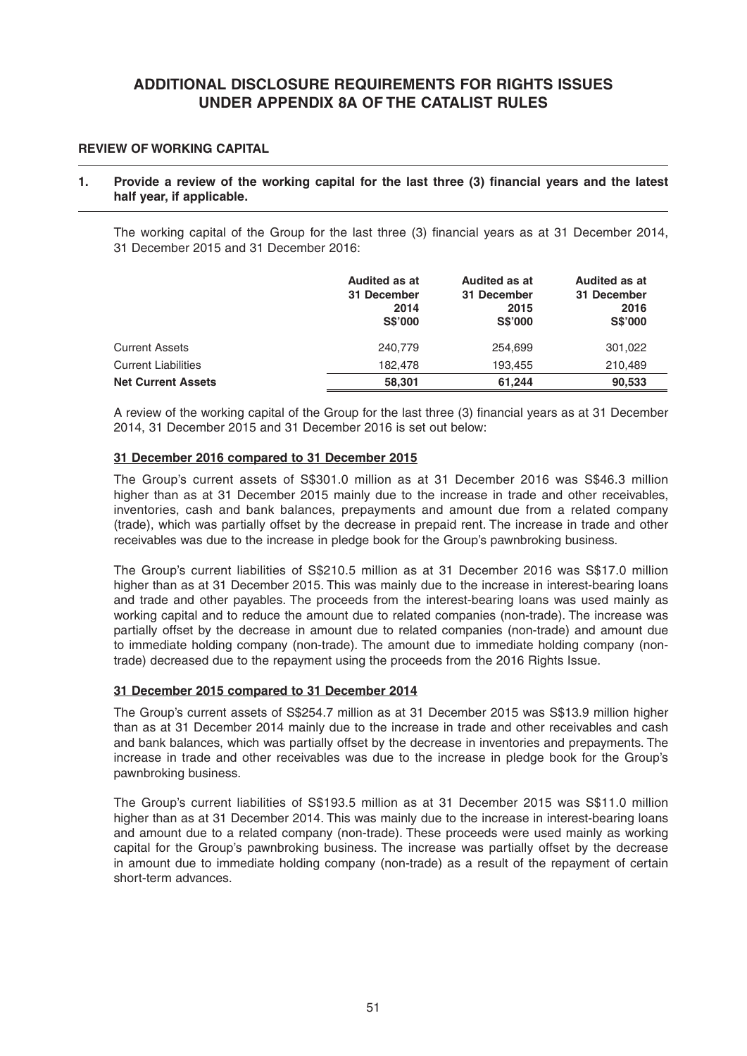# ADDITIONAL DISCLOSURE REQUIREMENTS FOR RIGHTS ISSUES UNDER APPENDIX 8A OF THE CATALIST RULES

## REVIEW OF WORKING CAPITAL

**1. Provide a review of the working capital for the last three (3) financial years and the latest half year, if applicable.**

The working capital of the Group for the last three (3) financial years as at 31 December 2014, 31 December 2015 and 31 December 2016:

| | Audited as at 31 December 2014 S$'000 | Audited as at 31 December 2015 S$'000 | Audited as at 31 December 2016 S$'000 |
|---|---|---|---|
| Current Assets | 240,779 | 254,699 | 301,022 |
| Current Liabilities | 182,478 | 193,455 | 210,489 |
| **Net Current Assets** | **58,301** | **61,244** | **90,533** |

A review of the working capital of the Group for the last three (3) financial years as at 31 December 2014, 31 December 2015 and 31 December 2016 is set out below:

**31 December 2016 compared to 31 December 2015**

The Group's current assets of S$301.0 million as at 31 December 2016 was S$46.3 million higher than as at 31 December 2015 mainly due to the increase in trade and other receivables, inventories, cash and bank balances, prepayments and amount due from a related company (trade), which was partially offset by the decrease in prepaid rent. The increase in trade and other receivables was due to the increase in pledge book for the Group's pawnbroking business.

The Group's current liabilities of S$210.5 million as at 31 December 2016 was S$17.0 million higher than as at 31 December 2015. This was mainly due to the increase in interest-bearing loans and trade and other payables. The proceeds from the interest-bearing loans was used mainly as working capital and to reduce the amount due to related companies (non-trade). The increase was partially offset by the decrease in amount due to related companies (non-trade) and amount due to immediate holding company (non-trade). The amount due to immediate holding company (non-trade) decreased due to the repayment using the proceeds from the 2016 Rights Issue.

**31 December 2015 compared to 31 December 2014**

The Group's current assets of S$254.7 million as at 31 December 2015 was S$13.9 million higher than as at 31 December 2014 mainly due to the increase in trade and other receivables and cash and bank balances, which was partially offset by the decrease in inventories and prepayments. The increase in trade and other receivables was due to the increase in pledge book for the Group's pawnbroking business.

The Group's current liabilities of S$193.5 million as at 31 December 2015 was S$11.0 million higher than as at 31 December 2014. This was mainly due to the increase in interest-bearing loans and amount due to a related company (non-trade). These proceeds were used mainly as working capital for the Group's pawnbroking business. The increase was partially offset by the decrease in amount due to immediate holding company (non-trade) as a result of the repayment of certain short-term advances.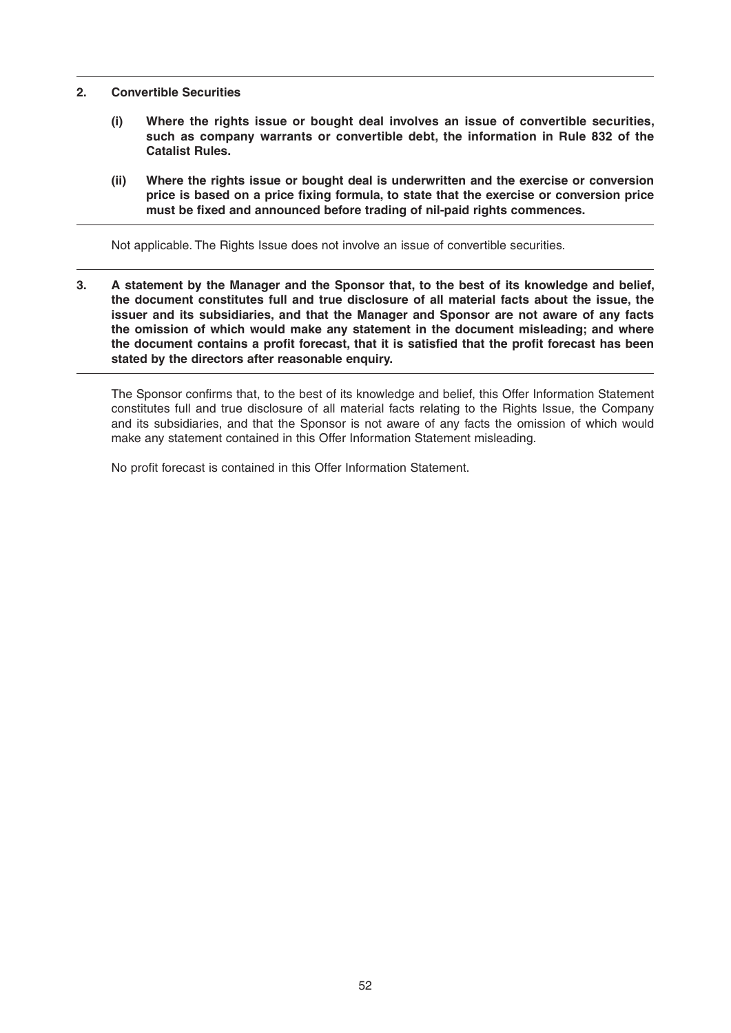**2. Convertible Securities**

**(i) Where the rights issue or bought deal involves an issue of convertible securities, such as company warrants or convertible debt, the information in Rule 832 of the Catalist Rules.**

**(ii) Where the rights issue or bought deal is underwritten and the exercise or conversion price is based on a price fixing formula, to state that the exercise or conversion price must be fixed and announced before trading of nil-paid rights commences.**

Not applicable. The Rights Issue does not involve an issue of convertible securities.

**3. A statement by the Manager and the Sponsor that, to the best of its knowledge and belief, the document constitutes full and true disclosure of all material facts about the issue, the issuer and its subsidiaries, and that the Manager and Sponsor are not aware of any facts the omission of which would make any statement in the document misleading; and where the document contains a profit forecast, that it is satisfied that the profit forecast has been stated by the directors after reasonable enquiry.**

The Sponsor confirms that, to the best of its knowledge and belief, this Offer Information Statement constitutes full and true disclosure of all material facts relating to the Rights Issue, the Company and its subsidiaries, and that the Sponsor is not aware of any facts the omission of which would make any statement contained in this Offer Information Statement misleading.

No profit forecast is contained in this Offer Information Statement.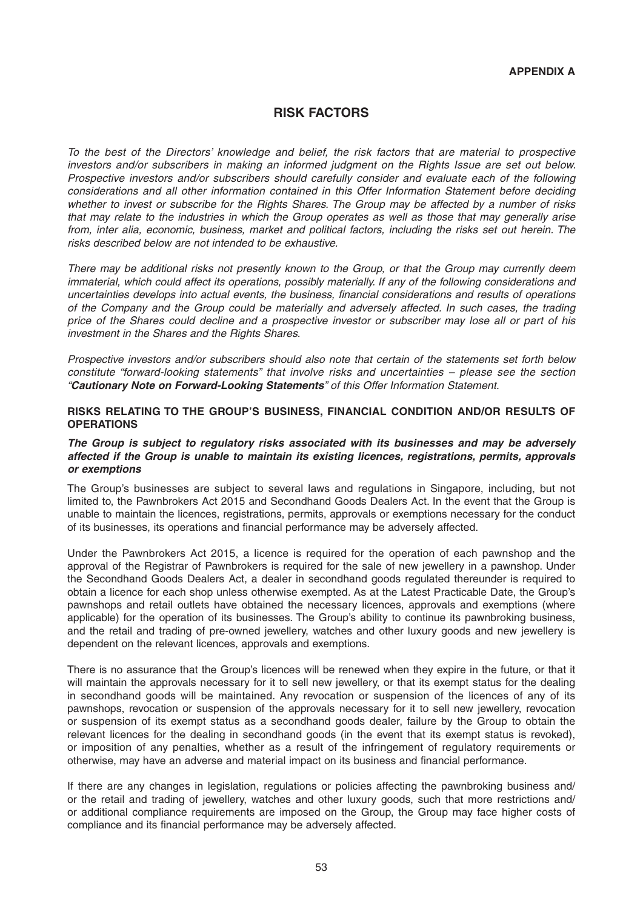APPENDIX A

# RISK FACTORS

*To the best of the Directors' knowledge and belief, the risk factors that are material to prospective investors and/or subscribers in making an informed judgment on the Rights Issue are set out below. Prospective investors and/or subscribers should carefully consider and evaluate each of the following considerations and all other information contained in this Offer Information Statement before deciding whether to invest or subscribe for the Rights Shares. The Group may be affected by a number of risks that may relate to the industries in which the Group operates as well as those that may generally arise from, inter alia, economic, business, market and political factors, including the risks set out herein. The risks described below are not intended to be exhaustive.*

*There may be additional risks not presently known to the Group, or that the Group may currently deem immaterial, which could affect its operations, possibly materially. If any of the following considerations and uncertainties develops into actual events, the business, financial considerations and results of operations of the Company and the Group could be materially and adversely affected. In such cases, the trading price of the Shares could decline and a prospective investor or subscriber may lose all or part of his investment in the Shares and the Rights Shares.*

*Prospective investors and/or subscribers should also note that certain of the statements set forth below constitute "forward-looking statements" that involve risks and uncertainties – please see the section "**Cautionary Note on Forward-Looking Statements**" of this Offer Information Statement.*

## RISKS RELATING TO THE GROUP'S BUSINESS, FINANCIAL CONDITION AND/OR RESULTS OF OPERATIONS

***The Group is subject to regulatory risks associated with its businesses and may be adversely affected if the Group is unable to maintain its existing licences, registrations, permits, approvals or exemptions***

The Group's businesses are subject to several laws and regulations in Singapore, including, but not limited to, the Pawnbrokers Act 2015 and Secondhand Goods Dealers Act. In the event that the Group is unable to maintain the licences, registrations, permits, approvals or exemptions necessary for the conduct of its businesses, its operations and financial performance may be adversely affected.

Under the Pawnbrokers Act 2015, a licence is required for the operation of each pawnshop and the approval of the Registrar of Pawnbrokers is required for the sale of new jewellery in a pawnshop. Under the Secondhand Goods Dealers Act, a dealer in secondhand goods regulated thereunder is required to obtain a licence for each shop unless otherwise exempted. As at the Latest Practicable Date, the Group's pawnshops and retail outlets have obtained the necessary licences, approvals and exemptions (where applicable) for the operation of its businesses. The Group's ability to continue its pawnbroking business, and the retail and trading of pre-owned jewellery, watches and other luxury goods and new jewellery is dependent on the relevant licences, approvals and exemptions.

There is no assurance that the Group's licences will be renewed when they expire in the future, or that it will maintain the approvals necessary for it to sell new jewellery, or that its exempt status for the dealing in secondhand goods will be maintained. Any revocation or suspension of the licences of any of its pawnshops, revocation or suspension of the approvals necessary for it to sell new jewellery, revocation or suspension of its exempt status as a secondhand goods dealer, failure by the Group to obtain the relevant licences for the dealing in secondhand goods (in the event that its exempt status is revoked), or imposition of any penalties, whether as a result of the infringement of regulatory requirements or otherwise, may have an adverse and material impact on its business and financial performance.

If there are any changes in legislation, regulations or policies affecting the pawnbroking business and/or the retail and trading of jewellery, watches and other luxury goods, such that more restrictions and/or additional compliance requirements are imposed on the Group, the Group may face higher costs of compliance and its financial performance may be adversely affected.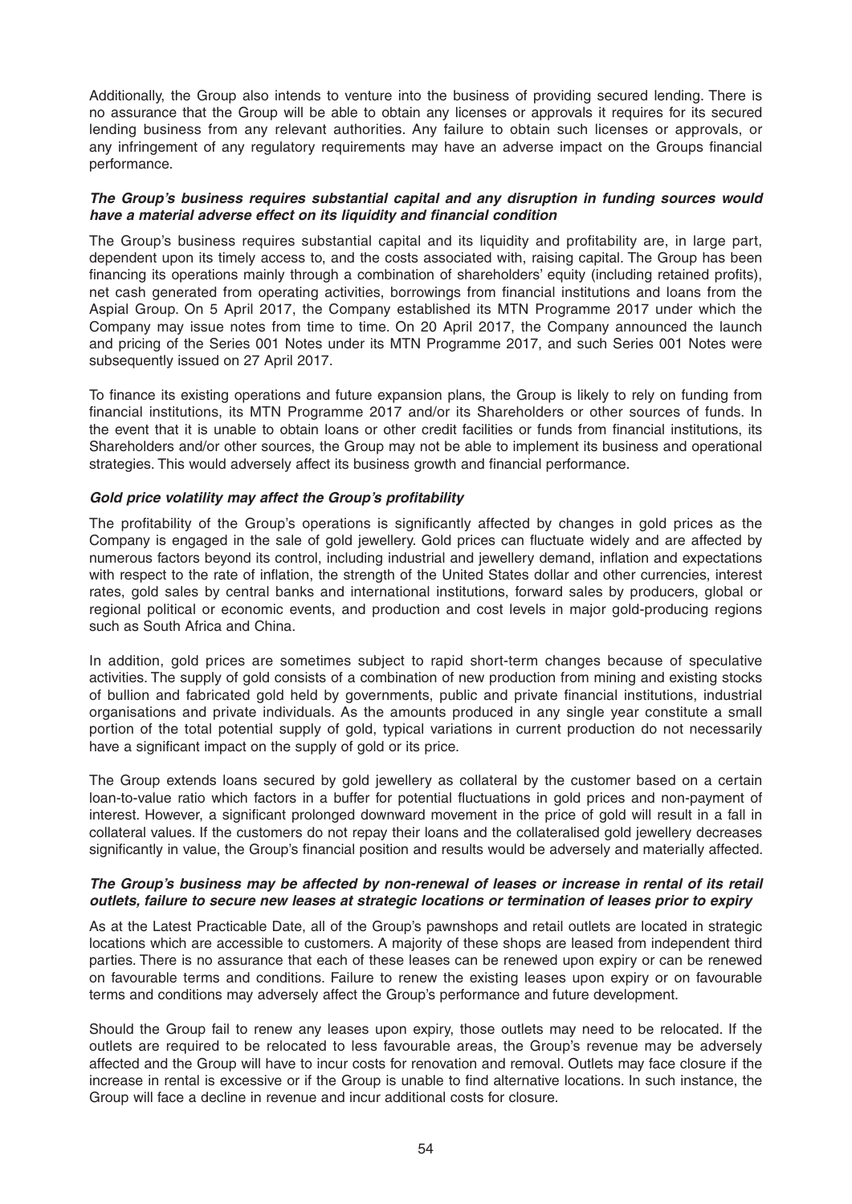Additionally, the Group also intends to venture into the business of providing secured lending. There is no assurance that the Group will be able to obtain any licenses or approvals it requires for its secured lending business from any relevant authorities. Any failure to obtain such licenses or approvals, or any infringement of any regulatory requirements may have an adverse impact on the Groups financial performance.

***The Group's business requires substantial capital and any disruption in funding sources would have a material adverse effect on its liquidity and financial condition***

The Group's business requires substantial capital and its liquidity and profitability are, in large part, dependent upon its timely access to, and the costs associated with, raising capital. The Group has been financing its operations mainly through a combination of shareholders' equity (including retained profits), net cash generated from operating activities, borrowings from financial institutions and loans from the Aspial Group. On 5 April 2017, the Company established its MTN Programme 2017 under which the Company may issue notes from time to time. On 20 April 2017, the Company announced the launch and pricing of the Series 001 Notes under its MTN Programme 2017, and such Series 001 Notes were subsequently issued on 27 April 2017.

To finance its existing operations and future expansion plans, the Group is likely to rely on funding from financial institutions, its MTN Programme 2017 and/or its Shareholders or other sources of funds. In the event that it is unable to obtain loans or other credit facilities or funds from financial institutions, its Shareholders and/or other sources, the Group may not be able to implement its business and operational strategies. This would adversely affect its business growth and financial performance.

***Gold price volatility may affect the Group's profitability***

The profitability of the Group's operations is significantly affected by changes in gold prices as the Company is engaged in the sale of gold jewellery. Gold prices can fluctuate widely and are affected by numerous factors beyond its control, including industrial and jewellery demand, inflation and expectations with respect to the rate of inflation, the strength of the United States dollar and other currencies, interest rates, gold sales by central banks and international institutions, forward sales by producers, global or regional political or economic events, and production and cost levels in major gold-producing regions such as South Africa and China.

In addition, gold prices are sometimes subject to rapid short-term changes because of speculative activities. The supply of gold consists of a combination of new production from mining and existing stocks of bullion and fabricated gold held by governments, public and private financial institutions, industrial organisations and private individuals. As the amounts produced in any single year constitute a small portion of the total potential supply of gold, typical variations in current production do not necessarily have a significant impact on the supply of gold or its price.

The Group extends loans secured by gold jewellery as collateral by the customer based on a certain loan-to-value ratio which factors in a buffer for potential fluctuations in gold prices and non-payment of interest. However, a significant prolonged downward movement in the price of gold will result in a fall in collateral values. If the customers do not repay their loans and the collateralised gold jewellery decreases significantly in value, the Group's financial position and results would be adversely and materially affected.

***The Group's business may be affected by non-renewal of leases or increase in rental of its retail outlets, failure to secure new leases at strategic locations or termination of leases prior to expiry***

As at the Latest Practicable Date, all of the Group's pawnshops and retail outlets are located in strategic locations which are accessible to customers. A majority of these shops are leased from independent third parties. There is no assurance that each of these leases can be renewed upon expiry or can be renewed on favourable terms and conditions. Failure to renew the existing leases upon expiry or on favourable terms and conditions may adversely affect the Group's performance and future development.

Should the Group fail to renew any leases upon expiry, those outlets may need to be relocated. If the outlets are required to be relocated to less favourable areas, the Group's revenue may be adversely affected and the Group will have to incur costs for renovation and removal. Outlets may face closure if the increase in rental is excessive or if the Group is unable to find alternative locations. In such instance, the Group will face a decline in revenue and incur additional costs for closure.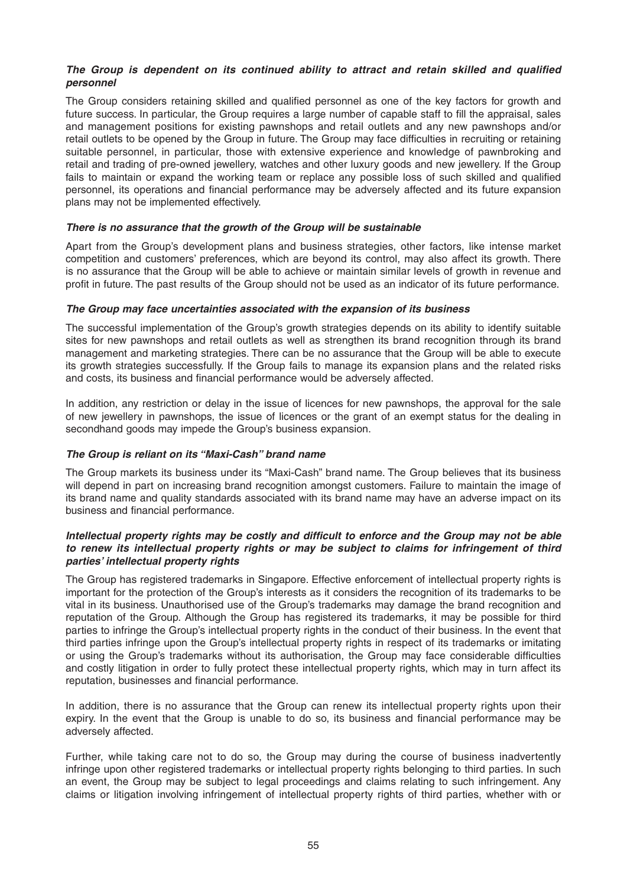***The Group is dependent on its continued ability to attract and retain skilled and qualified personnel***

The Group considers retaining skilled and qualified personnel as one of the key factors for growth and future success. In particular, the Group requires a large number of capable staff to fill the appraisal, sales and management positions for existing pawnshops and retail outlets and any new pawnshops and/or retail outlets to be opened by the Group in future. The Group may face difficulties in recruiting or retaining suitable personnel, in particular, those with extensive experience and knowledge of pawnbroking and retail and trading of pre-owned jewellery, watches and other luxury goods and new jewellery. If the Group fails to maintain or expand the working team or replace any possible loss of such skilled and qualified personnel, its operations and financial performance may be adversely affected and its future expansion plans may not be implemented effectively.

***There is no assurance that the growth of the Group will be sustainable***

Apart from the Group's development plans and business strategies, other factors, like intense market competition and customers' preferences, which are beyond its control, may also affect its growth. There is no assurance that the Group will be able to achieve or maintain similar levels of growth in revenue and profit in future. The past results of the Group should not be used as an indicator of its future performance.

***The Group may face uncertainties associated with the expansion of its business***

The successful implementation of the Group's growth strategies depends on its ability to identify suitable sites for new pawnshops and retail outlets as well as strengthen its brand recognition through its brand management and marketing strategies. There can be no assurance that the Group will be able to execute its growth strategies successfully. If the Group fails to manage its expansion plans and the related risks and costs, its business and financial performance would be adversely affected.

In addition, any restriction or delay in the issue of licences for new pawnshops, the approval for the sale of new jewellery in pawnshops, the issue of licences or the grant of an exempt status for the dealing in secondhand goods may impede the Group's business expansion.

***The Group is reliant on its "Maxi-Cash" brand name***

The Group markets its business under its "Maxi-Cash" brand name. The Group believes that its business will depend in part on increasing brand recognition amongst customers. Failure to maintain the image of its brand name and quality standards associated with its brand name may have an adverse impact on its business and financial performance.

***Intellectual property rights may be costly and difficult to enforce and the Group may not be able to renew its intellectual property rights or may be subject to claims for infringement of third parties' intellectual property rights***

The Group has registered trademarks in Singapore. Effective enforcement of intellectual property rights is important for the protection of the Group's interests as it considers the recognition of its trademarks to be vital in its business. Unauthorised use of the Group's trademarks may damage the brand recognition and reputation of the Group. Although the Group has registered its trademarks, it may be possible for third parties to infringe the Group's intellectual property rights in the conduct of their business. In the event that third parties infringe upon the Group's intellectual property rights in respect of its trademarks or imitating or using the Group's trademarks without its authorisation, the Group may face considerable difficulties and costly litigation in order to fully protect these intellectual property rights, which may in turn affect its reputation, businesses and financial performance.

In addition, there is no assurance that the Group can renew its intellectual property rights upon their expiry. In the event that the Group is unable to do so, its business and financial performance may be adversely affected.

Further, while taking care not to do so, the Group may during the course of business inadvertently infringe upon other registered trademarks or intellectual property rights belonging to third parties. In such an event, the Group may be subject to legal proceedings and claims relating to such infringement. Any claims or litigation involving infringement of intellectual property rights of third parties, whether with or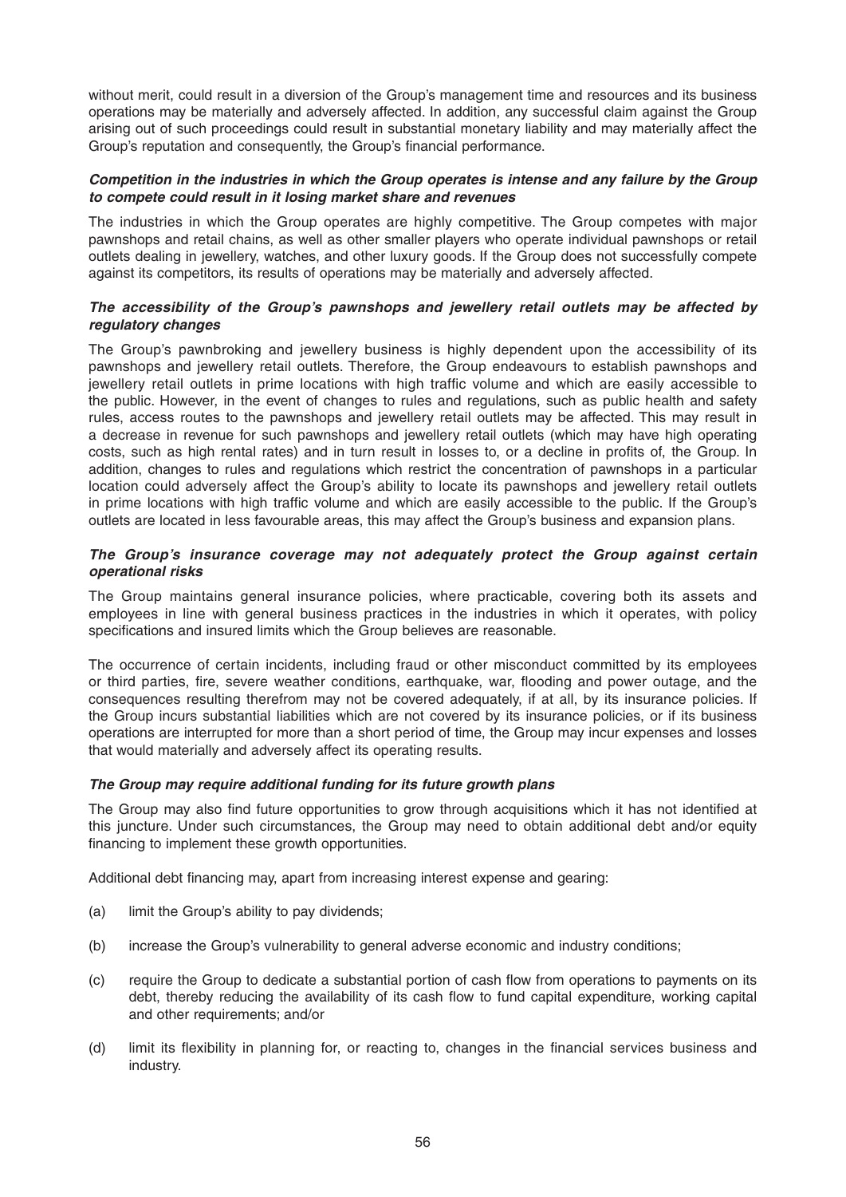without merit, could result in a diversion of the Group's management time and resources and its business operations may be materially and adversely affected. In addition, any successful claim against the Group arising out of such proceedings could result in substantial monetary liability and may materially affect the Group's reputation and consequently, the Group's financial performance.

***Competition in the industries in which the Group operates is intense and any failure by the Group to compete could result in it losing market share and revenues***

The industries in which the Group operates are highly competitive. The Group competes with major pawnshops and retail chains, as well as other smaller players who operate individual pawnshops or retail outlets dealing in jewellery, watches, and other luxury goods. If the Group does not successfully compete against its competitors, its results of operations may be materially and adversely affected.

***The accessibility of the Group's pawnshops and jewellery retail outlets may be affected by regulatory changes***

The Group's pawnbroking and jewellery business is highly dependent upon the accessibility of its pawnshops and jewellery retail outlets. Therefore, the Group endeavours to establish pawnshops and jewellery retail outlets in prime locations with high traffic volume and which are easily accessible to the public. However, in the event of changes to rules and regulations, such as public health and safety rules, access routes to the pawnshops and jewellery retail outlets may be affected. This may result in a decrease in revenue for such pawnshops and jewellery retail outlets (which may have high operating costs, such as high rental rates) and in turn result in losses to, or a decline in profits of, the Group. In addition, changes to rules and regulations which restrict the concentration of pawnshops in a particular location could adversely affect the Group's ability to locate its pawnshops and jewellery retail outlets in prime locations with high traffic volume and which are easily accessible to the public. If the Group's outlets are located in less favourable areas, this may affect the Group's business and expansion plans.

***The Group's insurance coverage may not adequately protect the Group against certain operational risks***

The Group maintains general insurance policies, where practicable, covering both its assets and employees in line with general business practices in the industries in which it operates, with policy specifications and insured limits which the Group believes are reasonable.

The occurrence of certain incidents, including fraud or other misconduct committed by its employees or third parties, fire, severe weather conditions, earthquake, war, flooding and power outage, and the consequences resulting therefrom may not be covered adequately, if at all, by its insurance policies. If the Group incurs substantial liabilities which are not covered by its insurance policies, or if its business operations are interrupted for more than a short period of time, the Group may incur expenses and losses that would materially and adversely affect its operating results.

***The Group may require additional funding for its future growth plans***

The Group may also find future opportunities to grow through acquisitions which it has not identified at this juncture. Under such circumstances, the Group may need to obtain additional debt and/or equity financing to implement these growth opportunities.

Additional debt financing may, apart from increasing interest expense and gearing:

(a) limit the Group's ability to pay dividends;

(b) increase the Group's vulnerability to general adverse economic and industry conditions;

(c) require the Group to dedicate a substantial portion of cash flow from operations to payments on its debt, thereby reducing the availability of its cash flow to fund capital expenditure, working capital and other requirements; and/or

(d) limit its flexibility in planning for, or reacting to, changes in the financial services business and industry.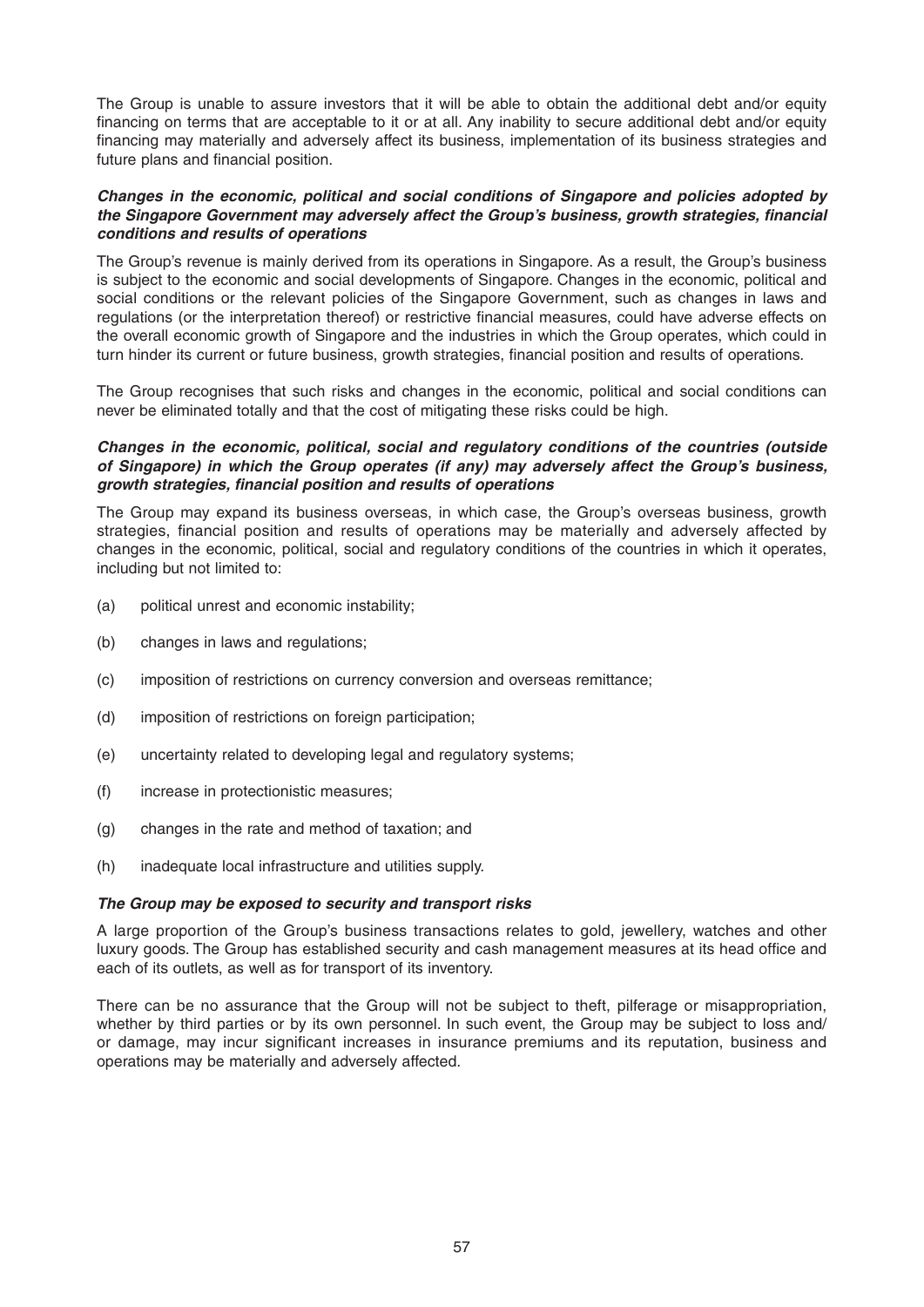The Group is unable to assure investors that it will be able to obtain the additional debt and/or equity financing on terms that are acceptable to it or at all. Any inability to secure additional debt and/or equity financing may materially and adversely affect its business, implementation of its business strategies and future plans and financial position.

***Changes in the economic, political and social conditions of Singapore and policies adopted by the Singapore Government may adversely affect the Group's business, growth strategies, financial conditions and results of operations***

The Group's revenue is mainly derived from its operations in Singapore. As a result, the Group's business is subject to the economic and social developments of Singapore. Changes in the economic, political and social conditions or the relevant policies of the Singapore Government, such as changes in laws and regulations (or the interpretation thereof) or restrictive financial measures, could have adverse effects on the overall economic growth of Singapore and the industries in which the Group operates, which could in turn hinder its current or future business, growth strategies, financial position and results of operations.

The Group recognises that such risks and changes in the economic, political and social conditions can never be eliminated totally and that the cost of mitigating these risks could be high.

***Changes in the economic, political, social and regulatory conditions of the countries (outside of Singapore) in which the Group operates (if any) may adversely affect the Group's business, growth strategies, financial position and results of operations***

The Group may expand its business overseas, in which case, the Group's overseas business, growth strategies, financial position and results of operations may be materially and adversely affected by changes in the economic, political, social and regulatory conditions of the countries in which it operates, including but not limited to:

(a) political unrest and economic instability;

(b) changes in laws and regulations;

(c) imposition of restrictions on currency conversion and overseas remittance;

(d) imposition of restrictions on foreign participation;

(e) uncertainty related to developing legal and regulatory systems;

(f) increase in protectionistic measures;

(g) changes in the rate and method of taxation; and

(h) inadequate local infrastructure and utilities supply.

***The Group may be exposed to security and transport risks***

A large proportion of the Group's business transactions relates to gold, jewellery, watches and other luxury goods. The Group has established security and cash management measures at its head office and each of its outlets, as well as for transport of its inventory.

There can be no assurance that the Group will not be subject to theft, pilferage or misappropriation, whether by third parties or by its own personnel. In such event, the Group may be subject to loss and/or damage, may incur significant increases in insurance premiums and its reputation, business and operations may be materially and adversely affected.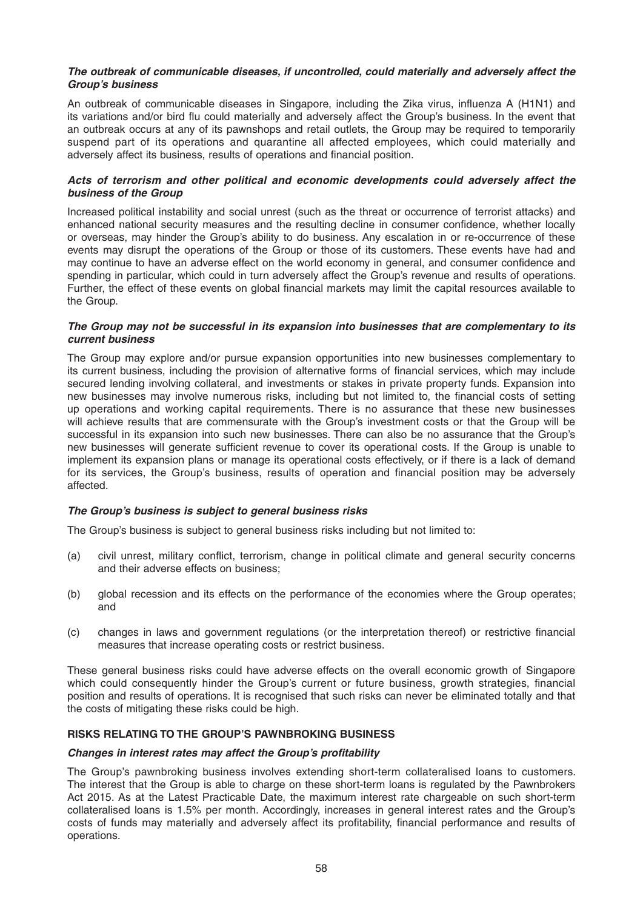***The outbreak of communicable diseases, if uncontrolled, could materially and adversely affect the Group's business***

An outbreak of communicable diseases in Singapore, including the Zika virus, influenza A (H1N1) and its variations and/or bird flu could materially and adversely affect the Group's business. In the event that an outbreak occurs at any of its pawnshops and retail outlets, the Group may be required to temporarily suspend part of its operations and quarantine all affected employees, which could materially and adversely affect its business, results of operations and financial position.

***Acts of terrorism and other political and economic developments could adversely affect the business of the Group***

Increased political instability and social unrest (such as the threat or occurrence of terrorist attacks) and enhanced national security measures and the resulting decline in consumer confidence, whether locally or overseas, may hinder the Group's ability to do business. Any escalation in or re-occurrence of these events may disrupt the operations of the Group or those of its customers. These events have had and may continue to have an adverse effect on the world economy in general, and consumer confidence and spending in particular, which could in turn adversely affect the Group's revenue and results of operations. Further, the effect of these events on global financial markets may limit the capital resources available to the Group.

***The Group may not be successful in its expansion into businesses that are complementary to its current business***

The Group may explore and/or pursue expansion opportunities into new businesses complementary to its current business, including the provision of alternative forms of financial services, which may include secured lending involving collateral, and investments or stakes in private property funds. Expansion into new businesses may involve numerous risks, including but not limited to, the financial costs of setting up operations and working capital requirements. There is no assurance that these new businesses will achieve results that are commensurate with the Group's investment costs or that the Group will be successful in its expansion into such new businesses. There can also be no assurance that the Group's new businesses will generate sufficient revenue to cover its operational costs. If the Group is unable to implement its expansion plans or manage its operational costs effectively, or if there is a lack of demand for its services, the Group's business, results of operation and financial position may be adversely affected.

***The Group's business is subject to general business risks***

The Group's business is subject to general business risks including but not limited to:

(a) civil unrest, military conflict, terrorism, change in political climate and general security concerns and their adverse effects on business;

(b) global recession and its effects on the performance of the economies where the Group operates; and

(c) changes in laws and government regulations (or the interpretation thereof) or restrictive financial measures that increase operating costs or restrict business.

These general business risks could have adverse effects on the overall economic growth of Singapore which could consequently hinder the Group's current or future business, growth strategies, financial position and results of operations. It is recognised that such risks can never be eliminated totally and that the costs of mitigating these risks could be high.

**RISKS RELATING TO THE GROUP'S PAWNBROKING BUSINESS**

***Changes in interest rates may affect the Group's profitability***

The Group's pawnbroking business involves extending short-term collateralised loans to customers. The interest that the Group is able to charge on these short-term loans is regulated by the Pawnbrokers Act 2015. As at the Latest Practicable Date, the maximum interest rate chargeable on such short-term collateralised loans is 1.5% per month. Accordingly, increases in general interest rates and the Group's costs of funds may materially and adversely affect its profitability, financial performance and results of operations.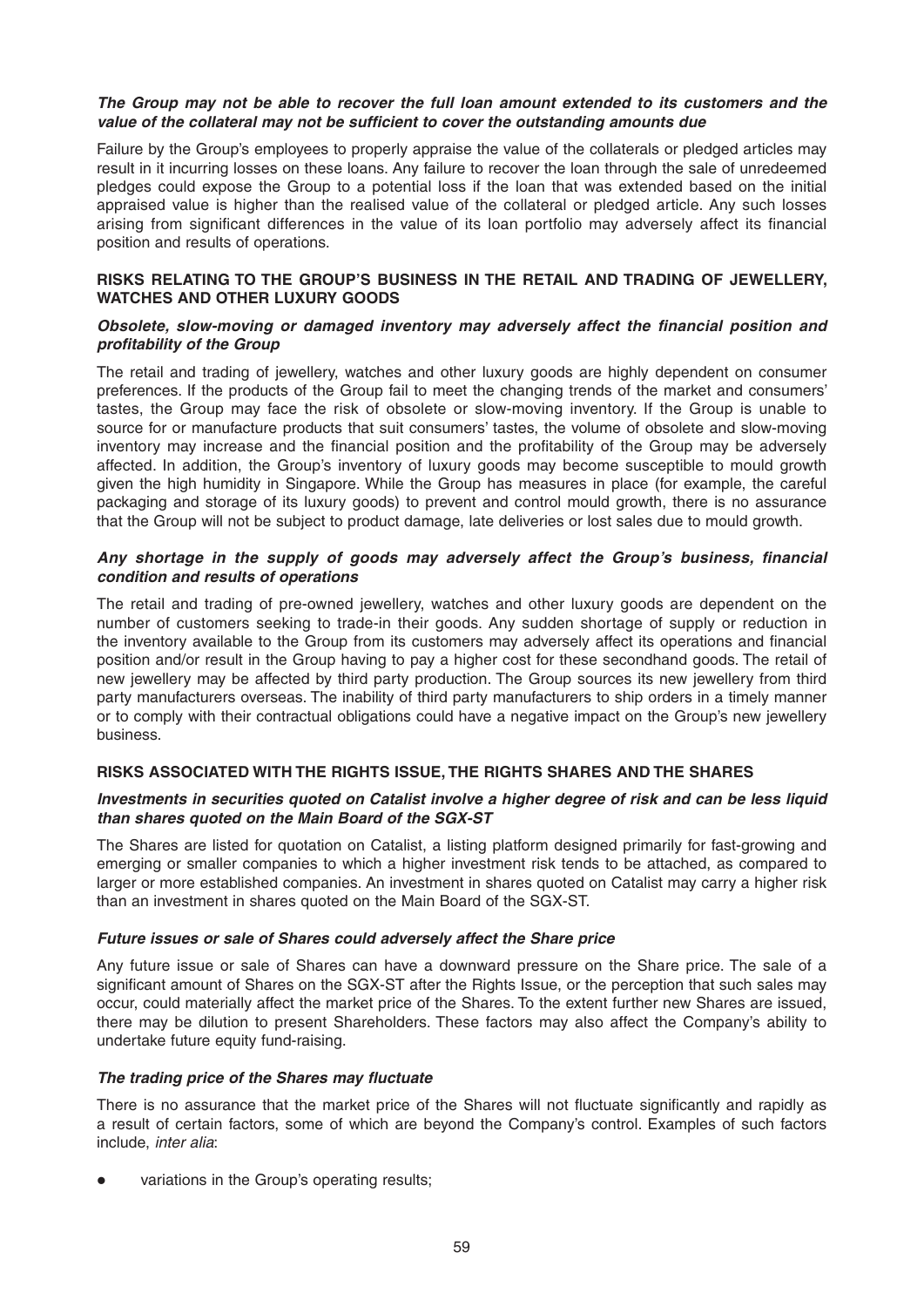***The Group may not be able to recover the full loan amount extended to its customers and the value of the collateral may not be sufficient to cover the outstanding amounts due***

Failure by the Group's employees to properly appraise the value of the collaterals or pledged articles may result in it incurring losses on these loans. Any failure to recover the loan through the sale of unredeemed pledges could expose the Group to a potential loss if the loan that was extended based on the initial appraised value is higher than the realised value of the collateral or pledged article. Any such losses arising from significant differences in the value of its loan portfolio may adversely affect its financial position and results of operations.

**RISKS RELATING TO THE GROUP'S BUSINESS IN THE RETAIL AND TRADING OF JEWELLERY, WATCHES AND OTHER LUXURY GOODS**

***Obsolete, slow-moving or damaged inventory may adversely affect the financial position and profitability of the Group***

The retail and trading of jewellery, watches and other luxury goods are highly dependent on consumer preferences. If the products of the Group fail to meet the changing trends of the market and consumers' tastes, the Group may face the risk of obsolete or slow-moving inventory. If the Group is unable to source for or manufacture products that suit consumers' tastes, the volume of obsolete and slow-moving inventory may increase and the financial position and the profitability of the Group may be adversely affected. In addition, the Group's inventory of luxury goods may become susceptible to mould growth given the high humidity in Singapore. While the Group has measures in place (for example, the careful packaging and storage of its luxury goods) to prevent and control mould growth, there is no assurance that the Group will not be subject to product damage, late deliveries or lost sales due to mould growth.

***Any shortage in the supply of goods may adversely affect the Group's business, financial condition and results of operations***

The retail and trading of pre-owned jewellery, watches and other luxury goods are dependent on the number of customers seeking to trade-in their goods. Any sudden shortage of supply or reduction in the inventory available to the Group from its customers may adversely affect its operations and financial position and/or result in the Group having to pay a higher cost for these secondhand goods. The retail of new jewellery may be affected by third party production. The Group sources its new jewellery from third party manufacturers overseas. The inability of third party manufacturers to ship orders in a timely manner or to comply with their contractual obligations could have a negative impact on the Group's new jewellery business.

**RISKS ASSOCIATED WITH THE RIGHTS ISSUE, THE RIGHTS SHARES AND THE SHARES**

***Investments in securities quoted on Catalist involve a higher degree of risk and can be less liquid than shares quoted on the Main Board of the SGX-ST***

The Shares are listed for quotation on Catalist, a listing platform designed primarily for fast-growing and emerging or smaller companies to which a higher investment risk tends to be attached, as compared to larger or more established companies. An investment in shares quoted on Catalist may carry a higher risk than an investment in shares quoted on the Main Board of the SGX-ST.

***Future issues or sale of Shares could adversely affect the Share price***

Any future issue or sale of Shares can have a downward pressure on the Share price. The sale of a significant amount of Shares on the SGX-ST after the Rights Issue, or the perception that such sales may occur, could materially affect the market price of the Shares. To the extent further new Shares are issued, there may be dilution to present Shareholders. These factors may also affect the Company's ability to undertake future equity fund-raising.

***The trading price of the Shares may fluctuate***

There is no assurance that the market price of the Shares will not fluctuate significantly and rapidly as a result of certain factors, some of which are beyond the Company's control. Examples of such factors include, *inter alia*:

- variations in the Group's operating results;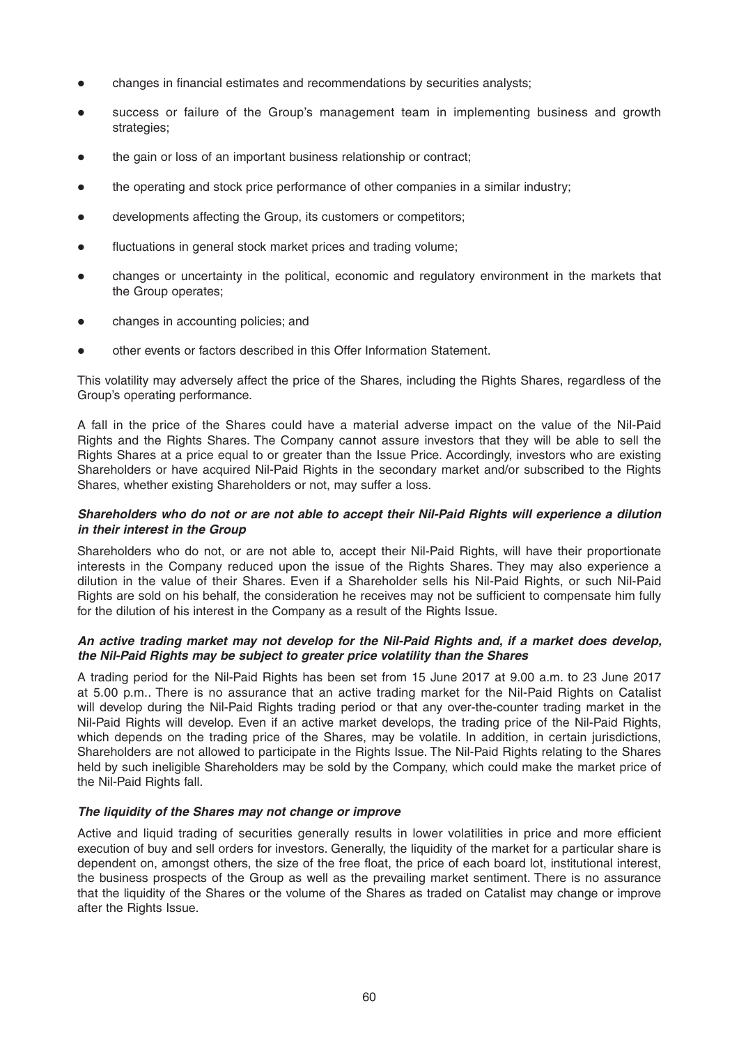- changes in financial estimates and recommendations by securities analysts;
- success or failure of the Group's management team in implementing business and growth strategies;
- the gain or loss of an important business relationship or contract;
- the operating and stock price performance of other companies in a similar industry;
- developments affecting the Group, its customers or competitors;
- fluctuations in general stock market prices and trading volume;
- changes or uncertainty in the political, economic and regulatory environment in the markets that the Group operates;
- changes in accounting policies; and
- other events or factors described in this Offer Information Statement.

This volatility may adversely affect the price of the Shares, including the Rights Shares, regardless of the Group's operating performance.

A fall in the price of the Shares could have a material adverse impact on the value of the Nil-Paid Rights and the Rights Shares. The Company cannot assure investors that they will be able to sell the Rights Shares at a price equal to or greater than the Issue Price. Accordingly, investors who are existing Shareholders or have acquired Nil-Paid Rights in the secondary market and/or subscribed to the Rights Shares, whether existing Shareholders or not, may suffer a loss.

***Shareholders who do not or are not able to accept their Nil-Paid Rights will experience a dilution in their interest in the Group***

Shareholders who do not, or are not able to, accept their Nil-Paid Rights, will have their proportionate interests in the Company reduced upon the issue of the Rights Shares. They may also experience a dilution in the value of their Shares. Even if a Shareholder sells his Nil-Paid Rights, or such Nil-Paid Rights are sold on his behalf, the consideration he receives may not be sufficient to compensate him fully for the dilution of his interest in the Company as a result of the Rights Issue.

***An active trading market may not develop for the Nil-Paid Rights and, if a market does develop, the Nil-Paid Rights may be subject to greater price volatility than the Shares***

A trading period for the Nil-Paid Rights has been set from 15 June 2017 at 9.00 a.m. to 23 June 2017 at 5.00 p.m.. There is no assurance that an active trading market for the Nil-Paid Rights on Catalist will develop during the Nil-Paid Rights trading period or that any over-the-counter trading market in the Nil-Paid Rights will develop. Even if an active market develops, the trading price of the Nil-Paid Rights, which depends on the trading price of the Shares, may be volatile. In addition, in certain jurisdictions, Shareholders are not allowed to participate in the Rights Issue. The Nil-Paid Rights relating to the Shares held by such ineligible Shareholders may be sold by the Company, which could make the market price of the Nil-Paid Rights fall.

***The liquidity of the Shares may not change or improve***

Active and liquid trading of securities generally results in lower volatilities in price and more efficient execution of buy and sell orders for investors. Generally, the liquidity of the market for a particular share is dependent on, amongst others, the size of the free float, the price of each board lot, institutional interest, the business prospects of the Group as well as the prevailing market sentiment. There is no assurance that the liquidity of the Shares or the volume of the Shares as traded on Catalist may change or improve after the Rights Issue.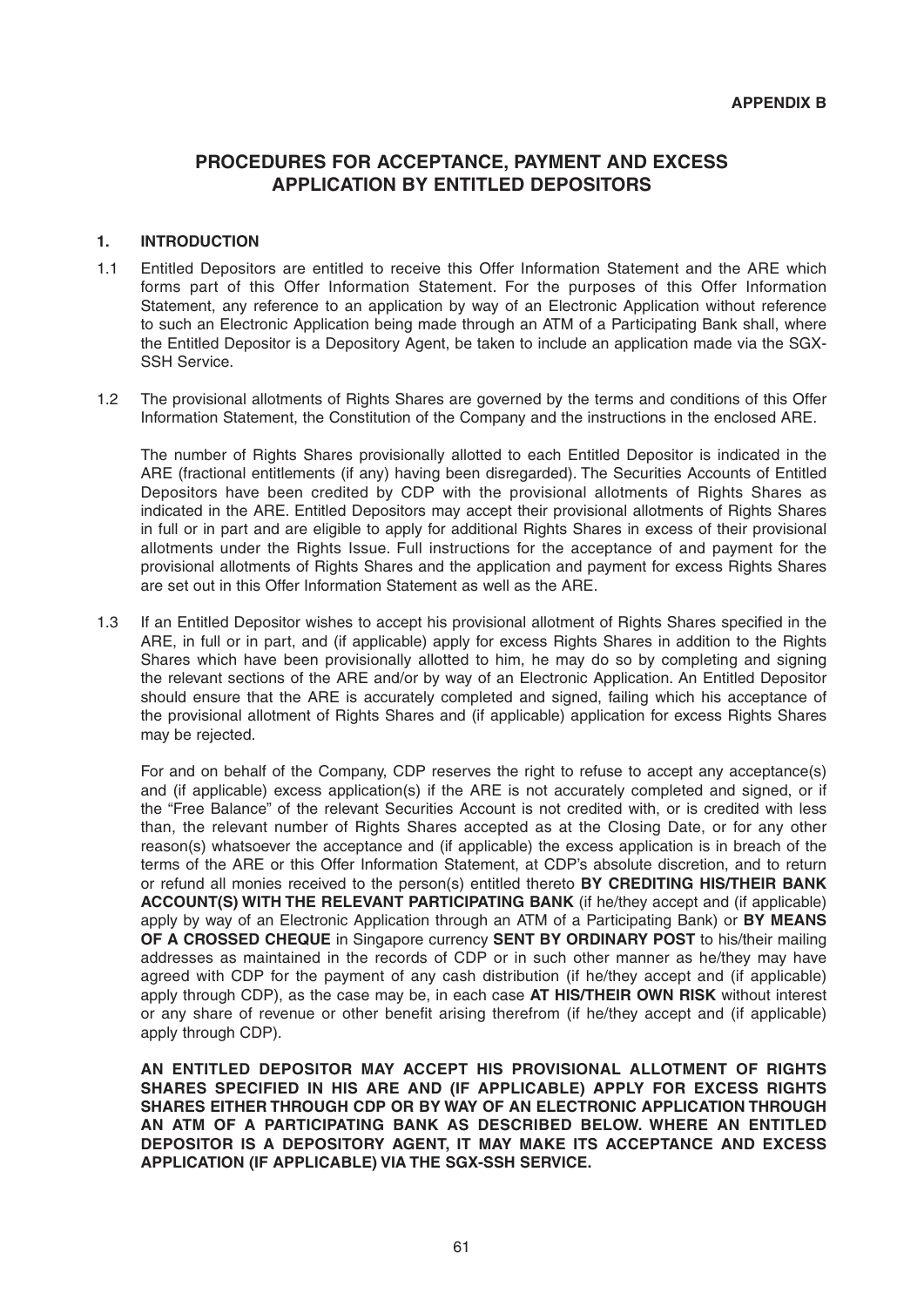**APPENDIX B**

# PROCEDURES FOR ACCEPTANCE, PAYMENT AND EXCESS APPLICATION BY ENTITLED DEPOSITORS

## 1. INTRODUCTION

1.1 Entitled Depositors are entitled to receive this Offer Information Statement and the ARE which forms part of this Offer Information Statement. For the purposes of this Offer Information Statement, any reference to an application by way of an Electronic Application without reference to such an Electronic Application being made through an ATM of a Participating Bank shall, where the Entitled Depositor is a Depository Agent, be taken to include an application made via the SGX-SSH Service.

1.2 The provisional allotments of Rights Shares are governed by the terms and conditions of this Offer Information Statement, the Constitution of the Company and the instructions in the enclosed ARE.

The number of Rights Shares provisionally allotted to each Entitled Depositor is indicated in the ARE (fractional entitlements (if any) having been disregarded). The Securities Accounts of Entitled Depositors have been credited by CDP with the provisional allotments of Rights Shares as indicated in the ARE. Entitled Depositors may accept their provisional allotments of Rights Shares in full or in part and are eligible to apply for additional Rights Shares in excess of their provisional allotments under the Rights Issue. Full instructions for the acceptance of and payment for the provisional allotments of Rights Shares and the application and payment for excess Rights Shares are set out in this Offer Information Statement as well as the ARE.

1.3 If an Entitled Depositor wishes to accept his provisional allotment of Rights Shares specified in the ARE, in full or in part, and (if applicable) apply for excess Rights Shares in addition to the Rights Shares which have been provisionally allotted to him, he may do so by completing and signing the relevant sections of the ARE and/or by way of an Electronic Application. An Entitled Depositor should ensure that the ARE is accurately completed and signed, failing which his acceptance of the provisional allotment of Rights Shares and (if applicable) application for excess Rights Shares may be rejected.

For and on behalf of the Company, CDP reserves the right to refuse to accept any acceptance(s) and (if applicable) excess application(s) if the ARE is not accurately completed and signed, or if the "Free Balance" of the relevant Securities Account is not credited with, or is credited with less than, the relevant number of Rights Shares accepted as at the Closing Date, or for any other reason(s) whatsoever the acceptance and (if applicable) the excess application is in breach of the terms of the ARE or this Offer Information Statement, at CDP's absolute discretion, and to return or refund all monies received to the person(s) entitled thereto **BY CREDITING HIS/THEIR BANK ACCOUNT(S) WITH THE RELEVANT PARTICIPATING BANK** (if he/they accept and (if applicable) apply by way of an Electronic Application through an ATM of a Participating Bank) or **BY MEANS OF A CROSSED CHEQUE** in Singapore currency **SENT BY ORDINARY POST** to his/their mailing addresses as maintained in the records of CDP or in such other manner as he/they may have agreed with CDP for the payment of any cash distribution (if he/they accept and (if applicable) apply through CDP), as the case may be, in each case **AT HIS/THEIR OWN RISK** without interest or any share of revenue or other benefit arising therefrom (if he/they accept and (if applicable) apply through CDP).

**AN ENTITLED DEPOSITOR MAY ACCEPT HIS PROVISIONAL ALLOTMENT OF RIGHTS SHARES SPECIFIED IN HIS ARE AND (IF APPLICABLE) APPLY FOR EXCESS RIGHTS SHARES EITHER THROUGH CDP OR BY WAY OF AN ELECTRONIC APPLICATION THROUGH AN ATM OF A PARTICIPATING BANK AS DESCRIBED BELOW. WHERE AN ENTITLED DEPOSITOR IS A DEPOSITORY AGENT, IT MAY MAKE ITS ACCEPTANCE AND EXCESS APPLICATION (IF APPLICABLE) VIA THE SGX-SSH SERVICE.**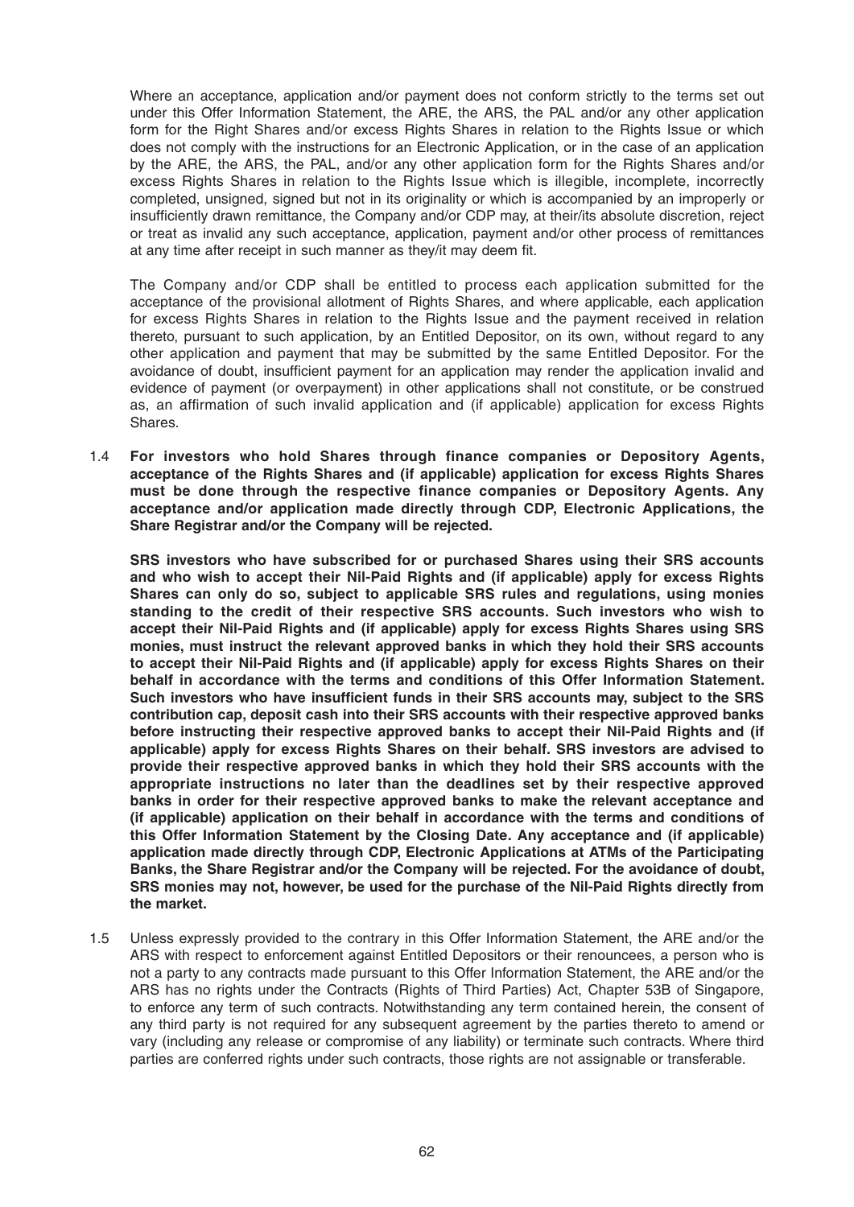Where an acceptance, application and/or payment does not conform strictly to the terms set out under this Offer Information Statement, the ARE, the ARS, the PAL and/or any other application form for the Right Shares and/or excess Rights Shares in relation to the Rights Issue or which does not comply with the instructions for an Electronic Application, or in the case of an application by the ARE, the ARS, the PAL, and/or any other application form for the Rights Shares and/or excess Rights Shares in relation to the Rights Issue which is illegible, incomplete, incorrectly completed, unsigned, signed but not in its originality or which is accompanied by an improperly or insufficiently drawn remittance, the Company and/or CDP may, at their/its absolute discretion, reject or treat as invalid any such acceptance, application, payment and/or other process of remittances at any time after receipt in such manner as they/it may deem fit.

The Company and/or CDP shall be entitled to process each application submitted for the acceptance of the provisional allotment of Rights Shares, and where applicable, each application for excess Rights Shares in relation to the Rights Issue and the payment received in relation thereto, pursuant to such application, by an Entitled Depositor, on its own, without regard to any other application and payment that may be submitted by the same Entitled Depositor. For the avoidance of doubt, insufficient payment for an application may render the application invalid and evidence of payment (or overpayment) in other applications shall not constitute, or be construed as, an affirmation of such invalid application and (if applicable) application for excess Rights Shares.

1.4 **For investors who hold Shares through finance companies or Depository Agents, acceptance of the Rights Shares and (if applicable) application for excess Rights Shares must be done through the respective finance companies or Depository Agents. Any acceptance and/or application made directly through CDP, Electronic Applications, the Share Registrar and/or the Company will be rejected.**

**SRS investors who have subscribed for or purchased Shares using their SRS accounts and who wish to accept their Nil-Paid Rights and (if applicable) apply for excess Rights Shares can only do so, subject to applicable SRS rules and regulations, using monies standing to the credit of their respective SRS accounts. Such investors who wish to accept their Nil-Paid Rights and (if applicable) apply for excess Rights Shares using SRS monies, must instruct the relevant approved banks in which they hold their SRS accounts to accept their Nil-Paid Rights and (if applicable) apply for excess Rights Shares on their behalf in accordance with the terms and conditions of this Offer Information Statement. Such investors who have insufficient funds in their SRS accounts may, subject to the SRS contribution cap, deposit cash into their SRS accounts with their respective approved banks before instructing their respective approved banks to accept their Nil-Paid Rights and (if applicable) apply for excess Rights Shares on their behalf. SRS investors are advised to provide their respective approved banks in which they hold their SRS accounts with the appropriate instructions no later than the deadlines set by their respective approved banks in order for their respective approved banks to make the relevant acceptance and (if applicable) application on their behalf in accordance with the terms and conditions of this Offer Information Statement by the Closing Date. Any acceptance and (if applicable) application made directly through CDP, Electronic Applications at ATMs of the Participating Banks, the Share Registrar and/or the Company will be rejected. For the avoidance of doubt, SRS monies may not, however, be used for the purchase of the Nil-Paid Rights directly from the market.**

1.5 Unless expressly provided to the contrary in this Offer Information Statement, the ARE and/or the ARS with respect to enforcement against Entitled Depositors or their renouncees, a person who is not a party to any contracts made pursuant to this Offer Information Statement, the ARE and/or the ARS has no rights under the Contracts (Rights of Third Parties) Act, Chapter 53B of Singapore, to enforce any term of such contracts. Notwithstanding any term contained herein, the consent of any third party is not required for any subsequent agreement by the parties thereto to amend or vary (including any release or compromise of any liability) or terminate such contracts. Where third parties are conferred rights under such contracts, those rights are not assignable or transferable.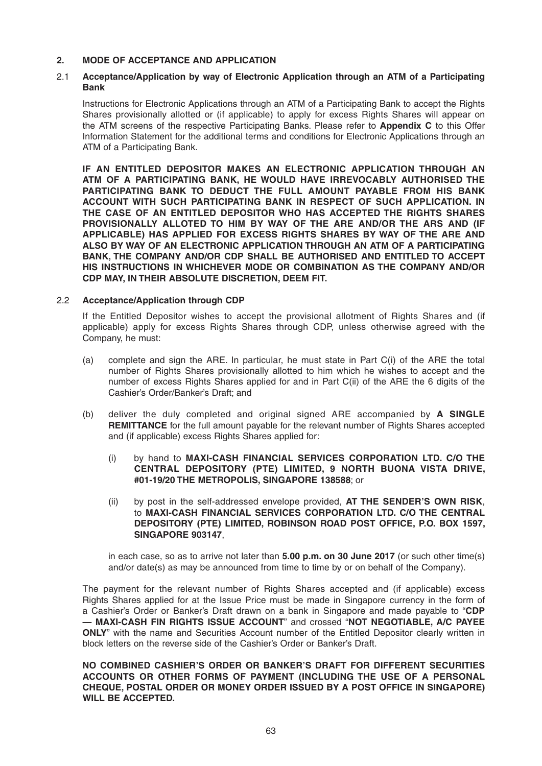## 2. MODE OF ACCEPTANCE AND APPLICATION

### 2.1 Acceptance/Application by way of Electronic Application through an ATM of a Participating Bank

Instructions for Electronic Applications through an ATM of a Participating Bank to accept the Rights Shares provisionally allotted or (if applicable) to apply for excess Rights Shares will appear on the ATM screens of the respective Participating Banks. Please refer to **Appendix C** to this Offer Information Statement for the additional terms and conditions for Electronic Applications through an ATM of a Participating Bank.

**IF AN ENTITLED DEPOSITOR MAKES AN ELECTRONIC APPLICATION THROUGH AN ATM OF A PARTICIPATING BANK, HE WOULD HAVE IRREVOCABLY AUTHORISED THE PARTICIPATING BANK TO DEDUCT THE FULL AMOUNT PAYABLE FROM HIS BANK ACCOUNT WITH SUCH PARTICIPATING BANK IN RESPECT OF SUCH APPLICATION. IN THE CASE OF AN ENTITLED DEPOSITOR WHO HAS ACCEPTED THE RIGHTS SHARES PROVISIONALLY ALLOTED TO HIM BY WAY OF THE ARE AND/OR THE ARS AND (IF APPLICABLE) HAS APPLIED FOR EXCESS RIGHTS SHARES BY WAY OF THE ARE AND ALSO BY WAY OF AN ELECTRONIC APPLICATION THROUGH AN ATM OF A PARTICIPATING BANK, THE COMPANY AND/OR CDP SHALL BE AUTHORISED AND ENTITLED TO ACCEPT HIS INSTRUCTIONS IN WHICHEVER MODE OR COMBINATION AS THE COMPANY AND/OR CDP MAY, IN THEIR ABSOLUTE DISCRETION, DEEM FIT.**

### 2.2 Acceptance/Application through CDP

If the Entitled Depositor wishes to accept the provisional allotment of Rights Shares and (if applicable) apply for excess Rights Shares through CDP, unless otherwise agreed with the Company, he must:

(a) complete and sign the ARE. In particular, he must state in Part C(i) of the ARE the total number of Rights Shares provisionally allotted to him which he wishes to accept and the number of excess Rights Shares applied for and in Part C(ii) of the ARE the 6 digits of the Cashier's Order/Banker's Draft; and

(b) deliver the duly completed and original signed ARE accompanied by **A SINGLE REMITTANCE** for the full amount payable for the relevant number of Rights Shares accepted and (if applicable) excess Rights Shares applied for:

   (i) by hand to **MAXI-CASH FINANCIAL SERVICES CORPORATION LTD. C/O THE CENTRAL DEPOSITORY (PTE) LIMITED, 9 NORTH BUONA VISTA DRIVE, #01-19/20 THE METROPOLIS, SINGAPORE 138588**; or

   (ii) by post in the self-addressed envelope provided, **AT THE SENDER'S OWN RISK**, to **MAXI-CASH FINANCIAL SERVICES CORPORATION LTD. C/O THE CENTRAL DEPOSITORY (PTE) LIMITED, ROBINSON ROAD POST OFFICE, P.O. BOX 1597, SINGAPORE 903147**,

in each case, so as to arrive not later than **5.00 p.m. on 30 June 2017** (or such other time(s) and/or date(s) as may be announced from time to time by or on behalf of the Company).

The payment for the relevant number of Rights Shares accepted and (if applicable) excess Rights Shares applied for at the Issue Price must be made in Singapore currency in the form of a Cashier's Order or Banker's Draft drawn on a bank in Singapore and made payable to "**CDP — MAXI-CASH FIN RIGHTS ISSUE ACCOUNT**" and crossed "**NOT NEGOTIABLE, A/C PAYEE ONLY**" with the name and Securities Account number of the Entitled Depositor clearly written in block letters on the reverse side of the Cashier's Order or Banker's Draft.

**NO COMBINED CASHIER'S ORDER OR BANKER'S DRAFT FOR DIFFERENT SECURITIES ACCOUNTS OR OTHER FORMS OF PAYMENT (INCLUDING THE USE OF A PERSONAL CHEQUE, POSTAL ORDER OR MONEY ORDER ISSUED BY A POST OFFICE IN SINGAPORE) WILL BE ACCEPTED.**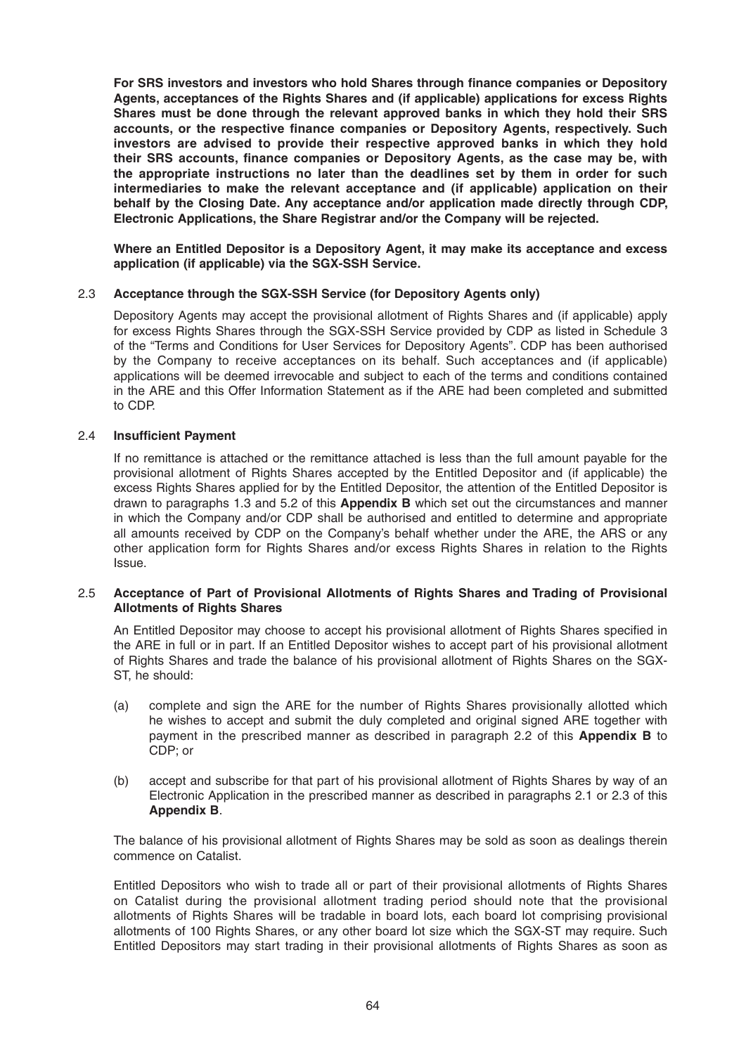**For SRS investors and investors who hold Shares through finance companies or Depository Agents, acceptances of the Rights Shares and (if applicable) applications for excess Rights Shares must be done through the relevant approved banks in which they hold their SRS accounts, or the respective finance companies or Depository Agents, respectively. Such investors are advised to provide their respective approved banks in which they hold their SRS accounts, finance companies or Depository Agents, as the case may be, with the appropriate instructions no later than the deadlines set by them in order for such intermediaries to make the relevant acceptance and (if applicable) application on their behalf by the Closing Date. Any acceptance and/or application made directly through CDP, Electronic Applications, the Share Registrar and/or the Company will be rejected.**

**Where an Entitled Depositor is a Depository Agent, it may make its acceptance and excess application (if applicable) via the SGX-SSH Service.**

### 2.3 Acceptance through the SGX-SSH Service (for Depository Agents only)

Depository Agents may accept the provisional allotment of Rights Shares and (if applicable) apply for excess Rights Shares through the SGX-SSH Service provided by CDP as listed in Schedule 3 of the "Terms and Conditions for User Services for Depository Agents". CDP has been authorised by the Company to receive acceptances on its behalf. Such acceptances and (if applicable) applications will be deemed irrevocable and subject to each of the terms and conditions contained in the ARE and this Offer Information Statement as if the ARE had been completed and submitted to CDP.

### 2.4 Insufficient Payment

If no remittance is attached or the remittance attached is less than the full amount payable for the provisional allotment of Rights Shares accepted by the Entitled Depositor and (if applicable) the excess Rights Shares applied for by the Entitled Depositor, the attention of the Entitled Depositor is drawn to paragraphs 1.3 and 5.2 of this **Appendix B** which set out the circumstances and manner in which the Company and/or CDP shall be authorised and entitled to determine and appropriate all amounts received by CDP on the Company's behalf whether under the ARE, the ARS or any other application form for Rights Shares and/or excess Rights Shares in relation to the Rights Issue.

### 2.5 Acceptance of Part of Provisional Allotments of Rights Shares and Trading of Provisional Allotments of Rights Shares

An Entitled Depositor may choose to accept his provisional allotment of Rights Shares specified in the ARE in full or in part. If an Entitled Depositor wishes to accept part of his provisional allotment of Rights Shares and trade the balance of his provisional allotment of Rights Shares on the SGX-ST, he should:

(a) complete and sign the ARE for the number of Rights Shares provisionally allotted which he wishes to accept and submit the duly completed and original signed ARE together with payment in the prescribed manner as described in paragraph 2.2 of this **Appendix B** to CDP; or

(b) accept and subscribe for that part of his provisional allotment of Rights Shares by way of an Electronic Application in the prescribed manner as described in paragraphs 2.1 or 2.3 of this **Appendix B**.

The balance of his provisional allotment of Rights Shares may be sold as soon as dealings therein commence on Catalist.

Entitled Depositors who wish to trade all or part of their provisional allotments of Rights Shares on Catalist during the provisional allotment trading period should note that the provisional allotments of Rights Shares will be tradable in board lots, each board lot comprising provisional allotments of 100 Rights Shares, or any other board lot size which the SGX-ST may require. Such Entitled Depositors may start trading in their provisional allotments of Rights Shares as soon as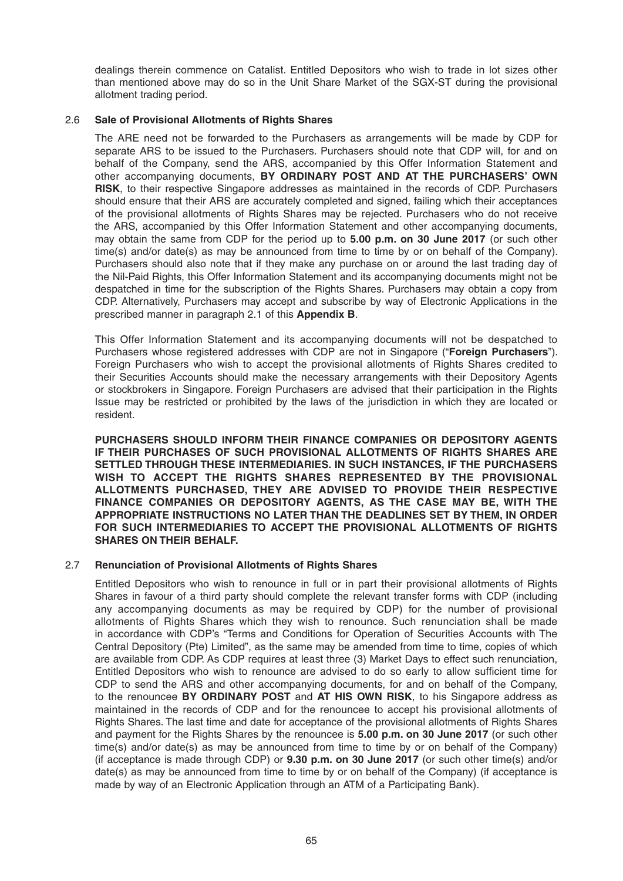dealings therein commence on Catalist. Entitled Depositors who wish to trade in lot sizes other than mentioned above may do so in the Unit Share Market of the SGX-ST during the provisional allotment trading period.

### 2.6 Sale of Provisional Allotments of Rights Shares

The ARE need not be forwarded to the Purchasers as arrangements will be made by CDP for separate ARS to be issued to the Purchasers. Purchasers should note that CDP will, for and on behalf of the Company, send the ARS, accompanied by this Offer Information Statement and other accompanying documents, **BY ORDINARY POST AND AT THE PURCHASERS' OWN RISK**, to their respective Singapore addresses as maintained in the records of CDP. Purchasers should ensure that their ARS are accurately completed and signed, failing which their acceptances of the provisional allotments of Rights Shares may be rejected. Purchasers who do not receive the ARS, accompanied by this Offer Information Statement and other accompanying documents, may obtain the same from CDP for the period up to **5.00 p.m. on 30 June 2017** (or such other time(s) and/or date(s) as may be announced from time to time by or on behalf of the Company). Purchasers should also note that if they make any purchase on or around the last trading day of the Nil-Paid Rights, this Offer Information Statement and its accompanying documents might not be despatched in time for the subscription of the Rights Shares. Purchasers may obtain a copy from CDP. Alternatively, Purchasers may accept and subscribe by way of Electronic Applications in the prescribed manner in paragraph 2.1 of this **Appendix B**.

This Offer Information Statement and its accompanying documents will not be despatched to Purchasers whose registered addresses with CDP are not in Singapore ("**Foreign Purchasers**"). Foreign Purchasers who wish to accept the provisional allotments of Rights Shares credited to their Securities Accounts should make the necessary arrangements with their Depository Agents or stockbrokers in Singapore. Foreign Purchasers are advised that their participation in the Rights Issue may be restricted or prohibited by the laws of the jurisdiction in which they are located or resident.

**PURCHASERS SHOULD INFORM THEIR FINANCE COMPANIES OR DEPOSITORY AGENTS IF THEIR PURCHASES OF SUCH PROVISIONAL ALLOTMENTS OF RIGHTS SHARES ARE SETTLED THROUGH THESE INTERMEDIARIES. IN SUCH INSTANCES, IF THE PURCHASERS WISH TO ACCEPT THE RIGHTS SHARES REPRESENTED BY THE PROVISIONAL ALLOTMENTS PURCHASED, THEY ARE ADVISED TO PROVIDE THEIR RESPECTIVE FINANCE COMPANIES OR DEPOSITORY AGENTS, AS THE CASE MAY BE, WITH THE APPROPRIATE INSTRUCTIONS NO LATER THAN THE DEADLINES SET BY THEM, IN ORDER FOR SUCH INTERMEDIARIES TO ACCEPT THE PROVISIONAL ALLOTMENTS OF RIGHTS SHARES ON THEIR BEHALF.**

### 2.7 Renunciation of Provisional Allotments of Rights Shares

Entitled Depositors who wish to renounce in full or in part their provisional allotments of Rights Shares in favour of a third party should complete the relevant transfer forms with CDP (including any accompanying documents as may be required by CDP) for the number of provisional allotments of Rights Shares which they wish to renounce. Such renunciation shall be made in accordance with CDP's "Terms and Conditions for Operation of Securities Accounts with The Central Depository (Pte) Limited", as the same may be amended from time to time, copies of which are available from CDP. As CDP requires at least three (3) Market Days to effect such renunciation, Entitled Depositors who wish to renounce are advised to do so early to allow sufficient time for CDP to send the ARS and other accompanying documents, for and on behalf of the Company, to the renouncee **BY ORDINARY POST** and **AT HIS OWN RISK**, to his Singapore address as maintained in the records of CDP and for the renouncee to accept his provisional allotments of Rights Shares. The last time and date for acceptance of the provisional allotments of Rights Shares and payment for the Rights Shares by the renouncee is **5.00 p.m. on 30 June 2017** (or such other time(s) and/or date(s) as may be announced from time to time by or on behalf of the Company) (if acceptance is made through CDP) or **9.30 p.m. on 30 June 2017** (or such other time(s) and/or date(s) as may be announced from time to time by or on behalf of the Company) (if acceptance is made by way of an Electronic Application through an ATM of a Participating Bank).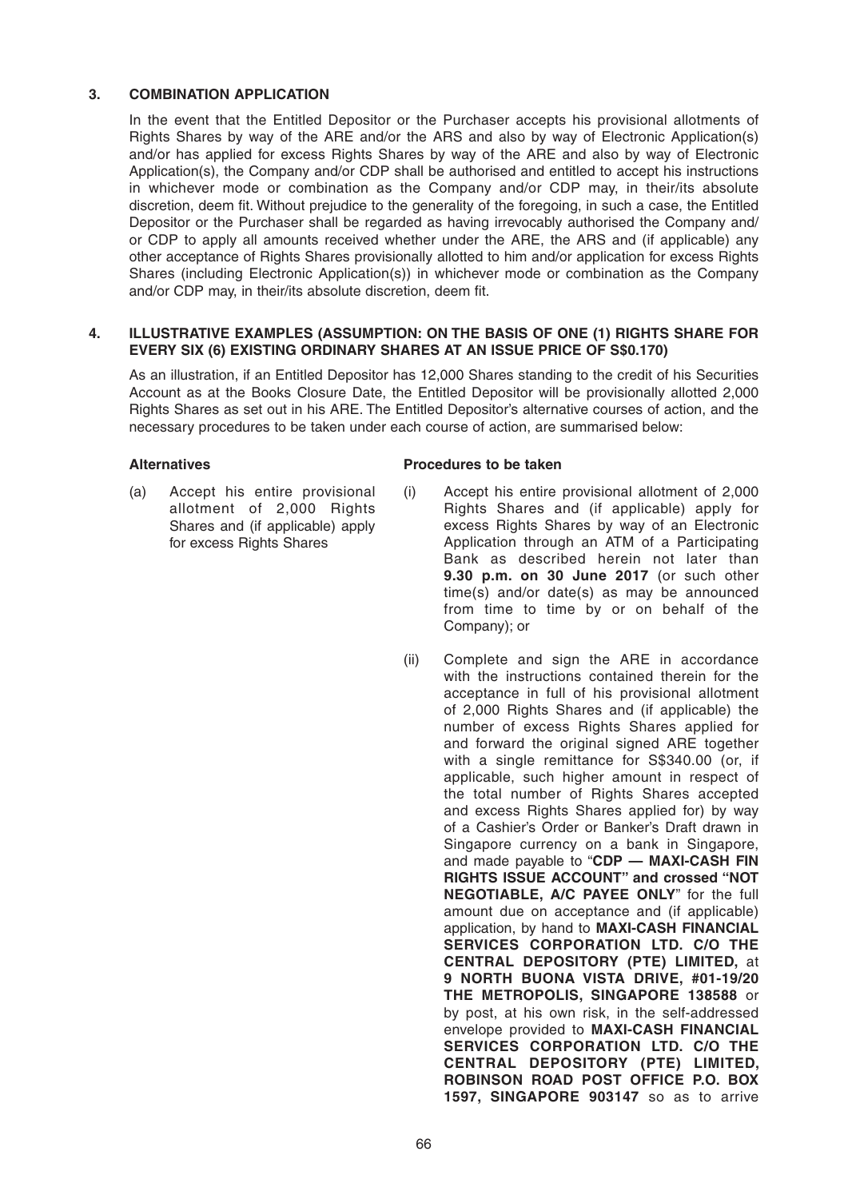### 3. COMBINATION APPLICATION

In the event that the Entitled Depositor or the Purchaser accepts his provisional allotments of Rights Shares by way of the ARE and/or the ARS and also by way of Electronic Application(s) and/or has applied for excess Rights Shares by way of the ARE and also by way of Electronic Application(s), the Company and/or CDP shall be authorised and entitled to accept his instructions in whichever mode or combination as the Company and/or CDP may, in their/its absolute discretion, deem fit. Without prejudice to the generality of the foregoing, in such a case, the Entitled Depositor or the Purchaser shall be regarded as having irrevocably authorised the Company and/or CDP to apply all amounts received whether under the ARE, the ARS and (if applicable) any other acceptance of Rights Shares provisionally allotted to him and/or application for excess Rights Shares (including Electronic Application(s)) in whichever mode or combination as the Company and/or CDP may, in their/its absolute discretion, deem fit.

### 4. ILLUSTRATIVE EXAMPLES (ASSUMPTION: ON THE BASIS OF ONE (1) RIGHTS SHARE FOR EVERY SIX (6) EXISTING ORDINARY SHARES AT AN ISSUE PRICE OF S$0.170)

As an illustration, if an Entitled Depositor has 12,000 Shares standing to the credit of his Securities Account as at the Books Closure Date, the Entitled Depositor will be provisionally allotted 2,000 Rights Shares as set out in his ARE. The Entitled Depositor's alternative courses of action, and the necessary procedures to be taken under each course of action, are summarised below:

| Alternatives | Procedures to be taken |
|---|---|
| (a) Accept his entire provisional allotment of 2,000 Rights Shares and (if applicable) apply for excess Rights Shares | (i) Accept his entire provisional allotment of 2,000 Rights Shares and (if applicable) apply for excess Rights Shares by way of an Electronic Application through an ATM of a Participating Bank as described herein not later than **9.30 p.m. on 30 June 2017** (or such other time(s) and/or date(s) as may be announced from time to time by or on behalf of the Company); or |
| | (ii) Complete and sign the ARE in accordance with the instructions contained therein for the acceptance in full of his provisional allotment of 2,000 Rights Shares and (if applicable) the number of excess Rights Shares applied for and forward the original signed ARE together with a single remittance for S$340.00 (or, if applicable, such higher amount in respect of the total number of Rights Shares accepted and excess Rights Shares applied for) by way of a Cashier's Order or Banker's Draft drawn in Singapore currency on a bank in Singapore, and made payable to "**CDP — MAXI-CASH FIN RIGHTS ISSUE ACCOUNT" and crossed "NOT NEGOTIABLE, A/C PAYEE ONLY**" for the full amount due on acceptance and (if applicable) application, by hand to **MAXI-CASH FINANCIAL SERVICES CORPORATION LTD. C/O THE CENTRAL DEPOSITORY (PTE) LIMITED,** at **9 NORTH BUONA VISTA DRIVE, #01-19/20 THE METROPOLIS, SINGAPORE 138588** or by post, at his own risk, in the self-addressed envelope provided to **MAXI-CASH FINANCIAL SERVICES CORPORATION LTD. C/O THE CENTRAL DEPOSITORY (PTE) LIMITED, ROBINSON ROAD POST OFFICE P.O. BOX 1597, SINGAPORE 903147** so as to arrive |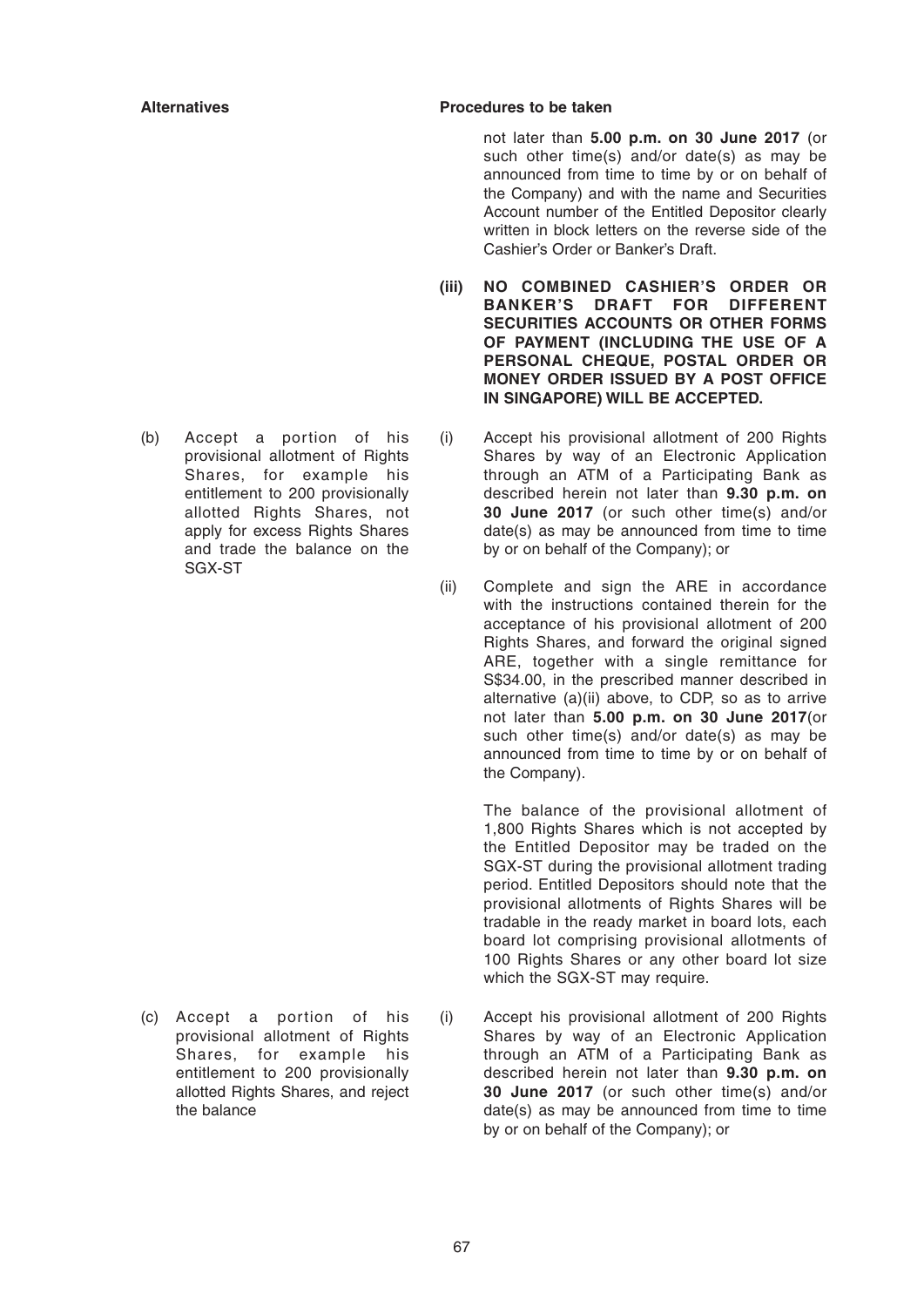| Alternatives | Procedures to be taken |
|---|---|
| | not later than **5.00 p.m. on 30 June 2017** (or such other time(s) and/or date(s) as may be announced from time to time by or on behalf of the Company) and with the name and Securities Account number of the Entitled Depositor clearly written in block letters on the reverse side of the Cashier's Order or Banker's Draft. |
| | **(iii) NO COMBINED CASHIER'S ORDER OR BANKER'S DRAFT FOR DIFFERENT SECURITIES ACCOUNTS OR OTHER FORMS OF PAYMENT (INCLUDING THE USE OF A PERSONAL CHEQUE, POSTAL ORDER OR MONEY ORDER ISSUED BY A POST OFFICE IN SINGAPORE) WILL BE ACCEPTED.** |
| (b) Accept a portion of his provisional allotment of Rights Shares, for example his entitlement to 200 provisionally allotted Rights Shares, not apply for excess Rights Shares and trade the balance on the SGX-ST | (i) Accept his provisional allotment of 200 Rights Shares by way of an Electronic Application through an ATM of a Participating Bank as described herein not later than **9.30 p.m. on 30 June 2017** (or such other time(s) and/or date(s) as may be announced from time to time by or on behalf of the Company); or |
| | (ii) Complete and sign the ARE in accordance with the instructions contained therein for the acceptance of his provisional allotment of 200 Rights Shares, and forward the original signed ARE, together with a single remittance for S$34.00, in the prescribed manner described in alternative (a)(ii) above, to CDP, so as to arrive not later than **5.00 p.m. on 30 June 2017**(or such other time(s) and/or date(s) as may be announced from time to time by or on behalf of the Company). |
| | The balance of the provisional allotment of 1,800 Rights Shares which is not accepted by the Entitled Depositor may be traded on the SGX-ST during the provisional allotment trading period. Entitled Depositors should note that the provisional allotments of Rights Shares will be tradable in the ready market in board lots, each board lot comprising provisional allotments of 100 Rights Shares or any other board lot size which the SGX-ST may require. |
| (c) Accept a portion of his provisional allotment of Rights Shares, for example his entitlement to 200 provisionally allotted Rights Shares, and reject the balance | (i) Accept his provisional allotment of 200 Rights Shares by way of an Electronic Application through an ATM of a Participating Bank as described herein not later than **9.30 p.m. on 30 June 2017** (or such other time(s) and/or date(s) as may be announced from time to time by or on behalf of the Company); or |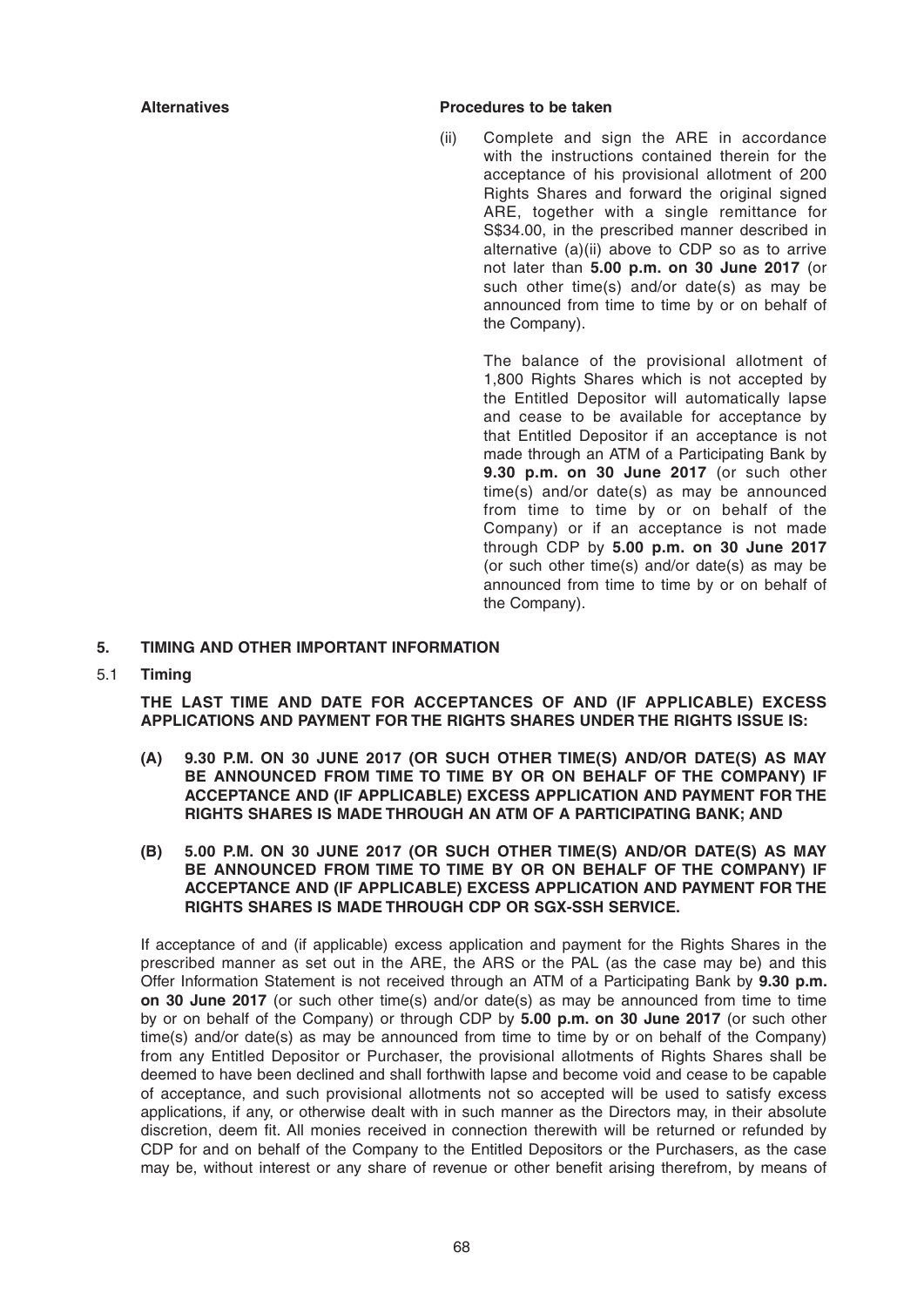| Alternatives | Procedures to be taken |
|---|---|
| | (ii) Complete and sign the ARE in accordance with the instructions contained therein for the acceptance of his provisional allotment of 200 Rights Shares and forward the original signed ARE, together with a single remittance for S$34.00, in the prescribed manner described in alternative (a)(ii) above to CDP so as to arrive not later than **5.00 p.m. on 30 June 2017** (or such other time(s) and/or date(s) as may be announced from time to time by or on behalf of the Company).<br><br>The balance of the provisional allotment of 1,800 Rights Shares which is not accepted by the Entitled Depositor will automatically lapse and cease to be available for acceptance by that Entitled Depositor if an acceptance is not made through an ATM of a Participating Bank by **9.30 p.m. on 30 June 2017** (or such other time(s) and/or date(s) as may be announced from time to time by or on behalf of the Company) or if an acceptance is not made through CDP by **5.00 p.m. on 30 June 2017** (or such other time(s) and/or date(s) as may be announced from time to time by or on behalf of the Company). |

## 5. TIMING AND OTHER IMPORTANT INFORMATION

### 5.1 Timing

**THE LAST TIME AND DATE FOR ACCEPTANCES OF AND (IF APPLICABLE) EXCESS APPLICATIONS AND PAYMENT FOR THE RIGHTS SHARES UNDER THE RIGHTS ISSUE IS:**

**(A) 9.30 P.M. ON 30 JUNE 2017 (OR SUCH OTHER TIME(S) AND/OR DATE(S) AS MAY BE ANNOUNCED FROM TIME TO TIME BY OR ON BEHALF OF THE COMPANY) IF ACCEPTANCE AND (IF APPLICABLE) EXCESS APPLICATION AND PAYMENT FOR THE RIGHTS SHARES IS MADE THROUGH AN ATM OF A PARTICIPATING BANK; AND**

**(B) 5.00 P.M. ON 30 JUNE 2017 (OR SUCH OTHER TIME(S) AND/OR DATE(S) AS MAY BE ANNOUNCED FROM TIME TO TIME BY OR ON BEHALF OF THE COMPANY) IF ACCEPTANCE AND (IF APPLICABLE) EXCESS APPLICATION AND PAYMENT FOR THE RIGHTS SHARES IS MADE THROUGH CDP OR SGX-SSH SERVICE.**

If acceptance of and (if applicable) excess application and payment for the Rights Shares in the prescribed manner as set out in the ARE, the ARS or the PAL (as the case may be) and this Offer Information Statement is not received through an ATM of a Participating Bank by **9.30 p.m. on 30 June 2017** (or such other time(s) and/or date(s) as may be announced from time to time by or on behalf of the Company) or through CDP by **5.00 p.m. on 30 June 2017** (or such other time(s) and/or date(s) as may be announced from time to time by or on behalf of the Company) from any Entitled Depositor or Purchaser, the provisional allotments of Rights Shares shall be deemed to have been declined and shall forthwith lapse and become void and cease to be capable of acceptance, and such provisional allotments not so accepted will be used to satisfy excess applications, if any, or otherwise dealt with in such manner as the Directors may, in their absolute discretion, deem fit. All monies received in connection therewith will be returned or refunded by CDP for and on behalf of the Company to the Entitled Depositors or the Purchasers, as the case may be, without interest or any share of revenue or other benefit arising therefrom, by means of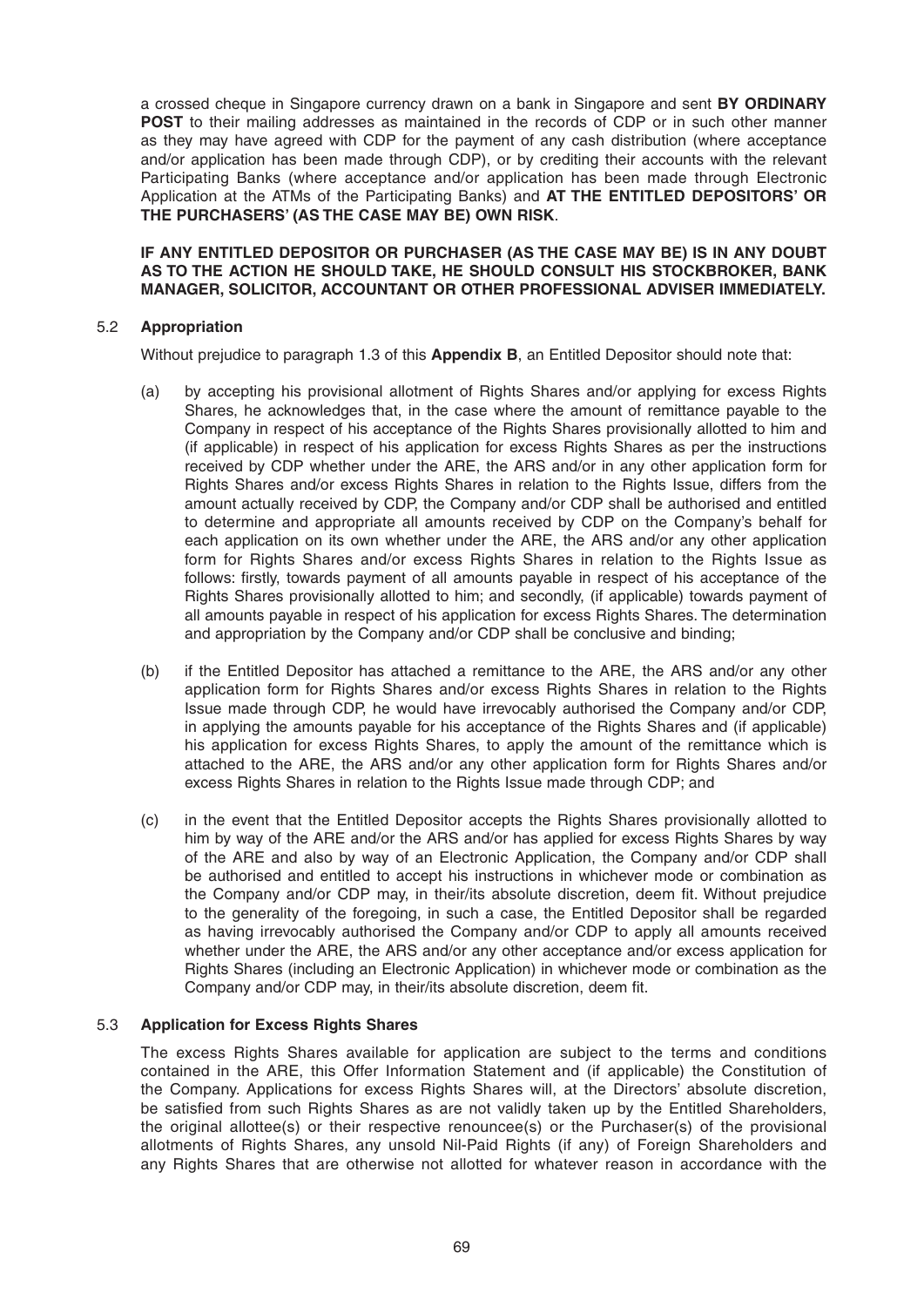a crossed cheque in Singapore currency drawn on a bank in Singapore and sent **BY ORDINARY POST** to their mailing addresses as maintained in the records of CDP or in such other manner as they may have agreed with CDP for the payment of any cash distribution (where acceptance and/or application has been made through CDP), or by crediting their accounts with the relevant Participating Banks (where acceptance and/or application has been made through Electronic Application at the ATMs of the Participating Banks) and **AT THE ENTITLED DEPOSITORS' OR THE PURCHASERS' (AS THE CASE MAY BE) OWN RISK**.

**IF ANY ENTITLED DEPOSITOR OR PURCHASER (AS THE CASE MAY BE) IS IN ANY DOUBT AS TO THE ACTION HE SHOULD TAKE, HE SHOULD CONSULT HIS STOCKBROKER, BANK MANAGER, SOLICITOR, ACCOUNTANT OR OTHER PROFESSIONAL ADVISER IMMEDIATELY.**

### 5.2 Appropriation

Without prejudice to paragraph 1.3 of this **Appendix B**, an Entitled Depositor should note that:

(a) by accepting his provisional allotment of Rights Shares and/or applying for excess Rights Shares, he acknowledges that, in the case where the amount of remittance payable to the Company in respect of his acceptance of the Rights Shares provisionally allotted to him and (if applicable) in respect of his application for excess Rights Shares as per the instructions received by CDP whether under the ARE, the ARS and/or in any other application form for Rights Shares and/or excess Rights Shares in relation to the Rights Issue, differs from the amount actually received by CDP, the Company and/or CDP shall be authorised and entitled to determine and appropriate all amounts received by CDP on the Company's behalf for each application on its own whether under the ARE, the ARS and/or any other application form for Rights Shares and/or excess Rights Shares in relation to the Rights Issue as follows: firstly, towards payment of all amounts payable in respect of his acceptance of the Rights Shares provisionally allotted to him; and secondly, (if applicable) towards payment of all amounts payable in respect of his application for excess Rights Shares. The determination and appropriation by the Company and/or CDP shall be conclusive and binding;

(b) if the Entitled Depositor has attached a remittance to the ARE, the ARS and/or any other application form for Rights Shares and/or excess Rights Shares in relation to the Rights Issue made through CDP, he would have irrevocably authorised the Company and/or CDP, in applying the amounts payable for his acceptance of the Rights Shares and (if applicable) his application for excess Rights Shares, to apply the amount of the remittance which is attached to the ARE, the ARS and/or any other application form for Rights Shares and/or excess Rights Shares in relation to the Rights Issue made through CDP; and

(c) in the event that the Entitled Depositor accepts the Rights Shares provisionally allotted to him by way of the ARE and/or the ARS and/or has applied for excess Rights Shares by way of the ARE and also by way of an Electronic Application, the Company and/or CDP shall be authorised and entitled to accept his instructions in whichever mode or combination as the Company and/or CDP may, in their/its absolute discretion, deem fit. Without prejudice to the generality of the foregoing, in such a case, the Entitled Depositor shall be regarded as having irrevocably authorised the Company and/or CDP to apply all amounts received whether under the ARE, the ARS and/or any other acceptance and/or excess application for Rights Shares (including an Electronic Application) in whichever mode or combination as the Company and/or CDP may, in their/its absolute discretion, deem fit.

### 5.3 Application for Excess Rights Shares

The excess Rights Shares available for application are subject to the terms and conditions contained in the ARE, this Offer Information Statement and (if applicable) the Constitution of the Company. Applications for excess Rights Shares will, at the Directors' absolute discretion, be satisfied from such Rights Shares as are not validly taken up by the Entitled Shareholders, the original allottee(s) or their respective renouncee(s) or the Purchaser(s) of the provisional allotments of Rights Shares, any unsold Nil-Paid Rights (if any) of Foreign Shareholders and any Rights Shares that are otherwise not allotted for whatever reason in accordance with the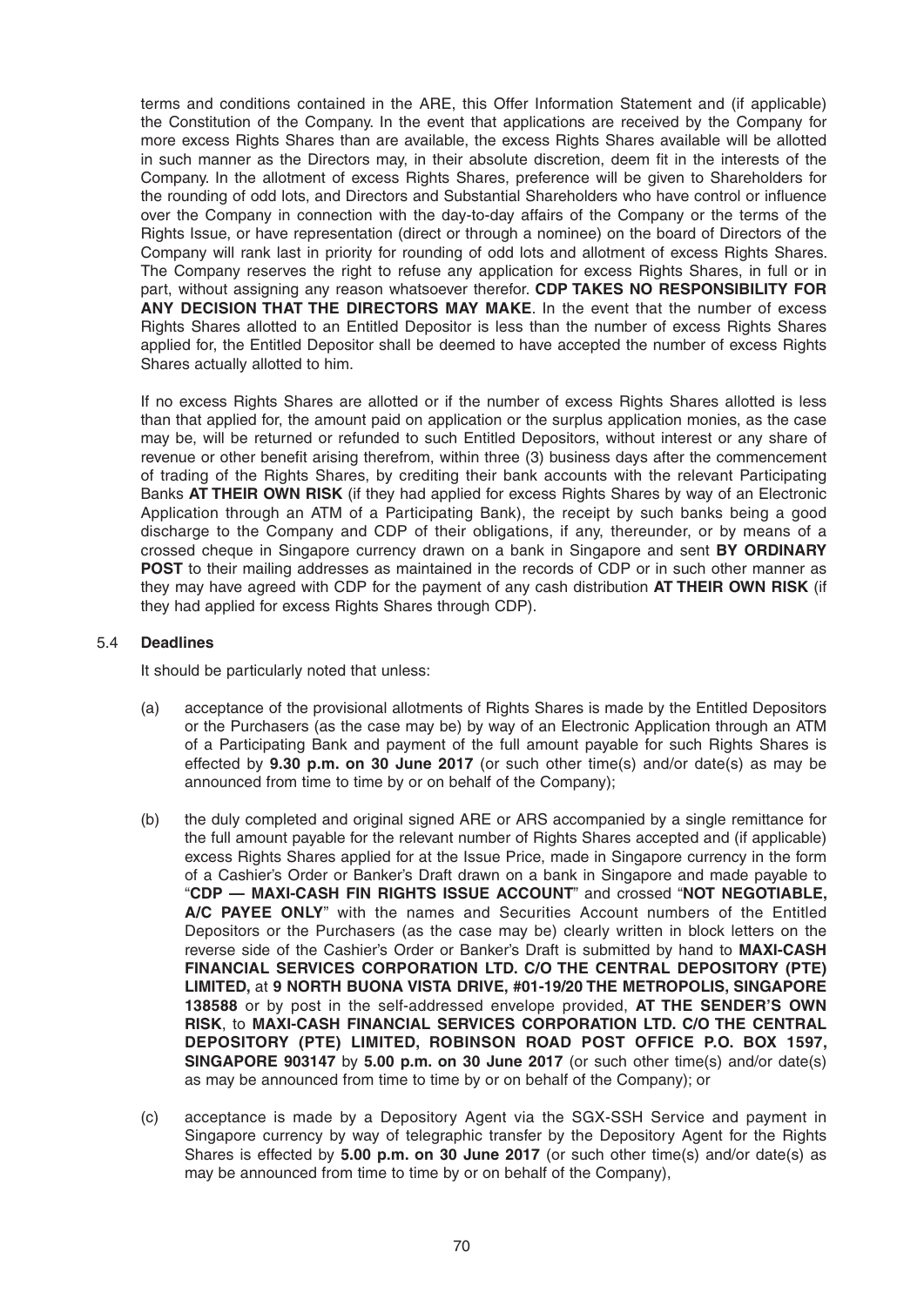terms and conditions contained in the ARE, this Offer Information Statement and (if applicable) the Constitution of the Company. In the event that applications are received by the Company for more excess Rights Shares than are available, the excess Rights Shares available will be allotted in such manner as the Directors may, in their absolute discretion, deem fit in the interests of the Company. In the allotment of excess Rights Shares, preference will be given to Shareholders for the rounding of odd lots, and Directors and Substantial Shareholders who have control or influence over the Company in connection with the day-to-day affairs of the Company or the terms of the Rights Issue, or have representation (direct or through a nominee) on the board of Directors of the Company will rank last in priority for rounding of odd lots and allotment of excess Rights Shares. The Company reserves the right to refuse any application for excess Rights Shares, in full or in part, without assigning any reason whatsoever therefor. **CDP TAKES NO RESPONSIBILITY FOR ANY DECISION THAT THE DIRECTORS MAY MAKE**. In the event that the number of excess Rights Shares allotted to an Entitled Depositor is less than the number of excess Rights Shares applied for, the Entitled Depositor shall be deemed to have accepted the number of excess Rights Shares actually allotted to him.

If no excess Rights Shares are allotted or if the number of excess Rights Shares allotted is less than that applied for, the amount paid on application or the surplus application monies, as the case may be, will be returned or refunded to such Entitled Depositors, without interest or any share of revenue or other benefit arising therefrom, within three (3) business days after the commencement of trading of the Rights Shares, by crediting their bank accounts with the relevant Participating Banks **AT THEIR OWN RISK** (if they had applied for excess Rights Shares by way of an Electronic Application through an ATM of a Participating Bank), the receipt by such banks being a good discharge to the Company and CDP of their obligations, if any, thereunder, or by means of a crossed cheque in Singapore currency drawn on a bank in Singapore and sent **BY ORDINARY POST** to their mailing addresses as maintained in the records of CDP or in such other manner as they may have agreed with CDP for the payment of any cash distribution **AT THEIR OWN RISK** (if they had applied for excess Rights Shares through CDP).

5.4 **Deadlines**

It should be particularly noted that unless:

(a) acceptance of the provisional allotments of Rights Shares is made by the Entitled Depositors or the Purchasers (as the case may be) by way of an Electronic Application through an ATM of a Participating Bank and payment of the full amount payable for such Rights Shares is effected by **9.30 p.m. on 30 June 2017** (or such other time(s) and/or date(s) as may be announced from time to time by or on behalf of the Company);

(b) the duly completed and original signed ARE or ARS accompanied by a single remittance for the full amount payable for the relevant number of Rights Shares accepted and (if applicable) excess Rights Shares applied for at the Issue Price, made in Singapore currency in the form of a Cashier's Order or Banker's Draft drawn on a bank in Singapore and made payable to "**CDP — MAXI-CASH FIN RIGHTS ISSUE ACCOUNT**" and crossed "**NOT NEGOTIABLE, A/C PAYEE ONLY**" with the names and Securities Account numbers of the Entitled Depositors or the Purchasers (as the case may be) clearly written in block letters on the reverse side of the Cashier's Order or Banker's Draft is submitted by hand to **MAXI-CASH FINANCIAL SERVICES CORPORATION LTD. C/O THE CENTRAL DEPOSITORY (PTE) LIMITED,** at **9 NORTH BUONA VISTA DRIVE, #01-19/20 THE METROPOLIS, SINGAPORE 138588** or by post in the self-addressed envelope provided, **AT THE SENDER'S OWN RISK**, to **MAXI-CASH FINANCIAL SERVICES CORPORATION LTD. C/O THE CENTRAL DEPOSITORY (PTE) LIMITED, ROBINSON ROAD POST OFFICE P.O. BOX 1597, SINGAPORE 903147** by **5.00 p.m. on 30 June 2017** (or such other time(s) and/or date(s) as may be announced from time to time by or on behalf of the Company); or

(c) acceptance is made by a Depository Agent via the SGX-SSH Service and payment in Singapore currency by way of telegraphic transfer by the Depository Agent for the Rights Shares is effected by **5.00 p.m. on 30 June 2017** (or such other time(s) and/or date(s) as may be announced from time to time by or on behalf of the Company),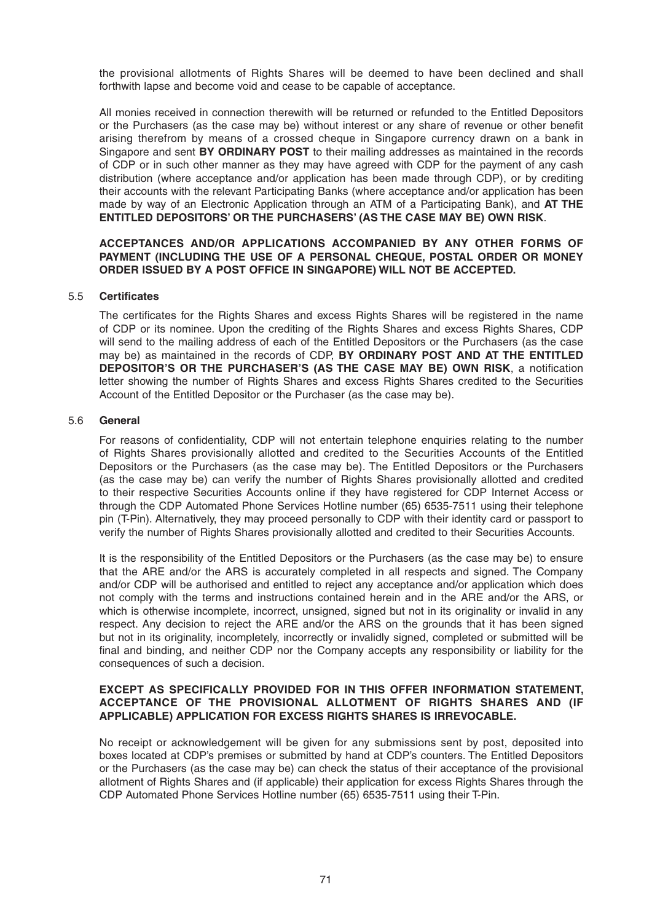the provisional allotments of Rights Shares will be deemed to have been declined and shall forthwith lapse and become void and cease to be capable of acceptance.

All monies received in connection therewith will be returned or refunded to the Entitled Depositors or the Purchasers (as the case may be) without interest or any share of revenue or other benefit arising therefrom by means of a crossed cheque in Singapore currency drawn on a bank in Singapore and sent **BY ORDINARY POST** to their mailing addresses as maintained in the records of CDP or in such other manner as they may have agreed with CDP for the payment of any cash distribution (where acceptance and/or application has been made through CDP), or by crediting their accounts with the relevant Participating Banks (where acceptance and/or application has been made by way of an Electronic Application through an ATM of a Participating Bank), and **AT THE ENTITLED DEPOSITORS' OR THE PURCHASERS' (AS THE CASE MAY BE) OWN RISK**.

**ACCEPTANCES AND/OR APPLICATIONS ACCOMPANIED BY ANY OTHER FORMS OF PAYMENT (INCLUDING THE USE OF A PERSONAL CHEQUE, POSTAL ORDER OR MONEY ORDER ISSUED BY A POST OFFICE IN SINGAPORE) WILL NOT BE ACCEPTED.**

### 5.5 Certificates

The certificates for the Rights Shares and excess Rights Shares will be registered in the name of CDP or its nominee. Upon the crediting of the Rights Shares and excess Rights Shares, CDP will send to the mailing address of each of the Entitled Depositors or the Purchasers (as the case may be) as maintained in the records of CDP, **BY ORDINARY POST AND AT THE ENTITLED DEPOSITOR'S OR THE PURCHASER'S (AS THE CASE MAY BE) OWN RISK**, a notification letter showing the number of Rights Shares and excess Rights Shares credited to the Securities Account of the Entitled Depositor or the Purchaser (as the case may be).

### 5.6 General

For reasons of confidentiality, CDP will not entertain telephone enquiries relating to the number of Rights Shares provisionally allotted and credited to the Securities Accounts of the Entitled Depositors or the Purchasers (as the case may be). The Entitled Depositors or the Purchasers (as the case may be) can verify the number of Rights Shares provisionally allotted and credited to their respective Securities Accounts online if they have registered for CDP Internet Access or through the CDP Automated Phone Services Hotline number (65) 6535-7511 using their telephone pin (T-Pin). Alternatively, they may proceed personally to CDP with their identity card or passport to verify the number of Rights Shares provisionally allotted and credited to their Securities Accounts.

It is the responsibility of the Entitled Depositors or the Purchasers (as the case may be) to ensure that the ARE and/or the ARS is accurately completed in all respects and signed. The Company and/or CDP will be authorised and entitled to reject any acceptance and/or application which does not comply with the terms and instructions contained herein and in the ARE and/or the ARS, or which is otherwise incomplete, incorrect, unsigned, signed but not in its originality or invalid in any respect. Any decision to reject the ARE and/or the ARS on the grounds that it has been signed but not in its originality, incompletely, incorrectly or invalidly signed, completed or submitted will be final and binding, and neither CDP nor the Company accepts any responsibility or liability for the consequences of such a decision.

**EXCEPT AS SPECIFICALLY PROVIDED FOR IN THIS OFFER INFORMATION STATEMENT, ACCEPTANCE OF THE PROVISIONAL ALLOTMENT OF RIGHTS SHARES AND (IF APPLICABLE) APPLICATION FOR EXCESS RIGHTS SHARES IS IRREVOCABLE.**

No receipt or acknowledgement will be given for any submissions sent by post, deposited into boxes located at CDP's premises or submitted by hand at CDP's counters. The Entitled Depositors or the Purchasers (as the case may be) can check the status of their acceptance of the provisional allotment of Rights Shares and (if applicable) their application for excess Rights Shares through the CDP Automated Phone Services Hotline number (65) 6535-7511 using their T-Pin.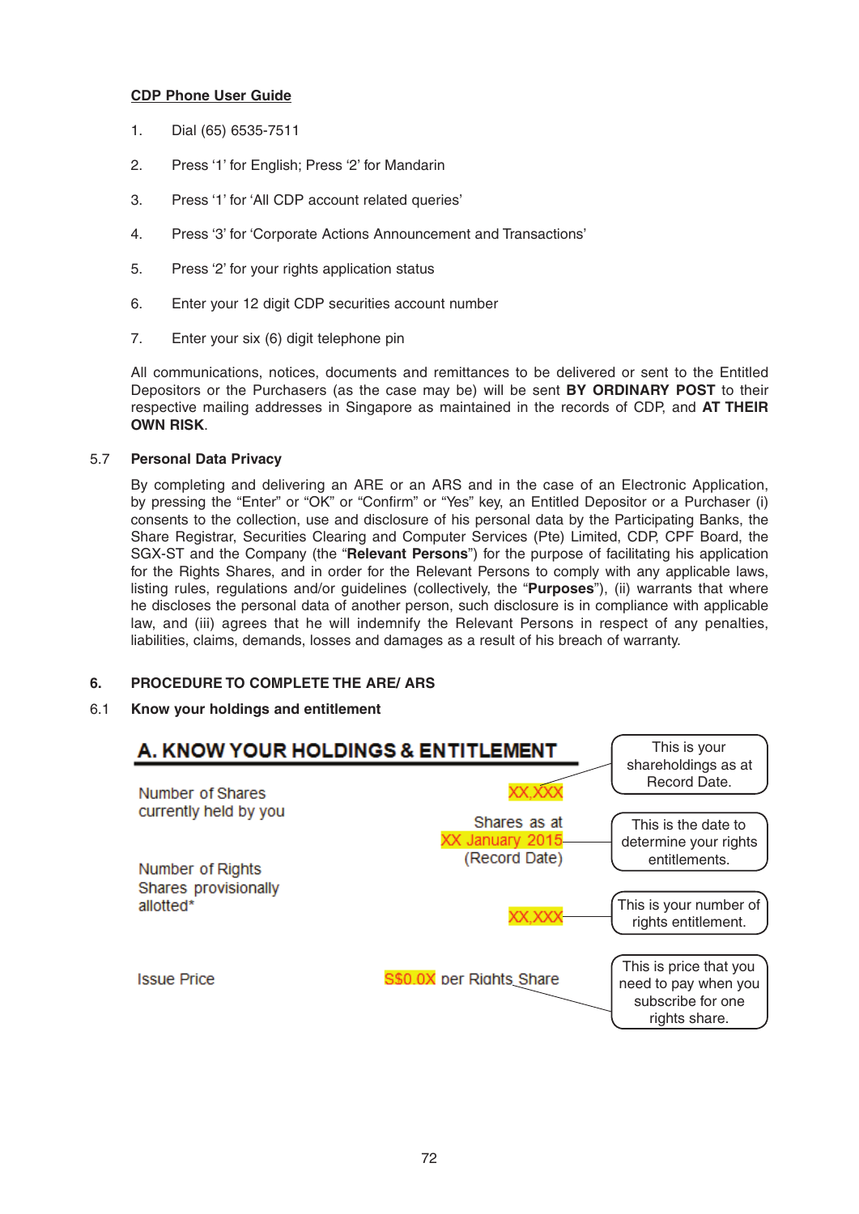**CDP Phone User Guide**

1. Dial (65) 6535-7511

2. Press '1' for English; Press '2' for Mandarin

3. Press '1' for 'All CDP account related queries'

4. Press '3' for 'Corporate Actions Announcement and Transactions'

5. Press '2' for your rights application status

6. Enter your 12 digit CDP securities account number

7. Enter your six (6) digit telephone pin

All communications, notices, documents and remittances to be delivered or sent to the Entitled Depositors or the Purchasers (as the case may be) will be sent **BY ORDINARY POST** to their respective mailing addresses in Singapore as maintained in the records of CDP, and **AT THEIR OWN RISK**.

5.7 **Personal Data Privacy**

By completing and delivering an ARE or an ARS and in the case of an Electronic Application, by pressing the "Enter" or "OK" or "Confirm" or "Yes" key, an Entitled Depositor or a Purchaser (i) consents to the collection, use and disclosure of his personal data by the Participating Banks, the Share Registrar, Securities Clearing and Computer Services (Pte) Limited, CDP, CPF Board, the SGX-ST and the Company (the "**Relevant Persons**") for the purpose of facilitating his application for the Rights Shares, and in order for the Relevant Persons to comply with any applicable laws, listing rules, regulations and/or guidelines (collectively, the "**Purposes**"), (ii) warrants that where he discloses the personal data of another person, such disclosure is in compliance with applicable law, and (iii) agrees that he will indemnify the Relevant Persons in respect of any penalties, liabilities, claims, demands, losses and damages as a result of his breach of warranty.

## 6. PROCEDURE TO COMPLETE THE ARE/ ARS

6.1 **Know your holdings and entitlement**

**A. KNOW YOUR HOLDINGS & ENTITLEMENT**

| | | |
|---|---|---|
| Number of Shares currently held by you | XX,XXX | This is your shareholdings as at Record Date. |
| | Shares as at XX January 2015 (Record Date) | This is the date to determine your rights entitlements. |
| Number of Rights Shares provisionally allotted* | XX,XXX | This is your number of rights entitlement. |
| Issue Price | S$0.0X per Rights Share | This is price that you need to pay when you subscribe for one rights share. |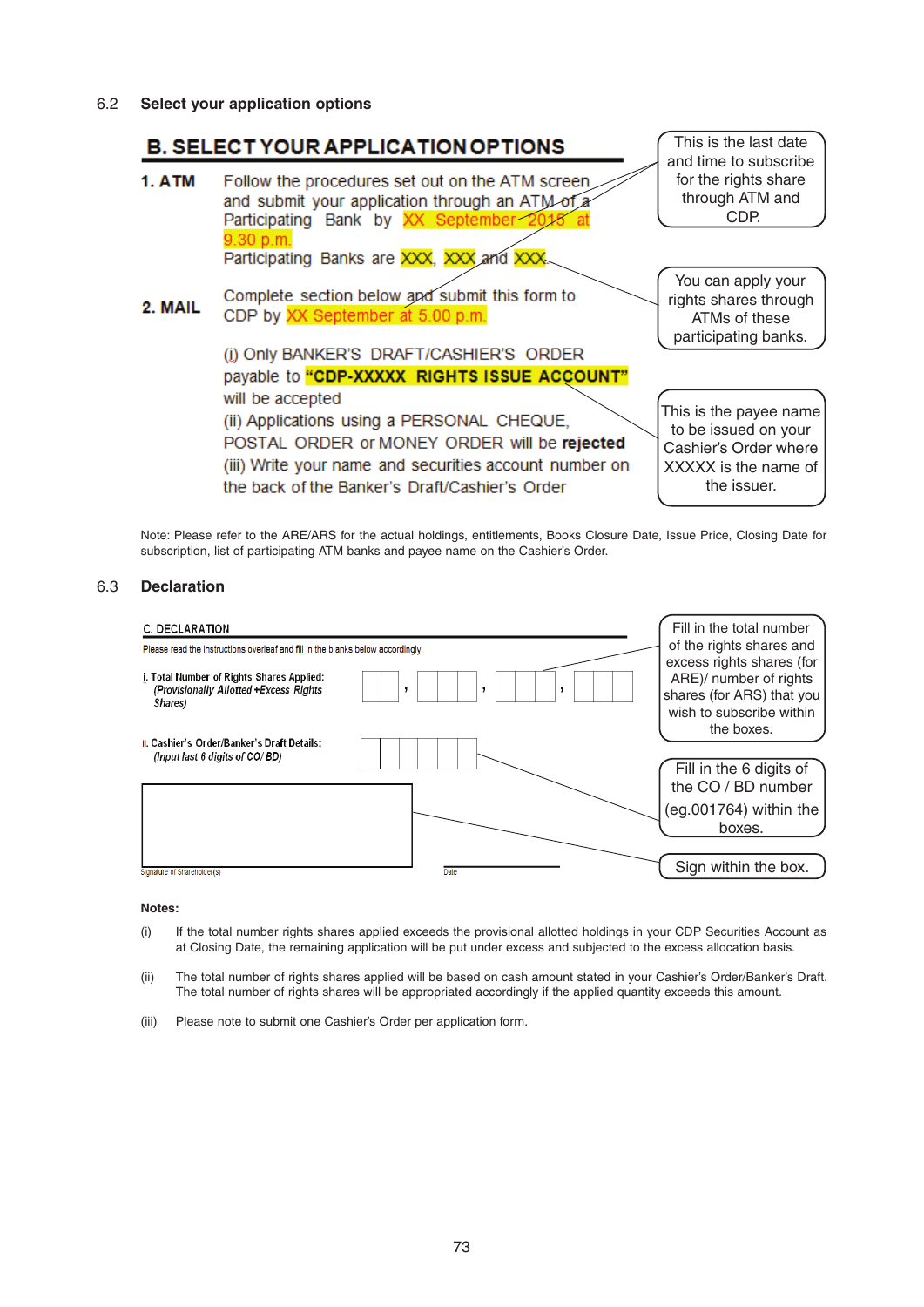## 6.2 Select your application options

### B. SELECT YOUR APPLICATION OPTIONS

**1. ATM** Follow the procedures set out on the ATM screen and submit your application through an ATM of a Participating Bank by XX September 2015 at 9.30 p.m.
Participating Banks are XXX, XXX and XXX.

**2. MAIL** Complete section below and submit this form to CDP by XX September at 5.00 p.m.

(i) Only BANKER'S DRAFT/CASHIER'S ORDER payable to **"CDP-XXXXX RIGHTS ISSUE ACCOUNT"** will be accepted
(ii) Applications using a PERSONAL CHEQUE, POSTAL ORDER or MONEY ORDER will be **rejected**
(iii) Write your name and securities account number on the back of the Banker's Draft/Cashier's Order

This is the last date and time to subscribe for the rights share through ATM and CDP.

You can apply your rights shares through ATMs of these participating banks.

This is the payee name to be issued on your Cashier's Order where XXXXX is the name of the issuer.

Note: Please refer to the ARE/ARS for the actual holdings, entitlements, Books Closure Date, Issue Price, Closing Date for subscription, list of participating ATM banks and payee name on the Cashier's Order.

## 6.3 Declaration

### C. DECLARATION

Please read the instructions overleaf and fill in the blanks below accordingly.

i. Total Number of Rights Shares Applied: *(Provisionally Allotted +Excess Rights Shares)* ☐ , ☐☐☐ , ☐☐☐ , ☐☐☐

II. Cashier's Order/Banker's Draft Details: *(Input last 6 digits of CO/ BD)* ☐☐☐☐☐☐

Signature of Shareholder(s) Date

Fill in the total number of the rights shares and excess rights shares (for ARE)/ number of rights shares (for ARS) that you wish to subscribe within the boxes.

Fill in the 6 digits of the CO / BD number (eg.001764) within the boxes.

Sign within the box.

**Notes:**

(i) If the total number rights shares applied exceeds the provisional allotted holdings in your CDP Securities Account as at Closing Date, the remaining application will be put under excess and subjected to the excess allocation basis.

(ii) The total number of rights shares applied will be based on cash amount stated in your Cashier's Order/Banker's Draft. The total number of rights shares will be appropriated accordingly if the applied quantity exceeds this amount.

(iii) Please note to submit one Cashier's Order per application form.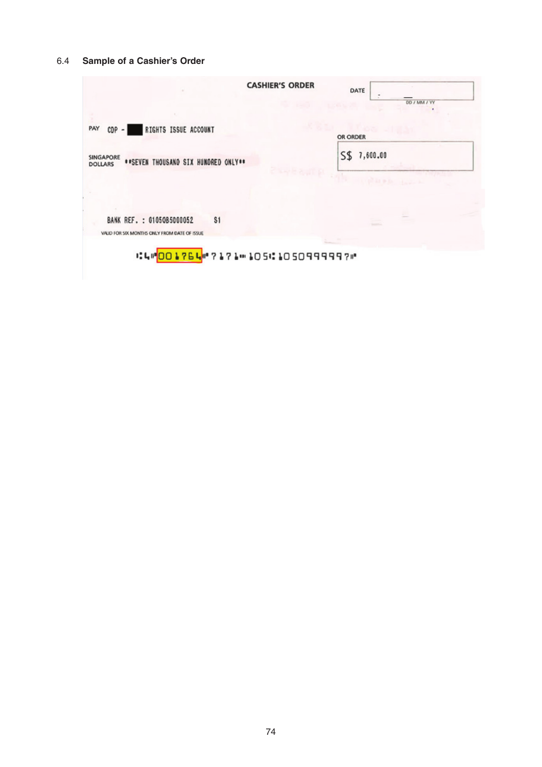### 6.4 Sample of a Cashier's Order

CASHIER'S ORDER

DATE
DD / MM / YY

PAY CDP - ██ RIGHTS ISSUE ACCOUNT

OR ORDER

SINGAPORE DOLLARS **SEVEN THOUSAND SIX HUNDRED ONLY**

S$ 7,600.00

BANK REF. : 01050B5000052 S1

VALID FOR SIX MONTHS ONLY FROM DATE OF ISSUE

⑆4⑈001764⑈7171⑈105⑆1050999997⑈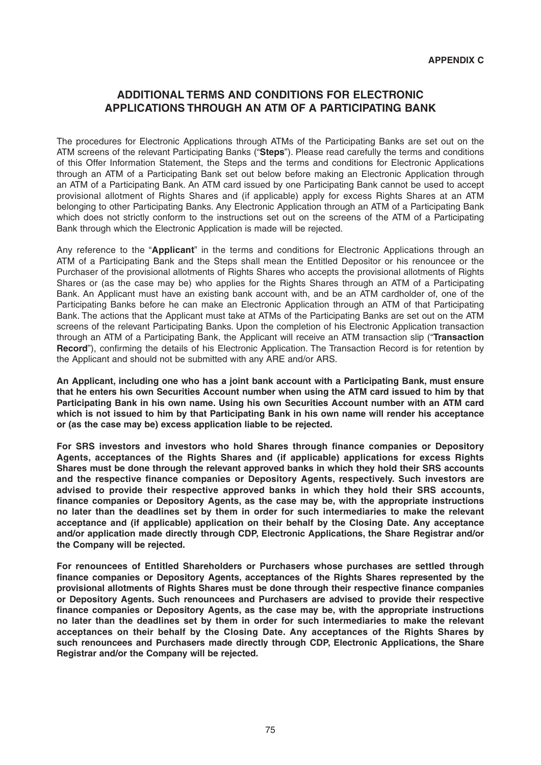**APPENDIX C**

## ADDITIONAL TERMS AND CONDITIONS FOR ELECTRONIC APPLICATIONS THROUGH AN ATM OF A PARTICIPATING BANK

The procedures for Electronic Applications through ATMs of the Participating Banks are set out on the ATM screens of the relevant Participating Banks ("**Steps**"). Please read carefully the terms and conditions of this Offer Information Statement, the Steps and the terms and conditions for Electronic Applications through an ATM of a Participating Bank set out below before making an Electronic Application through an ATM of a Participating Bank. An ATM card issued by one Participating Bank cannot be used to accept provisional allotment of Rights Shares and (if applicable) apply for excess Rights Shares at an ATM belonging to other Participating Banks. Any Electronic Application through an ATM of a Participating Bank which does not strictly conform to the instructions set out on the screens of the ATM of a Participating Bank through which the Electronic Application is made will be rejected.

Any reference to the "**Applicant**" in the terms and conditions for Electronic Applications through an ATM of a Participating Bank and the Steps shall mean the Entitled Depositor or his renouncee or the Purchaser of the provisional allotments of Rights Shares who accepts the provisional allotments of Rights Shares or (as the case may be) who applies for the Rights Shares through an ATM of a Participating Bank. An Applicant must have an existing bank account with, and be an ATM cardholder of, one of the Participating Banks before he can make an Electronic Application through an ATM of that Participating Bank. The actions that the Applicant must take at ATMs of the Participating Banks are set out on the ATM screens of the relevant Participating Banks. Upon the completion of his Electronic Application transaction through an ATM of a Participating Bank, the Applicant will receive an ATM transaction slip ("**Transaction Record**"), confirming the details of his Electronic Application. The Transaction Record is for retention by the Applicant and should not be submitted with any ARE and/or ARS.

**An Applicant, including one who has a joint bank account with a Participating Bank, must ensure that he enters his own Securities Account number when using the ATM card issued to him by that Participating Bank in his own name. Using his own Securities Account number with an ATM card which is not issued to him by that Participating Bank in his own name will render his acceptance or (as the case may be) excess application liable to be rejected.**

**For SRS investors and investors who hold Shares through finance companies or Depository Agents, acceptances of the Rights Shares and (if applicable) applications for excess Rights Shares must be done through the relevant approved banks in which they hold their SRS accounts and the respective finance companies or Depository Agents, respectively. Such investors are advised to provide their respective approved banks in which they hold their SRS accounts, finance companies or Depository Agents, as the case may be, with the appropriate instructions no later than the deadlines set by them in order for such intermediaries to make the relevant acceptance and (if applicable) application on their behalf by the Closing Date. Any acceptance and/or application made directly through CDP, Electronic Applications, the Share Registrar and/or the Company will be rejected.**

**For renouncees of Entitled Shareholders or Purchasers whose purchases are settled through finance companies or Depository Agents, acceptances of the Rights Shares represented by the provisional allotments of Rights Shares must be done through their respective finance companies or Depository Agents. Such renouncees and Purchasers are advised to provide their respective finance companies or Depository Agents, as the case may be, with the appropriate instructions no later than the deadlines set by them in order for such intermediaries to make the relevant acceptances on their behalf by the Closing Date. Any acceptances of the Rights Shares by such renouncees and Purchasers made directly through CDP, Electronic Applications, the Share Registrar and/or the Company will be rejected.**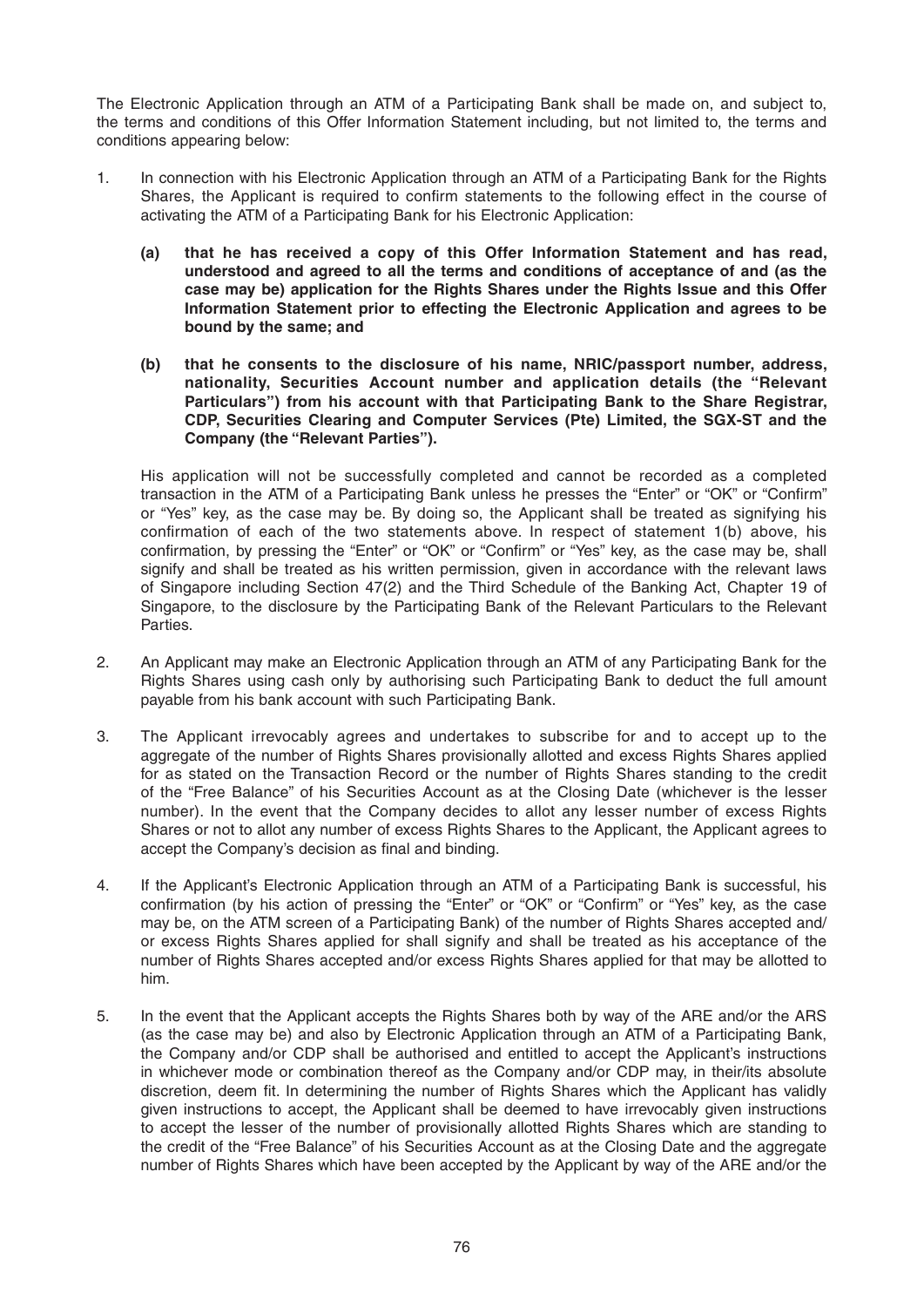The Electronic Application through an ATM of a Participating Bank shall be made on, and subject to, the terms and conditions of this Offer Information Statement including, but not limited to, the terms and conditions appearing below:

1. In connection with his Electronic Application through an ATM of a Participating Bank for the Rights Shares, the Applicant is required to confirm statements to the following effect in the course of activating the ATM of a Participating Bank for his Electronic Application:

   **(a) that he has received a copy of this Offer Information Statement and has read, understood and agreed to all the terms and conditions of acceptance of and (as the case may be) application for the Rights Shares under the Rights Issue and this Offer Information Statement prior to effecting the Electronic Application and agrees to be bound by the same; and**

   **(b) that he consents to the disclosure of his name, NRIC/passport number, address, nationality, Securities Account number and application details (the "Relevant Particulars") from his account with that Participating Bank to the Share Registrar, CDP, Securities Clearing and Computer Services (Pte) Limited, the SGX-ST and the Company (the "Relevant Parties").**

   His application will not be successfully completed and cannot be recorded as a completed transaction in the ATM of a Participating Bank unless he presses the "Enter" or "OK" or "Confirm" or "Yes" key, as the case may be. By doing so, the Applicant shall be treated as signifying his confirmation of each of the two statements above. In respect of statement 1(b) above, his confirmation, by pressing the "Enter" or "OK" or "Confirm" or "Yes" key, as the case may be, shall signify and shall be treated as his written permission, given in accordance with the relevant laws of Singapore including Section 47(2) and the Third Schedule of the Banking Act, Chapter 19 of Singapore, to the disclosure by the Participating Bank of the Relevant Particulars to the Relevant Parties.

2. An Applicant may make an Electronic Application through an ATM of any Participating Bank for the Rights Shares using cash only by authorising such Participating Bank to deduct the full amount payable from his bank account with such Participating Bank.

3. The Applicant irrevocably agrees and undertakes to subscribe for and to accept up to the aggregate of the number of Rights Shares provisionally allotted and excess Rights Shares applied for as stated on the Transaction Record or the number of Rights Shares standing to the credit of the "Free Balance" of his Securities Account as at the Closing Date (whichever is the lesser number). In the event that the Company decides to allot any lesser number of excess Rights Shares or not to allot any number of excess Rights Shares to the Applicant, the Applicant agrees to accept the Company's decision as final and binding.

4. If the Applicant's Electronic Application through an ATM of a Participating Bank is successful, his confirmation (by his action of pressing the "Enter" or "OK" or "Confirm" or "Yes" key, as the case may be, on the ATM screen of a Participating Bank) of the number of Rights Shares accepted and/or excess Rights Shares applied for shall signify and shall be treated as his acceptance of the number of Rights Shares accepted and/or excess Rights Shares applied for that may be allotted to him.

5. In the event that the Applicant accepts the Rights Shares both by way of the ARE and/or the ARS (as the case may be) and also by Electronic Application through an ATM of a Participating Bank, the Company and/or CDP shall be authorised and entitled to accept the Applicant's instructions in whichever mode or combination thereof as the Company and/or CDP may, in their/its absolute discretion, deem fit. In determining the number of Rights Shares which the Applicant has validly given instructions to accept, the Applicant shall be deemed to have irrevocably given instructions to accept the lesser of the number of provisionally allotted Rights Shares which are standing to the credit of the "Free Balance" of his Securities Account as at the Closing Date and the aggregate number of Rights Shares which have been accepted by the Applicant by way of the ARE and/or the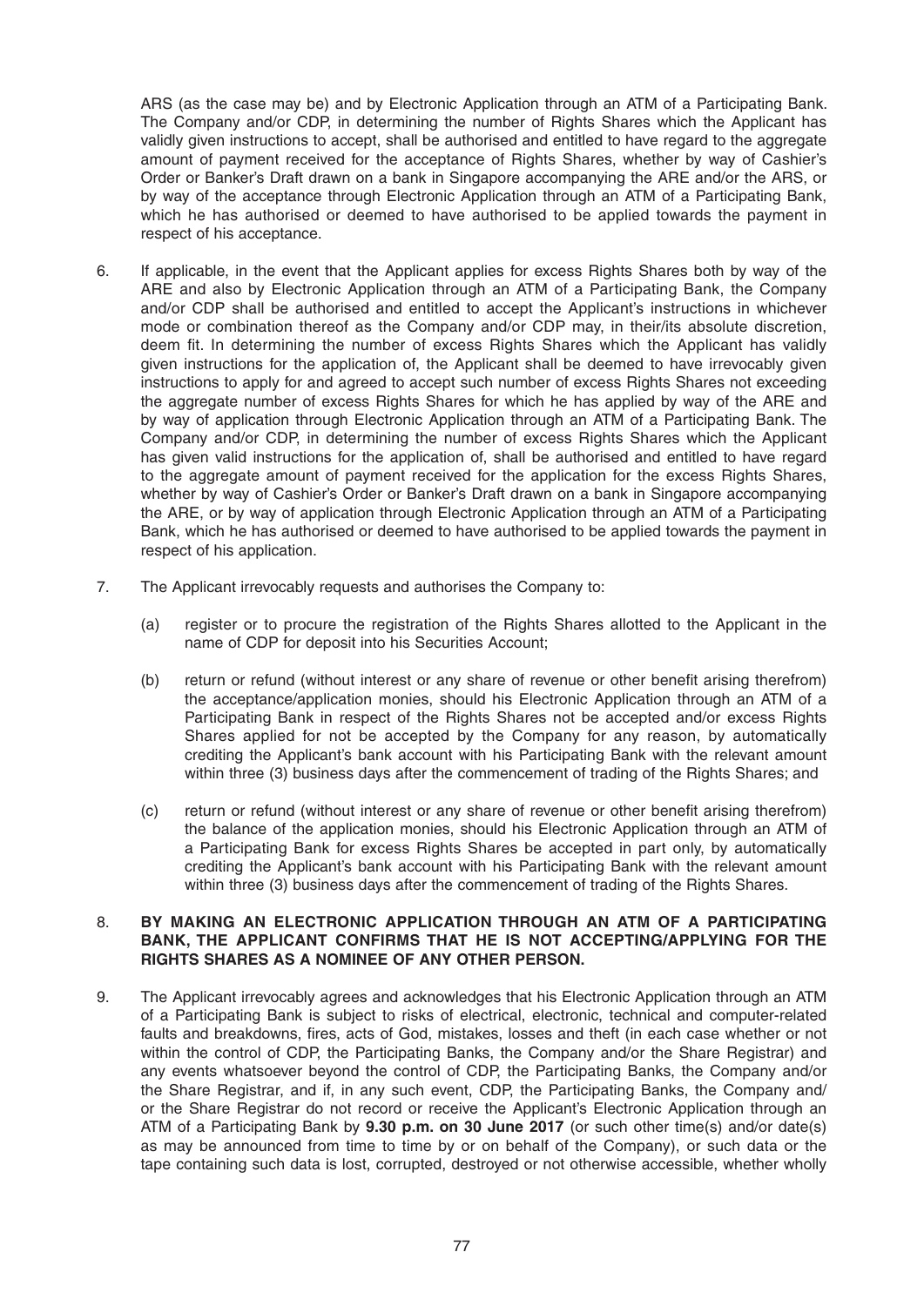ARS (as the case may be) and by Electronic Application through an ATM of a Participating Bank. The Company and/or CDP, in determining the number of Rights Shares which the Applicant has validly given instructions to accept, shall be authorised and entitled to have regard to the aggregate amount of payment received for the acceptance of Rights Shares, whether by way of Cashier's Order or Banker's Draft drawn on a bank in Singapore accompanying the ARE and/or the ARS, or by way of the acceptance through Electronic Application through an ATM of a Participating Bank, which he has authorised or deemed to have authorised to be applied towards the payment in respect of his acceptance.

6. If applicable, in the event that the Applicant applies for excess Rights Shares both by way of the ARE and also by Electronic Application through an ATM of a Participating Bank, the Company and/or CDP shall be authorised and entitled to accept the Applicant's instructions in whichever mode or combination thereof as the Company and/or CDP may, in their/its absolute discretion, deem fit. In determining the number of excess Rights Shares which the Applicant has validly given instructions for the application of, the Applicant shall be deemed to have irrevocably given instructions to apply for and agreed to accept such number of excess Rights Shares not exceeding the aggregate number of excess Rights Shares for which he has applied by way of the ARE and by way of application through Electronic Application through an ATM of a Participating Bank. The Company and/or CDP, in determining the number of excess Rights Shares which the Applicant has given valid instructions for the application of, shall be authorised and entitled to have regard to the aggregate amount of payment received for the application for the excess Rights Shares, whether by way of Cashier's Order or Banker's Draft drawn on a bank in Singapore accompanying the ARE, or by way of application through Electronic Application through an ATM of a Participating Bank, which he has authorised or deemed to have authorised to be applied towards the payment in respect of his application.

7. The Applicant irrevocably requests and authorises the Company to:

   (a) register or to procure the registration of the Rights Shares allotted to the Applicant in the name of CDP for deposit into his Securities Account;

   (b) return or refund (without interest or any share of revenue or other benefit arising therefrom) the acceptance/application monies, should his Electronic Application through an ATM of a Participating Bank in respect of the Rights Shares not be accepted and/or excess Rights Shares applied for not be accepted by the Company for any reason, by automatically crediting the Applicant's bank account with his Participating Bank with the relevant amount within three (3) business days after the commencement of trading of the Rights Shares; and

   (c) return or refund (without interest or any share of revenue or other benefit arising therefrom) the balance of the application monies, should his Electronic Application through an ATM of a Participating Bank for excess Rights Shares be accepted in part only, by automatically crediting the Applicant's bank account with his Participating Bank with the relevant amount within three (3) business days after the commencement of trading of the Rights Shares.

8. **BY MAKING AN ELECTRONIC APPLICATION THROUGH AN ATM OF A PARTICIPATING BANK, THE APPLICANT CONFIRMS THAT HE IS NOT ACCEPTING/APPLYING FOR THE RIGHTS SHARES AS A NOMINEE OF ANY OTHER PERSON.**

9. The Applicant irrevocably agrees and acknowledges that his Electronic Application through an ATM of a Participating Bank is subject to risks of electrical, electronic, technical and computer-related faults and breakdowns, fires, acts of God, mistakes, losses and theft (in each case whether or not within the control of CDP, the Participating Banks, the Company and/or the Share Registrar) and any events whatsoever beyond the control of CDP, the Participating Banks, the Company and/or the Share Registrar, and if, in any such event, CDP, the Participating Banks, the Company and/or the Share Registrar do not record or receive the Applicant's Electronic Application through an ATM of a Participating Bank by **9.30 p.m. on 30 June 2017** (or such other time(s) and/or date(s) as may be announced from time to time by or on behalf of the Company), or such data or the tape containing such data is lost, corrupted, destroyed or not otherwise accessible, whether wholly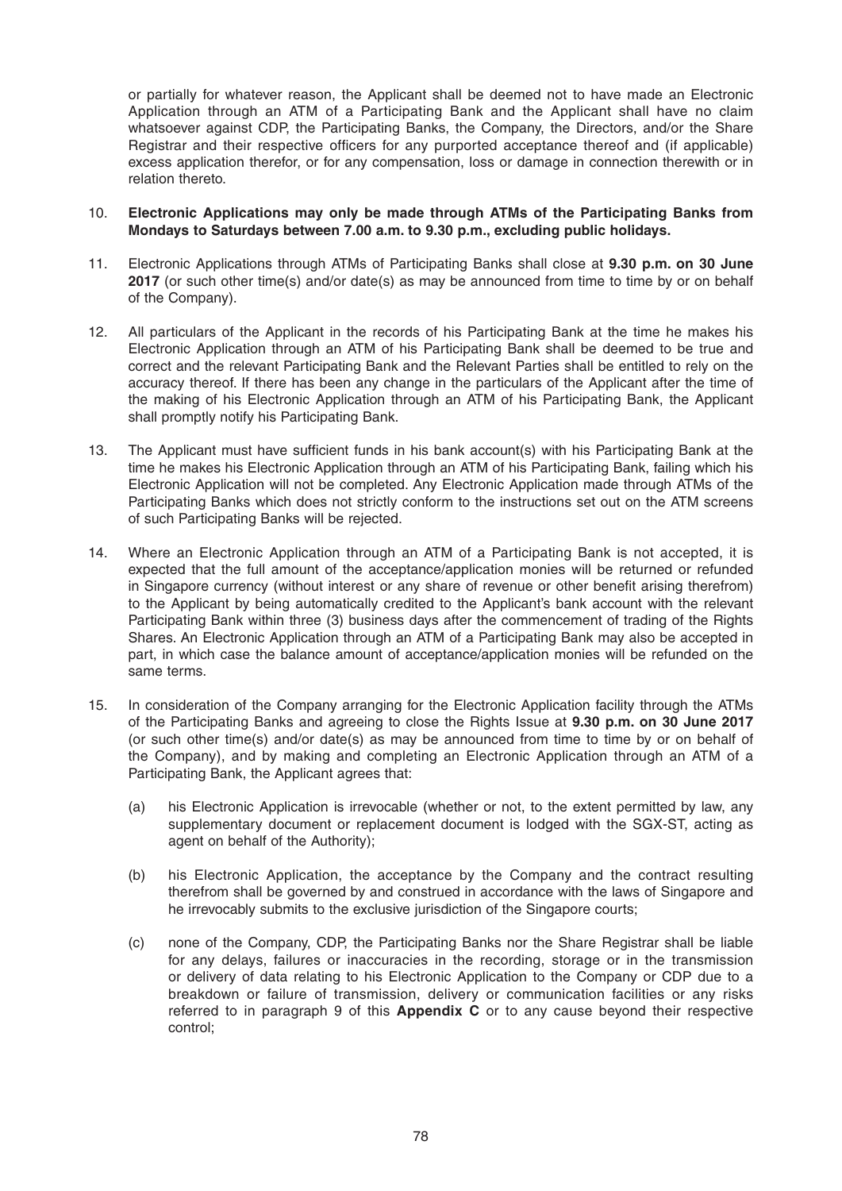or partially for whatever reason, the Applicant shall be deemed not to have made an Electronic Application through an ATM of a Participating Bank and the Applicant shall have no claim whatsoever against CDP, the Participating Banks, the Company, the Directors, and/or the Share Registrar and their respective officers for any purported acceptance thereof and (if applicable) excess application therefor, or for any compensation, loss or damage in connection therewith or in relation thereto.

10. **Electronic Applications may only be made through ATMs of the Participating Banks from Mondays to Saturdays between 7.00 a.m. to 9.30 p.m., excluding public holidays.**

11. Electronic Applications through ATMs of Participating Banks shall close at **9.30 p.m. on 30 June 2017** (or such other time(s) and/or date(s) as may be announced from time to time by or on behalf of the Company).

12. All particulars of the Applicant in the records of his Participating Bank at the time he makes his Electronic Application through an ATM of his Participating Bank shall be deemed to be true and correct and the relevant Participating Bank and the Relevant Parties shall be entitled to rely on the accuracy thereof. If there has been any change in the particulars of the Applicant after the time of the making of his Electronic Application through an ATM of his Participating Bank, the Applicant shall promptly notify his Participating Bank.

13. The Applicant must have sufficient funds in his bank account(s) with his Participating Bank at the time he makes his Electronic Application through an ATM of his Participating Bank, failing which his Electronic Application will not be completed. Any Electronic Application made through ATMs of the Participating Banks which does not strictly conform to the instructions set out on the ATM screens of such Participating Banks will be rejected.

14. Where an Electronic Application through an ATM of a Participating Bank is not accepted, it is expected that the full amount of the acceptance/application monies will be returned or refunded in Singapore currency (without interest or any share of revenue or other benefit arising therefrom) to the Applicant by being automatically credited to the Applicant's bank account with the relevant Participating Bank within three (3) business days after the commencement of trading of the Rights Shares. An Electronic Application through an ATM of a Participating Bank may also be accepted in part, in which case the balance amount of acceptance/application monies will be refunded on the same terms.

15. In consideration of the Company arranging for the Electronic Application facility through the ATMs of the Participating Banks and agreeing to close the Rights Issue at **9.30 p.m. on 30 June 2017** (or such other time(s) and/or date(s) as may be announced from time to time by or on behalf of the Company), and by making and completing an Electronic Application through an ATM of a Participating Bank, the Applicant agrees that:

    (a) his Electronic Application is irrevocable (whether or not, to the extent permitted by law, any supplementary document or replacement document is lodged with the SGX-ST, acting as agent on behalf of the Authority);

    (b) his Electronic Application, the acceptance by the Company and the contract resulting therefrom shall be governed by and construed in accordance with the laws of Singapore and he irrevocably submits to the exclusive jurisdiction of the Singapore courts;

    (c) none of the Company, CDP, the Participating Banks nor the Share Registrar shall be liable for any delays, failures or inaccuracies in the recording, storage or in the transmission or delivery of data relating to his Electronic Application to the Company or CDP due to a breakdown or failure of transmission, delivery or communication facilities or any risks referred to in paragraph 9 of this **Appendix C** or to any cause beyond their respective control;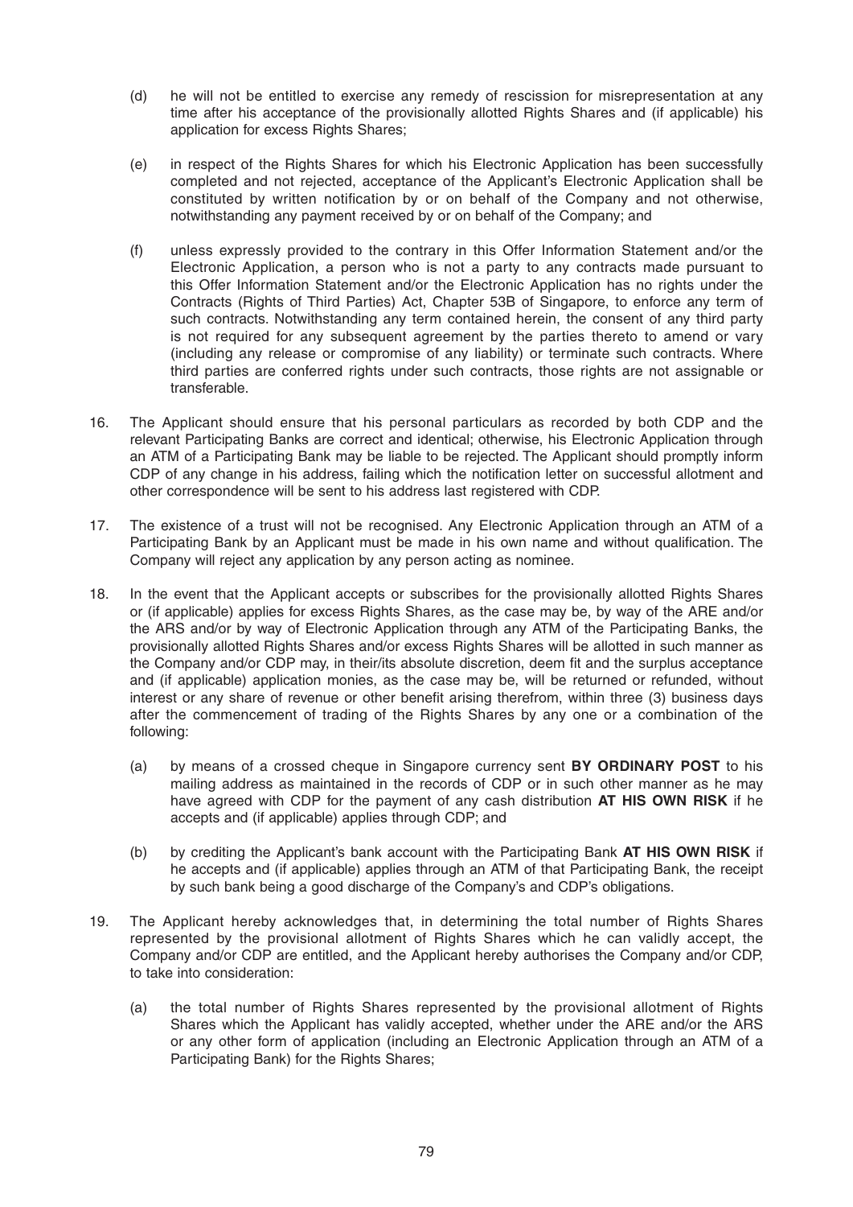(d) he will not be entitled to exercise any remedy of rescission for misrepresentation at any time after his acceptance of the provisionally allotted Rights Shares and (if applicable) his application for excess Rights Shares;

(e) in respect of the Rights Shares for which his Electronic Application has been successfully completed and not rejected, acceptance of the Applicant's Electronic Application shall be constituted by written notification by or on behalf of the Company and not otherwise, notwithstanding any payment received by or on behalf of the Company; and

(f) unless expressly provided to the contrary in this Offer Information Statement and/or the Electronic Application, a person who is not a party to any contracts made pursuant to this Offer Information Statement and/or the Electronic Application has no rights under the Contracts (Rights of Third Parties) Act, Chapter 53B of Singapore, to enforce any term of such contracts. Notwithstanding any term contained herein, the consent of any third party is not required for any subsequent agreement by the parties thereto to amend or vary (including any release or compromise of any liability) or terminate such contracts. Where third parties are conferred rights under such contracts, those rights are not assignable or transferable.

16. The Applicant should ensure that his personal particulars as recorded by both CDP and the relevant Participating Banks are correct and identical; otherwise, his Electronic Application through an ATM of a Participating Bank may be liable to be rejected. The Applicant should promptly inform CDP of any change in his address, failing which the notification letter on successful allotment and other correspondence will be sent to his address last registered with CDP.

17. The existence of a trust will not be recognised. Any Electronic Application through an ATM of a Participating Bank by an Applicant must be made in his own name and without qualification. The Company will reject any application by any person acting as nominee.

18. In the event that the Applicant accepts or subscribes for the provisionally allotted Rights Shares or (if applicable) applies for excess Rights Shares, as the case may be, by way of the ARE and/or the ARS and/or by way of Electronic Application through any ATM of the Participating Banks, the provisionally allotted Rights Shares and/or excess Rights Shares will be allotted in such manner as the Company and/or CDP may, in their/its absolute discretion, deem fit and the surplus acceptance and (if applicable) application monies, as the case may be, will be returned or refunded, without interest or any share of revenue or other benefit arising therefrom, within three (3) business days after the commencement of trading of the Rights Shares by any one or a combination of the following:

    (a) by means of a crossed cheque in Singapore currency sent **BY ORDINARY POST** to his mailing address as maintained in the records of CDP or in such other manner as he may have agreed with CDP for the payment of any cash distribution **AT HIS OWN RISK** if he accepts and (if applicable) applies through CDP; and

    (b) by crediting the Applicant's bank account with the Participating Bank **AT HIS OWN RISK** if he accepts and (if applicable) applies through an ATM of that Participating Bank, the receipt by such bank being a good discharge of the Company's and CDP's obligations.

19. The Applicant hereby acknowledges that, in determining the total number of Rights Shares represented by the provisional allotment of Rights Shares which he can validly accept, the Company and/or CDP are entitled, and the Applicant hereby authorises the Company and/or CDP, to take into consideration:

    (a) the total number of Rights Shares represented by the provisional allotment of Rights Shares which the Applicant has validly accepted, whether under the ARE and/or the ARS or any other form of application (including an Electronic Application through an ATM of a Participating Bank) for the Rights Shares;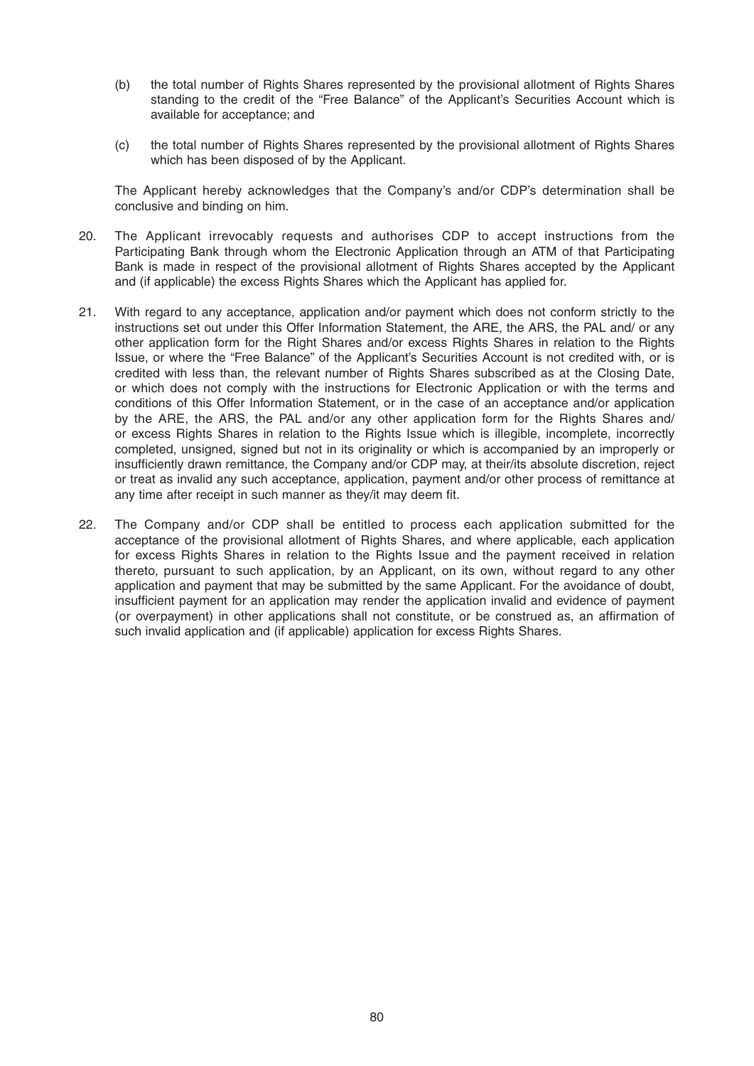(b) the total number of Rights Shares represented by the provisional allotment of Rights Shares standing to the credit of the "Free Balance" of the Applicant's Securities Account which is available for acceptance; and

(c) the total number of Rights Shares represented by the provisional allotment of Rights Shares which has been disposed of by the Applicant.

The Applicant hereby acknowledges that the Company's and/or CDP's determination shall be conclusive and binding on him.

20. The Applicant irrevocably requests and authorises CDP to accept instructions from the Participating Bank through whom the Electronic Application through an ATM of that Participating Bank is made in respect of the provisional allotment of Rights Shares accepted by the Applicant and (if applicable) the excess Rights Shares which the Applicant has applied for.

21. With regard to any acceptance, application and/or payment which does not conform strictly to the instructions set out under this Offer Information Statement, the ARE, the ARS, the PAL and/ or any other application form for the Right Shares and/or excess Rights Shares in relation to the Rights Issue, or where the "Free Balance" of the Applicant's Securities Account is not credited with, or is credited with less than, the relevant number of Rights Shares subscribed as at the Closing Date, or which does not comply with the instructions for Electronic Application or with the terms and conditions of this Offer Information Statement, or in the case of an acceptance and/or application by the ARE, the ARS, the PAL and/or any other application form for the Rights Shares and/ or excess Rights Shares in relation to the Rights Issue which is illegible, incomplete, incorrectly completed, unsigned, signed but not in its originality or which is accompanied by an improperly or insufficiently drawn remittance, the Company and/or CDP may, at their/its absolute discretion, reject or treat as invalid any such acceptance, application, payment and/or other process of remittance at any time after receipt in such manner as they/it may deem fit.

22. The Company and/or CDP shall be entitled to process each application submitted for the acceptance of the provisional allotment of Rights Shares, and where applicable, each application for excess Rights Shares in relation to the Rights Issue and the payment received in relation thereto, pursuant to such application, by an Applicant, on its own, without regard to any other application and payment that may be submitted by the same Applicant. For the avoidance of doubt, insufficient payment for an application may render the application invalid and evidence of payment (or overpayment) in other applications shall not constitute, or be construed as, an affirmation of such invalid application and (if applicable) application for excess Rights Shares.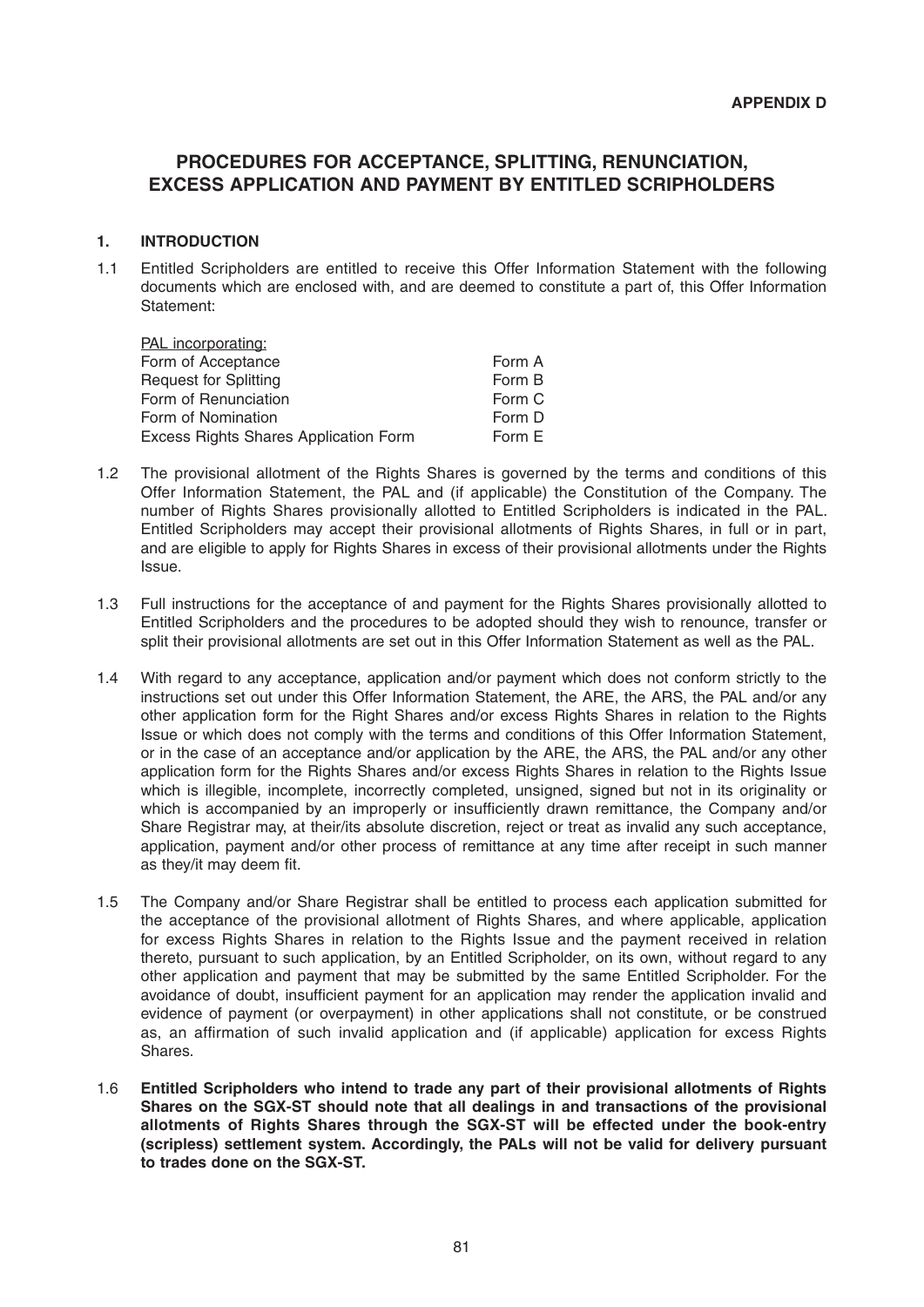**APPENDIX D**

# PROCEDURES FOR ACCEPTANCE, SPLITTING, RENUNCIATION, EXCESS APPLICATION AND PAYMENT BY ENTITLED SCRIPHOLDERS

## 1. INTRODUCTION

1.1 Entitled Scripholders are entitled to receive this Offer Information Statement with the following documents which are enclosed with, and are deemed to constitute a part of, this Offer Information Statement:

| PAL incorporating: | |
|---|---|
| Form of Acceptance | Form A |
| Request for Splitting | Form B |
| Form of Renunciation | Form C |
| Form of Nomination | Form D |
| Excess Rights Shares Application Form | Form E |

1.2 The provisional allotment of the Rights Shares is governed by the terms and conditions of this Offer Information Statement, the PAL and (if applicable) the Constitution of the Company. The number of Rights Shares provisionally allotted to Entitled Scripholders is indicated in the PAL. Entitled Scripholders may accept their provisional allotments of Rights Shares, in full or in part, and are eligible to apply for Rights Shares in excess of their provisional allotments under the Rights Issue.

1.3 Full instructions for the acceptance of and payment for the Rights Shares provisionally allotted to Entitled Scripholders and the procedures to be adopted should they wish to renounce, transfer or split their provisional allotments are set out in this Offer Information Statement as well as the PAL.

1.4 With regard to any acceptance, application and/or payment which does not conform strictly to the instructions set out under this Offer Information Statement, the ARE, the ARS, the PAL and/or any other application form for the Right Shares and/or excess Rights Shares in relation to the Rights Issue or which does not comply with the terms and conditions of this Offer Information Statement, or in the case of an acceptance and/or application by the ARE, the ARS, the PAL and/or any other application form for the Rights Shares and/or excess Rights Shares in relation to the Rights Issue which is illegible, incomplete, incorrectly completed, unsigned, signed but not in its originality or which is accompanied by an improperly or insufficiently drawn remittance, the Company and/or Share Registrar may, at their/its absolute discretion, reject or treat as invalid any such acceptance, application, payment and/or other process of remittance at any time after receipt in such manner as they/it may deem fit.

1.5 The Company and/or Share Registrar shall be entitled to process each application submitted for the acceptance of the provisional allotment of Rights Shares, and where applicable, application for excess Rights Shares in relation to the Rights Issue and the payment received in relation thereto, pursuant to such application, by an Entitled Scripholder, on its own, without regard to any other application and payment that may be submitted by the same Entitled Scripholder. For the avoidance of doubt, insufficient payment for an application may render the application invalid and evidence of payment (or overpayment) in other applications shall not constitute, or be construed as, an affirmation of such invalid application and (if applicable) application for excess Rights Shares.

1.6 **Entitled Scripholders who intend to trade any part of their provisional allotments of Rights Shares on the SGX-ST should note that all dealings in and transactions of the provisional allotments of Rights Shares through the SGX-ST will be effected under the book-entry (scripless) settlement system. Accordingly, the PALs will not be valid for delivery pursuant to trades done on the SGX-ST.**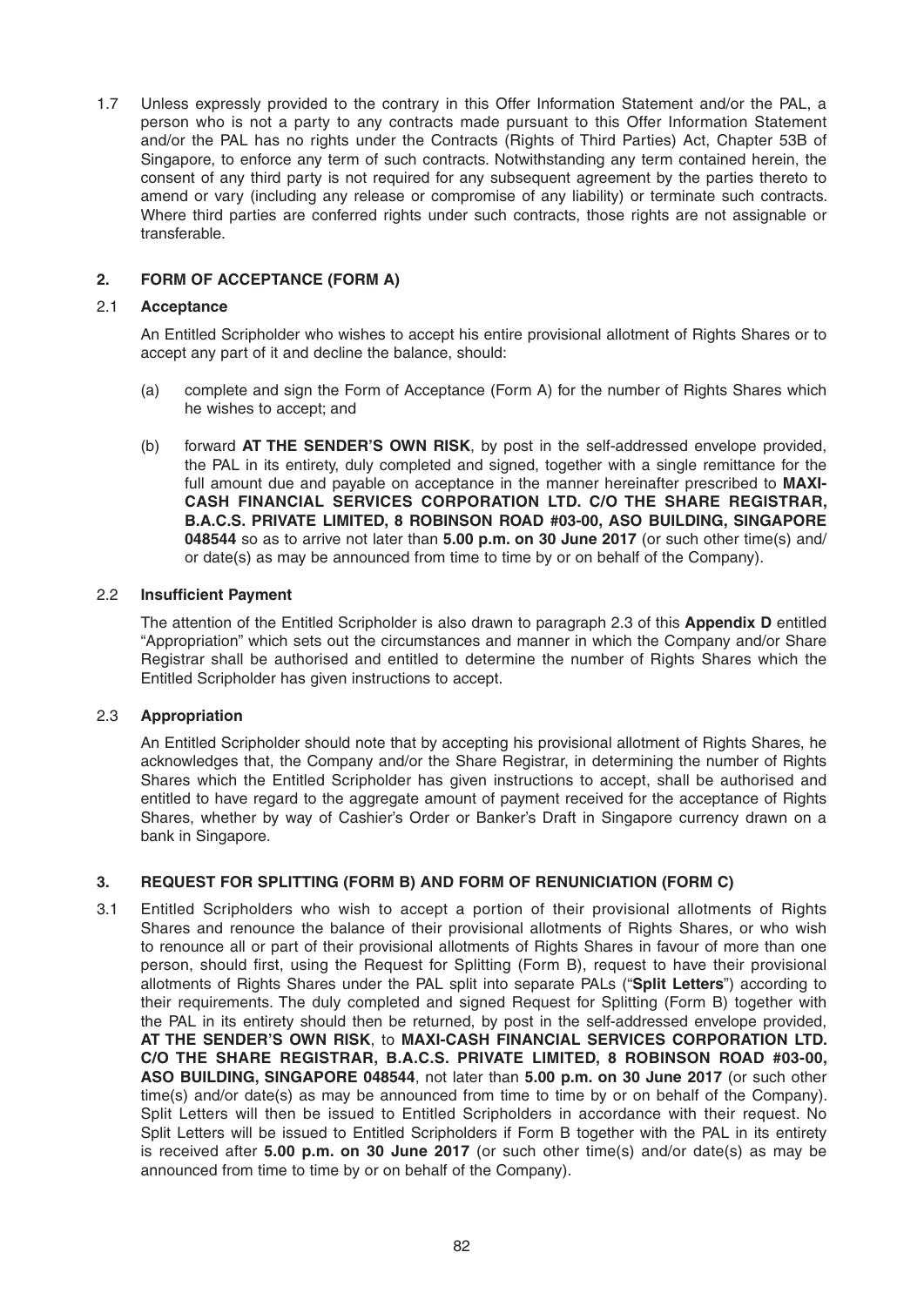1.7 Unless expressly provided to the contrary in this Offer Information Statement and/or the PAL, a person who is not a party to any contracts made pursuant to this Offer Information Statement and/or the PAL has no rights under the Contracts (Rights of Third Parties) Act, Chapter 53B of Singapore, to enforce any term of such contracts. Notwithstanding any term contained herein, the consent of any third party is not required for any subsequent agreement by the parties thereto to amend or vary (including any release or compromise of any liability) or terminate such contracts. Where third parties are conferred rights under such contracts, those rights are not assignable or transferable.

## 2. FORM OF ACCEPTANCE (FORM A)

### 2.1 Acceptance

An Entitled Scripholder who wishes to accept his entire provisional allotment of Rights Shares or to accept any part of it and decline the balance, should:

(a) complete and sign the Form of Acceptance (Form A) for the number of Rights Shares which he wishes to accept; and

(b) forward **AT THE SENDER'S OWN RISK**, by post in the self-addressed envelope provided, the PAL in its entirety, duly completed and signed, together with a single remittance for the full amount due and payable on acceptance in the manner hereinafter prescribed to **MAXI-CASH FINANCIAL SERVICES CORPORATION LTD. C/O THE SHARE REGISTRAR, B.A.C.S. PRIVATE LIMITED, 8 ROBINSON ROAD #03-00, ASO BUILDING, SINGAPORE 048544** so as to arrive not later than **5.00 p.m. on 30 June 2017** (or such other time(s) and/or date(s) as may be announced from time to time by or on behalf of the Company).

### 2.2 Insufficient Payment

The attention of the Entitled Scripholder is also drawn to paragraph 2.3 of this **Appendix D** entitled "Appropriation" which sets out the circumstances and manner in which the Company and/or Share Registrar shall be authorised and entitled to determine the number of Rights Shares which the Entitled Scripholder has given instructions to accept.

### 2.3 Appropriation

An Entitled Scripholder should note that by accepting his provisional allotment of Rights Shares, he acknowledges that, the Company and/or the Share Registrar, in determining the number of Rights Shares which the Entitled Scripholder has given instructions to accept, shall be authorised and entitled to have regard to the aggregate amount of payment received for the acceptance of Rights Shares, whether by way of Cashier's Order or Banker's Draft in Singapore currency drawn on a bank in Singapore.

## 3. REQUEST FOR SPLITTING (FORM B) AND FORM OF RENUNICIATION (FORM C)

3.1 Entitled Scripholders who wish to accept a portion of their provisional allotments of Rights Shares and renounce the balance of their provisional allotments of Rights Shares, or who wish to renounce all or part of their provisional allotments of Rights Shares in favour of more than one person, should first, using the Request for Splitting (Form B), request to have their provisional allotments of Rights Shares under the PAL split into separate PALs ("**Split Letters**") according to their requirements. The duly completed and signed Request for Splitting (Form B) together with the PAL in its entirety should then be returned, by post in the self-addressed envelope provided, **AT THE SENDER'S OWN RISK**, to **MAXI-CASH FINANCIAL SERVICES CORPORATION LTD. C/O THE SHARE REGISTRAR, B.A.C.S. PRIVATE LIMITED, 8 ROBINSON ROAD #03-00, ASO BUILDING, SINGAPORE 048544**, not later than **5.00 p.m. on 30 June 2017** (or such other time(s) and/or date(s) as may be announced from time to time by or on behalf of the Company). Split Letters will then be issued to Entitled Scripholders in accordance with their request. No Split Letters will be issued to Entitled Scripholders if Form B together with the PAL in its entirety is received after **5.00 p.m. on 30 June 2017** (or such other time(s) and/or date(s) as may be announced from time to time by or on behalf of the Company).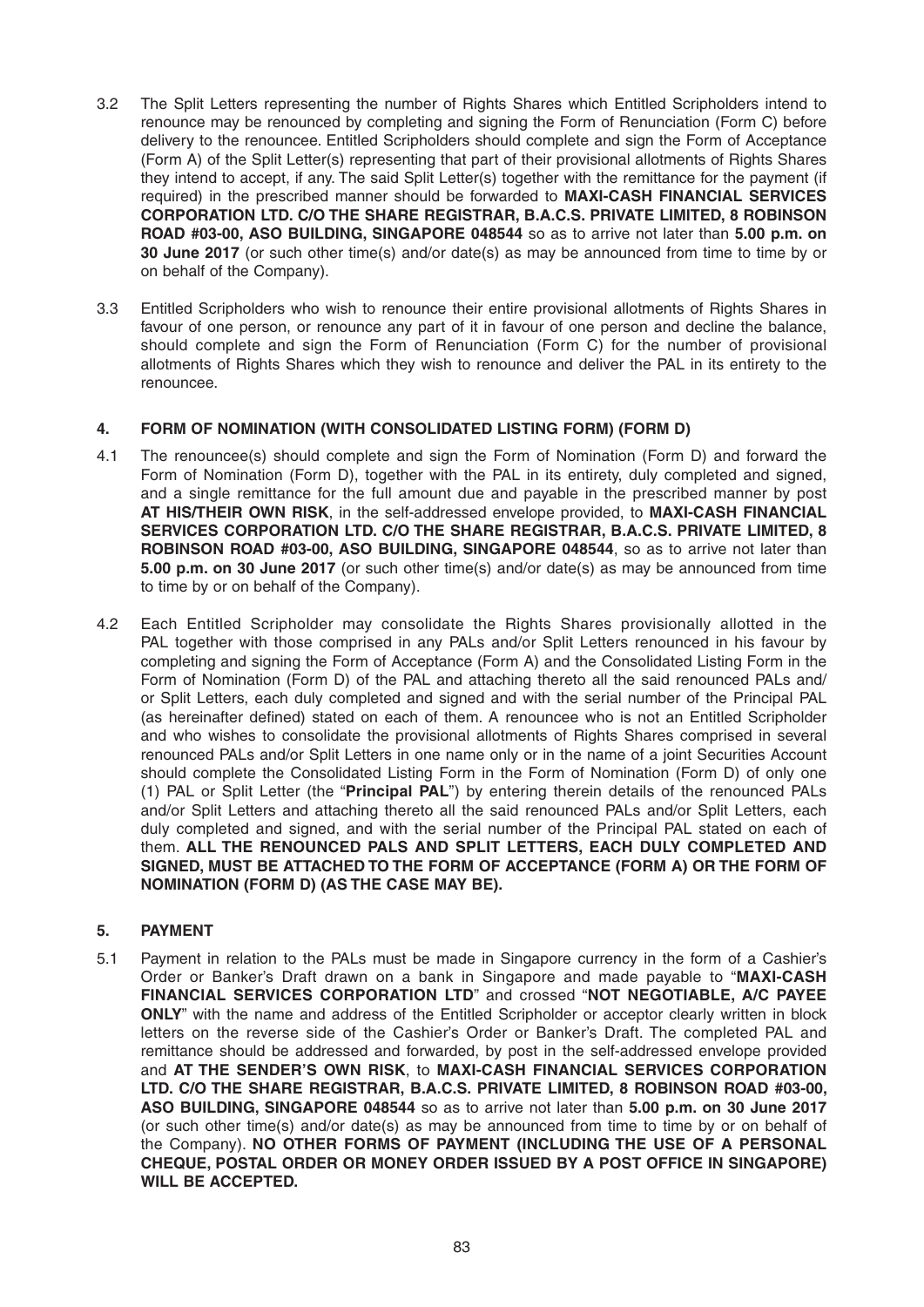3.2 The Split Letters representing the number of Rights Shares which Entitled Scripholders intend to renounce may be renounced by completing and signing the Form of Renunciation (Form C) before delivery to the renouncee. Entitled Scripholders should complete and sign the Form of Acceptance (Form A) of the Split Letter(s) representing that part of their provisional allotments of Rights Shares they intend to accept, if any. The said Split Letter(s) together with the remittance for the payment (if required) in the prescribed manner should be forwarded to **MAXI-CASH FINANCIAL SERVICES CORPORATION LTD. C/O THE SHARE REGISTRAR, B.A.C.S. PRIVATE LIMITED, 8 ROBINSON ROAD #03-00, ASO BUILDING, SINGAPORE 048544** so as to arrive not later than **5.00 p.m. on 30 June 2017** (or such other time(s) and/or date(s) as may be announced from time to time by or on behalf of the Company).

3.3 Entitled Scripholders who wish to renounce their entire provisional allotments of Rights Shares in favour of one person, or renounce any part of it in favour of one person and decline the balance, should complete and sign the Form of Renunciation (Form C) for the number of provisional allotments of Rights Shares which they wish to renounce and deliver the PAL in its entirety to the renouncee.

## 4. FORM OF NOMINATION (WITH CONSOLIDATED LISTING FORM) (FORM D)

4.1 The renouncee(s) should complete and sign the Form of Nomination (Form D) and forward the Form of Nomination (Form D), together with the PAL in its entirety, duly completed and signed, and a single remittance for the full amount due and payable in the prescribed manner by post **AT HIS/THEIR OWN RISK**, in the self-addressed envelope provided, to **MAXI-CASH FINANCIAL SERVICES CORPORATION LTD. C/O THE SHARE REGISTRAR, B.A.C.S. PRIVATE LIMITED, 8 ROBINSON ROAD #03-00, ASO BUILDING, SINGAPORE 048544**, so as to arrive not later than **5.00 p.m. on 30 June 2017** (or such other time(s) and/or date(s) as may be announced from time to time by or on behalf of the Company).

4.2 Each Entitled Scripholder may consolidate the Rights Shares provisionally allotted in the PAL together with those comprised in any PALs and/or Split Letters renounced in his favour by completing and signing the Form of Acceptance (Form A) and the Consolidated Listing Form in the Form of Nomination (Form D) of the PAL and attaching thereto all the said renounced PALs and/or Split Letters, each duly completed and signed and with the serial number of the Principal PAL (as hereinafter defined) stated on each of them. A renouncee who is not an Entitled Scripholder and who wishes to consolidate the provisional allotments of Rights Shares comprised in several renounced PALs and/or Split Letters in one name only or in the name of a joint Securities Account should complete the Consolidated Listing Form in the Form of Nomination (Form D) of only one (1) PAL or Split Letter (the "**Principal PAL**") by entering therein details of the renounced PALs and/or Split Letters and attaching thereto all the said renounced PALs and/or Split Letters, each duly completed and signed, and with the serial number of the Principal PAL stated on each of them. **ALL THE RENOUNCED PALS AND SPLIT LETTERS, EACH DULY COMPLETED AND SIGNED, MUST BE ATTACHED TO THE FORM OF ACCEPTANCE (FORM A) OR THE FORM OF NOMINATION (FORM D) (AS THE CASE MAY BE).**

## 5. PAYMENT

5.1 Payment in relation to the PALs must be made in Singapore currency in the form of a Cashier's Order or Banker's Draft drawn on a bank in Singapore and made payable to "**MAXI-CASH FINANCIAL SERVICES CORPORATION LTD**" and crossed "**NOT NEGOTIABLE, A/C PAYEE ONLY**" with the name and address of the Entitled Scripholder or acceptor clearly written in block letters on the reverse side of the Cashier's Order or Banker's Draft. The completed PAL and remittance should be addressed and forwarded, by post in the self-addressed envelope provided and **AT THE SENDER'S OWN RISK**, to **MAXI-CASH FINANCIAL SERVICES CORPORATION LTD. C/O THE SHARE REGISTRAR, B.A.C.S. PRIVATE LIMITED, 8 ROBINSON ROAD #03-00, ASO BUILDING, SINGAPORE 048544** so as to arrive not later than **5.00 p.m. on 30 June 2017** (or such other time(s) and/or date(s) as may be announced from time to time by or on behalf of the Company). **NO OTHER FORMS OF PAYMENT (INCLUDING THE USE OF A PERSONAL CHEQUE, POSTAL ORDER OR MONEY ORDER ISSUED BY A POST OFFICE IN SINGAPORE) WILL BE ACCEPTED.**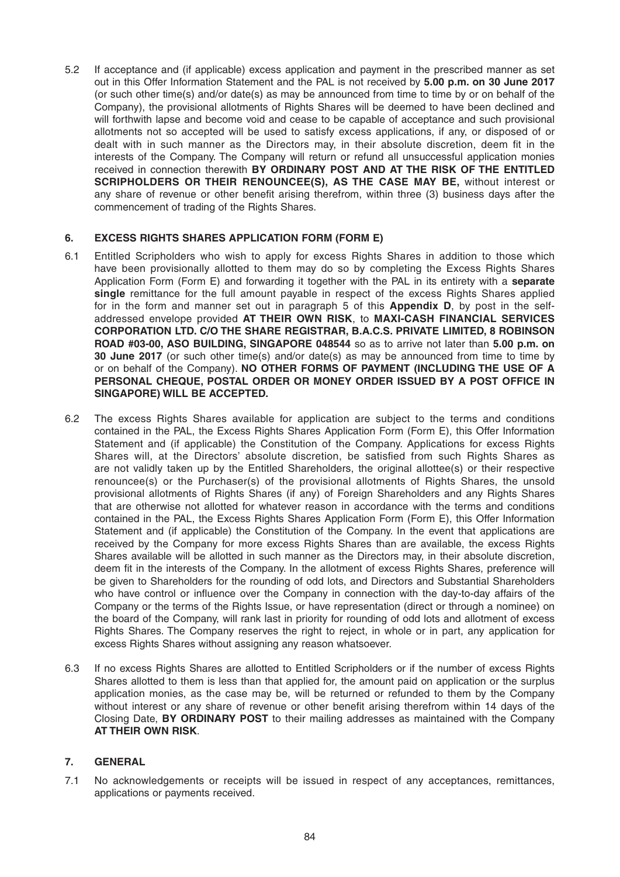5.2 If acceptance and (if applicable) excess application and payment in the prescribed manner as set out in this Offer Information Statement and the PAL is not received by **5.00 p.m. on 30 June 2017** (or such other time(s) and/or date(s) as may be announced from time to time by or on behalf of the Company), the provisional allotments of Rights Shares will be deemed to have been declined and will forthwith lapse and become void and cease to be capable of acceptance and such provisional allotments not so accepted will be used to satisfy excess applications, if any, or disposed of or dealt with in such manner as the Directors may, in their absolute discretion, deem fit in the interests of the Company. The Company will return or refund all unsuccessful application monies received in connection therewith **BY ORDINARY POST AND AT THE RISK OF THE ENTITLED SCRIPHOLDERS OR THEIR RENOUNCEE(S), AS THE CASE MAY BE,** without interest or any share of revenue or other benefit arising therefrom, within three (3) business days after the commencement of trading of the Rights Shares.

## 6. EXCESS RIGHTS SHARES APPLICATION FORM (FORM E)

6.1 Entitled Scripholders who wish to apply for excess Rights Shares in addition to those which have been provisionally allotted to them may do so by completing the Excess Rights Shares Application Form (Form E) and forwarding it together with the PAL in its entirety with a **separate single** remittance for the full amount payable in respect of the excess Rights Shares applied for in the form and manner set out in paragraph 5 of this **Appendix D**, by post in the self-addressed envelope provided **AT THEIR OWN RISK**, to **MAXI-CASH FINANCIAL SERVICES CORPORATION LTD. C/O THE SHARE REGISTRAR, B.A.C.S. PRIVATE LIMITED, 8 ROBINSON ROAD #03-00, ASO BUILDING, SINGAPORE 048544** so as to arrive not later than **5.00 p.m. on 30 June 2017** (or such other time(s) and/or date(s) as may be announced from time to time by or on behalf of the Company). **NO OTHER FORMS OF PAYMENT (INCLUDING THE USE OF A PERSONAL CHEQUE, POSTAL ORDER OR MONEY ORDER ISSUED BY A POST OFFICE IN SINGAPORE) WILL BE ACCEPTED.**

6.2 The excess Rights Shares available for application are subject to the terms and conditions contained in the PAL, the Excess Rights Shares Application Form (Form E), this Offer Information Statement and (if applicable) the Constitution of the Company. Applications for excess Rights Shares will, at the Directors' absolute discretion, be satisfied from such Rights Shares as are not validly taken up by the Entitled Shareholders, the original allottee(s) or their respective renouncee(s) or the Purchaser(s) of the provisional allotments of Rights Shares, the unsold provisional allotments of Rights Shares (if any) of Foreign Shareholders and any Rights Shares that are otherwise not allotted for whatever reason in accordance with the terms and conditions contained in the PAL, the Excess Rights Shares Application Form (Form E), this Offer Information Statement and (if applicable) the Constitution of the Company. In the event that applications are received by the Company for more excess Rights Shares than are available, the excess Rights Shares available will be allotted in such manner as the Directors may, in their absolute discretion, deem fit in the interests of the Company. In the allotment of excess Rights Shares, preference will be given to Shareholders for the rounding of odd lots, and Directors and Substantial Shareholders who have control or influence over the Company in connection with the day-to-day affairs of the Company or the terms of the Rights Issue, or have representation (direct or through a nominee) on the board of the Company, will rank last in priority for rounding of odd lots and allotment of excess Rights Shares. The Company reserves the right to reject, in whole or in part, any application for excess Rights Shares without assigning any reason whatsoever.

6.3 If no excess Rights Shares are allotted to Entitled Scripholders or if the number of excess Rights Shares allotted to them is less than that applied for, the amount paid on application or the surplus application monies, as the case may be, will be returned or refunded to them by the Company without interest or any share of revenue or other benefit arising therefrom within 14 days of the Closing Date, **BY ORDINARY POST** to their mailing addresses as maintained with the Company **AT THEIR OWN RISK**.

## 7. GENERAL

7.1 No acknowledgements or receipts will be issued in respect of any acceptances, remittances, applications or payments received.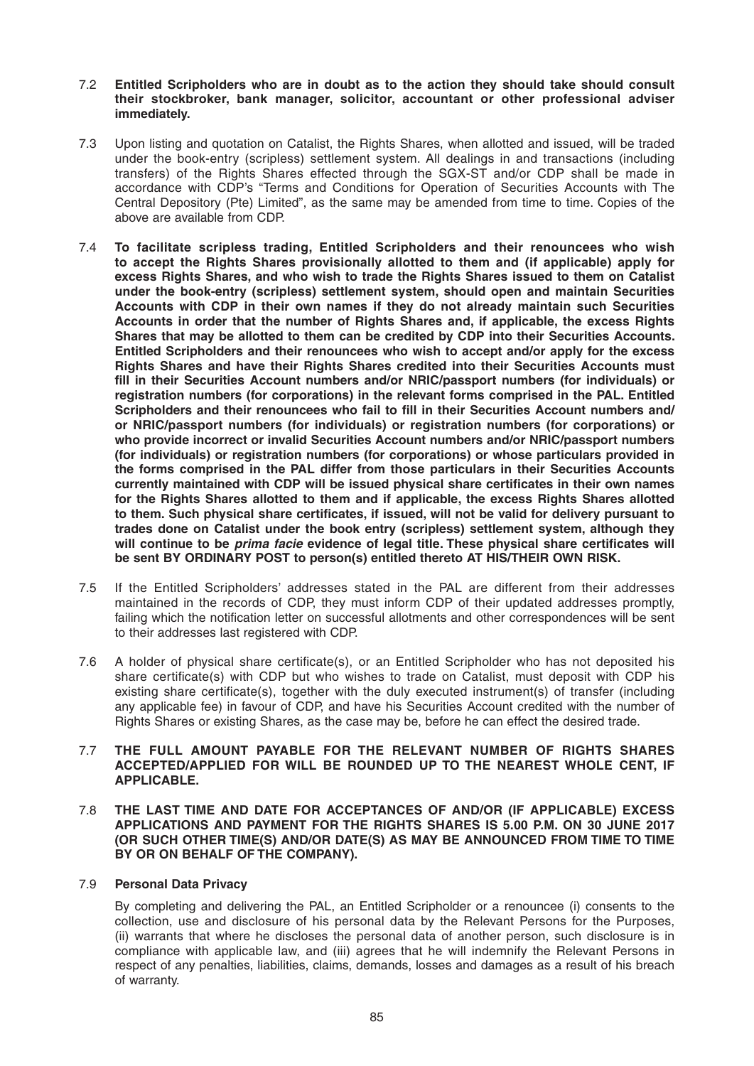7.2 **Entitled Scripholders who are in doubt as to the action they should take should consult their stockbroker, bank manager, solicitor, accountant or other professional adviser immediately.**

7.3 Upon listing and quotation on Catalist, the Rights Shares, when allotted and issued, will be traded under the book-entry (scripless) settlement system. All dealings in and transactions (including transfers) of the Rights Shares effected through the SGX-ST and/or CDP shall be made in accordance with CDP's "Terms and Conditions for Operation of Securities Accounts with The Central Depository (Pte) Limited", as the same may be amended from time to time. Copies of the above are available from CDP.

7.4 **To facilitate scripless trading, Entitled Scripholders and their renouncees who wish to accept the Rights Shares provisionally allotted to them and (if applicable) apply for excess Rights Shares, and who wish to trade the Rights Shares issued to them on Catalist under the book-entry (scripless) settlement system, should open and maintain Securities Accounts with CDP in their own names if they do not already maintain such Securities Accounts in order that the number of Rights Shares and, if applicable, the excess Rights Shares that may be allotted to them can be credited by CDP into their Securities Accounts. Entitled Scripholders and their renouncees who wish to accept and/or apply for the excess Rights Shares and have their Rights Shares credited into their Securities Accounts must fill in their Securities Account numbers and/or NRIC/passport numbers (for individuals) or registration numbers (for corporations) in the relevant forms comprised in the PAL. Entitled Scripholders and their renouncees who fail to fill in their Securities Account numbers and/or NRIC/passport numbers (for individuals) or registration numbers (for corporations) or who provide incorrect or invalid Securities Account numbers and/or NRIC/passport numbers (for individuals) or registration numbers (for corporations) or whose particulars provided in the forms comprised in the PAL differ from those particulars in their Securities Accounts currently maintained with CDP will be issued physical share certificates in their own names for the Rights Shares allotted to them and if applicable, the excess Rights Shares allotted to them. Such physical share certificates, if issued, will not be valid for delivery pursuant to trades done on Catalist under the book entry (scripless) settlement system, although they will continue to be *prima facie* evidence of legal title. These physical share certificates will be sent BY ORDINARY POST to person(s) entitled thereto AT HIS/THEIR OWN RISK.**

7.5 If the Entitled Scripholders' addresses stated in the PAL are different from their addresses maintained in the records of CDP, they must inform CDP of their updated addresses promptly, failing which the notification letter on successful allotments and other correspondences will be sent to their addresses last registered with CDP.

7.6 A holder of physical share certificate(s), or an Entitled Scripholder who has not deposited his share certificate(s) with CDP but who wishes to trade on Catalist, must deposit with CDP his existing share certificate(s), together with the duly executed instrument(s) of transfer (including any applicable fee) in favour of CDP, and have his Securities Account credited with the number of Rights Shares or existing Shares, as the case may be, before he can effect the desired trade.

7.7 **THE FULL AMOUNT PAYABLE FOR THE RELEVANT NUMBER OF RIGHTS SHARES ACCEPTED/APPLIED FOR WILL BE ROUNDED UP TO THE NEAREST WHOLE CENT, IF APPLICABLE.**

7.8 **THE LAST TIME AND DATE FOR ACCEPTANCES OF AND/OR (IF APPLICABLE) EXCESS APPLICATIONS AND PAYMENT FOR THE RIGHTS SHARES IS 5.00 P.M. ON 30 JUNE 2017 (OR SUCH OTHER TIME(S) AND/OR DATE(S) AS MAY BE ANNOUNCED FROM TIME TO TIME BY OR ON BEHALF OF THE COMPANY).**

7.9 **Personal Data Privacy**

By completing and delivering the PAL, an Entitled Scripholder or a renouncee (i) consents to the collection, use and disclosure of his personal data by the Relevant Persons for the Purposes, (ii) warrants that where he discloses the personal data of another person, such disclosure is in compliance with applicable law, and (iii) agrees that he will indemnify the Relevant Persons in respect of any penalties, liabilities, claims, demands, losses and damages as a result of his breach of warranty.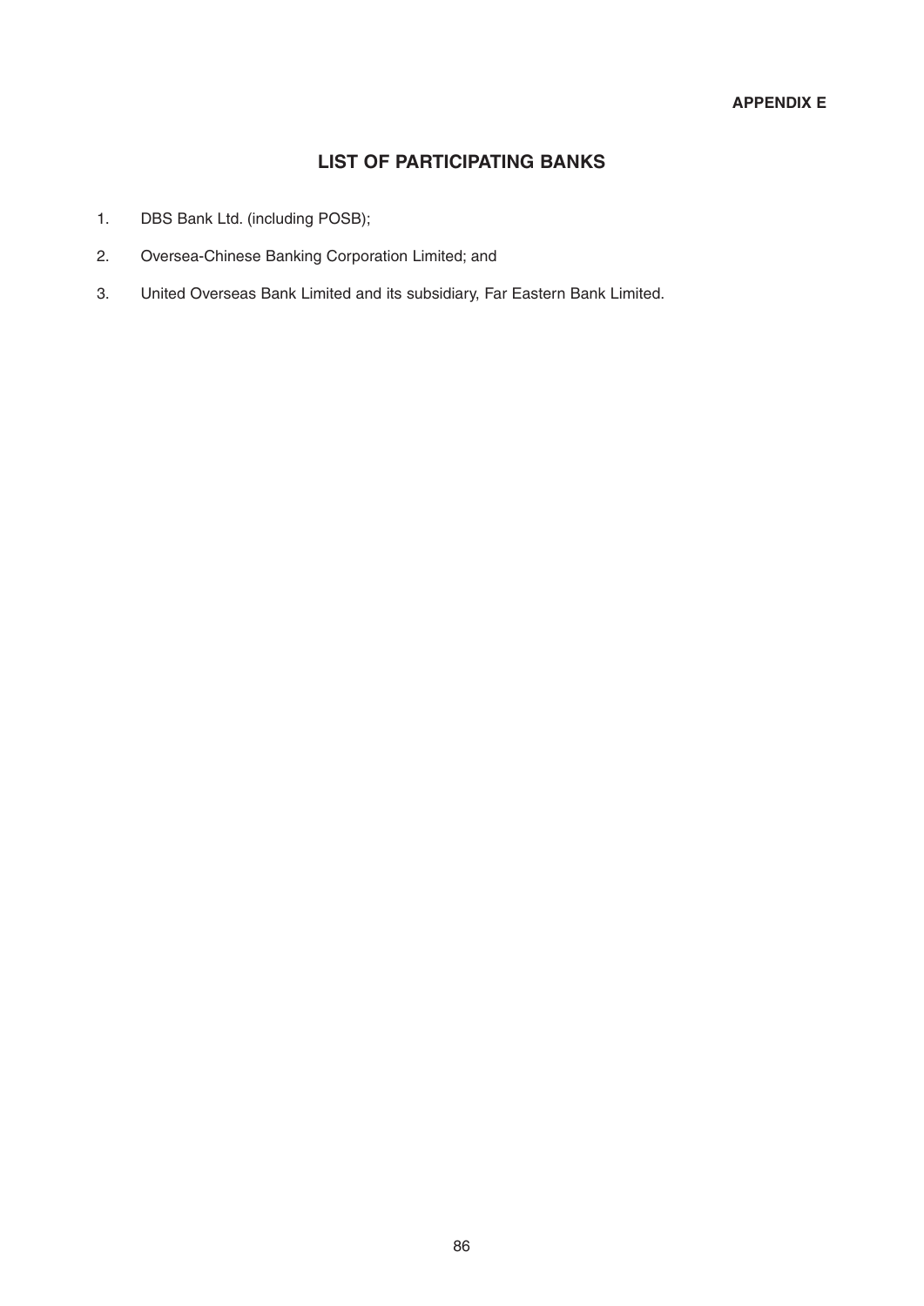**APPENDIX E**

## LIST OF PARTICIPATING BANKS

1. DBS Bank Ltd. (including POSB);
2. Oversea-Chinese Banking Corporation Limited; and
3. United Overseas Bank Limited and its subsidiary, Far Eastern Bank Limited.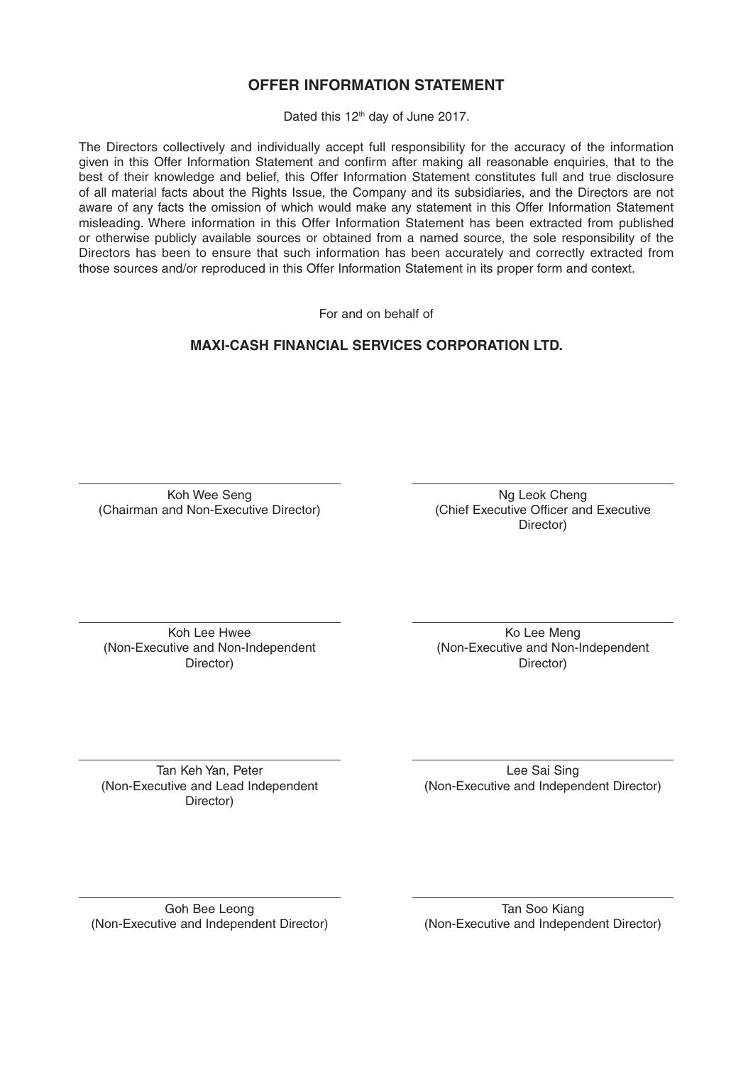## OFFER INFORMATION STATEMENT

Dated this 12th day of June 2017.

The Directors collectively and individually accept full responsibility for the accuracy of the information given in this Offer Information Statement and confirm after making all reasonable enquiries, that to the best of their knowledge and belief, this Offer Information Statement constitutes full and true disclosure of all material facts about the Rights Issue, the Company and its subsidiaries, and the Directors are not aware of any facts the omission of which would make any statement in this Offer Information Statement misleading. Where information in this Offer Information Statement has been extracted from published or otherwise publicly available sources or obtained from a named source, the sole responsibility of the Directors has been to ensure that such information has been accurately and correctly extracted from those sources and/or reproduced in this Offer Information Statement in its proper form and context.

For and on behalf of

**MAXI-CASH FINANCIAL SERVICES CORPORATION LTD.**

Koh Wee Seng
(Chairman and Non-Executive Director)

Ng Leok Cheng
(Chief Executive Officer and Executive Director)

Koh Lee Hwee
(Non-Executive and Non-Independent Director)

Ko Lee Meng
(Non-Executive and Non-Independent Director)

Tan Keh Yan, Peter
(Non-Executive and Lead Independent Director)

Lee Sai Sing
(Non-Executive and Independent Director)

Goh Bee Leong
(Non-Executive and Independent Director)

Tan Soo Kiang
(Non-Executive and Independent Director)